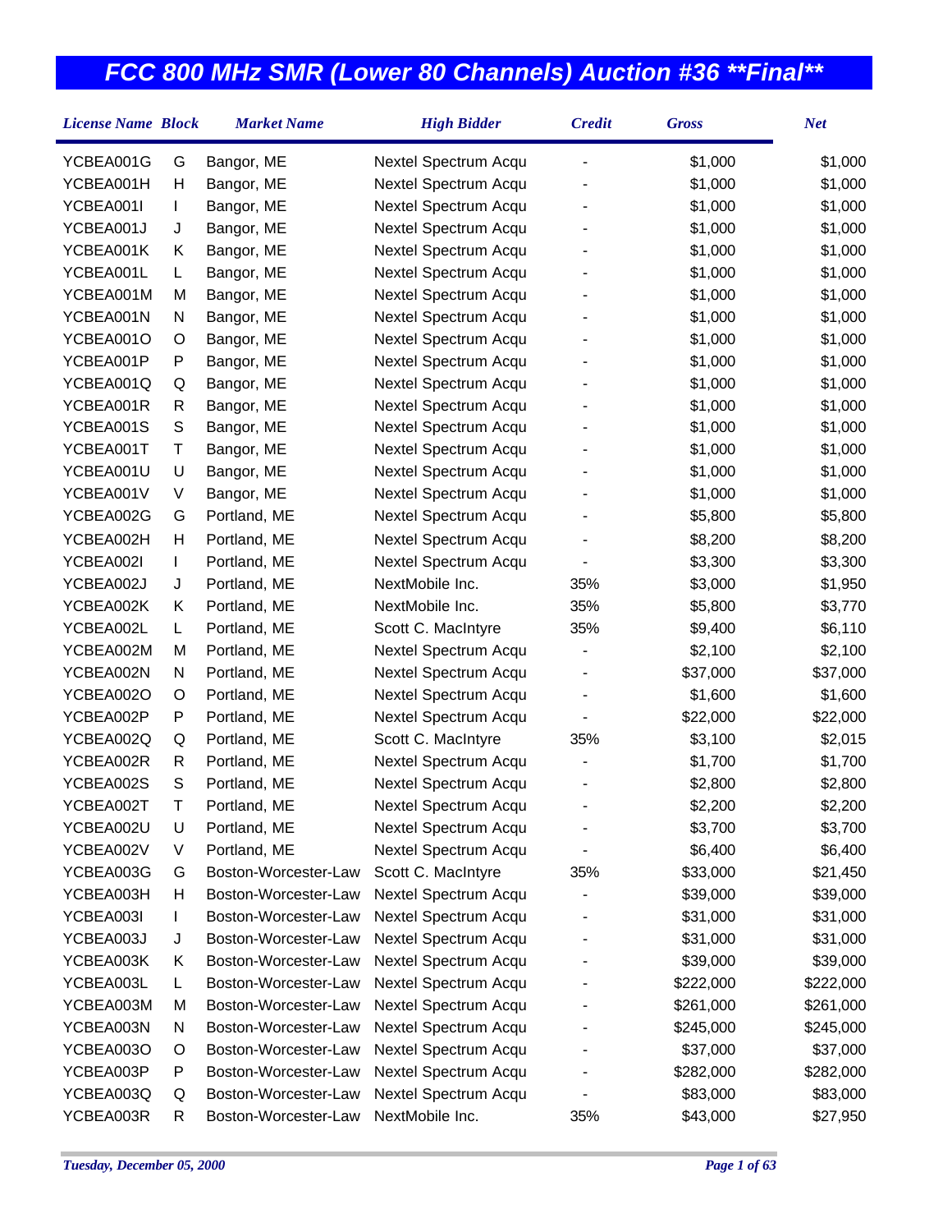# FCC 800 MHz SMR (Lower 80 Channels) Auction #36 **Final**

| License Name | Block | Market Name | High Bidder | Credit | Gross | Net |
|---|---|---|---|---|---|---|
| YCBEA001G | G | Bangor, ME | Nextel Spectrum Acqu | - | $1,000 | $1,000 |
| YCBEA001H | H | Bangor, ME | Nextel Spectrum Acqu | - | $1,000 | $1,000 |
| YCBEA001I | I | Bangor, ME | Nextel Spectrum Acqu | - | $1,000 | $1,000 |
| YCBEA001J | J | Bangor, ME | Nextel Spectrum Acqu | - | $1,000 | $1,000 |
| YCBEA001K | K | Bangor, ME | Nextel Spectrum Acqu | - | $1,000 | $1,000 |
| YCBEA001L | L | Bangor, ME | Nextel Spectrum Acqu | - | $1,000 | $1,000 |
| YCBEA001M | M | Bangor, ME | Nextel Spectrum Acqu | - | $1,000 | $1,000 |
| YCBEA001N | N | Bangor, ME | Nextel Spectrum Acqu | - | $1,000 | $1,000 |
| YCBEA001O | O | Bangor, ME | Nextel Spectrum Acqu | - | $1,000 | $1,000 |
| YCBEA001P | P | Bangor, ME | Nextel Spectrum Acqu | - | $1,000 | $1,000 |
| YCBEA001Q | Q | Bangor, ME | Nextel Spectrum Acqu | - | $1,000 | $1,000 |
| YCBEA001R | R | Bangor, ME | Nextel Spectrum Acqu | - | $1,000 | $1,000 |
| YCBEA001S | S | Bangor, ME | Nextel Spectrum Acqu | - | $1,000 | $1,000 |
| YCBEA001T | T | Bangor, ME | Nextel Spectrum Acqu | - | $1,000 | $1,000 |
| YCBEA001U | U | Bangor, ME | Nextel Spectrum Acqu | - | $1,000 | $1,000 |
| YCBEA001V | V | Bangor, ME | Nextel Spectrum Acqu | - | $1,000 | $1,000 |
| YCBEA002G | G | Portland, ME | Nextel Spectrum Acqu | - | $5,800 | $5,800 |
| YCBEA002H | H | Portland, ME | Nextel Spectrum Acqu | - | $8,200 | $8,200 |
| YCBEA002I | I | Portland, ME | Nextel Spectrum Acqu | - | $3,300 | $3,300 |
| YCBEA002J | J | Portland, ME | NextMobile Inc. | 35% | $3,000 | $1,950 |
| YCBEA002K | K | Portland, ME | NextMobile Inc. | 35% | $5,800 | $3,770 |
| YCBEA002L | L | Portland, ME | Scott C. MacIntyre | 35% | $9,400 | $6,110 |
| YCBEA002M | M | Portland, ME | Nextel Spectrum Acqu | - | $2,100 | $2,100 |
| YCBEA002N | N | Portland, ME | Nextel Spectrum Acqu | - | $37,000 | $37,000 |
| YCBEA002O | O | Portland, ME | Nextel Spectrum Acqu | - | $1,600 | $1,600 |
| YCBEA002P | P | Portland, ME | Nextel Spectrum Acqu | - | $22,000 | $22,000 |
| YCBEA002Q | Q | Portland, ME | Scott C. MacIntyre | 35% | $3,100 | $2,015 |
| YCBEA002R | R | Portland, ME | Nextel Spectrum Acqu | - | $1,700 | $1,700 |
| YCBEA002S | S | Portland, ME | Nextel Spectrum Acqu | - | $2,800 | $2,800 |
| YCBEA002T | T | Portland, ME | Nextel Spectrum Acqu | - | $2,200 | $2,200 |
| YCBEA002U | U | Portland, ME | Nextel Spectrum Acqu | - | $3,700 | $3,700 |
| YCBEA002V | V | Portland, ME | Nextel Spectrum Acqu | - | $6,400 | $6,400 |
| YCBEA003G | G | Boston-Worcester-Law | Scott C. MacIntyre | 35% | $33,000 | $21,450 |
| YCBEA003H | H | Boston-Worcester-Law | Nextel Spectrum Acqu | - | $39,000 | $39,000 |
| YCBEA003I | I | Boston-Worcester-Law | Nextel Spectrum Acqu | - | $31,000 | $31,000 |
| YCBEA003J | J | Boston-Worcester-Law | Nextel Spectrum Acqu | - | $31,000 | $31,000 |
| YCBEA003K | K | Boston-Worcester-Law | Nextel Spectrum Acqu | - | $39,000 | $39,000 |
| YCBEA003L | L | Boston-Worcester-Law | Nextel Spectrum Acqu | - | $222,000 | $222,000 |
| YCBEA003M | M | Boston-Worcester-Law | Nextel Spectrum Acqu | - | $261,000 | $261,000 |
| YCBEA003N | N | Boston-Worcester-Law | Nextel Spectrum Acqu | - | $245,000 | $245,000 |
| YCBEA003O | O | Boston-Worcester-Law | Nextel Spectrum Acqu | - | $37,000 | $37,000 |
| YCBEA003P | P | Boston-Worcester-Law | Nextel Spectrum Acqu | - | $282,000 | $282,000 |
| YCBEA003Q | Q | Boston-Worcester-Law | Nextel Spectrum Acqu | - | $83,000 | $83,000 |
| YCBEA003R | R | Boston-Worcester-Law | NextMobile Inc. | 35% | $43,000 | $27,950 |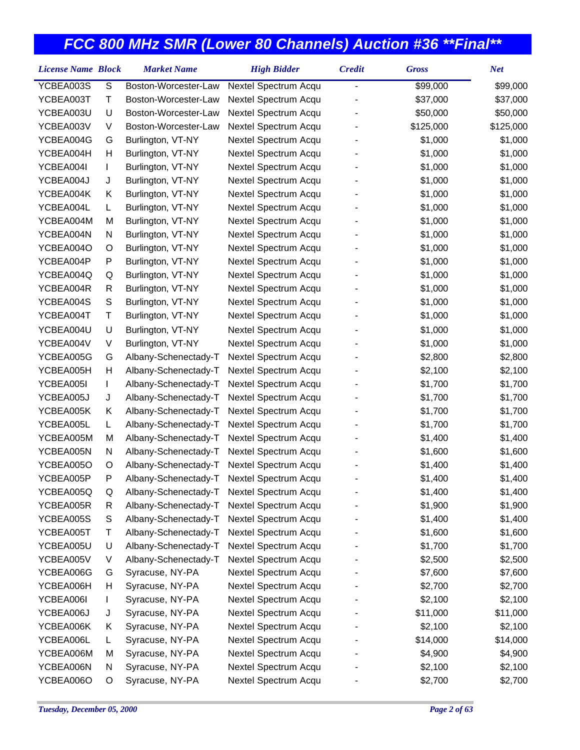# FCC 800 MHz SMR (Lower 80 Channels) Auction #36 **Final**

| License Name | Block | Market Name | High Bidder | Credit | Gross | Net |
|---|---|---|---|---|---|---|
| YCBEA003S | S | Boston-Worcester-Law | Nextel Spectrum Acqu | - | $99,000 | $99,000 |
| YCBEA003T | T | Boston-Worcester-Law | Nextel Spectrum Acqu | - | $37,000 | $37,000 |
| YCBEA003U | U | Boston-Worcester-Law | Nextel Spectrum Acqu | - | $50,000 | $50,000 |
| YCBEA003V | V | Boston-Worcester-Law | Nextel Spectrum Acqu | - | $125,000 | $125,000 |
| YCBEA004G | G | Burlington, VT-NY | Nextel Spectrum Acqu | - | $1,000 | $1,000 |
| YCBEA004H | H | Burlington, VT-NY | Nextel Spectrum Acqu | - | $1,000 | $1,000 |
| YCBEA004I | I | Burlington, VT-NY | Nextel Spectrum Acqu | - | $1,000 | $1,000 |
| YCBEA004J | J | Burlington, VT-NY | Nextel Spectrum Acqu | - | $1,000 | $1,000 |
| YCBEA004K | K | Burlington, VT-NY | Nextel Spectrum Acqu | - | $1,000 | $1,000 |
| YCBEA004L | L | Burlington, VT-NY | Nextel Spectrum Acqu | - | $1,000 | $1,000 |
| YCBEA004M | M | Burlington, VT-NY | Nextel Spectrum Acqu | - | $1,000 | $1,000 |
| YCBEA004N | N | Burlington, VT-NY | Nextel Spectrum Acqu | - | $1,000 | $1,000 |
| YCBEA004O | O | Burlington, VT-NY | Nextel Spectrum Acqu | - | $1,000 | $1,000 |
| YCBEA004P | P | Burlington, VT-NY | Nextel Spectrum Acqu | - | $1,000 | $1,000 |
| YCBEA004Q | Q | Burlington, VT-NY | Nextel Spectrum Acqu | - | $1,000 | $1,000 |
| YCBEA004R | R | Burlington, VT-NY | Nextel Spectrum Acqu | - | $1,000 | $1,000 |
| YCBEA004S | S | Burlington, VT-NY | Nextel Spectrum Acqu | - | $1,000 | $1,000 |
| YCBEA004T | T | Burlington, VT-NY | Nextel Spectrum Acqu | - | $1,000 | $1,000 |
| YCBEA004U | U | Burlington, VT-NY | Nextel Spectrum Acqu | - | $1,000 | $1,000 |
| YCBEA004V | V | Burlington, VT-NY | Nextel Spectrum Acqu | - | $1,000 | $1,000 |
| YCBEA005G | G | Albany-Schenectady-T | Nextel Spectrum Acqu | - | $2,800 | $2,800 |
| YCBEA005H | H | Albany-Schenectady-T | Nextel Spectrum Acqu | - | $2,100 | $2,100 |
| YCBEA005I | I | Albany-Schenectady-T | Nextel Spectrum Acqu | - | $1,700 | $1,700 |
| YCBEA005J | J | Albany-Schenectady-T | Nextel Spectrum Acqu | - | $1,700 | $1,700 |
| YCBEA005K | K | Albany-Schenectady-T | Nextel Spectrum Acqu | - | $1,700 | $1,700 |
| YCBEA005L | L | Albany-Schenectady-T | Nextel Spectrum Acqu | - | $1,700 | $1,700 |
| YCBEA005M | M | Albany-Schenectady-T | Nextel Spectrum Acqu | - | $1,400 | $1,400 |
| YCBEA005N | N | Albany-Schenectady-T | Nextel Spectrum Acqu | - | $1,600 | $1,600 |
| YCBEA005O | O | Albany-Schenectady-T | Nextel Spectrum Acqu | - | $1,400 | $1,400 |
| YCBEA005P | P | Albany-Schenectady-T | Nextel Spectrum Acqu | - | $1,400 | $1,400 |
| YCBEA005Q | Q | Albany-Schenectady-T | Nextel Spectrum Acqu | - | $1,400 | $1,400 |
| YCBEA005R | R | Albany-Schenectady-T | Nextel Spectrum Acqu | - | $1,900 | $1,900 |
| YCBEA005S | S | Albany-Schenectady-T | Nextel Spectrum Acqu | - | $1,400 | $1,400 |
| YCBEA005T | T | Albany-Schenectady-T | Nextel Spectrum Acqu | - | $1,600 | $1,600 |
| YCBEA005U | U | Albany-Schenectady-T | Nextel Spectrum Acqu | - | $1,700 | $1,700 |
| YCBEA005V | V | Albany-Schenectady-T | Nextel Spectrum Acqu | - | $2,500 | $2,500 |
| YCBEA006G | G | Syracuse, NY-PA | Nextel Spectrum Acqu | - | $7,600 | $7,600 |
| YCBEA006H | H | Syracuse, NY-PA | Nextel Spectrum Acqu | - | $2,700 | $2,700 |
| YCBEA006I | I | Syracuse, NY-PA | Nextel Spectrum Acqu | - | $2,100 | $2,100 |
| YCBEA006J | J | Syracuse, NY-PA | Nextel Spectrum Acqu | - | $11,000 | $11,000 |
| YCBEA006K | K | Syracuse, NY-PA | Nextel Spectrum Acqu | - | $2,100 | $2,100 |
| YCBEA006L | L | Syracuse, NY-PA | Nextel Spectrum Acqu | - | $14,000 | $14,000 |
| YCBEA006M | M | Syracuse, NY-PA | Nextel Spectrum Acqu | - | $4,900 | $4,900 |
| YCBEA006N | N | Syracuse, NY-PA | Nextel Spectrum Acqu | - | $2,100 | $2,100 |
| YCBEA006O | O | Syracuse, NY-PA | Nextel Spectrum Acqu | - | $2,700 | $2,700 |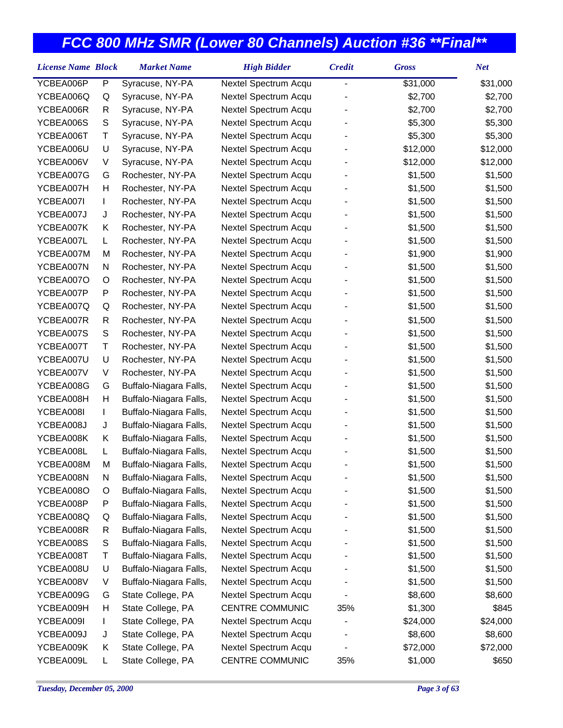# FCC 800 MHz SMR (Lower 80 Channels) Auction #36 **Final**

| License Name | Block | Market Name | High Bidder | Credit | Gross | Net |
|---|---|---|---|---|---|---|
| YCBEA006P | P | Syracuse, NY-PA | Nextel Spectrum Acqu | - | $31,000 | $31,000 |
| YCBEA006Q | Q | Syracuse, NY-PA | Nextel Spectrum Acqu | - | $2,700 | $2,700 |
| YCBEA006R | R | Syracuse, NY-PA | Nextel Spectrum Acqu | - | $2,700 | $2,700 |
| YCBEA006S | S | Syracuse, NY-PA | Nextel Spectrum Acqu | - | $5,300 | $5,300 |
| YCBEA006T | T | Syracuse, NY-PA | Nextel Spectrum Acqu | - | $5,300 | $5,300 |
| YCBEA006U | U | Syracuse, NY-PA | Nextel Spectrum Acqu | - | $12,000 | $12,000 |
| YCBEA006V | V | Syracuse, NY-PA | Nextel Spectrum Acqu | - | $12,000 | $12,000 |
| YCBEA007G | G | Rochester, NY-PA | Nextel Spectrum Acqu | - | $1,500 | $1,500 |
| YCBEA007H | H | Rochester, NY-PA | Nextel Spectrum Acqu | - | $1,500 | $1,500 |
| YCBEA007I | I | Rochester, NY-PA | Nextel Spectrum Acqu | - | $1,500 | $1,500 |
| YCBEA007J | J | Rochester, NY-PA | Nextel Spectrum Acqu | - | $1,500 | $1,500 |
| YCBEA007K | K | Rochester, NY-PA | Nextel Spectrum Acqu | - | $1,500 | $1,500 |
| YCBEA007L | L | Rochester, NY-PA | Nextel Spectrum Acqu | - | $1,500 | $1,500 |
| YCBEA007M | M | Rochester, NY-PA | Nextel Spectrum Acqu | - | $1,900 | $1,900 |
| YCBEA007N | N | Rochester, NY-PA | Nextel Spectrum Acqu | - | $1,500 | $1,500 |
| YCBEA007O | O | Rochester, NY-PA | Nextel Spectrum Acqu | - | $1,500 | $1,500 |
| YCBEA007P | P | Rochester, NY-PA | Nextel Spectrum Acqu | - | $1,500 | $1,500 |
| YCBEA007Q | Q | Rochester, NY-PA | Nextel Spectrum Acqu | - | $1,500 | $1,500 |
| YCBEA007R | R | Rochester, NY-PA | Nextel Spectrum Acqu | - | $1,500 | $1,500 |
| YCBEA007S | S | Rochester, NY-PA | Nextel Spectrum Acqu | - | $1,500 | $1,500 |
| YCBEA007T | T | Rochester, NY-PA | Nextel Spectrum Acqu | - | $1,500 | $1,500 |
| YCBEA007U | U | Rochester, NY-PA | Nextel Spectrum Acqu | - | $1,500 | $1,500 |
| YCBEA007V | V | Rochester, NY-PA | Nextel Spectrum Acqu | - | $1,500 | $1,500 |
| YCBEA008G | G | Buffalo-Niagara Falls, | Nextel Spectrum Acqu | - | $1,500 | $1,500 |
| YCBEA008H | H | Buffalo-Niagara Falls, | Nextel Spectrum Acqu | - | $1,500 | $1,500 |
| YCBEA008I | I | Buffalo-Niagara Falls, | Nextel Spectrum Acqu | - | $1,500 | $1,500 |
| YCBEA008J | J | Buffalo-Niagara Falls, | Nextel Spectrum Acqu | - | $1,500 | $1,500 |
| YCBEA008K | K | Buffalo-Niagara Falls, | Nextel Spectrum Acqu | - | $1,500 | $1,500 |
| YCBEA008L | L | Buffalo-Niagara Falls, | Nextel Spectrum Acqu | - | $1,500 | $1,500 |
| YCBEA008M | M | Buffalo-Niagara Falls, | Nextel Spectrum Acqu | - | $1,500 | $1,500 |
| YCBEA008N | N | Buffalo-Niagara Falls, | Nextel Spectrum Acqu | - | $1,500 | $1,500 |
| YCBEA008O | O | Buffalo-Niagara Falls, | Nextel Spectrum Acqu | - | $1,500 | $1,500 |
| YCBEA008P | P | Buffalo-Niagara Falls, | Nextel Spectrum Acqu | - | $1,500 | $1,500 |
| YCBEA008Q | Q | Buffalo-Niagara Falls, | Nextel Spectrum Acqu | - | $1,500 | $1,500 |
| YCBEA008R | R | Buffalo-Niagara Falls, | Nextel Spectrum Acqu | - | $1,500 | $1,500 |
| YCBEA008S | S | Buffalo-Niagara Falls, | Nextel Spectrum Acqu | - | $1,500 | $1,500 |
| YCBEA008T | T | Buffalo-Niagara Falls, | Nextel Spectrum Acqu | - | $1,500 | $1,500 |
| YCBEA008U | U | Buffalo-Niagara Falls, | Nextel Spectrum Acqu | - | $1,500 | $1,500 |
| YCBEA008V | V | Buffalo-Niagara Falls, | Nextel Spectrum Acqu | - | $1,500 | $1,500 |
| YCBEA009G | G | State College, PA | Nextel Spectrum Acqu | - | $8,600 | $8,600 |
| YCBEA009H | H | State College, PA | CENTRE COMMUNIC | 35% | $1,300 | $845 |
| YCBEA009I | I | State College, PA | Nextel Spectrum Acqu | - | $24,000 | $24,000 |
| YCBEA009J | J | State College, PA | Nextel Spectrum Acqu | - | $8,600 | $8,600 |
| YCBEA009K | K | State College, PA | Nextel Spectrum Acqu | - | $72,000 | $72,000 |
| YCBEA009L | L | State College, PA | CENTRE COMMUNIC | 35% | $1,000 | $650 |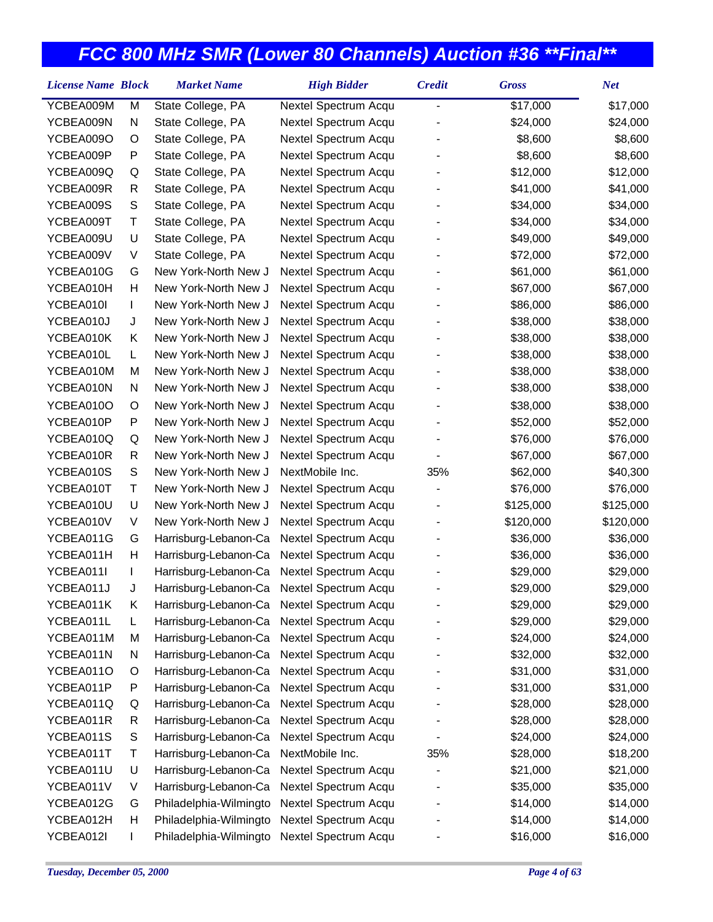# FCC 800 MHz SMR (Lower 80 Channels) Auction #36 **Final**

| License Name | Block | Market Name | High Bidder | Credit | Gross | Net |
|---|---|---|---|---|---|---|
| YCBEA009M | M | State College, PA | Nextel Spectrum Acqu | - | $17,000 | $17,000 |
| YCBEA009N | N | State College, PA | Nextel Spectrum Acqu | - | $24,000 | $24,000 |
| YCBEA009O | O | State College, PA | Nextel Spectrum Acqu | - | $8,600 | $8,600 |
| YCBEA009P | P | State College, PA | Nextel Spectrum Acqu | - | $8,600 | $8,600 |
| YCBEA009Q | Q | State College, PA | Nextel Spectrum Acqu | - | $12,000 | $12,000 |
| YCBEA009R | R | State College, PA | Nextel Spectrum Acqu | - | $41,000 | $41,000 |
| YCBEA009S | S | State College, PA | Nextel Spectrum Acqu | - | $34,000 | $34,000 |
| YCBEA009T | T | State College, PA | Nextel Spectrum Acqu | - | $34,000 | $34,000 |
| YCBEA009U | U | State College, PA | Nextel Spectrum Acqu | - | $49,000 | $49,000 |
| YCBEA009V | V | State College, PA | Nextel Spectrum Acqu | - | $72,000 | $72,000 |
| YCBEA010G | G | New York-North New J | Nextel Spectrum Acqu | - | $61,000 | $61,000 |
| YCBEA010H | H | New York-North New J | Nextel Spectrum Acqu | - | $67,000 | $67,000 |
| YCBEA010I | I | New York-North New J | Nextel Spectrum Acqu | - | $86,000 | $86,000 |
| YCBEA010J | J | New York-North New J | Nextel Spectrum Acqu | - | $38,000 | $38,000 |
| YCBEA010K | K | New York-North New J | Nextel Spectrum Acqu | - | $38,000 | $38,000 |
| YCBEA010L | L | New York-North New J | Nextel Spectrum Acqu | - | $38,000 | $38,000 |
| YCBEA010M | M | New York-North New J | Nextel Spectrum Acqu | - | $38,000 | $38,000 |
| YCBEA010N | N | New York-North New J | Nextel Spectrum Acqu | - | $38,000 | $38,000 |
| YCBEA010O | O | New York-North New J | Nextel Spectrum Acqu | - | $38,000 | $38,000 |
| YCBEA010P | P | New York-North New J | Nextel Spectrum Acqu | - | $52,000 | $52,000 |
| YCBEA010Q | Q | New York-North New J | Nextel Spectrum Acqu | - | $76,000 | $76,000 |
| YCBEA010R | R | New York-North New J | Nextel Spectrum Acqu | - | $67,000 | $67,000 |
| YCBEA010S | S | New York-North New J | NextMobile Inc. | 35% | $62,000 | $40,300 |
| YCBEA010T | T | New York-North New J | Nextel Spectrum Acqu | - | $76,000 | $76,000 |
| YCBEA010U | U | New York-North New J | Nextel Spectrum Acqu | - | $125,000 | $125,000 |
| YCBEA010V | V | New York-North New J | Nextel Spectrum Acqu | - | $120,000 | $120,000 |
| YCBEA011G | G | Harrisburg-Lebanon-Ca | Nextel Spectrum Acqu | - | $36,000 | $36,000 |
| YCBEA011H | H | Harrisburg-Lebanon-Ca | Nextel Spectrum Acqu | - | $36,000 | $36,000 |
| YCBEA011I | I | Harrisburg-Lebanon-Ca | Nextel Spectrum Acqu | - | $29,000 | $29,000 |
| YCBEA011J | J | Harrisburg-Lebanon-Ca | Nextel Spectrum Acqu | - | $29,000 | $29,000 |
| YCBEA011K | K | Harrisburg-Lebanon-Ca | Nextel Spectrum Acqu | - | $29,000 | $29,000 |
| YCBEA011L | L | Harrisburg-Lebanon-Ca | Nextel Spectrum Acqu | - | $29,000 | $29,000 |
| YCBEA011M | M | Harrisburg-Lebanon-Ca | Nextel Spectrum Acqu | - | $24,000 | $24,000 |
| YCBEA011N | N | Harrisburg-Lebanon-Ca | Nextel Spectrum Acqu | - | $32,000 | $32,000 |
| YCBEA011O | O | Harrisburg-Lebanon-Ca | Nextel Spectrum Acqu | - | $31,000 | $31,000 |
| YCBEA011P | P | Harrisburg-Lebanon-Ca | Nextel Spectrum Acqu | - | $31,000 | $31,000 |
| YCBEA011Q | Q | Harrisburg-Lebanon-Ca | Nextel Spectrum Acqu | - | $28,000 | $28,000 |
| YCBEA011R | R | Harrisburg-Lebanon-Ca | Nextel Spectrum Acqu | - | $28,000 | $28,000 |
| YCBEA011S | S | Harrisburg-Lebanon-Ca | Nextel Spectrum Acqu | - | $24,000 | $24,000 |
| YCBEA011T | T | Harrisburg-Lebanon-Ca | NextMobile Inc. | 35% | $28,000 | $18,200 |
| YCBEA011U | U | Harrisburg-Lebanon-Ca | Nextel Spectrum Acqu | - | $21,000 | $21,000 |
| YCBEA011V | V | Harrisburg-Lebanon-Ca | Nextel Spectrum Acqu | - | $35,000 | $35,000 |
| YCBEA012G | G | Philadelphia-Wilmingto | Nextel Spectrum Acqu | - | $14,000 | $14,000 |
| YCBEA012H | H | Philadelphia-Wilmingto | Nextel Spectrum Acqu | - | $14,000 | $14,000 |
| YCBEA012I | I | Philadelphia-Wilmingto | Nextel Spectrum Acqu | - | $16,000 | $16,000 |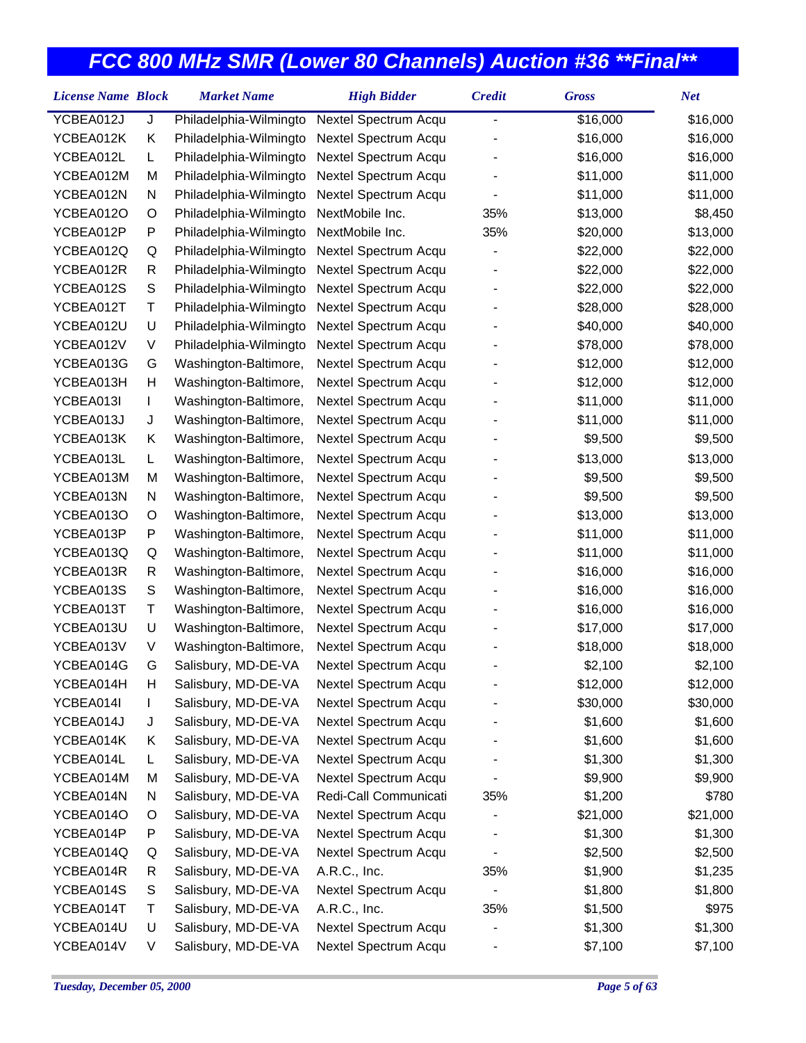# FCC 800 MHz SMR (Lower 80 Channels) Auction #36 **Final**

| License Name | Block | Market Name | High Bidder | Credit | Gross | Net |
|---|---|---|---|---|---|---|
| YCBEA012J | J | Philadelphia-Wilmingto | Nextel Spectrum Acqu | - | $16,000 | $16,000 |
| YCBEA012K | K | Philadelphia-Wilmingto | Nextel Spectrum Acqu | - | $16,000 | $16,000 |
| YCBEA012L | L | Philadelphia-Wilmingto | Nextel Spectrum Acqu | - | $16,000 | $16,000 |
| YCBEA012M | M | Philadelphia-Wilmingto | Nextel Spectrum Acqu | - | $11,000 | $11,000 |
| YCBEA012N | N | Philadelphia-Wilmingto | Nextel Spectrum Acqu | - | $11,000 | $11,000 |
| YCBEA012O | O | Philadelphia-Wilmingto | NextMobile Inc. | 35% | $13,000 | $8,450 |
| YCBEA012P | P | Philadelphia-Wilmingto | NextMobile Inc. | 35% | $20,000 | $13,000 |
| YCBEA012Q | Q | Philadelphia-Wilmingto | Nextel Spectrum Acqu | - | $22,000 | $22,000 |
| YCBEA012R | R | Philadelphia-Wilmingto | Nextel Spectrum Acqu | - | $22,000 | $22,000 |
| YCBEA012S | S | Philadelphia-Wilmingto | Nextel Spectrum Acqu | - | $22,000 | $22,000 |
| YCBEA012T | T | Philadelphia-Wilmingto | Nextel Spectrum Acqu | - | $28,000 | $28,000 |
| YCBEA012U | U | Philadelphia-Wilmingto | Nextel Spectrum Acqu | - | $40,000 | $40,000 |
| YCBEA012V | V | Philadelphia-Wilmingto | Nextel Spectrum Acqu | - | $78,000 | $78,000 |
| YCBEA013G | G | Washington-Baltimore, | Nextel Spectrum Acqu | - | $12,000 | $12,000 |
| YCBEA013H | H | Washington-Baltimore, | Nextel Spectrum Acqu | - | $12,000 | $12,000 |
| YCBEA013I | I | Washington-Baltimore, | Nextel Spectrum Acqu | - | $11,000 | $11,000 |
| YCBEA013J | J | Washington-Baltimore, | Nextel Spectrum Acqu | - | $11,000 | $11,000 |
| YCBEA013K | K | Washington-Baltimore, | Nextel Spectrum Acqu | - | $9,500 | $9,500 |
| YCBEA013L | L | Washington-Baltimore, | Nextel Spectrum Acqu | - | $13,000 | $13,000 |
| YCBEA013M | M | Washington-Baltimore, | Nextel Spectrum Acqu | - | $9,500 | $9,500 |
| YCBEA013N | N | Washington-Baltimore, | Nextel Spectrum Acqu | - | $9,500 | $9,500 |
| YCBEA013O | O | Washington-Baltimore, | Nextel Spectrum Acqu | - | $13,000 | $13,000 |
| YCBEA013P | P | Washington-Baltimore, | Nextel Spectrum Acqu | - | $11,000 | $11,000 |
| YCBEA013Q | Q | Washington-Baltimore, | Nextel Spectrum Acqu | - | $11,000 | $11,000 |
| YCBEA013R | R | Washington-Baltimore, | Nextel Spectrum Acqu | - | $16,000 | $16,000 |
| YCBEA013S | S | Washington-Baltimore, | Nextel Spectrum Acqu | - | $16,000 | $16,000 |
| YCBEA013T | T | Washington-Baltimore, | Nextel Spectrum Acqu | - | $16,000 | $16,000 |
| YCBEA013U | U | Washington-Baltimore, | Nextel Spectrum Acqu | - | $17,000 | $17,000 |
| YCBEA013V | V | Washington-Baltimore, | Nextel Spectrum Acqu | - | $18,000 | $18,000 |
| YCBEA014G | G | Salisbury, MD-DE-VA | Nextel Spectrum Acqu | - | $2,100 | $2,100 |
| YCBEA014H | H | Salisbury, MD-DE-VA | Nextel Spectrum Acqu | - | $12,000 | $12,000 |
| YCBEA014I | I | Salisbury, MD-DE-VA | Nextel Spectrum Acqu | - | $30,000 | $30,000 |
| YCBEA014J | J | Salisbury, MD-DE-VA | Nextel Spectrum Acqu | - | $1,600 | $1,600 |
| YCBEA014K | K | Salisbury, MD-DE-VA | Nextel Spectrum Acqu | - | $1,600 | $1,600 |
| YCBEA014L | L | Salisbury, MD-DE-VA | Nextel Spectrum Acqu | - | $1,300 | $1,300 |
| YCBEA014M | M | Salisbury, MD-DE-VA | Nextel Spectrum Acqu | - | $9,900 | $9,900 |
| YCBEA014N | N | Salisbury, MD-DE-VA | Redi-Call Communicati | 35% | $1,200 | $780 |
| YCBEA014O | O | Salisbury, MD-DE-VA | Nextel Spectrum Acqu | - | $21,000 | $21,000 |
| YCBEA014P | P | Salisbury, MD-DE-VA | Nextel Spectrum Acqu | - | $1,300 | $1,300 |
| YCBEA014Q | Q | Salisbury, MD-DE-VA | Nextel Spectrum Acqu | - | $2,500 | $2,500 |
| YCBEA014R | R | Salisbury, MD-DE-VA | A.R.C., Inc. | 35% | $1,900 | $1,235 |
| YCBEA014S | S | Salisbury, MD-DE-VA | Nextel Spectrum Acqu | - | $1,800 | $1,800 |
| YCBEA014T | T | Salisbury, MD-DE-VA | A.R.C., Inc. | 35% | $1,500 | $975 |
| YCBEA014U | U | Salisbury, MD-DE-VA | Nextel Spectrum Acqu | - | $1,300 | $1,300 |
| YCBEA014V | V | Salisbury, MD-DE-VA | Nextel Spectrum Acqu | - | $7,100 | $7,100 |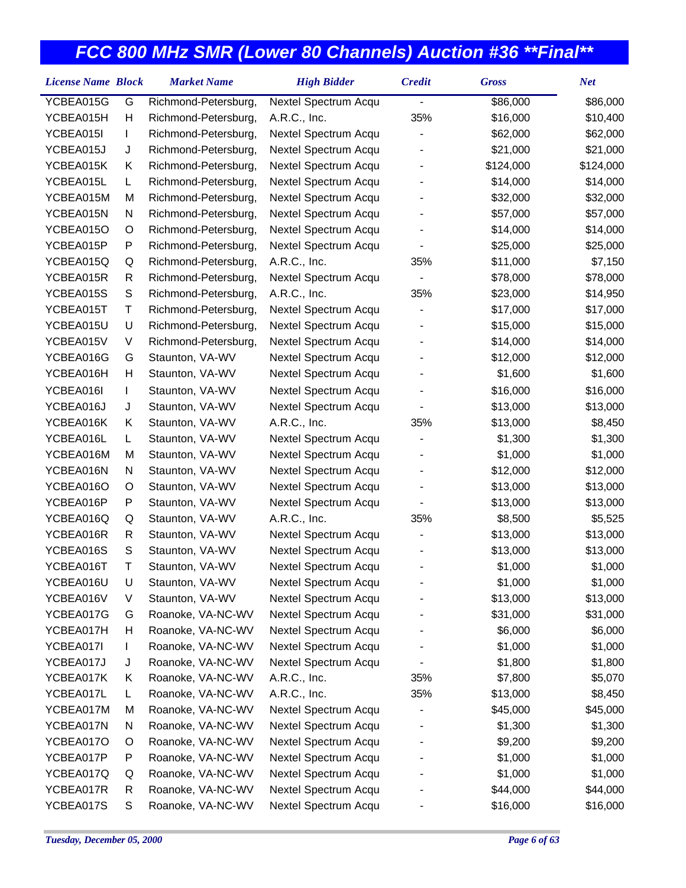# FCC 800 MHz SMR (Lower 80 Channels) Auction #36 **Final**

| License Name | Block | Market Name | High Bidder | Credit | Gross | Net |
|---|---|---|---|---|---|---|
| YCBEA015G | G | Richmond-Petersburg, | Nextel Spectrum Acqu | - | $86,000 | $86,000 |
| YCBEA015H | H | Richmond-Petersburg, | A.R.C., Inc. | 35% | $16,000 | $10,400 |
| YCBEA015I | I | Richmond-Petersburg, | Nextel Spectrum Acqu | - | $62,000 | $62,000 |
| YCBEA015J | J | Richmond-Petersburg, | Nextel Spectrum Acqu | - | $21,000 | $21,000 |
| YCBEA015K | K | Richmond-Petersburg, | Nextel Spectrum Acqu | - | $124,000 | $124,000 |
| YCBEA015L | L | Richmond-Petersburg, | Nextel Spectrum Acqu | - | $14,000 | $14,000 |
| YCBEA015M | M | Richmond-Petersburg, | Nextel Spectrum Acqu | - | $32,000 | $32,000 |
| YCBEA015N | N | Richmond-Petersburg, | Nextel Spectrum Acqu | - | $57,000 | $57,000 |
| YCBEA015O | O | Richmond-Petersburg, | Nextel Spectrum Acqu | - | $14,000 | $14,000 |
| YCBEA015P | P | Richmond-Petersburg, | Nextel Spectrum Acqu | - | $25,000 | $25,000 |
| YCBEA015Q | Q | Richmond-Petersburg, | A.R.C., Inc. | 35% | $11,000 | $7,150 |
| YCBEA015R | R | Richmond-Petersburg, | Nextel Spectrum Acqu | - | $78,000 | $78,000 |
| YCBEA015S | S | Richmond-Petersburg, | A.R.C., Inc. | 35% | $23,000 | $14,950 |
| YCBEA015T | T | Richmond-Petersburg, | Nextel Spectrum Acqu | - | $17,000 | $17,000 |
| YCBEA015U | U | Richmond-Petersburg, | Nextel Spectrum Acqu | - | $15,000 | $15,000 |
| YCBEA015V | V | Richmond-Petersburg, | Nextel Spectrum Acqu | - | $14,000 | $14,000 |
| YCBEA016G | G | Staunton, VA-WV | Nextel Spectrum Acqu | - | $12,000 | $12,000 |
| YCBEA016H | H | Staunton, VA-WV | Nextel Spectrum Acqu | - | $1,600 | $1,600 |
| YCBEA016I | I | Staunton, VA-WV | Nextel Spectrum Acqu | - | $16,000 | $16,000 |
| YCBEA016J | J | Staunton, VA-WV | Nextel Spectrum Acqu | - | $13,000 | $13,000 |
| YCBEA016K | K | Staunton, VA-WV | A.R.C., Inc. | 35% | $13,000 | $8,450 |
| YCBEA016L | L | Staunton, VA-WV | Nextel Spectrum Acqu | - | $1,300 | $1,300 |
| YCBEA016M | M | Staunton, VA-WV | Nextel Spectrum Acqu | - | $1,000 | $1,000 |
| YCBEA016N | N | Staunton, VA-WV | Nextel Spectrum Acqu | - | $12,000 | $12,000 |
| YCBEA016O | O | Staunton, VA-WV | Nextel Spectrum Acqu | - | $13,000 | $13,000 |
| YCBEA016P | P | Staunton, VA-WV | Nextel Spectrum Acqu | - | $13,000 | $13,000 |
| YCBEA016Q | Q | Staunton, VA-WV | A.R.C., Inc. | 35% | $8,500 | $5,525 |
| YCBEA016R | R | Staunton, VA-WV | Nextel Spectrum Acqu | - | $13,000 | $13,000 |
| YCBEA016S | S | Staunton, VA-WV | Nextel Spectrum Acqu | - | $13,000 | $13,000 |
| YCBEA016T | T | Staunton, VA-WV | Nextel Spectrum Acqu | - | $1,000 | $1,000 |
| YCBEA016U | U | Staunton, VA-WV | Nextel Spectrum Acqu | - | $1,000 | $1,000 |
| YCBEA016V | V | Staunton, VA-WV | Nextel Spectrum Acqu | - | $13,000 | $13,000 |
| YCBEA017G | G | Roanoke, VA-NC-WV | Nextel Spectrum Acqu | - | $31,000 | $31,000 |
| YCBEA017H | H | Roanoke, VA-NC-WV | Nextel Spectrum Acqu | - | $6,000 | $6,000 |
| YCBEA017I | I | Roanoke, VA-NC-WV | Nextel Spectrum Acqu | - | $1,000 | $1,000 |
| YCBEA017J | J | Roanoke, VA-NC-WV | Nextel Spectrum Acqu | - | $1,800 | $1,800 |
| YCBEA017K | K | Roanoke, VA-NC-WV | A.R.C., Inc. | 35% | $7,800 | $5,070 |
| YCBEA017L | L | Roanoke, VA-NC-WV | A.R.C., Inc. | 35% | $13,000 | $8,450 |
| YCBEA017M | M | Roanoke, VA-NC-WV | Nextel Spectrum Acqu | - | $45,000 | $45,000 |
| YCBEA017N | N | Roanoke, VA-NC-WV | Nextel Spectrum Acqu | - | $1,300 | $1,300 |
| YCBEA017O | O | Roanoke, VA-NC-WV | Nextel Spectrum Acqu | - | $9,200 | $9,200 |
| YCBEA017P | P | Roanoke, VA-NC-WV | Nextel Spectrum Acqu | - | $1,000 | $1,000 |
| YCBEA017Q | Q | Roanoke, VA-NC-WV | Nextel Spectrum Acqu | - | $1,000 | $1,000 |
| YCBEA017R | R | Roanoke, VA-NC-WV | Nextel Spectrum Acqu | - | $44,000 | $44,000 |
| YCBEA017S | S | Roanoke, VA-NC-WV | Nextel Spectrum Acqu | - | $16,000 | $16,000 |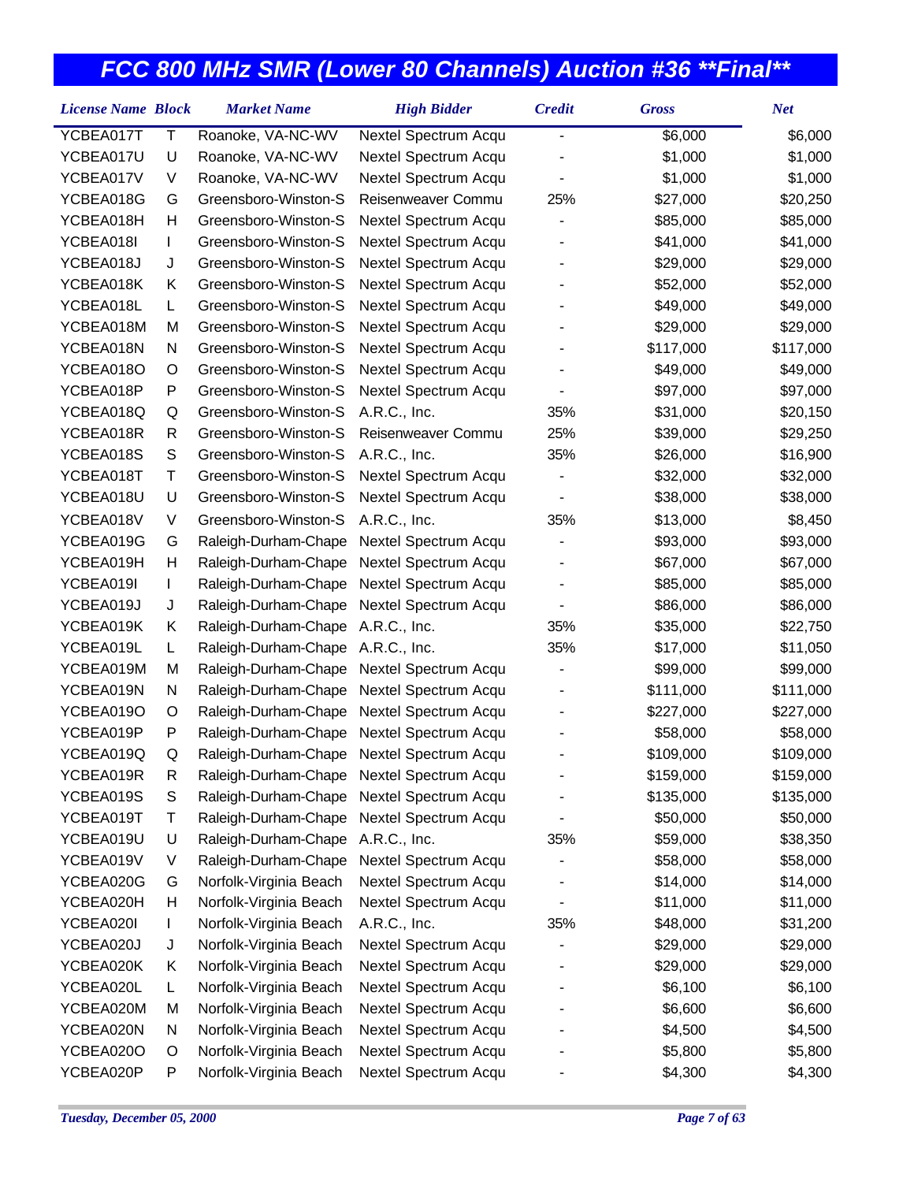# FCC 800 MHz SMR (Lower 80 Channels) Auction #36 **Final**

| License Name | Block | Market Name | High Bidder | Credit | Gross | Net |
|---|---|---|---|---|---|---|
| YCBEA017T | T | Roanoke, VA-NC-WV | Nextel Spectrum Acqu | - | $6,000 | $6,000 |
| YCBEA017U | U | Roanoke, VA-NC-WV | Nextel Spectrum Acqu | - | $1,000 | $1,000 |
| YCBEA017V | V | Roanoke, VA-NC-WV | Nextel Spectrum Acqu | - | $1,000 | $1,000 |
| YCBEA018G | G | Greensboro-Winston-S | Reisenweaver Commu | 25% | $27,000 | $20,250 |
| YCBEA018H | H | Greensboro-Winston-S | Nextel Spectrum Acqu | - | $85,000 | $85,000 |
| YCBEA018I | I | Greensboro-Winston-S | Nextel Spectrum Acqu | - | $41,000 | $41,000 |
| YCBEA018J | J | Greensboro-Winston-S | Nextel Spectrum Acqu | - | $29,000 | $29,000 |
| YCBEA018K | K | Greensboro-Winston-S | Nextel Spectrum Acqu | - | $52,000 | $52,000 |
| YCBEA018L | L | Greensboro-Winston-S | Nextel Spectrum Acqu | - | $49,000 | $49,000 |
| YCBEA018M | M | Greensboro-Winston-S | Nextel Spectrum Acqu | - | $29,000 | $29,000 |
| YCBEA018N | N | Greensboro-Winston-S | Nextel Spectrum Acqu | - | $117,000 | $117,000 |
| YCBEA018O | O | Greensboro-Winston-S | Nextel Spectrum Acqu | - | $49,000 | $49,000 |
| YCBEA018P | P | Greensboro-Winston-S | Nextel Spectrum Acqu | - | $97,000 | $97,000 |
| YCBEA018Q | Q | Greensboro-Winston-S | A.R.C., Inc. | 35% | $31,000 | $20,150 |
| YCBEA018R | R | Greensboro-Winston-S | Reisenweaver Commu | 25% | $39,000 | $29,250 |
| YCBEA018S | S | Greensboro-Winston-S | A.R.C., Inc. | 35% | $26,000 | $16,900 |
| YCBEA018T | T | Greensboro-Winston-S | Nextel Spectrum Acqu | - | $32,000 | $32,000 |
| YCBEA018U | U | Greensboro-Winston-S | Nextel Spectrum Acqu | - | $38,000 | $38,000 |
| YCBEA018V | V | Greensboro-Winston-S | A.R.C., Inc. | 35% | $13,000 | $8,450 |
| YCBEA019G | G | Raleigh-Durham-Chape | Nextel Spectrum Acqu | - | $93,000 | $93,000 |
| YCBEA019H | H | Raleigh-Durham-Chape | Nextel Spectrum Acqu | - | $67,000 | $67,000 |
| YCBEA019I | I | Raleigh-Durham-Chape | Nextel Spectrum Acqu | - | $85,000 | $85,000 |
| YCBEA019J | J | Raleigh-Durham-Chape | Nextel Spectrum Acqu | - | $86,000 | $86,000 |
| YCBEA019K | K | Raleigh-Durham-Chape | A.R.C., Inc. | 35% | $35,000 | $22,750 |
| YCBEA019L | L | Raleigh-Durham-Chape | A.R.C., Inc. | 35% | $17,000 | $11,050 |
| YCBEA019M | M | Raleigh-Durham-Chape | Nextel Spectrum Acqu | - | $99,000 | $99,000 |
| YCBEA019N | N | Raleigh-Durham-Chape | Nextel Spectrum Acqu | - | $111,000 | $111,000 |
| YCBEA019O | O | Raleigh-Durham-Chape | Nextel Spectrum Acqu | - | $227,000 | $227,000 |
| YCBEA019P | P | Raleigh-Durham-Chape | Nextel Spectrum Acqu | - | $58,000 | $58,000 |
| YCBEA019Q | Q | Raleigh-Durham-Chape | Nextel Spectrum Acqu | - | $109,000 | $109,000 |
| YCBEA019R | R | Raleigh-Durham-Chape | Nextel Spectrum Acqu | - | $159,000 | $159,000 |
| YCBEA019S | S | Raleigh-Durham-Chape | Nextel Spectrum Acqu | - | $135,000 | $135,000 |
| YCBEA019T | T | Raleigh-Durham-Chape | Nextel Spectrum Acqu | - | $50,000 | $50,000 |
| YCBEA019U | U | Raleigh-Durham-Chape | A.R.C., Inc. | 35% | $59,000 | $38,350 |
| YCBEA019V | V | Raleigh-Durham-Chape | Nextel Spectrum Acqu | - | $58,000 | $58,000 |
| YCBEA020G | G | Norfolk-Virginia Beach | Nextel Spectrum Acqu | - | $14,000 | $14,000 |
| YCBEA020H | H | Norfolk-Virginia Beach | Nextel Spectrum Acqu | - | $11,000 | $11,000 |
| YCBEA020I | I | Norfolk-Virginia Beach | A.R.C., Inc. | 35% | $48,000 | $31,200 |
| YCBEA020J | J | Norfolk-Virginia Beach | Nextel Spectrum Acqu | - | $29,000 | $29,000 |
| YCBEA020K | K | Norfolk-Virginia Beach | Nextel Spectrum Acqu | - | $29,000 | $29,000 |
| YCBEA020L | L | Norfolk-Virginia Beach | Nextel Spectrum Acqu | - | $6,100 | $6,100 |
| YCBEA020M | M | Norfolk-Virginia Beach | Nextel Spectrum Acqu | - | $6,600 | $6,600 |
| YCBEA020N | N | Norfolk-Virginia Beach | Nextel Spectrum Acqu | - | $4,500 | $4,500 |
| YCBEA020O | O | Norfolk-Virginia Beach | Nextel Spectrum Acqu | - | $5,800 | $5,800 |
| YCBEA020P | P | Norfolk-Virginia Beach | Nextel Spectrum Acqu | - | $4,300 | $4,300 |

*Tuesday, December 05, 2000*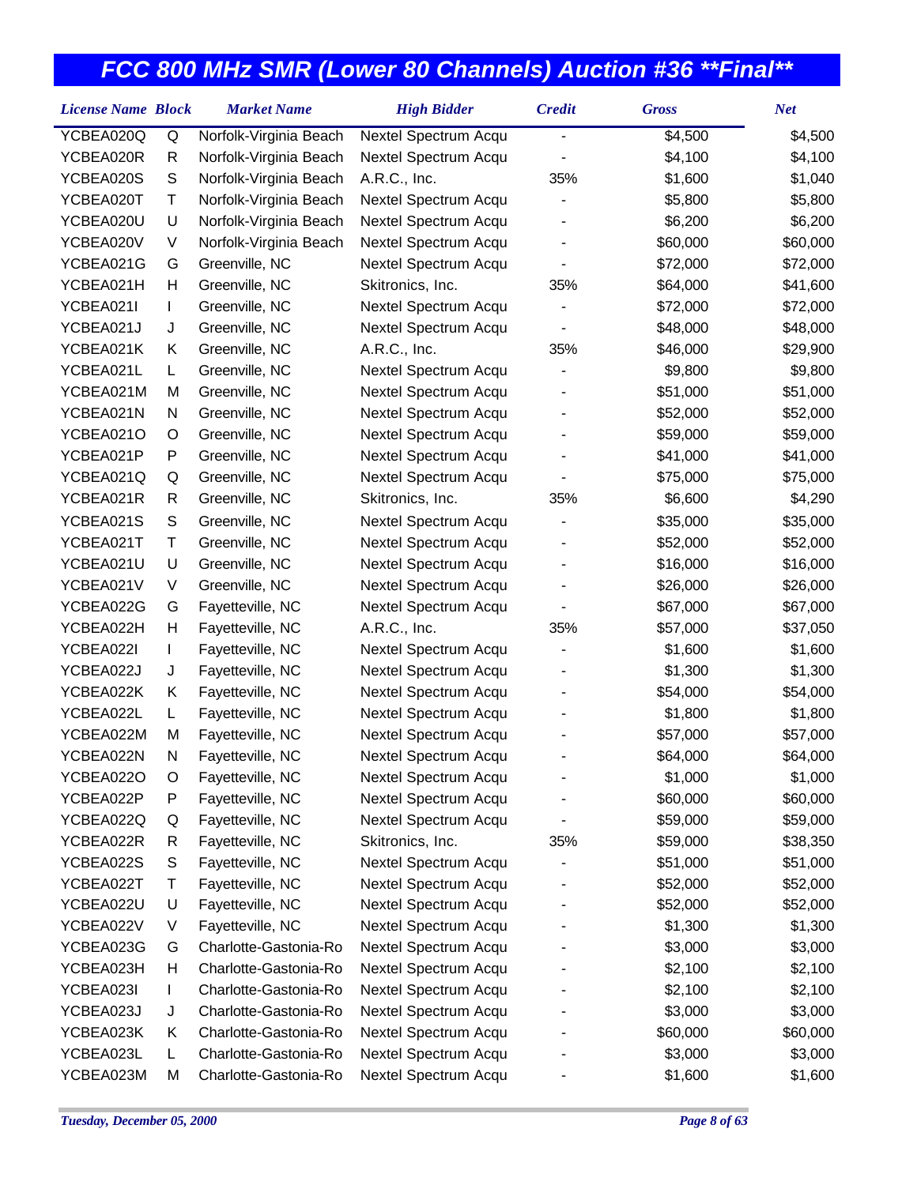# FCC 800 MHz SMR (Lower 80 Channels) Auction #36 **Final**

| License Name | Block | Market Name | High Bidder | Credit | Gross | Net |
|---|---|---|---|---|---|---|
| YCBEA020Q | Q | Norfolk-Virginia Beach | Nextel Spectrum Acqu | - | $4,500 | $4,500 |
| YCBEA020R | R | Norfolk-Virginia Beach | Nextel Spectrum Acqu | - | $4,100 | $4,100 |
| YCBEA020S | S | Norfolk-Virginia Beach | A.R.C., Inc. | 35% | $1,600 | $1,040 |
| YCBEA020T | T | Norfolk-Virginia Beach | Nextel Spectrum Acqu | - | $5,800 | $5,800 |
| YCBEA020U | U | Norfolk-Virginia Beach | Nextel Spectrum Acqu | - | $6,200 | $6,200 |
| YCBEA020V | V | Norfolk-Virginia Beach | Nextel Spectrum Acqu | - | $60,000 | $60,000 |
| YCBEA021G | G | Greenville, NC | Nextel Spectrum Acqu | - | $72,000 | $72,000 |
| YCBEA021H | H | Greenville, NC | Skitronics, Inc. | 35% | $64,000 | $41,600 |
| YCBEA021I | I | Greenville, NC | Nextel Spectrum Acqu | - | $72,000 | $72,000 |
| YCBEA021J | J | Greenville, NC | Nextel Spectrum Acqu | - | $48,000 | $48,000 |
| YCBEA021K | K | Greenville, NC | A.R.C., Inc. | 35% | $46,000 | $29,900 |
| YCBEA021L | L | Greenville, NC | Nextel Spectrum Acqu | - | $9,800 | $9,800 |
| YCBEA021M | M | Greenville, NC | Nextel Spectrum Acqu | - | $51,000 | $51,000 |
| YCBEA021N | N | Greenville, NC | Nextel Spectrum Acqu | - | $52,000 | $52,000 |
| YCBEA021O | O | Greenville, NC | Nextel Spectrum Acqu | - | $59,000 | $59,000 |
| YCBEA021P | P | Greenville, NC | Nextel Spectrum Acqu | - | $41,000 | $41,000 |
| YCBEA021Q | Q | Greenville, NC | Nextel Spectrum Acqu | - | $75,000 | $75,000 |
| YCBEA021R | R | Greenville, NC | Skitronics, Inc. | 35% | $6,600 | $4,290 |
| YCBEA021S | S | Greenville, NC | Nextel Spectrum Acqu | - | $35,000 | $35,000 |
| YCBEA021T | T | Greenville, NC | Nextel Spectrum Acqu | - | $52,000 | $52,000 |
| YCBEA021U | U | Greenville, NC | Nextel Spectrum Acqu | - | $16,000 | $16,000 |
| YCBEA021V | V | Greenville, NC | Nextel Spectrum Acqu | - | $26,000 | $26,000 |
| YCBEA022G | G | Fayetteville, NC | Nextel Spectrum Acqu | - | $67,000 | $67,000 |
| YCBEA022H | H | Fayetteville, NC | A.R.C., Inc. | 35% | $57,000 | $37,050 |
| YCBEA022I | I | Fayetteville, NC | Nextel Spectrum Acqu | - | $1,600 | $1,600 |
| YCBEA022J | J | Fayetteville, NC | Nextel Spectrum Acqu | - | $1,300 | $1,300 |
| YCBEA022K | K | Fayetteville, NC | Nextel Spectrum Acqu | - | $54,000 | $54,000 |
| YCBEA022L | L | Fayetteville, NC | Nextel Spectrum Acqu | - | $1,800 | $1,800 |
| YCBEA022M | M | Fayetteville, NC | Nextel Spectrum Acqu | - | $57,000 | $57,000 |
| YCBEA022N | N | Fayetteville, NC | Nextel Spectrum Acqu | - | $64,000 | $64,000 |
| YCBEA022O | O | Fayetteville, NC | Nextel Spectrum Acqu | - | $1,000 | $1,000 |
| YCBEA022P | P | Fayetteville, NC | Nextel Spectrum Acqu | - | $60,000 | $60,000 |
| YCBEA022Q | Q | Fayetteville, NC | Nextel Spectrum Acqu | - | $59,000 | $59,000 |
| YCBEA022R | R | Fayetteville, NC | Skitronics, Inc. | 35% | $59,000 | $38,350 |
| YCBEA022S | S | Fayetteville, NC | Nextel Spectrum Acqu | - | $51,000 | $51,000 |
| YCBEA022T | T | Fayetteville, NC | Nextel Spectrum Acqu | - | $52,000 | $52,000 |
| YCBEA022U | U | Fayetteville, NC | Nextel Spectrum Acqu | - | $52,000 | $52,000 |
| YCBEA022V | V | Fayetteville, NC | Nextel Spectrum Acqu | - | $1,300 | $1,300 |
| YCBEA023G | G | Charlotte-Gastonia-Ro | Nextel Spectrum Acqu | - | $3,000 | $3,000 |
| YCBEA023H | H | Charlotte-Gastonia-Ro | Nextel Spectrum Acqu | - | $2,100 | $2,100 |
| YCBEA023I | I | Charlotte-Gastonia-Ro | Nextel Spectrum Acqu | - | $2,100 | $2,100 |
| YCBEA023J | J | Charlotte-Gastonia-Ro | Nextel Spectrum Acqu | - | $3,000 | $3,000 |
| YCBEA023K | K | Charlotte-Gastonia-Ro | Nextel Spectrum Acqu | - | $60,000 | $60,000 |
| YCBEA023L | L | Charlotte-Gastonia-Ro | Nextel Spectrum Acqu | - | $3,000 | $3,000 |
| YCBEA023M | M | Charlotte-Gastonia-Ro | Nextel Spectrum Acqu | - | $1,600 | $1,600 |

*Tuesday, December 05, 2000*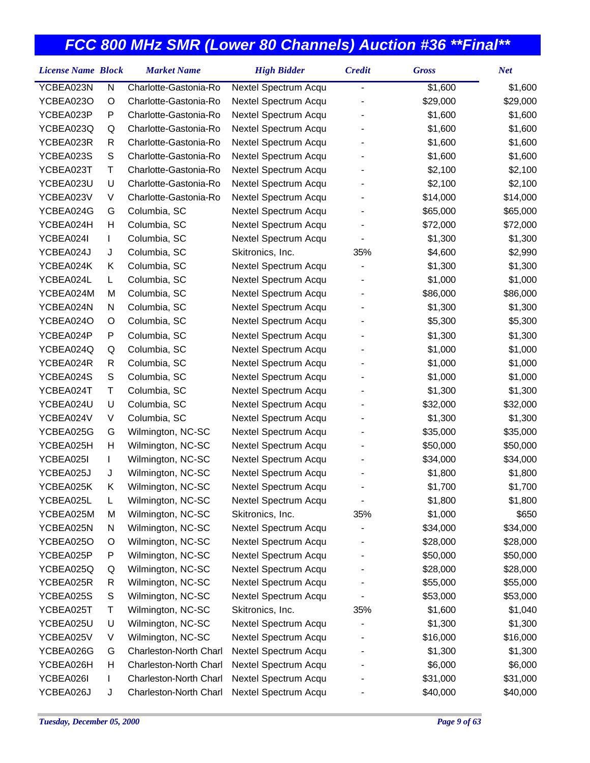# FCC 800 MHz SMR (Lower 80 Channels) Auction #36 **Final**

| License Name | Block | Market Name | High Bidder | Credit | Gross | Net |
|---|---|---|---|---|---|---|
| YCBEA023N | N | Charlotte-Gastonia-Ro | Nextel Spectrum Acqu | - | $1,600 | $1,600 |
| YCBEA023O | O | Charlotte-Gastonia-Ro | Nextel Spectrum Acqu | - | $29,000 | $29,000 |
| YCBEA023P | P | Charlotte-Gastonia-Ro | Nextel Spectrum Acqu | - | $1,600 | $1,600 |
| YCBEA023Q | Q | Charlotte-Gastonia-Ro | Nextel Spectrum Acqu | - | $1,600 | $1,600 |
| YCBEA023R | R | Charlotte-Gastonia-Ro | Nextel Spectrum Acqu | - | $1,600 | $1,600 |
| YCBEA023S | S | Charlotte-Gastonia-Ro | Nextel Spectrum Acqu | - | $1,600 | $1,600 |
| YCBEA023T | T | Charlotte-Gastonia-Ro | Nextel Spectrum Acqu | - | $2,100 | $2,100 |
| YCBEA023U | U | Charlotte-Gastonia-Ro | Nextel Spectrum Acqu | - | $2,100 | $2,100 |
| YCBEA023V | V | Charlotte-Gastonia-Ro | Nextel Spectrum Acqu | - | $14,000 | $14,000 |
| YCBEA024G | G | Columbia, SC | Nextel Spectrum Acqu | - | $65,000 | $65,000 |
| YCBEA024H | H | Columbia, SC | Nextel Spectrum Acqu | - | $72,000 | $72,000 |
| YCBEA024I | I | Columbia, SC | Nextel Spectrum Acqu | - | $1,300 | $1,300 |
| YCBEA024J | J | Columbia, SC | Skitronics, Inc. | 35% | $4,600 | $2,990 |
| YCBEA024K | K | Columbia, SC | Nextel Spectrum Acqu | - | $1,300 | $1,300 |
| YCBEA024L | L | Columbia, SC | Nextel Spectrum Acqu | - | $1,000 | $1,000 |
| YCBEA024M | M | Columbia, SC | Nextel Spectrum Acqu | - | $86,000 | $86,000 |
| YCBEA024N | N | Columbia, SC | Nextel Spectrum Acqu | - | $1,300 | $1,300 |
| YCBEA024O | O | Columbia, SC | Nextel Spectrum Acqu | - | $5,300 | $5,300 |
| YCBEA024P | P | Columbia, SC | Nextel Spectrum Acqu | - | $1,300 | $1,300 |
| YCBEA024Q | Q | Columbia, SC | Nextel Spectrum Acqu | - | $1,000 | $1,000 |
| YCBEA024R | R | Columbia, SC | Nextel Spectrum Acqu | - | $1,000 | $1,000 |
| YCBEA024S | S | Columbia, SC | Nextel Spectrum Acqu | - | $1,000 | $1,000 |
| YCBEA024T | T | Columbia, SC | Nextel Spectrum Acqu | - | $1,300 | $1,300 |
| YCBEA024U | U | Columbia, SC | Nextel Spectrum Acqu | - | $32,000 | $32,000 |
| YCBEA024V | V | Columbia, SC | Nextel Spectrum Acqu | - | $1,300 | $1,300 |
| YCBEA025G | G | Wilmington, NC-SC | Nextel Spectrum Acqu | - | $35,000 | $35,000 |
| YCBEA025H | H | Wilmington, NC-SC | Nextel Spectrum Acqu | - | $50,000 | $50,000 |
| YCBEA025I | I | Wilmington, NC-SC | Nextel Spectrum Acqu | - | $34,000 | $34,000 |
| YCBEA025J | J | Wilmington, NC-SC | Nextel Spectrum Acqu | - | $1,800 | $1,800 |
| YCBEA025K | K | Wilmington, NC-SC | Nextel Spectrum Acqu | - | $1,700 | $1,700 |
| YCBEA025L | L | Wilmington, NC-SC | Nextel Spectrum Acqu | - | $1,800 | $1,800 |
| YCBEA025M | M | Wilmington, NC-SC | Skitronics, Inc. | 35% | $1,000 | $650 |
| YCBEA025N | N | Wilmington, NC-SC | Nextel Spectrum Acqu | - | $34,000 | $34,000 |
| YCBEA025O | O | Wilmington, NC-SC | Nextel Spectrum Acqu | - | $28,000 | $28,000 |
| YCBEA025P | P | Wilmington, NC-SC | Nextel Spectrum Acqu | - | $50,000 | $50,000 |
| YCBEA025Q | Q | Wilmington, NC-SC | Nextel Spectrum Acqu | - | $28,000 | $28,000 |
| YCBEA025R | R | Wilmington, NC-SC | Nextel Spectrum Acqu | - | $55,000 | $55,000 |
| YCBEA025S | S | Wilmington, NC-SC | Nextel Spectrum Acqu | - | $53,000 | $53,000 |
| YCBEA025T | T | Wilmington, NC-SC | Skitronics, Inc. | 35% | $1,600 | $1,040 |
| YCBEA025U | U | Wilmington, NC-SC | Nextel Spectrum Acqu | - | $1,300 | $1,300 |
| YCBEA025V | V | Wilmington, NC-SC | Nextel Spectrum Acqu | - | $16,000 | $16,000 |
| YCBEA026G | G | Charleston-North Charl | Nextel Spectrum Acqu | - | $1,300 | $1,300 |
| YCBEA026H | H | Charleston-North Charl | Nextel Spectrum Acqu | - | $6,000 | $6,000 |
| YCBEA026I | I | Charleston-North Charl | Nextel Spectrum Acqu | - | $31,000 | $31,000 |
| YCBEA026J | J | Charleston-North Charl | Nextel Spectrum Acqu | - | $40,000 | $40,000 |

*Tuesday, December 05, 2000*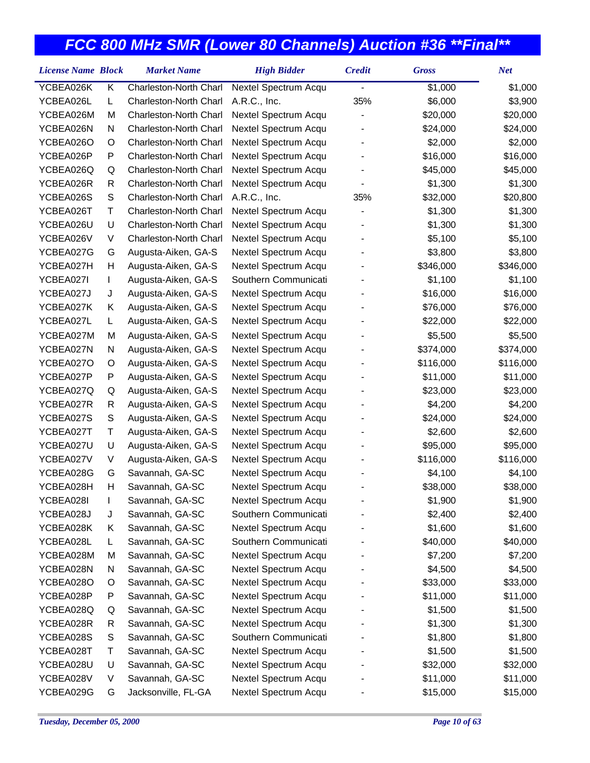# FCC 800 MHz SMR (Lower 80 Channels) Auction #36 **Final**

| License Name | Block | Market Name | High Bidder | Credit | Gross | Net |
|---|---|---|---|---|---|---|
| YCBEA026K | K | Charleston-North Charl | Nextel Spectrum Acqu | - | $1,000 | $1,000 |
| YCBEA026L | L | Charleston-North Charl | A.R.C., Inc. | 35% | $6,000 | $3,900 |
| YCBEA026M | M | Charleston-North Charl | Nextel Spectrum Acqu | - | $20,000 | $20,000 |
| YCBEA026N | N | Charleston-North Charl | Nextel Spectrum Acqu | - | $24,000 | $24,000 |
| YCBEA026O | O | Charleston-North Charl | Nextel Spectrum Acqu | - | $2,000 | $2,000 |
| YCBEA026P | P | Charleston-North Charl | Nextel Spectrum Acqu | - | $16,000 | $16,000 |
| YCBEA026Q | Q | Charleston-North Charl | Nextel Spectrum Acqu | - | $45,000 | $45,000 |
| YCBEA026R | R | Charleston-North Charl | Nextel Spectrum Acqu | - | $1,300 | $1,300 |
| YCBEA026S | S | Charleston-North Charl | A.R.C., Inc. | 35% | $32,000 | $20,800 |
| YCBEA026T | T | Charleston-North Charl | Nextel Spectrum Acqu | - | $1,300 | $1,300 |
| YCBEA026U | U | Charleston-North Charl | Nextel Spectrum Acqu | - | $1,300 | $1,300 |
| YCBEA026V | V | Charleston-North Charl | Nextel Spectrum Acqu | - | $5,100 | $5,100 |
| YCBEA027G | G | Augusta-Aiken, GA-S | Nextel Spectrum Acqu | - | $3,800 | $3,800 |
| YCBEA027H | H | Augusta-Aiken, GA-S | Nextel Spectrum Acqu | - | $346,000 | $346,000 |
| YCBEA027I | I | Augusta-Aiken, GA-S | Southern Communicati | - | $1,100 | $1,100 |
| YCBEA027J | J | Augusta-Aiken, GA-S | Nextel Spectrum Acqu | - | $16,000 | $16,000 |
| YCBEA027K | K | Augusta-Aiken, GA-S | Nextel Spectrum Acqu | - | $76,000 | $76,000 |
| YCBEA027L | L | Augusta-Aiken, GA-S | Nextel Spectrum Acqu | - | $22,000 | $22,000 |
| YCBEA027M | M | Augusta-Aiken, GA-S | Nextel Spectrum Acqu | - | $5,500 | $5,500 |
| YCBEA027N | N | Augusta-Aiken, GA-S | Nextel Spectrum Acqu | - | $374,000 | $374,000 |
| YCBEA027O | O | Augusta-Aiken, GA-S | Nextel Spectrum Acqu | - | $116,000 | $116,000 |
| YCBEA027P | P | Augusta-Aiken, GA-S | Nextel Spectrum Acqu | - | $11,000 | $11,000 |
| YCBEA027Q | Q | Augusta-Aiken, GA-S | Nextel Spectrum Acqu | - | $23,000 | $23,000 |
| YCBEA027R | R | Augusta-Aiken, GA-S | Nextel Spectrum Acqu | - | $4,200 | $4,200 |
| YCBEA027S | S | Augusta-Aiken, GA-S | Nextel Spectrum Acqu | - | $24,000 | $24,000 |
| YCBEA027T | T | Augusta-Aiken, GA-S | Nextel Spectrum Acqu | - | $2,600 | $2,600 |
| YCBEA027U | U | Augusta-Aiken, GA-S | Nextel Spectrum Acqu | - | $95,000 | $95,000 |
| YCBEA027V | V | Augusta-Aiken, GA-S | Nextel Spectrum Acqu | - | $116,000 | $116,000 |
| YCBEA028G | G | Savannah, GA-SC | Nextel Spectrum Acqu | - | $4,100 | $4,100 |
| YCBEA028H | H | Savannah, GA-SC | Nextel Spectrum Acqu | - | $38,000 | $38,000 |
| YCBEA028I | I | Savannah, GA-SC | Nextel Spectrum Acqu | - | $1,900 | $1,900 |
| YCBEA028J | J | Savannah, GA-SC | Southern Communicati | - | $2,400 | $2,400 |
| YCBEA028K | K | Savannah, GA-SC | Nextel Spectrum Acqu | - | $1,600 | $1,600 |
| YCBEA028L | L | Savannah, GA-SC | Southern Communicati | - | $40,000 | $40,000 |
| YCBEA028M | M | Savannah, GA-SC | Nextel Spectrum Acqu | - | $7,200 | $7,200 |
| YCBEA028N | N | Savannah, GA-SC | Nextel Spectrum Acqu | - | $4,500 | $4,500 |
| YCBEA028O | O | Savannah, GA-SC | Nextel Spectrum Acqu | - | $33,000 | $33,000 |
| YCBEA028P | P | Savannah, GA-SC | Nextel Spectrum Acqu | - | $11,000 | $11,000 |
| YCBEA028Q | Q | Savannah, GA-SC | Nextel Spectrum Acqu | - | $1,500 | $1,500 |
| YCBEA028R | R | Savannah, GA-SC | Nextel Spectrum Acqu | - | $1,300 | $1,300 |
| YCBEA028S | S | Savannah, GA-SC | Southern Communicati | - | $1,800 | $1,800 |
| YCBEA028T | T | Savannah, GA-SC | Nextel Spectrum Acqu | - | $1,500 | $1,500 |
| YCBEA028U | U | Savannah, GA-SC | Nextel Spectrum Acqu | - | $32,000 | $32,000 |
| YCBEA028V | V | Savannah, GA-SC | Nextel Spectrum Acqu | - | $11,000 | $11,000 |
| YCBEA029G | G | Jacksonville, FL-GA | Nextel Spectrum Acqu | - | $15,000 | $15,000 |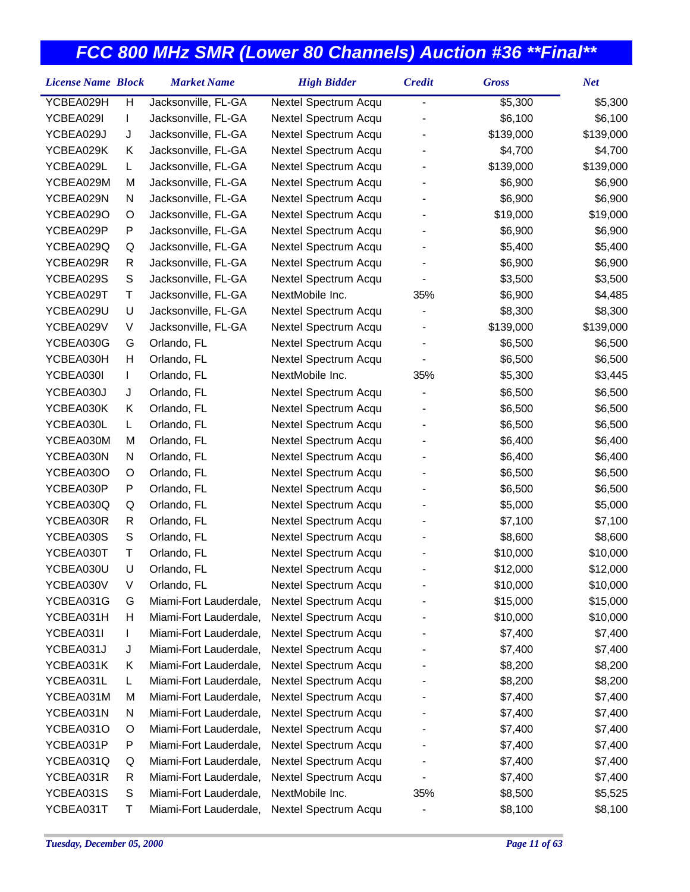# FCC 800 MHz SMR (Lower 80 Channels) Auction #36 **Final**

| License Name | Block | Market Name | High Bidder | Credit | Gross | Net |
|---|---|---|---|---|---|---|
| YCBEA029H | H | Jacksonville, FL-GA | Nextel Spectrum Acqu | - | $5,300 | $5,300 |
| YCBEA029I | I | Jacksonville, FL-GA | Nextel Spectrum Acqu | - | $6,100 | $6,100 |
| YCBEA029J | J | Jacksonville, FL-GA | Nextel Spectrum Acqu | - | $139,000 | $139,000 |
| YCBEA029K | K | Jacksonville, FL-GA | Nextel Spectrum Acqu | - | $4,700 | $4,700 |
| YCBEA029L | L | Jacksonville, FL-GA | Nextel Spectrum Acqu | - | $139,000 | $139,000 |
| YCBEA029M | M | Jacksonville, FL-GA | Nextel Spectrum Acqu | - | $6,900 | $6,900 |
| YCBEA029N | N | Jacksonville, FL-GA | Nextel Spectrum Acqu | - | $6,900 | $6,900 |
| YCBEA029O | O | Jacksonville, FL-GA | Nextel Spectrum Acqu | - | $19,000 | $19,000 |
| YCBEA029P | P | Jacksonville, FL-GA | Nextel Spectrum Acqu | - | $6,900 | $6,900 |
| YCBEA029Q | Q | Jacksonville, FL-GA | Nextel Spectrum Acqu | - | $5,400 | $5,400 |
| YCBEA029R | R | Jacksonville, FL-GA | Nextel Spectrum Acqu | - | $6,900 | $6,900 |
| YCBEA029S | S | Jacksonville, FL-GA | Nextel Spectrum Acqu | - | $3,500 | $3,500 |
| YCBEA029T | T | Jacksonville, FL-GA | NextMobile Inc. | 35% | $6,900 | $4,485 |
| YCBEA029U | U | Jacksonville, FL-GA | Nextel Spectrum Acqu | - | $8,300 | $8,300 |
| YCBEA029V | V | Jacksonville, FL-GA | Nextel Spectrum Acqu | - | $139,000 | $139,000 |
| YCBEA030G | G | Orlando, FL | Nextel Spectrum Acqu | - | $6,500 | $6,500 |
| YCBEA030H | H | Orlando, FL | Nextel Spectrum Acqu | - | $6,500 | $6,500 |
| YCBEA030I | I | Orlando, FL | NextMobile Inc. | 35% | $5,300 | $3,445 |
| YCBEA030J | J | Orlando, FL | Nextel Spectrum Acqu | - | $6,500 | $6,500 |
| YCBEA030K | K | Orlando, FL | Nextel Spectrum Acqu | - | $6,500 | $6,500 |
| YCBEA030L | L | Orlando, FL | Nextel Spectrum Acqu | - | $6,500 | $6,500 |
| YCBEA030M | M | Orlando, FL | Nextel Spectrum Acqu | - | $6,400 | $6,400 |
| YCBEA030N | N | Orlando, FL | Nextel Spectrum Acqu | - | $6,400 | $6,400 |
| YCBEA030O | O | Orlando, FL | Nextel Spectrum Acqu | - | $6,500 | $6,500 |
| YCBEA030P | P | Orlando, FL | Nextel Spectrum Acqu | - | $6,500 | $6,500 |
| YCBEA030Q | Q | Orlando, FL | Nextel Spectrum Acqu | - | $5,000 | $5,000 |
| YCBEA030R | R | Orlando, FL | Nextel Spectrum Acqu | - | $7,100 | $7,100 |
| YCBEA030S | S | Orlando, FL | Nextel Spectrum Acqu | - | $8,600 | $8,600 |
| YCBEA030T | T | Orlando, FL | Nextel Spectrum Acqu | - | $10,000 | $10,000 |
| YCBEA030U | U | Orlando, FL | Nextel Spectrum Acqu | - | $12,000 | $12,000 |
| YCBEA030V | V | Orlando, FL | Nextel Spectrum Acqu | - | $10,000 | $10,000 |
| YCBEA031G | G | Miami-Fort Lauderdale, | Nextel Spectrum Acqu | - | $15,000 | $15,000 |
| YCBEA031H | H | Miami-Fort Lauderdale, | Nextel Spectrum Acqu | - | $10,000 | $10,000 |
| YCBEA031I | I | Miami-Fort Lauderdale, | Nextel Spectrum Acqu | - | $7,400 | $7,400 |
| YCBEA031J | J | Miami-Fort Lauderdale, | Nextel Spectrum Acqu | - | $7,400 | $7,400 |
| YCBEA031K | K | Miami-Fort Lauderdale, | Nextel Spectrum Acqu | - | $8,200 | $8,200 |
| YCBEA031L | L | Miami-Fort Lauderdale, | Nextel Spectrum Acqu | - | $8,200 | $8,200 |
| YCBEA031M | M | Miami-Fort Lauderdale, | Nextel Spectrum Acqu | - | $7,400 | $7,400 |
| YCBEA031N | N | Miami-Fort Lauderdale, | Nextel Spectrum Acqu | - | $7,400 | $7,400 |
| YCBEA031O | O | Miami-Fort Lauderdale, | Nextel Spectrum Acqu | - | $7,400 | $7,400 |
| YCBEA031P | P | Miami-Fort Lauderdale, | Nextel Spectrum Acqu | - | $7,400 | $7,400 |
| YCBEA031Q | Q | Miami-Fort Lauderdale, | Nextel Spectrum Acqu | - | $7,400 | $7,400 |
| YCBEA031R | R | Miami-Fort Lauderdale, | Nextel Spectrum Acqu | - | $7,400 | $7,400 |
| YCBEA031S | S | Miami-Fort Lauderdale, | NextMobile Inc. | 35% | $8,500 | $5,525 |
| YCBEA031T | T | Miami-Fort Lauderdale, | Nextel Spectrum Acqu | - | $8,100 | $8,100 |

*Tuesday, December 05, 2000*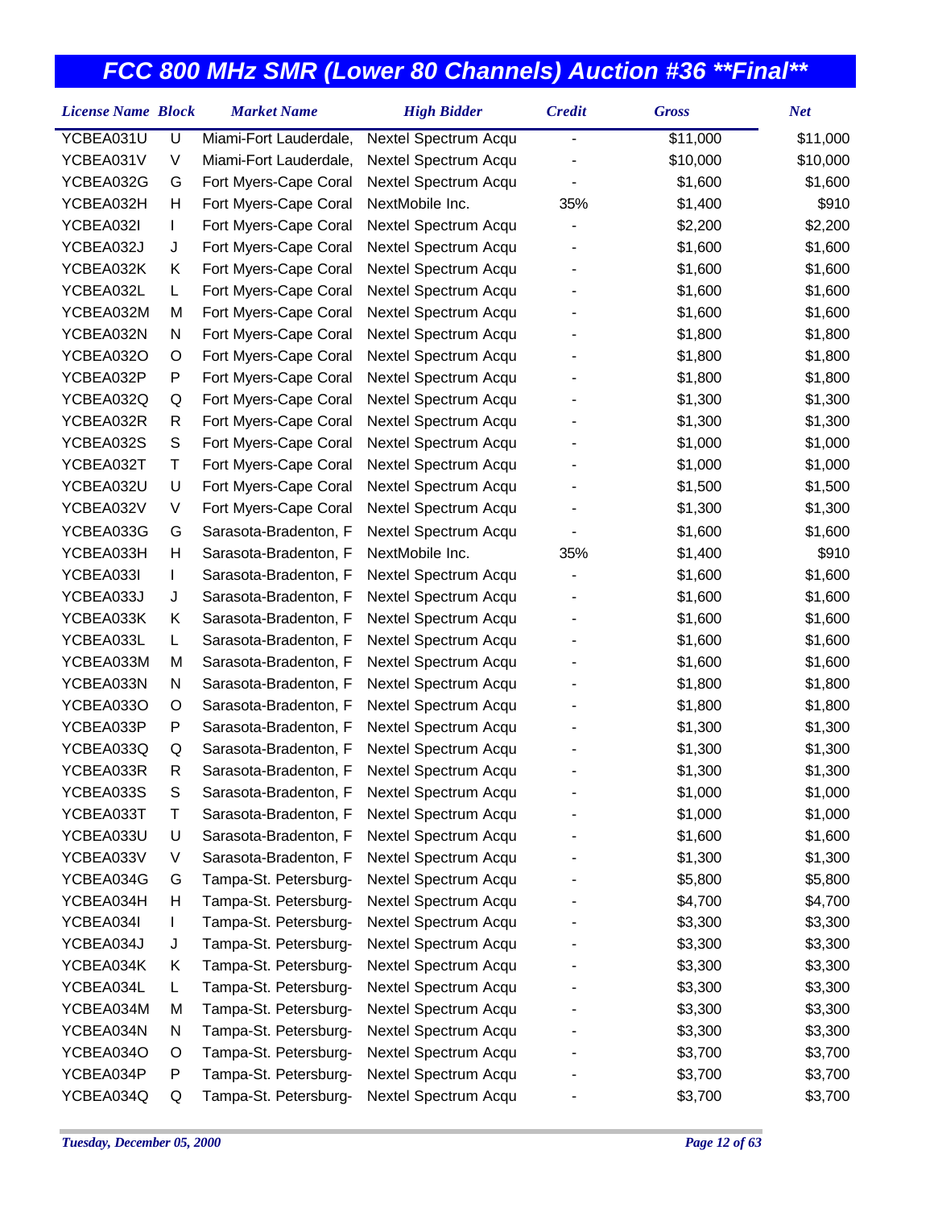# FCC 800 MHz SMR (Lower 80 Channels) Auction #36 **Final**

| License Name | Block | Market Name | High Bidder | Credit | Gross | Net |
|---|---|---|---|---|---|---|
| YCBEA031U | U | Miami-Fort Lauderdale, | Nextel Spectrum Acqu | - | $11,000 | $11,000 |
| YCBEA031V | V | Miami-Fort Lauderdale, | Nextel Spectrum Acqu | - | $10,000 | $10,000 |
| YCBEA032G | G | Fort Myers-Cape Coral | Nextel Spectrum Acqu | - | $1,600 | $1,600 |
| YCBEA032H | H | Fort Myers-Cape Coral | NextMobile Inc. | 35% | $1,400 | $910 |
| YCBEA032I | I | Fort Myers-Cape Coral | Nextel Spectrum Acqu | - | $2,200 | $2,200 |
| YCBEA032J | J | Fort Myers-Cape Coral | Nextel Spectrum Acqu | - | $1,600 | $1,600 |
| YCBEA032K | K | Fort Myers-Cape Coral | Nextel Spectrum Acqu | - | $1,600 | $1,600 |
| YCBEA032L | L | Fort Myers-Cape Coral | Nextel Spectrum Acqu | - | $1,600 | $1,600 |
| YCBEA032M | M | Fort Myers-Cape Coral | Nextel Spectrum Acqu | - | $1,600 | $1,600 |
| YCBEA032N | N | Fort Myers-Cape Coral | Nextel Spectrum Acqu | - | $1,800 | $1,800 |
| YCBEA032O | O | Fort Myers-Cape Coral | Nextel Spectrum Acqu | - | $1,800 | $1,800 |
| YCBEA032P | P | Fort Myers-Cape Coral | Nextel Spectrum Acqu | - | $1,800 | $1,800 |
| YCBEA032Q | Q | Fort Myers-Cape Coral | Nextel Spectrum Acqu | - | $1,300 | $1,300 |
| YCBEA032R | R | Fort Myers-Cape Coral | Nextel Spectrum Acqu | - | $1,300 | $1,300 |
| YCBEA032S | S | Fort Myers-Cape Coral | Nextel Spectrum Acqu | - | $1,000 | $1,000 |
| YCBEA032T | T | Fort Myers-Cape Coral | Nextel Spectrum Acqu | - | $1,000 | $1,000 |
| YCBEA032U | U | Fort Myers-Cape Coral | Nextel Spectrum Acqu | - | $1,500 | $1,500 |
| YCBEA032V | V | Fort Myers-Cape Coral | Nextel Spectrum Acqu | - | $1,300 | $1,300 |
| YCBEA033G | G | Sarasota-Bradenton, F | Nextel Spectrum Acqu | - | $1,600 | $1,600 |
| YCBEA033H | H | Sarasota-Bradenton, F | NextMobile Inc. | 35% | $1,400 | $910 |
| YCBEA033I | I | Sarasota-Bradenton, F | Nextel Spectrum Acqu | - | $1,600 | $1,600 |
| YCBEA033J | J | Sarasota-Bradenton, F | Nextel Spectrum Acqu | - | $1,600 | $1,600 |
| YCBEA033K | K | Sarasota-Bradenton, F | Nextel Spectrum Acqu | - | $1,600 | $1,600 |
| YCBEA033L | L | Sarasota-Bradenton, F | Nextel Spectrum Acqu | - | $1,600 | $1,600 |
| YCBEA033M | M | Sarasota-Bradenton, F | Nextel Spectrum Acqu | - | $1,600 | $1,600 |
| YCBEA033N | N | Sarasota-Bradenton, F | Nextel Spectrum Acqu | - | $1,800 | $1,800 |
| YCBEA033O | O | Sarasota-Bradenton, F | Nextel Spectrum Acqu | - | $1,800 | $1,800 |
| YCBEA033P | P | Sarasota-Bradenton, F | Nextel Spectrum Acqu | - | $1,300 | $1,300 |
| YCBEA033Q | Q | Sarasota-Bradenton, F | Nextel Spectrum Acqu | - | $1,300 | $1,300 |
| YCBEA033R | R | Sarasota-Bradenton, F | Nextel Spectrum Acqu | - | $1,300 | $1,300 |
| YCBEA033S | S | Sarasota-Bradenton, F | Nextel Spectrum Acqu | - | $1,000 | $1,000 |
| YCBEA033T | T | Sarasota-Bradenton, F | Nextel Spectrum Acqu | - | $1,000 | $1,000 |
| YCBEA033U | U | Sarasota-Bradenton, F | Nextel Spectrum Acqu | - | $1,600 | $1,600 |
| YCBEA033V | V | Sarasota-Bradenton, F | Nextel Spectrum Acqu | - | $1,300 | $1,300 |
| YCBEA034G | G | Tampa-St. Petersburg- | Nextel Spectrum Acqu | - | $5,800 | $5,800 |
| YCBEA034H | H | Tampa-St. Petersburg- | Nextel Spectrum Acqu | - | $4,700 | $4,700 |
| YCBEA034I | I | Tampa-St. Petersburg- | Nextel Spectrum Acqu | - | $3,300 | $3,300 |
| YCBEA034J | J | Tampa-St. Petersburg- | Nextel Spectrum Acqu | - | $3,300 | $3,300 |
| YCBEA034K | K | Tampa-St. Petersburg- | Nextel Spectrum Acqu | - | $3,300 | $3,300 |
| YCBEA034L | L | Tampa-St. Petersburg- | Nextel Spectrum Acqu | - | $3,300 | $3,300 |
| YCBEA034M | M | Tampa-St. Petersburg- | Nextel Spectrum Acqu | - | $3,300 | $3,300 |
| YCBEA034N | N | Tampa-St. Petersburg- | Nextel Spectrum Acqu | - | $3,300 | $3,300 |
| YCBEA034O | O | Tampa-St. Petersburg- | Nextel Spectrum Acqu | - | $3,700 | $3,700 |
| YCBEA034P | P | Tampa-St. Petersburg- | Nextel Spectrum Acqu | - | $3,700 | $3,700 |
| YCBEA034Q | Q | Tampa-St. Petersburg- | Nextel Spectrum Acqu | - | $3,700 | $3,700 |

*Tuesday, December 05, 2000*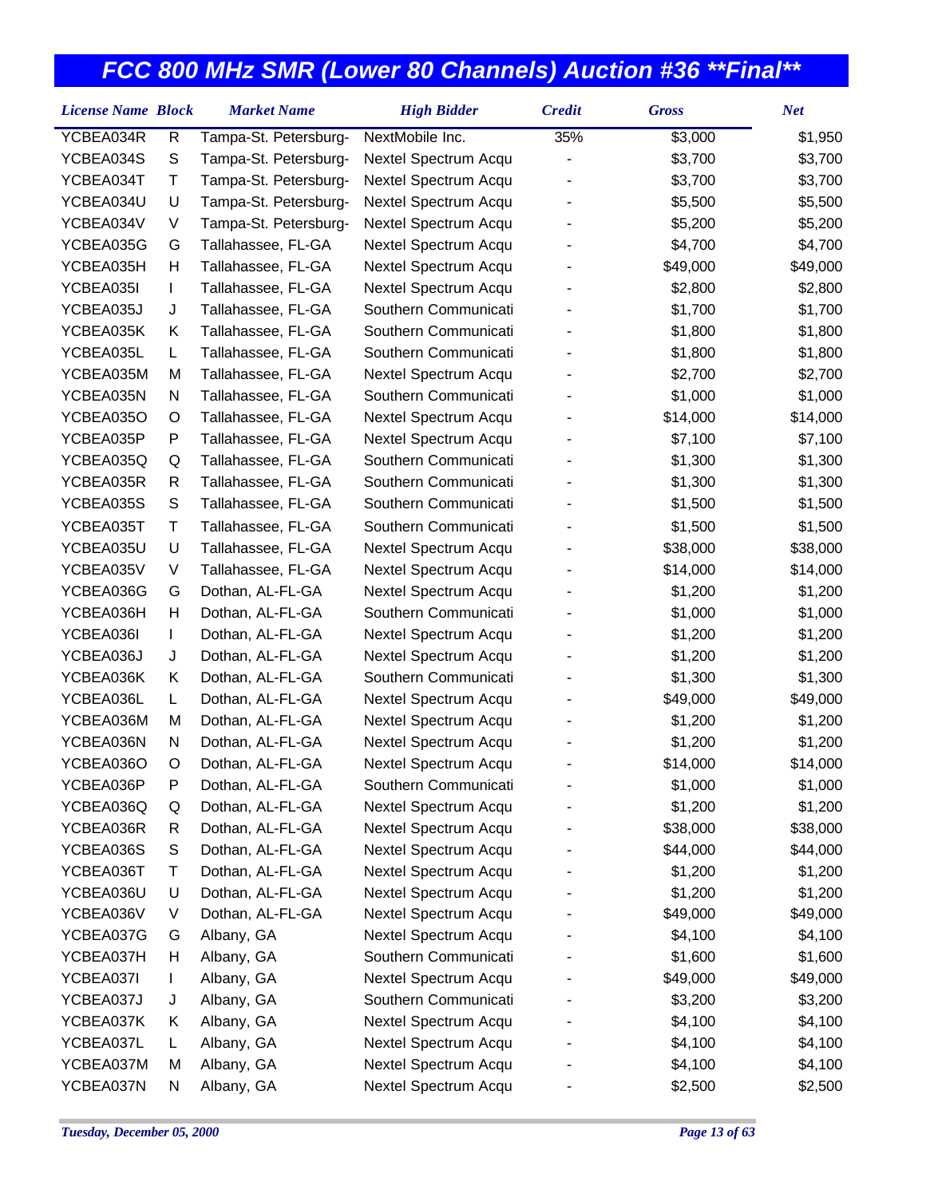# FCC 800 MHz SMR (Lower 80 Channels) Auction #36 **Final**

| License Name | Block | Market Name | High Bidder | Credit | Gross | Net |
|---|---|---|---|---|---|---|
| YCBEA034R | R | Tampa-St. Petersburg- | NextMobile Inc. | 35% | $3,000 | $1,950 |
| YCBEA034S | S | Tampa-St. Petersburg- | Nextel Spectrum Acqu | - | $3,700 | $3,700 |
| YCBEA034T | T | Tampa-St. Petersburg- | Nextel Spectrum Acqu | - | $3,700 | $3,700 |
| YCBEA034U | U | Tampa-St. Petersburg- | Nextel Spectrum Acqu | - | $5,500 | $5,500 |
| YCBEA034V | V | Tampa-St. Petersburg- | Nextel Spectrum Acqu | - | $5,200 | $5,200 |
| YCBEA035G | G | Tallahassee, FL-GA | Nextel Spectrum Acqu | - | $4,700 | $4,700 |
| YCBEA035H | H | Tallahassee, FL-GA | Nextel Spectrum Acqu | - | $49,000 | $49,000 |
| YCBEA035I | I | Tallahassee, FL-GA | Nextel Spectrum Acqu | - | $2,800 | $2,800 |
| YCBEA035J | J | Tallahassee, FL-GA | Southern Communicati | - | $1,700 | $1,700 |
| YCBEA035K | K | Tallahassee, FL-GA | Southern Communicati | - | $1,800 | $1,800 |
| YCBEA035L | L | Tallahassee, FL-GA | Southern Communicati | - | $1,800 | $1,800 |
| YCBEA035M | M | Tallahassee, FL-GA | Nextel Spectrum Acqu | - | $2,700 | $2,700 |
| YCBEA035N | N | Tallahassee, FL-GA | Southern Communicati | - | $1,000 | $1,000 |
| YCBEA035O | O | Tallahassee, FL-GA | Nextel Spectrum Acqu | - | $14,000 | $14,000 |
| YCBEA035P | P | Tallahassee, FL-GA | Nextel Spectrum Acqu | - | $7,100 | $7,100 |
| YCBEA035Q | Q | Tallahassee, FL-GA | Southern Communicati | - | $1,300 | $1,300 |
| YCBEA035R | R | Tallahassee, FL-GA | Southern Communicati | - | $1,300 | $1,300 |
| YCBEA035S | S | Tallahassee, FL-GA | Southern Communicati | - | $1,500 | $1,500 |
| YCBEA035T | T | Tallahassee, FL-GA | Southern Communicati | - | $1,500 | $1,500 |
| YCBEA035U | U | Tallahassee, FL-GA | Nextel Spectrum Acqu | - | $38,000 | $38,000 |
| YCBEA035V | V | Tallahassee, FL-GA | Nextel Spectrum Acqu | - | $14,000 | $14,000 |
| YCBEA036G | G | Dothan, AL-FL-GA | Nextel Spectrum Acqu | - | $1,200 | $1,200 |
| YCBEA036H | H | Dothan, AL-FL-GA | Southern Communicati | - | $1,000 | $1,000 |
| YCBEA036I | I | Dothan, AL-FL-GA | Nextel Spectrum Acqu | - | $1,200 | $1,200 |
| YCBEA036J | J | Dothan, AL-FL-GA | Nextel Spectrum Acqu | - | $1,200 | $1,200 |
| YCBEA036K | K | Dothan, AL-FL-GA | Southern Communicati | - | $1,300 | $1,300 |
| YCBEA036L | L | Dothan, AL-FL-GA | Nextel Spectrum Acqu | - | $49,000 | $49,000 |
| YCBEA036M | M | Dothan, AL-FL-GA | Nextel Spectrum Acqu | - | $1,200 | $1,200 |
| YCBEA036N | N | Dothan, AL-FL-GA | Nextel Spectrum Acqu | - | $1,200 | $1,200 |
| YCBEA036O | O | Dothan, AL-FL-GA | Nextel Spectrum Acqu | - | $14,000 | $14,000 |
| YCBEA036P | P | Dothan, AL-FL-GA | Southern Communicati | - | $1,000 | $1,000 |
| YCBEA036Q | Q | Dothan, AL-FL-GA | Nextel Spectrum Acqu | - | $1,200 | $1,200 |
| YCBEA036R | R | Dothan, AL-FL-GA | Nextel Spectrum Acqu | - | $38,000 | $38,000 |
| YCBEA036S | S | Dothan, AL-FL-GA | Nextel Spectrum Acqu | - | $44,000 | $44,000 |
| YCBEA036T | T | Dothan, AL-FL-GA | Nextel Spectrum Acqu | - | $1,200 | $1,200 |
| YCBEA036U | U | Dothan, AL-FL-GA | Nextel Spectrum Acqu | - | $1,200 | $1,200 |
| YCBEA036V | V | Dothan, AL-FL-GA | Nextel Spectrum Acqu | - | $49,000 | $49,000 |
| YCBEA037G | G | Albany, GA | Nextel Spectrum Acqu | - | $4,100 | $4,100 |
| YCBEA037H | H | Albany, GA | Southern Communicati | - | $1,600 | $1,600 |
| YCBEA037I | I | Albany, GA | Nextel Spectrum Acqu | - | $49,000 | $49,000 |
| YCBEA037J | J | Albany, GA | Southern Communicati | - | $3,200 | $3,200 |
| YCBEA037K | K | Albany, GA | Nextel Spectrum Acqu | - | $4,100 | $4,100 |
| YCBEA037L | L | Albany, GA | Nextel Spectrum Acqu | - | $4,100 | $4,100 |
| YCBEA037M | M | Albany, GA | Nextel Spectrum Acqu | - | $4,100 | $4,100 |
| YCBEA037N | N | Albany, GA | Nextel Spectrum Acqu | - | $2,500 | $2,500 |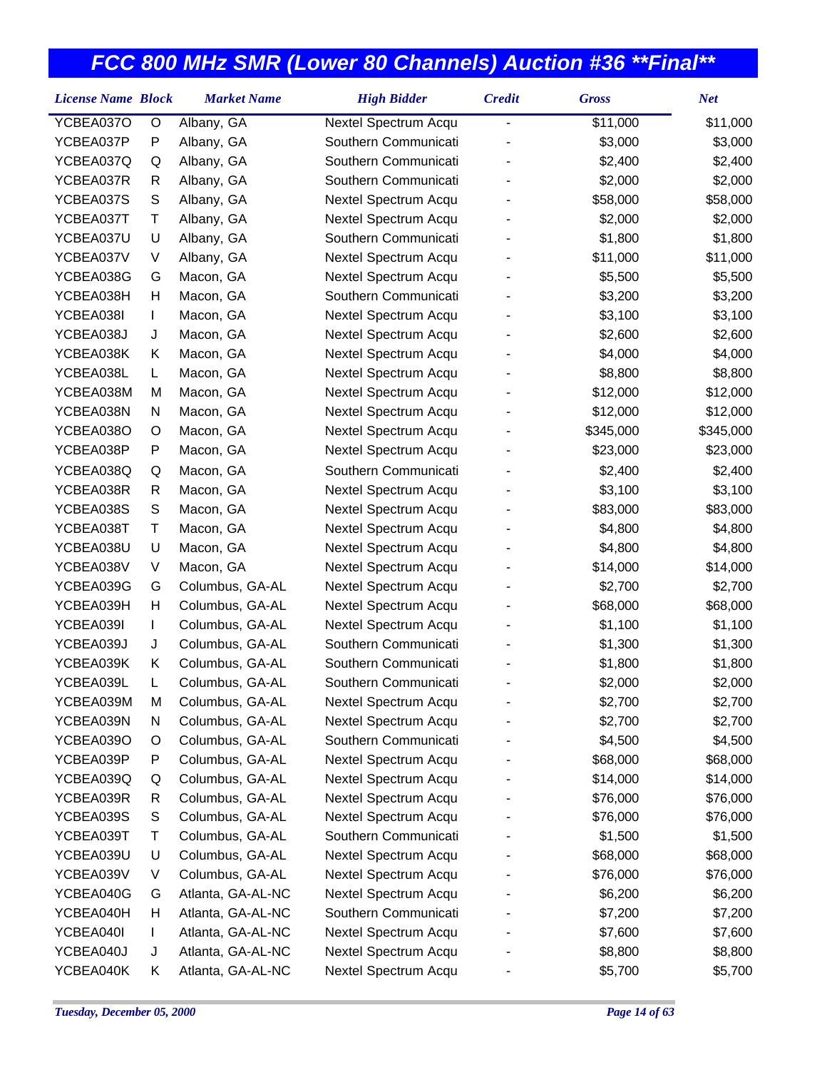# FCC 800 MHz SMR (Lower 80 Channels) Auction #36 **Final**

| License Name | Block | Market Name | High Bidder | Credit | Gross | Net |
|---|---|---|---|---|---|---|
| YCBEA037O | O | Albany, GA | Nextel Spectrum Acqu | - | $11,000 | $11,000 |
| YCBEA037P | P | Albany, GA | Southern Communicati | - | $3,000 | $3,000 |
| YCBEA037Q | Q | Albany, GA | Southern Communicati | - | $2,400 | $2,400 |
| YCBEA037R | R | Albany, GA | Southern Communicati | - | $2,000 | $2,000 |
| YCBEA037S | S | Albany, GA | Nextel Spectrum Acqu | - | $58,000 | $58,000 |
| YCBEA037T | T | Albany, GA | Nextel Spectrum Acqu | - | $2,000 | $2,000 |
| YCBEA037U | U | Albany, GA | Southern Communicati | - | $1,800 | $1,800 |
| YCBEA037V | V | Albany, GA | Nextel Spectrum Acqu | - | $11,000 | $11,000 |
| YCBEA038G | G | Macon, GA | Nextel Spectrum Acqu | - | $5,500 | $5,500 |
| YCBEA038H | H | Macon, GA | Southern Communicati | - | $3,200 | $3,200 |
| YCBEA038I | I | Macon, GA | Nextel Spectrum Acqu | - | $3,100 | $3,100 |
| YCBEA038J | J | Macon, GA | Nextel Spectrum Acqu | - | $2,600 | $2,600 |
| YCBEA038K | K | Macon, GA | Nextel Spectrum Acqu | - | $4,000 | $4,000 |
| YCBEA038L | L | Macon, GA | Nextel Spectrum Acqu | - | $8,800 | $8,800 |
| YCBEA038M | M | Macon, GA | Nextel Spectrum Acqu | - | $12,000 | $12,000 |
| YCBEA038N | N | Macon, GA | Nextel Spectrum Acqu | - | $12,000 | $12,000 |
| YCBEA038O | O | Macon, GA | Nextel Spectrum Acqu | - | $345,000 | $345,000 |
| YCBEA038P | P | Macon, GA | Nextel Spectrum Acqu | - | $23,000 | $23,000 |
| YCBEA038Q | Q | Macon, GA | Southern Communicati | - | $2,400 | $2,400 |
| YCBEA038R | R | Macon, GA | Nextel Spectrum Acqu | - | $3,100 | $3,100 |
| YCBEA038S | S | Macon, GA | Nextel Spectrum Acqu | - | $83,000 | $83,000 |
| YCBEA038T | T | Macon, GA | Nextel Spectrum Acqu | - | $4,800 | $4,800 |
| YCBEA038U | U | Macon, GA | Nextel Spectrum Acqu | - | $4,800 | $4,800 |
| YCBEA038V | V | Macon, GA | Nextel Spectrum Acqu | - | $14,000 | $14,000 |
| YCBEA039G | G | Columbus, GA-AL | Nextel Spectrum Acqu | - | $2,700 | $2,700 |
| YCBEA039H | H | Columbus, GA-AL | Nextel Spectrum Acqu | - | $68,000 | $68,000 |
| YCBEA039I | I | Columbus, GA-AL | Nextel Spectrum Acqu | - | $1,100 | $1,100 |
| YCBEA039J | J | Columbus, GA-AL | Southern Communicati | - | $1,300 | $1,300 |
| YCBEA039K | K | Columbus, GA-AL | Southern Communicati | - | $1,800 | $1,800 |
| YCBEA039L | L | Columbus, GA-AL | Southern Communicati | - | $2,000 | $2,000 |
| YCBEA039M | M | Columbus, GA-AL | Nextel Spectrum Acqu | - | $2,700 | $2,700 |
| YCBEA039N | N | Columbus, GA-AL | Nextel Spectrum Acqu | - | $2,700 | $2,700 |
| YCBEA039O | O | Columbus, GA-AL | Southern Communicati | - | $4,500 | $4,500 |
| YCBEA039P | P | Columbus, GA-AL | Nextel Spectrum Acqu | - | $68,000 | $68,000 |
| YCBEA039Q | Q | Columbus, GA-AL | Nextel Spectrum Acqu | - | $14,000 | $14,000 |
| YCBEA039R | R | Columbus, GA-AL | Nextel Spectrum Acqu | - | $76,000 | $76,000 |
| YCBEA039S | S | Columbus, GA-AL | Nextel Spectrum Acqu | - | $76,000 | $76,000 |
| YCBEA039T | T | Columbus, GA-AL | Southern Communicati | - | $1,500 | $1,500 |
| YCBEA039U | U | Columbus, GA-AL | Nextel Spectrum Acqu | - | $68,000 | $68,000 |
| YCBEA039V | V | Columbus, GA-AL | Nextel Spectrum Acqu | - | $76,000 | $76,000 |
| YCBEA040G | G | Atlanta, GA-AL-NC | Nextel Spectrum Acqu | - | $6,200 | $6,200 |
| YCBEA040H | H | Atlanta, GA-AL-NC | Southern Communicati | - | $7,200 | $7,200 |
| YCBEA040I | I | Atlanta, GA-AL-NC | Nextel Spectrum Acqu | - | $7,600 | $7,600 |
| YCBEA040J | J | Atlanta, GA-AL-NC | Nextel Spectrum Acqu | - | $8,800 | $8,800 |
| YCBEA040K | K | Atlanta, GA-AL-NC | Nextel Spectrum Acqu | - | $5,700 | $5,700 |

*Tuesday, December 05, 2000*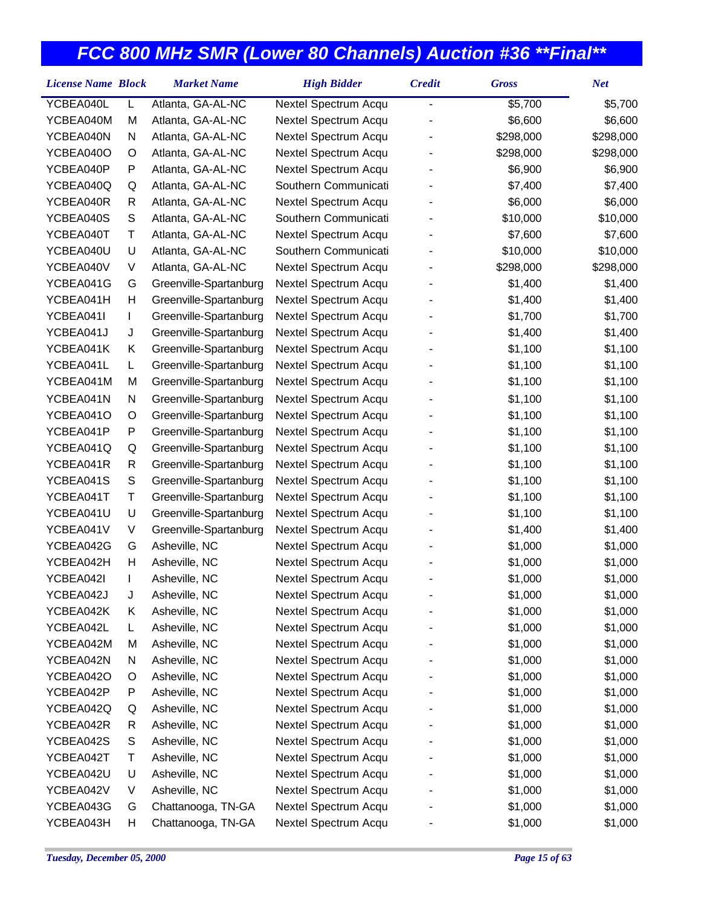# FCC 800 MHz SMR (Lower 80 Channels) Auction #36 **Final**

| License Name | Block | Market Name | High Bidder | Credit | Gross | Net |
|---|---|---|---|---|---|---|
| YCBEA040L | L | Atlanta, GA-AL-NC | Nextel Spectrum Acqu | - | $5,700 | $5,700 |
| YCBEA040M | M | Atlanta, GA-AL-NC | Nextel Spectrum Acqu | - | $6,600 | $6,600 |
| YCBEA040N | N | Atlanta, GA-AL-NC | Nextel Spectrum Acqu | - | $298,000 | $298,000 |
| YCBEA040O | O | Atlanta, GA-AL-NC | Nextel Spectrum Acqu | - | $298,000 | $298,000 |
| YCBEA040P | P | Atlanta, GA-AL-NC | Nextel Spectrum Acqu | - | $6,900 | $6,900 |
| YCBEA040Q | Q | Atlanta, GA-AL-NC | Southern Communicati | - | $7,400 | $7,400 |
| YCBEA040R | R | Atlanta, GA-AL-NC | Nextel Spectrum Acqu | - | $6,000 | $6,000 |
| YCBEA040S | S | Atlanta, GA-AL-NC | Southern Communicati | - | $10,000 | $10,000 |
| YCBEA040T | T | Atlanta, GA-AL-NC | Nextel Spectrum Acqu | - | $7,600 | $7,600 |
| YCBEA040U | U | Atlanta, GA-AL-NC | Southern Communicati | - | $10,000 | $10,000 |
| YCBEA040V | V | Atlanta, GA-AL-NC | Nextel Spectrum Acqu | - | $298,000 | $298,000 |
| YCBEA041G | G | Greenville-Spartanburg | Nextel Spectrum Acqu | - | $1,400 | $1,400 |
| YCBEA041H | H | Greenville-Spartanburg | Nextel Spectrum Acqu | - | $1,400 | $1,400 |
| YCBEA041I | I | Greenville-Spartanburg | Nextel Spectrum Acqu | - | $1,700 | $1,700 |
| YCBEA041J | J | Greenville-Spartanburg | Nextel Spectrum Acqu | - | $1,400 | $1,400 |
| YCBEA041K | K | Greenville-Spartanburg | Nextel Spectrum Acqu | - | $1,100 | $1,100 |
| YCBEA041L | L | Greenville-Spartanburg | Nextel Spectrum Acqu | - | $1,100 | $1,100 |
| YCBEA041M | M | Greenville-Spartanburg | Nextel Spectrum Acqu | - | $1,100 | $1,100 |
| YCBEA041N | N | Greenville-Spartanburg | Nextel Spectrum Acqu | - | $1,100 | $1,100 |
| YCBEA041O | O | Greenville-Spartanburg | Nextel Spectrum Acqu | - | $1,100 | $1,100 |
| YCBEA041P | P | Greenville-Spartanburg | Nextel Spectrum Acqu | - | $1,100 | $1,100 |
| YCBEA041Q | Q | Greenville-Spartanburg | Nextel Spectrum Acqu | - | $1,100 | $1,100 |
| YCBEA041R | R | Greenville-Spartanburg | Nextel Spectrum Acqu | - | $1,100 | $1,100 |
| YCBEA041S | S | Greenville-Spartanburg | Nextel Spectrum Acqu | - | $1,100 | $1,100 |
| YCBEA041T | T | Greenville-Spartanburg | Nextel Spectrum Acqu | - | $1,100 | $1,100 |
| YCBEA041U | U | Greenville-Spartanburg | Nextel Spectrum Acqu | - | $1,100 | $1,100 |
| YCBEA041V | V | Greenville-Spartanburg | Nextel Spectrum Acqu | - | $1,400 | $1,400 |
| YCBEA042G | G | Asheville, NC | Nextel Spectrum Acqu | - | $1,000 | $1,000 |
| YCBEA042H | H | Asheville, NC | Nextel Spectrum Acqu | - | $1,000 | $1,000 |
| YCBEA042I | I | Asheville, NC | Nextel Spectrum Acqu | - | $1,000 | $1,000 |
| YCBEA042J | J | Asheville, NC | Nextel Spectrum Acqu | - | $1,000 | $1,000 |
| YCBEA042K | K | Asheville, NC | Nextel Spectrum Acqu | - | $1,000 | $1,000 |
| YCBEA042L | L | Asheville, NC | Nextel Spectrum Acqu | - | $1,000 | $1,000 |
| YCBEA042M | M | Asheville, NC | Nextel Spectrum Acqu | - | $1,000 | $1,000 |
| YCBEA042N | N | Asheville, NC | Nextel Spectrum Acqu | - | $1,000 | $1,000 |
| YCBEA042O | O | Asheville, NC | Nextel Spectrum Acqu | - | $1,000 | $1,000 |
| YCBEA042P | P | Asheville, NC | Nextel Spectrum Acqu | - | $1,000 | $1,000 |
| YCBEA042Q | Q | Asheville, NC | Nextel Spectrum Acqu | - | $1,000 | $1,000 |
| YCBEA042R | R | Asheville, NC | Nextel Spectrum Acqu | - | $1,000 | $1,000 |
| YCBEA042S | S | Asheville, NC | Nextel Spectrum Acqu | - | $1,000 | $1,000 |
| YCBEA042T | T | Asheville, NC | Nextel Spectrum Acqu | - | $1,000 | $1,000 |
| YCBEA042U | U | Asheville, NC | Nextel Spectrum Acqu | - | $1,000 | $1,000 |
| YCBEA042V | V | Asheville, NC | Nextel Spectrum Acqu | - | $1,000 | $1,000 |
| YCBEA043G | G | Chattanooga, TN-GA | Nextel Spectrum Acqu | - | $1,000 | $1,000 |
| YCBEA043H | H | Chattanooga, TN-GA | Nextel Spectrum Acqu | - | $1,000 | $1,000 |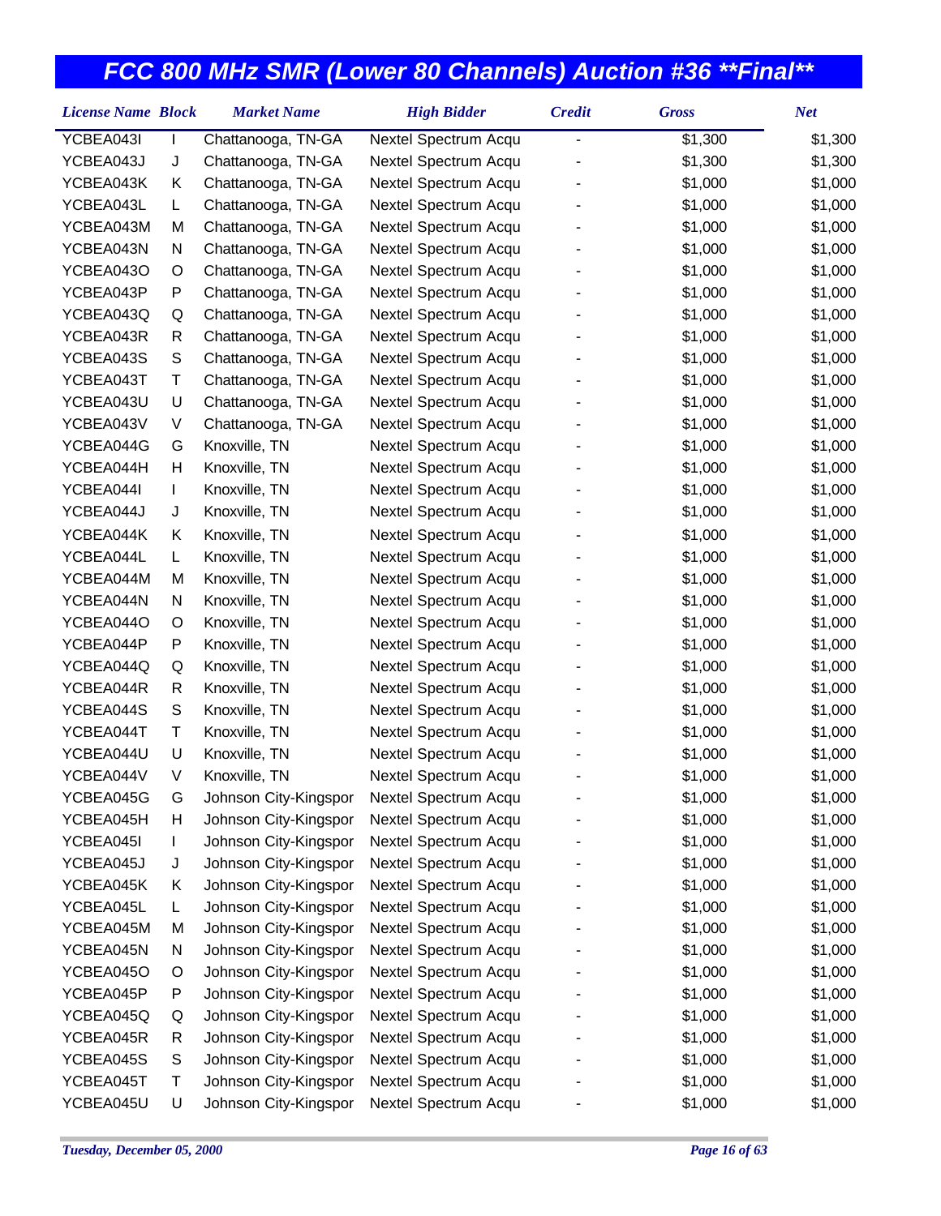# FCC 800 MHz SMR (Lower 80 Channels) Auction #36 **Final**

| License Name | Block | Market Name | High Bidder | Credit | Gross | Net |
|---|---|---|---|---|---|---|
| YCBEA043I | I | Chattanooga, TN-GA | Nextel Spectrum Acqu | - | $1,300 | $1,300 |
| YCBEA043J | J | Chattanooga, TN-GA | Nextel Spectrum Acqu | - | $1,300 | $1,300 |
| YCBEA043K | K | Chattanooga, TN-GA | Nextel Spectrum Acqu | - | $1,000 | $1,000 |
| YCBEA043L | L | Chattanooga, TN-GA | Nextel Spectrum Acqu | - | $1,000 | $1,000 |
| YCBEA043M | M | Chattanooga, TN-GA | Nextel Spectrum Acqu | - | $1,000 | $1,000 |
| YCBEA043N | N | Chattanooga, TN-GA | Nextel Spectrum Acqu | - | $1,000 | $1,000 |
| YCBEA043O | O | Chattanooga, TN-GA | Nextel Spectrum Acqu | - | $1,000 | $1,000 |
| YCBEA043P | P | Chattanooga, TN-GA | Nextel Spectrum Acqu | - | $1,000 | $1,000 |
| YCBEA043Q | Q | Chattanooga, TN-GA | Nextel Spectrum Acqu | - | $1,000 | $1,000 |
| YCBEA043R | R | Chattanooga, TN-GA | Nextel Spectrum Acqu | - | $1,000 | $1,000 |
| YCBEA043S | S | Chattanooga, TN-GA | Nextel Spectrum Acqu | - | $1,000 | $1,000 |
| YCBEA043T | T | Chattanooga, TN-GA | Nextel Spectrum Acqu | - | $1,000 | $1,000 |
| YCBEA043U | U | Chattanooga, TN-GA | Nextel Spectrum Acqu | - | $1,000 | $1,000 |
| YCBEA043V | V | Chattanooga, TN-GA | Nextel Spectrum Acqu | - | $1,000 | $1,000 |
| YCBEA044G | G | Knoxville, TN | Nextel Spectrum Acqu | - | $1,000 | $1,000 |
| YCBEA044H | H | Knoxville, TN | Nextel Spectrum Acqu | - | $1,000 | $1,000 |
| YCBEA044I | I | Knoxville, TN | Nextel Spectrum Acqu | - | $1,000 | $1,000 |
| YCBEA044J | J | Knoxville, TN | Nextel Spectrum Acqu | - | $1,000 | $1,000 |
| YCBEA044K | K | Knoxville, TN | Nextel Spectrum Acqu | - | $1,000 | $1,000 |
| YCBEA044L | L | Knoxville, TN | Nextel Spectrum Acqu | - | $1,000 | $1,000 |
| YCBEA044M | M | Knoxville, TN | Nextel Spectrum Acqu | - | $1,000 | $1,000 |
| YCBEA044N | N | Knoxville, TN | Nextel Spectrum Acqu | - | $1,000 | $1,000 |
| YCBEA044O | O | Knoxville, TN | Nextel Spectrum Acqu | - | $1,000 | $1,000 |
| YCBEA044P | P | Knoxville, TN | Nextel Spectrum Acqu | - | $1,000 | $1,000 |
| YCBEA044Q | Q | Knoxville, TN | Nextel Spectrum Acqu | - | $1,000 | $1,000 |
| YCBEA044R | R | Knoxville, TN | Nextel Spectrum Acqu | - | $1,000 | $1,000 |
| YCBEA044S | S | Knoxville, TN | Nextel Spectrum Acqu | - | $1,000 | $1,000 |
| YCBEA044T | T | Knoxville, TN | Nextel Spectrum Acqu | - | $1,000 | $1,000 |
| YCBEA044U | U | Knoxville, TN | Nextel Spectrum Acqu | - | $1,000 | $1,000 |
| YCBEA044V | V | Knoxville, TN | Nextel Spectrum Acqu | - | $1,000 | $1,000 |
| YCBEA045G | G | Johnson City-Kingspor | Nextel Spectrum Acqu | - | $1,000 | $1,000 |
| YCBEA045H | H | Johnson City-Kingspor | Nextel Spectrum Acqu | - | $1,000 | $1,000 |
| YCBEA045I | I | Johnson City-Kingspor | Nextel Spectrum Acqu | - | $1,000 | $1,000 |
| YCBEA045J | J | Johnson City-Kingspor | Nextel Spectrum Acqu | - | $1,000 | $1,000 |
| YCBEA045K | K | Johnson City-Kingspor | Nextel Spectrum Acqu | - | $1,000 | $1,000 |
| YCBEA045L | L | Johnson City-Kingspor | Nextel Spectrum Acqu | - | $1,000 | $1,000 |
| YCBEA045M | M | Johnson City-Kingspor | Nextel Spectrum Acqu | - | $1,000 | $1,000 |
| YCBEA045N | N | Johnson City-Kingspor | Nextel Spectrum Acqu | - | $1,000 | $1,000 |
| YCBEA045O | O | Johnson City-Kingspor | Nextel Spectrum Acqu | - | $1,000 | $1,000 |
| YCBEA045P | P | Johnson City-Kingspor | Nextel Spectrum Acqu | - | $1,000 | $1,000 |
| YCBEA045Q | Q | Johnson City-Kingspor | Nextel Spectrum Acqu | - | $1,000 | $1,000 |
| YCBEA045R | R | Johnson City-Kingspor | Nextel Spectrum Acqu | - | $1,000 | $1,000 |
| YCBEA045S | S | Johnson City-Kingspor | Nextel Spectrum Acqu | - | $1,000 | $1,000 |
| YCBEA045T | T | Johnson City-Kingspor | Nextel Spectrum Acqu | - | $1,000 | $1,000 |
| YCBEA045U | U | Johnson City-Kingspor | Nextel Spectrum Acqu | - | $1,000 | $1,000 |

*Tuesday, December 05, 2000*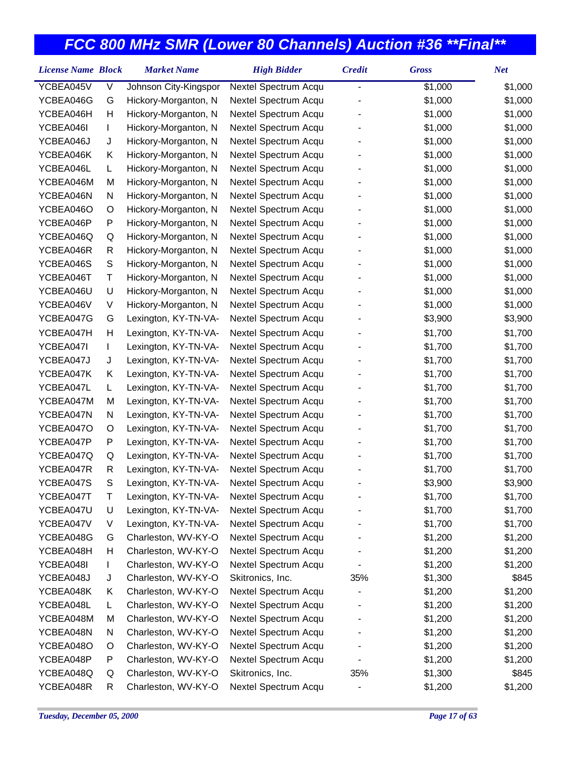# FCC 800 MHz SMR (Lower 80 Channels) Auction #36 **Final**

| License Name | Block | Market Name | High Bidder | Credit | Gross | Net |
|---|---|---|---|---|---|---|
| YCBEA045V | V | Johnson City-Kingspor | Nextel Spectrum Acqu | - | $1,000 | $1,000 |
| YCBEA046G | G | Hickory-Morganton, N | Nextel Spectrum Acqu | - | $1,000 | $1,000 |
| YCBEA046H | H | Hickory-Morganton, N | Nextel Spectrum Acqu | - | $1,000 | $1,000 |
| YCBEA046I | I | Hickory-Morganton, N | Nextel Spectrum Acqu | - | $1,000 | $1,000 |
| YCBEA046J | J | Hickory-Morganton, N | Nextel Spectrum Acqu | - | $1,000 | $1,000 |
| YCBEA046K | K | Hickory-Morganton, N | Nextel Spectrum Acqu | - | $1,000 | $1,000 |
| YCBEA046L | L | Hickory-Morganton, N | Nextel Spectrum Acqu | - | $1,000 | $1,000 |
| YCBEA046M | M | Hickory-Morganton, N | Nextel Spectrum Acqu | - | $1,000 | $1,000 |
| YCBEA046N | N | Hickory-Morganton, N | Nextel Spectrum Acqu | - | $1,000 | $1,000 |
| YCBEA046O | O | Hickory-Morganton, N | Nextel Spectrum Acqu | - | $1,000 | $1,000 |
| YCBEA046P | P | Hickory-Morganton, N | Nextel Spectrum Acqu | - | $1,000 | $1,000 |
| YCBEA046Q | Q | Hickory-Morganton, N | Nextel Spectrum Acqu | - | $1,000 | $1,000 |
| YCBEA046R | R | Hickory-Morganton, N | Nextel Spectrum Acqu | - | $1,000 | $1,000 |
| YCBEA046S | S | Hickory-Morganton, N | Nextel Spectrum Acqu | - | $1,000 | $1,000 |
| YCBEA046T | T | Hickory-Morganton, N | Nextel Spectrum Acqu | - | $1,000 | $1,000 |
| YCBEA046U | U | Hickory-Morganton, N | Nextel Spectrum Acqu | - | $1,000 | $1,000 |
| YCBEA046V | V | Hickory-Morganton, N | Nextel Spectrum Acqu | - | $1,000 | $1,000 |
| YCBEA047G | G | Lexington, KY-TN-VA- | Nextel Spectrum Acqu | - | $3,900 | $3,900 |
| YCBEA047H | H | Lexington, KY-TN-VA- | Nextel Spectrum Acqu | - | $1,700 | $1,700 |
| YCBEA047I | I | Lexington, KY-TN-VA- | Nextel Spectrum Acqu | - | $1,700 | $1,700 |
| YCBEA047J | J | Lexington, KY-TN-VA- | Nextel Spectrum Acqu | - | $1,700 | $1,700 |
| YCBEA047K | K | Lexington, KY-TN-VA- | Nextel Spectrum Acqu | - | $1,700 | $1,700 |
| YCBEA047L | L | Lexington, KY-TN-VA- | Nextel Spectrum Acqu | - | $1,700 | $1,700 |
| YCBEA047M | M | Lexington, KY-TN-VA- | Nextel Spectrum Acqu | - | $1,700 | $1,700 |
| YCBEA047N | N | Lexington, KY-TN-VA- | Nextel Spectrum Acqu | - | $1,700 | $1,700 |
| YCBEA047O | O | Lexington, KY-TN-VA- | Nextel Spectrum Acqu | - | $1,700 | $1,700 |
| YCBEA047P | P | Lexington, KY-TN-VA- | Nextel Spectrum Acqu | - | $1,700 | $1,700 |
| YCBEA047Q | Q | Lexington, KY-TN-VA- | Nextel Spectrum Acqu | - | $1,700 | $1,700 |
| YCBEA047R | R | Lexington, KY-TN-VA- | Nextel Spectrum Acqu | - | $1,700 | $1,700 |
| YCBEA047S | S | Lexington, KY-TN-VA- | Nextel Spectrum Acqu | - | $3,900 | $3,900 |
| YCBEA047T | T | Lexington, KY-TN-VA- | Nextel Spectrum Acqu | - | $1,700 | $1,700 |
| YCBEA047U | U | Lexington, KY-TN-VA- | Nextel Spectrum Acqu | - | $1,700 | $1,700 |
| YCBEA047V | V | Lexington, KY-TN-VA- | Nextel Spectrum Acqu | - | $1,700 | $1,700 |
| YCBEA048G | G | Charleston, WV-KY-O | Nextel Spectrum Acqu | - | $1,200 | $1,200 |
| YCBEA048H | H | Charleston, WV-KY-O | Nextel Spectrum Acqu | - | $1,200 | $1,200 |
| YCBEA048I | I | Charleston, WV-KY-O | Nextel Spectrum Acqu | - | $1,200 | $1,200 |
| YCBEA048J | J | Charleston, WV-KY-O | Skitronics, Inc. | 35% | $1,300 | $845 |
| YCBEA048K | K | Charleston, WV-KY-O | Nextel Spectrum Acqu | - | $1,200 | $1,200 |
| YCBEA048L | L | Charleston, WV-KY-O | Nextel Spectrum Acqu | - | $1,200 | $1,200 |
| YCBEA048M | M | Charleston, WV-KY-O | Nextel Spectrum Acqu | - | $1,200 | $1,200 |
| YCBEA048N | N | Charleston, WV-KY-O | Nextel Spectrum Acqu | - | $1,200 | $1,200 |
| YCBEA048O | O | Charleston, WV-KY-O | Nextel Spectrum Acqu | - | $1,200 | $1,200 |
| YCBEA048P | P | Charleston, WV-KY-O | Nextel Spectrum Acqu | - | $1,200 | $1,200 |
| YCBEA048Q | Q | Charleston, WV-KY-O | Skitronics, Inc. | 35% | $1,300 | $845 |
| YCBEA048R | R | Charleston, WV-KY-O | Nextel Spectrum Acqu | - | $1,200 | $1,200 |

*Tuesday, December 05, 2000*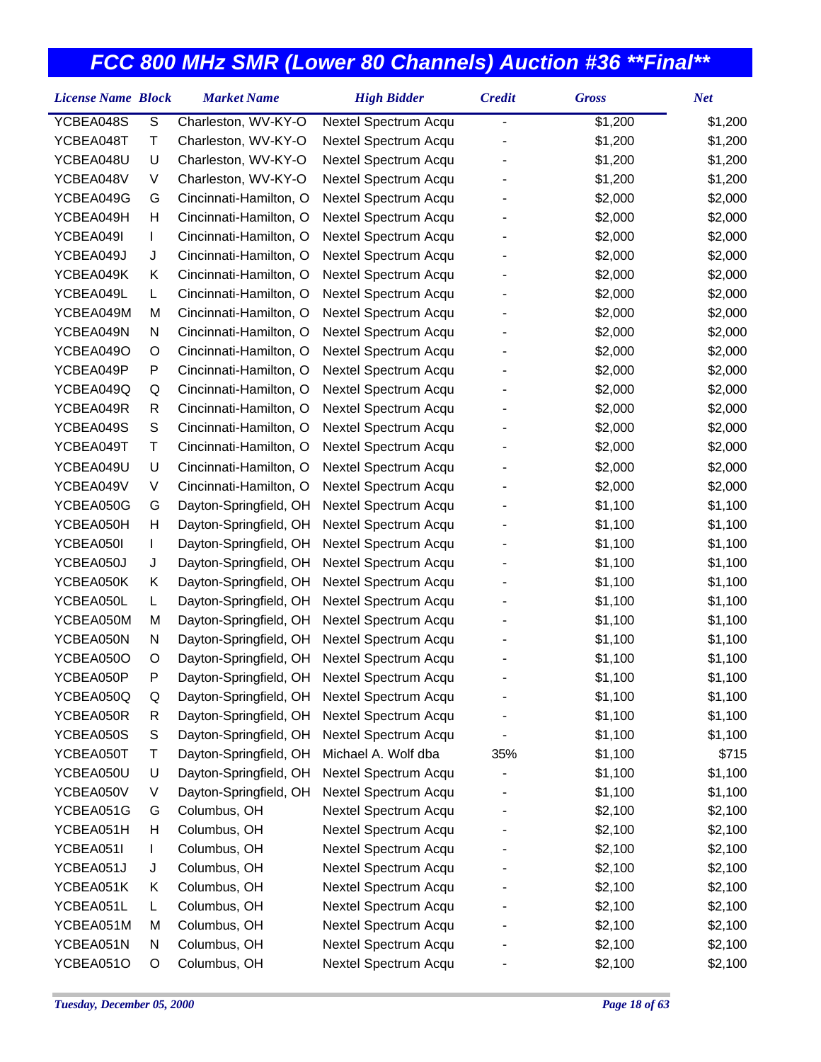# FCC 800 MHz SMR (Lower 80 Channels) Auction #36 **Final**

| License Name | Block | Market Name | High Bidder | Credit | Gross | Net |
|---|---|---|---|---|---|---|
| YCBEA048S | S | Charleston, WV-KY-O | Nextel Spectrum Acqu | - | $1,200 | $1,200 |
| YCBEA048T | T | Charleston, WV-KY-O | Nextel Spectrum Acqu | - | $1,200 | $1,200 |
| YCBEA048U | U | Charleston, WV-KY-O | Nextel Spectrum Acqu | - | $1,200 | $1,200 |
| YCBEA048V | V | Charleston, WV-KY-O | Nextel Spectrum Acqu | - | $1,200 | $1,200 |
| YCBEA049G | G | Cincinnati-Hamilton, O | Nextel Spectrum Acqu | - | $2,000 | $2,000 |
| YCBEA049H | H | Cincinnati-Hamilton, O | Nextel Spectrum Acqu | - | $2,000 | $2,000 |
| YCBEA049I | I | Cincinnati-Hamilton, O | Nextel Spectrum Acqu | - | $2,000 | $2,000 |
| YCBEA049J | J | Cincinnati-Hamilton, O | Nextel Spectrum Acqu | - | $2,000 | $2,000 |
| YCBEA049K | K | Cincinnati-Hamilton, O | Nextel Spectrum Acqu | - | $2,000 | $2,000 |
| YCBEA049L | L | Cincinnati-Hamilton, O | Nextel Spectrum Acqu | - | $2,000 | $2,000 |
| YCBEA049M | M | Cincinnati-Hamilton, O | Nextel Spectrum Acqu | - | $2,000 | $2,000 |
| YCBEA049N | N | Cincinnati-Hamilton, O | Nextel Spectrum Acqu | - | $2,000 | $2,000 |
| YCBEA049O | O | Cincinnati-Hamilton, O | Nextel Spectrum Acqu | - | $2,000 | $2,000 |
| YCBEA049P | P | Cincinnati-Hamilton, O | Nextel Spectrum Acqu | - | $2,000 | $2,000 |
| YCBEA049Q | Q | Cincinnati-Hamilton, O | Nextel Spectrum Acqu | - | $2,000 | $2,000 |
| YCBEA049R | R | Cincinnati-Hamilton, O | Nextel Spectrum Acqu | - | $2,000 | $2,000 |
| YCBEA049S | S | Cincinnati-Hamilton, O | Nextel Spectrum Acqu | - | $2,000 | $2,000 |
| YCBEA049T | T | Cincinnati-Hamilton, O | Nextel Spectrum Acqu | - | $2,000 | $2,000 |
| YCBEA049U | U | Cincinnati-Hamilton, O | Nextel Spectrum Acqu | - | $2,000 | $2,000 |
| YCBEA049V | V | Cincinnati-Hamilton, O | Nextel Spectrum Acqu | - | $2,000 | $2,000 |
| YCBEA050G | G | Dayton-Springfield, OH | Nextel Spectrum Acqu | - | $1,100 | $1,100 |
| YCBEA050H | H | Dayton-Springfield, OH | Nextel Spectrum Acqu | - | $1,100 | $1,100 |
| YCBEA050I | I | Dayton-Springfield, OH | Nextel Spectrum Acqu | - | $1,100 | $1,100 |
| YCBEA050J | J | Dayton-Springfield, OH | Nextel Spectrum Acqu | - | $1,100 | $1,100 |
| YCBEA050K | K | Dayton-Springfield, OH | Nextel Spectrum Acqu | - | $1,100 | $1,100 |
| YCBEA050L | L | Dayton-Springfield, OH | Nextel Spectrum Acqu | - | $1,100 | $1,100 |
| YCBEA050M | M | Dayton-Springfield, OH | Nextel Spectrum Acqu | - | $1,100 | $1,100 |
| YCBEA050N | N | Dayton-Springfield, OH | Nextel Spectrum Acqu | - | $1,100 | $1,100 |
| YCBEA050O | O | Dayton-Springfield, OH | Nextel Spectrum Acqu | - | $1,100 | $1,100 |
| YCBEA050P | P | Dayton-Springfield, OH | Nextel Spectrum Acqu | - | $1,100 | $1,100 |
| YCBEA050Q | Q | Dayton-Springfield, OH | Nextel Spectrum Acqu | - | $1,100 | $1,100 |
| YCBEA050R | R | Dayton-Springfield, OH | Nextel Spectrum Acqu | - | $1,100 | $1,100 |
| YCBEA050S | S | Dayton-Springfield, OH | Nextel Spectrum Acqu | - | $1,100 | $1,100 |
| YCBEA050T | T | Dayton-Springfield, OH | Michael A. Wolf dba | 35% | $1,100 | $715 |
| YCBEA050U | U | Dayton-Springfield, OH | Nextel Spectrum Acqu | - | $1,100 | $1,100 |
| YCBEA050V | V | Dayton-Springfield, OH | Nextel Spectrum Acqu | - | $1,100 | $1,100 |
| YCBEA051G | G | Columbus, OH | Nextel Spectrum Acqu | - | $2,100 | $2,100 |
| YCBEA051H | H | Columbus, OH | Nextel Spectrum Acqu | - | $2,100 | $2,100 |
| YCBEA051I | I | Columbus, OH | Nextel Spectrum Acqu | - | $2,100 | $2,100 |
| YCBEA051J | J | Columbus, OH | Nextel Spectrum Acqu | - | $2,100 | $2,100 |
| YCBEA051K | K | Columbus, OH | Nextel Spectrum Acqu | - | $2,100 | $2,100 |
| YCBEA051L | L | Columbus, OH | Nextel Spectrum Acqu | - | $2,100 | $2,100 |
| YCBEA051M | M | Columbus, OH | Nextel Spectrum Acqu | - | $2,100 | $2,100 |
| YCBEA051N | N | Columbus, OH | Nextel Spectrum Acqu | - | $2,100 | $2,100 |
| YCBEA051O | O | Columbus, OH | Nextel Spectrum Acqu | - | $2,100 | $2,100 |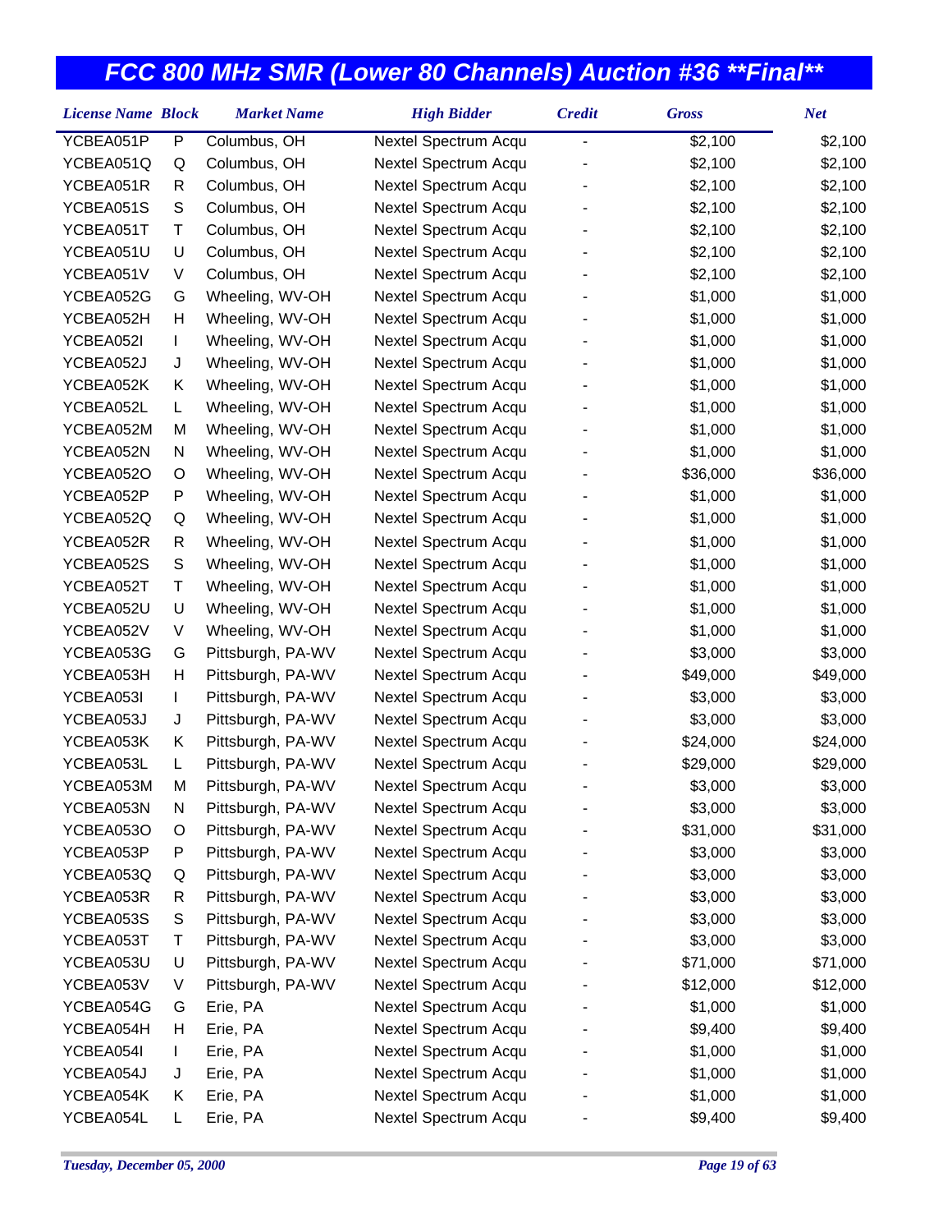# FCC 800 MHz SMR (Lower 80 Channels) Auction #36 **Final**

| License Name | Block | Market Name | High Bidder | Credit | Gross | Net |
|---|---|---|---|---|---|---|
| YCBEA051P | P | Columbus, OH | Nextel Spectrum Acqu | - | $2,100 | $2,100 |
| YCBEA051Q | Q | Columbus, OH | Nextel Spectrum Acqu | - | $2,100 | $2,100 |
| YCBEA051R | R | Columbus, OH | Nextel Spectrum Acqu | - | $2,100 | $2,100 |
| YCBEA051S | S | Columbus, OH | Nextel Spectrum Acqu | - | $2,100 | $2,100 |
| YCBEA051T | T | Columbus, OH | Nextel Spectrum Acqu | - | $2,100 | $2,100 |
| YCBEA051U | U | Columbus, OH | Nextel Spectrum Acqu | - | $2,100 | $2,100 |
| YCBEA051V | V | Columbus, OH | Nextel Spectrum Acqu | - | $2,100 | $2,100 |
| YCBEA052G | G | Wheeling, WV-OH | Nextel Spectrum Acqu | - | $1,000 | $1,000 |
| YCBEA052H | H | Wheeling, WV-OH | Nextel Spectrum Acqu | - | $1,000 | $1,000 |
| YCBEA052I | I | Wheeling, WV-OH | Nextel Spectrum Acqu | - | $1,000 | $1,000 |
| YCBEA052J | J | Wheeling, WV-OH | Nextel Spectrum Acqu | - | $1,000 | $1,000 |
| YCBEA052K | K | Wheeling, WV-OH | Nextel Spectrum Acqu | - | $1,000 | $1,000 |
| YCBEA052L | L | Wheeling, WV-OH | Nextel Spectrum Acqu | - | $1,000 | $1,000 |
| YCBEA052M | M | Wheeling, WV-OH | Nextel Spectrum Acqu | - | $1,000 | $1,000 |
| YCBEA052N | N | Wheeling, WV-OH | Nextel Spectrum Acqu | - | $1,000 | $1,000 |
| YCBEA052O | O | Wheeling, WV-OH | Nextel Spectrum Acqu | - | $36,000 | $36,000 |
| YCBEA052P | P | Wheeling, WV-OH | Nextel Spectrum Acqu | - | $1,000 | $1,000 |
| YCBEA052Q | Q | Wheeling, WV-OH | Nextel Spectrum Acqu | - | $1,000 | $1,000 |
| YCBEA052R | R | Wheeling, WV-OH | Nextel Spectrum Acqu | - | $1,000 | $1,000 |
| YCBEA052S | S | Wheeling, WV-OH | Nextel Spectrum Acqu | - | $1,000 | $1,000 |
| YCBEA052T | T | Wheeling, WV-OH | Nextel Spectrum Acqu | - | $1,000 | $1,000 |
| YCBEA052U | U | Wheeling, WV-OH | Nextel Spectrum Acqu | - | $1,000 | $1,000 |
| YCBEA052V | V | Wheeling, WV-OH | Nextel Spectrum Acqu | - | $1,000 | $1,000 |
| YCBEA053G | G | Pittsburgh, PA-WV | Nextel Spectrum Acqu | - | $3,000 | $3,000 |
| YCBEA053H | H | Pittsburgh, PA-WV | Nextel Spectrum Acqu | - | $49,000 | $49,000 |
| YCBEA053I | I | Pittsburgh, PA-WV | Nextel Spectrum Acqu | - | $3,000 | $3,000 |
| YCBEA053J | J | Pittsburgh, PA-WV | Nextel Spectrum Acqu | - | $3,000 | $3,000 |
| YCBEA053K | K | Pittsburgh, PA-WV | Nextel Spectrum Acqu | - | $24,000 | $24,000 |
| YCBEA053L | L | Pittsburgh, PA-WV | Nextel Spectrum Acqu | - | $29,000 | $29,000 |
| YCBEA053M | M | Pittsburgh, PA-WV | Nextel Spectrum Acqu | - | $3,000 | $3,000 |
| YCBEA053N | N | Pittsburgh, PA-WV | Nextel Spectrum Acqu | - | $3,000 | $3,000 |
| YCBEA053O | O | Pittsburgh, PA-WV | Nextel Spectrum Acqu | - | $31,000 | $31,000 |
| YCBEA053P | P | Pittsburgh, PA-WV | Nextel Spectrum Acqu | - | $3,000 | $3,000 |
| YCBEA053Q | Q | Pittsburgh, PA-WV | Nextel Spectrum Acqu | - | $3,000 | $3,000 |
| YCBEA053R | R | Pittsburgh, PA-WV | Nextel Spectrum Acqu | - | $3,000 | $3,000 |
| YCBEA053S | S | Pittsburgh, PA-WV | Nextel Spectrum Acqu | - | $3,000 | $3,000 |
| YCBEA053T | T | Pittsburgh, PA-WV | Nextel Spectrum Acqu | - | $3,000 | $3,000 |
| YCBEA053U | U | Pittsburgh, PA-WV | Nextel Spectrum Acqu | - | $71,000 | $71,000 |
| YCBEA053V | V | Pittsburgh, PA-WV | Nextel Spectrum Acqu | - | $12,000 | $12,000 |
| YCBEA054G | G | Erie, PA | Nextel Spectrum Acqu | - | $1,000 | $1,000 |
| YCBEA054H | H | Erie, PA | Nextel Spectrum Acqu | - | $9,400 | $9,400 |
| YCBEA054I | I | Erie, PA | Nextel Spectrum Acqu | - | $1,000 | $1,000 |
| YCBEA054J | J | Erie, PA | Nextel Spectrum Acqu | - | $1,000 | $1,000 |
| YCBEA054K | K | Erie, PA | Nextel Spectrum Acqu | - | $1,000 | $1,000 |
| YCBEA054L | L | Erie, PA | Nextel Spectrum Acqu | - | $9,400 | $9,400 |

*Tuesday, December 05, 2000*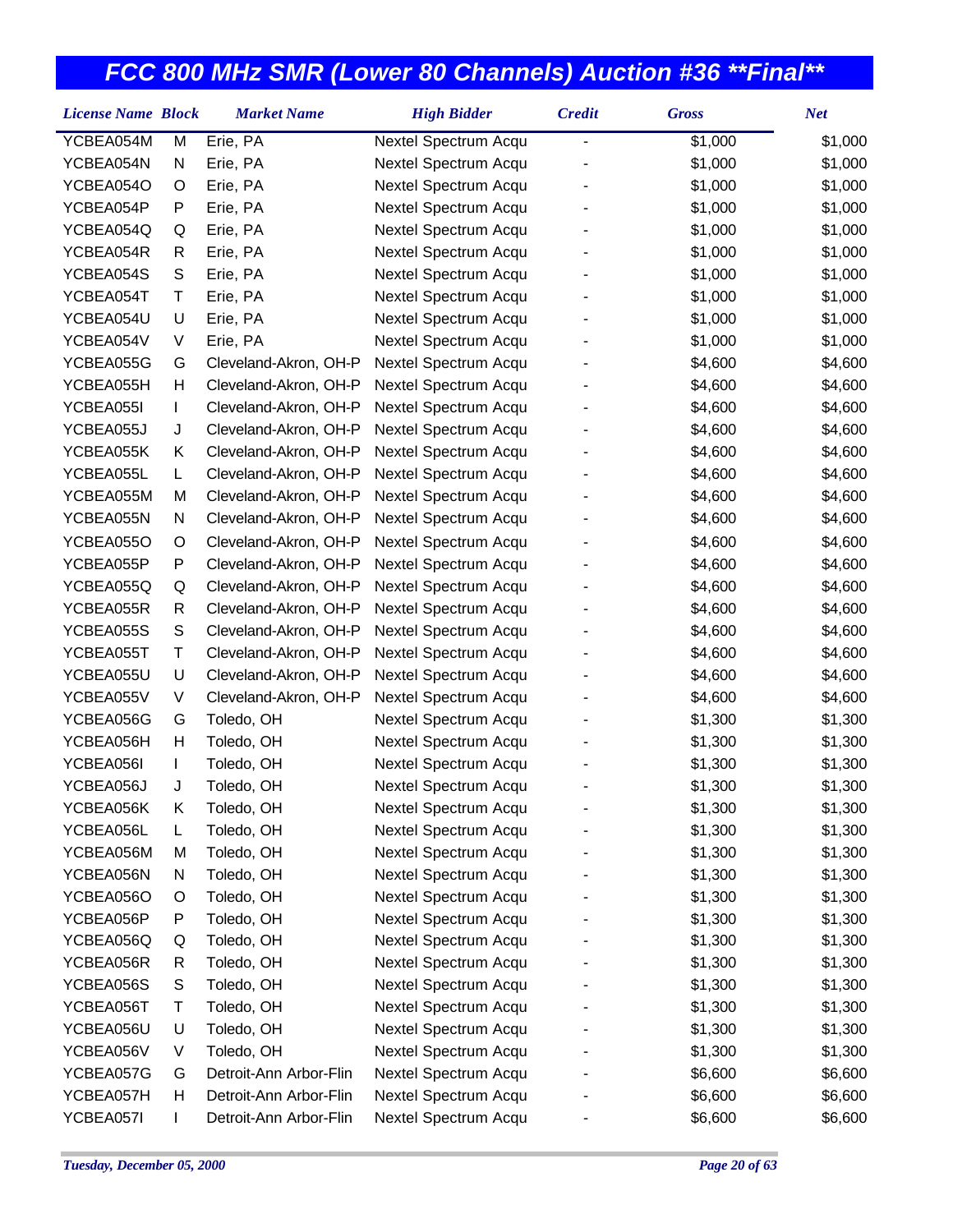# FCC 800 MHz SMR (Lower 80 Channels) Auction #36 **Final**

| License Name | Block | Market Name | High Bidder | Credit | Gross | Net |
|---|---|---|---|---|---|---|
| YCBEA054M | M | Erie, PA | Nextel Spectrum Acqu | - | $1,000 | $1,000 |
| YCBEA054N | N | Erie, PA | Nextel Spectrum Acqu | - | $1,000 | $1,000 |
| YCBEA054O | O | Erie, PA | Nextel Spectrum Acqu | - | $1,000 | $1,000 |
| YCBEA054P | P | Erie, PA | Nextel Spectrum Acqu | - | $1,000 | $1,000 |
| YCBEA054Q | Q | Erie, PA | Nextel Spectrum Acqu | - | $1,000 | $1,000 |
| YCBEA054R | R | Erie, PA | Nextel Spectrum Acqu | - | $1,000 | $1,000 |
| YCBEA054S | S | Erie, PA | Nextel Spectrum Acqu | - | $1,000 | $1,000 |
| YCBEA054T | T | Erie, PA | Nextel Spectrum Acqu | - | $1,000 | $1,000 |
| YCBEA054U | U | Erie, PA | Nextel Spectrum Acqu | - | $1,000 | $1,000 |
| YCBEA054V | V | Erie, PA | Nextel Spectrum Acqu | - | $1,000 | $1,000 |
| YCBEA055G | G | Cleveland-Akron, OH-P | Nextel Spectrum Acqu | - | $4,600 | $4,600 |
| YCBEA055H | H | Cleveland-Akron, OH-P | Nextel Spectrum Acqu | - | $4,600 | $4,600 |
| YCBEA055I | I | Cleveland-Akron, OH-P | Nextel Spectrum Acqu | - | $4,600 | $4,600 |
| YCBEA055J | J | Cleveland-Akron, OH-P | Nextel Spectrum Acqu | - | $4,600 | $4,600 |
| YCBEA055K | K | Cleveland-Akron, OH-P | Nextel Spectrum Acqu | - | $4,600 | $4,600 |
| YCBEA055L | L | Cleveland-Akron, OH-P | Nextel Spectrum Acqu | - | $4,600 | $4,600 |
| YCBEA055M | M | Cleveland-Akron, OH-P | Nextel Spectrum Acqu | - | $4,600 | $4,600 |
| YCBEA055N | N | Cleveland-Akron, OH-P | Nextel Spectrum Acqu | - | $4,600 | $4,600 |
| YCBEA055O | O | Cleveland-Akron, OH-P | Nextel Spectrum Acqu | - | $4,600 | $4,600 |
| YCBEA055P | P | Cleveland-Akron, OH-P | Nextel Spectrum Acqu | - | $4,600 | $4,600 |
| YCBEA055Q | Q | Cleveland-Akron, OH-P | Nextel Spectrum Acqu | - | $4,600 | $4,600 |
| YCBEA055R | R | Cleveland-Akron, OH-P | Nextel Spectrum Acqu | - | $4,600 | $4,600 |
| YCBEA055S | S | Cleveland-Akron, OH-P | Nextel Spectrum Acqu | - | $4,600 | $4,600 |
| YCBEA055T | T | Cleveland-Akron, OH-P | Nextel Spectrum Acqu | - | $4,600 | $4,600 |
| YCBEA055U | U | Cleveland-Akron, OH-P | Nextel Spectrum Acqu | - | $4,600 | $4,600 |
| YCBEA055V | V | Cleveland-Akron, OH-P | Nextel Spectrum Acqu | - | $4,600 | $4,600 |
| YCBEA056G | G | Toledo, OH | Nextel Spectrum Acqu | - | $1,300 | $1,300 |
| YCBEA056H | H | Toledo, OH | Nextel Spectrum Acqu | - | $1,300 | $1,300 |
| YCBEA056I | I | Toledo, OH | Nextel Spectrum Acqu | - | $1,300 | $1,300 |
| YCBEA056J | J | Toledo, OH | Nextel Spectrum Acqu | - | $1,300 | $1,300 |
| YCBEA056K | K | Toledo, OH | Nextel Spectrum Acqu | - | $1,300 | $1,300 |
| YCBEA056L | L | Toledo, OH | Nextel Spectrum Acqu | - | $1,300 | $1,300 |
| YCBEA056M | M | Toledo, OH | Nextel Spectrum Acqu | - | $1,300 | $1,300 |
| YCBEA056N | N | Toledo, OH | Nextel Spectrum Acqu | - | $1,300 | $1,300 |
| YCBEA056O | O | Toledo, OH | Nextel Spectrum Acqu | - | $1,300 | $1,300 |
| YCBEA056P | P | Toledo, OH | Nextel Spectrum Acqu | - | $1,300 | $1,300 |
| YCBEA056Q | Q | Toledo, OH | Nextel Spectrum Acqu | - | $1,300 | $1,300 |
| YCBEA056R | R | Toledo, OH | Nextel Spectrum Acqu | - | $1,300 | $1,300 |
| YCBEA056S | S | Toledo, OH | Nextel Spectrum Acqu | - | $1,300 | $1,300 |
| YCBEA056T | T | Toledo, OH | Nextel Spectrum Acqu | - | $1,300 | $1,300 |
| YCBEA056U | U | Toledo, OH | Nextel Spectrum Acqu | - | $1,300 | $1,300 |
| YCBEA056V | V | Toledo, OH | Nextel Spectrum Acqu | - | $1,300 | $1,300 |
| YCBEA057G | G | Detroit-Ann Arbor-Flin | Nextel Spectrum Acqu | - | $6,600 | $6,600 |
| YCBEA057H | H | Detroit-Ann Arbor-Flin | Nextel Spectrum Acqu | - | $6,600 | $6,600 |
| YCBEA057I | I | Detroit-Ann Arbor-Flin | Nextel Spectrum Acqu | - | $6,600 | $6,600 |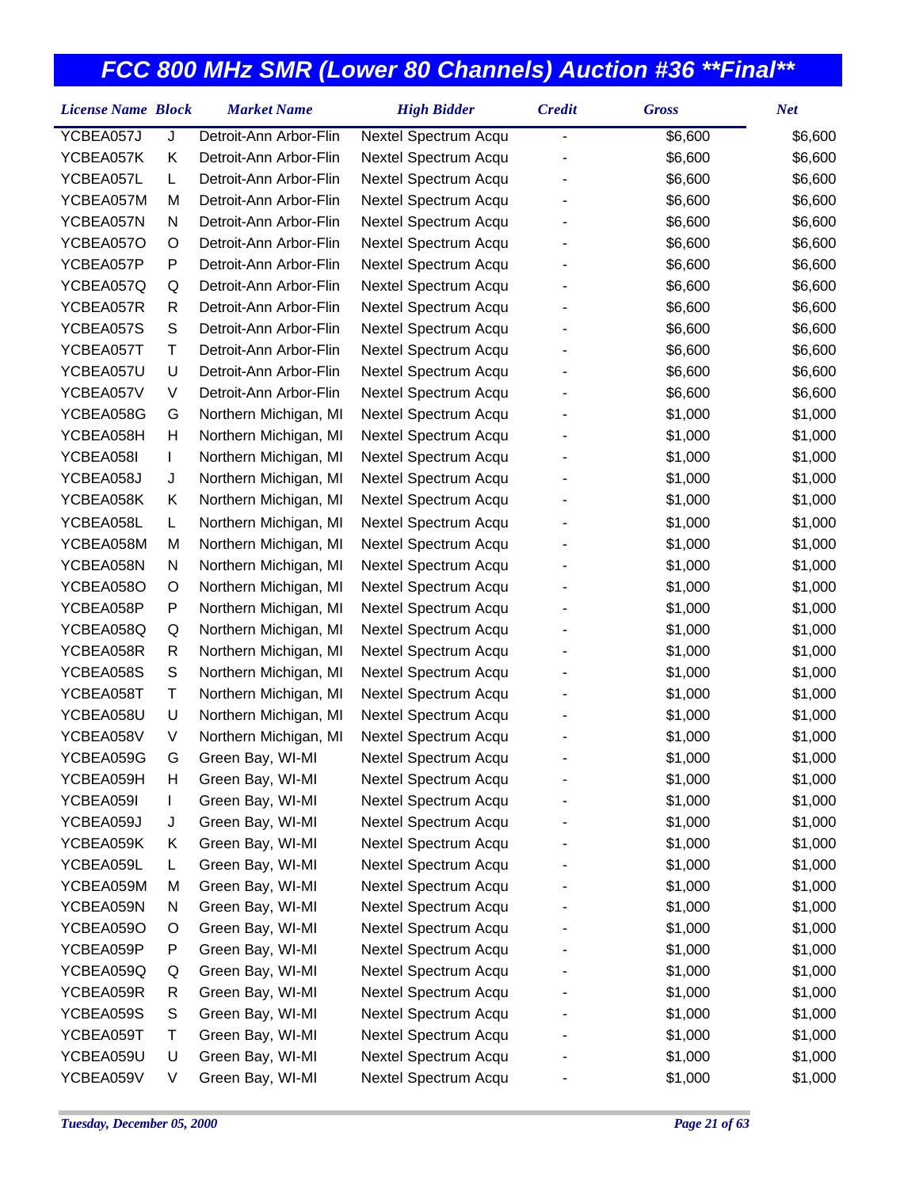# FCC 800 MHz SMR (Lower 80 Channels) Auction #36 **Final**

| License Name | Block | Market Name | High Bidder | Credit | Gross | Net |
|---|---|---|---|---|---|---|
| YCBEA057J | J | Detroit-Ann Arbor-Flin | Nextel Spectrum Acqu | - | $6,600 | $6,600 |
| YCBEA057K | K | Detroit-Ann Arbor-Flin | Nextel Spectrum Acqu | - | $6,600 | $6,600 |
| YCBEA057L | L | Detroit-Ann Arbor-Flin | Nextel Spectrum Acqu | - | $6,600 | $6,600 |
| YCBEA057M | M | Detroit-Ann Arbor-Flin | Nextel Spectrum Acqu | - | $6,600 | $6,600 |
| YCBEA057N | N | Detroit-Ann Arbor-Flin | Nextel Spectrum Acqu | - | $6,600 | $6,600 |
| YCBEA057O | O | Detroit-Ann Arbor-Flin | Nextel Spectrum Acqu | - | $6,600 | $6,600 |
| YCBEA057P | P | Detroit-Ann Arbor-Flin | Nextel Spectrum Acqu | - | $6,600 | $6,600 |
| YCBEA057Q | Q | Detroit-Ann Arbor-Flin | Nextel Spectrum Acqu | - | $6,600 | $6,600 |
| YCBEA057R | R | Detroit-Ann Arbor-Flin | Nextel Spectrum Acqu | - | $6,600 | $6,600 |
| YCBEA057S | S | Detroit-Ann Arbor-Flin | Nextel Spectrum Acqu | - | $6,600 | $6,600 |
| YCBEA057T | T | Detroit-Ann Arbor-Flin | Nextel Spectrum Acqu | - | $6,600 | $6,600 |
| YCBEA057U | U | Detroit-Ann Arbor-Flin | Nextel Spectrum Acqu | - | $6,600 | $6,600 |
| YCBEA057V | V | Detroit-Ann Arbor-Flin | Nextel Spectrum Acqu | - | $6,600 | $6,600 |
| YCBEA058G | G | Northern Michigan, MI | Nextel Spectrum Acqu | - | $1,000 | $1,000 |
| YCBEA058H | H | Northern Michigan, MI | Nextel Spectrum Acqu | - | $1,000 | $1,000 |
| YCBEA058I | I | Northern Michigan, MI | Nextel Spectrum Acqu | - | $1,000 | $1,000 |
| YCBEA058J | J | Northern Michigan, MI | Nextel Spectrum Acqu | - | $1,000 | $1,000 |
| YCBEA058K | K | Northern Michigan, MI | Nextel Spectrum Acqu | - | $1,000 | $1,000 |
| YCBEA058L | L | Northern Michigan, MI | Nextel Spectrum Acqu | - | $1,000 | $1,000 |
| YCBEA058M | M | Northern Michigan, MI | Nextel Spectrum Acqu | - | $1,000 | $1,000 |
| YCBEA058N | N | Northern Michigan, MI | Nextel Spectrum Acqu | - | $1,000 | $1,000 |
| YCBEA058O | O | Northern Michigan, MI | Nextel Spectrum Acqu | - | $1,000 | $1,000 |
| YCBEA058P | P | Northern Michigan, MI | Nextel Spectrum Acqu | - | $1,000 | $1,000 |
| YCBEA058Q | Q | Northern Michigan, MI | Nextel Spectrum Acqu | - | $1,000 | $1,000 |
| YCBEA058R | R | Northern Michigan, MI | Nextel Spectrum Acqu | - | $1,000 | $1,000 |
| YCBEA058S | S | Northern Michigan, MI | Nextel Spectrum Acqu | - | $1,000 | $1,000 |
| YCBEA058T | T | Northern Michigan, MI | Nextel Spectrum Acqu | - | $1,000 | $1,000 |
| YCBEA058U | U | Northern Michigan, MI | Nextel Spectrum Acqu | - | $1,000 | $1,000 |
| YCBEA058V | V | Northern Michigan, MI | Nextel Spectrum Acqu | - | $1,000 | $1,000 |
| YCBEA059G | G | Green Bay, WI-MI | Nextel Spectrum Acqu | - | $1,000 | $1,000 |
| YCBEA059H | H | Green Bay, WI-MI | Nextel Spectrum Acqu | - | $1,000 | $1,000 |
| YCBEA059I | I | Green Bay, WI-MI | Nextel Spectrum Acqu | - | $1,000 | $1,000 |
| YCBEA059J | J | Green Bay, WI-MI | Nextel Spectrum Acqu | - | $1,000 | $1,000 |
| YCBEA059K | K | Green Bay, WI-MI | Nextel Spectrum Acqu | - | $1,000 | $1,000 |
| YCBEA059L | L | Green Bay, WI-MI | Nextel Spectrum Acqu | - | $1,000 | $1,000 |
| YCBEA059M | M | Green Bay, WI-MI | Nextel Spectrum Acqu | - | $1,000 | $1,000 |
| YCBEA059N | N | Green Bay, WI-MI | Nextel Spectrum Acqu | - | $1,000 | $1,000 |
| YCBEA059O | O | Green Bay, WI-MI | Nextel Spectrum Acqu | - | $1,000 | $1,000 |
| YCBEA059P | P | Green Bay, WI-MI | Nextel Spectrum Acqu | - | $1,000 | $1,000 |
| YCBEA059Q | Q | Green Bay, WI-MI | Nextel Spectrum Acqu | - | $1,000 | $1,000 |
| YCBEA059R | R | Green Bay, WI-MI | Nextel Spectrum Acqu | - | $1,000 | $1,000 |
| YCBEA059S | S | Green Bay, WI-MI | Nextel Spectrum Acqu | - | $1,000 | $1,000 |
| YCBEA059T | T | Green Bay, WI-MI | Nextel Spectrum Acqu | - | $1,000 | $1,000 |
| YCBEA059U | U | Green Bay, WI-MI | Nextel Spectrum Acqu | - | $1,000 | $1,000 |
| YCBEA059V | V | Green Bay, WI-MI | Nextel Spectrum Acqu | - | $1,000 | $1,000 |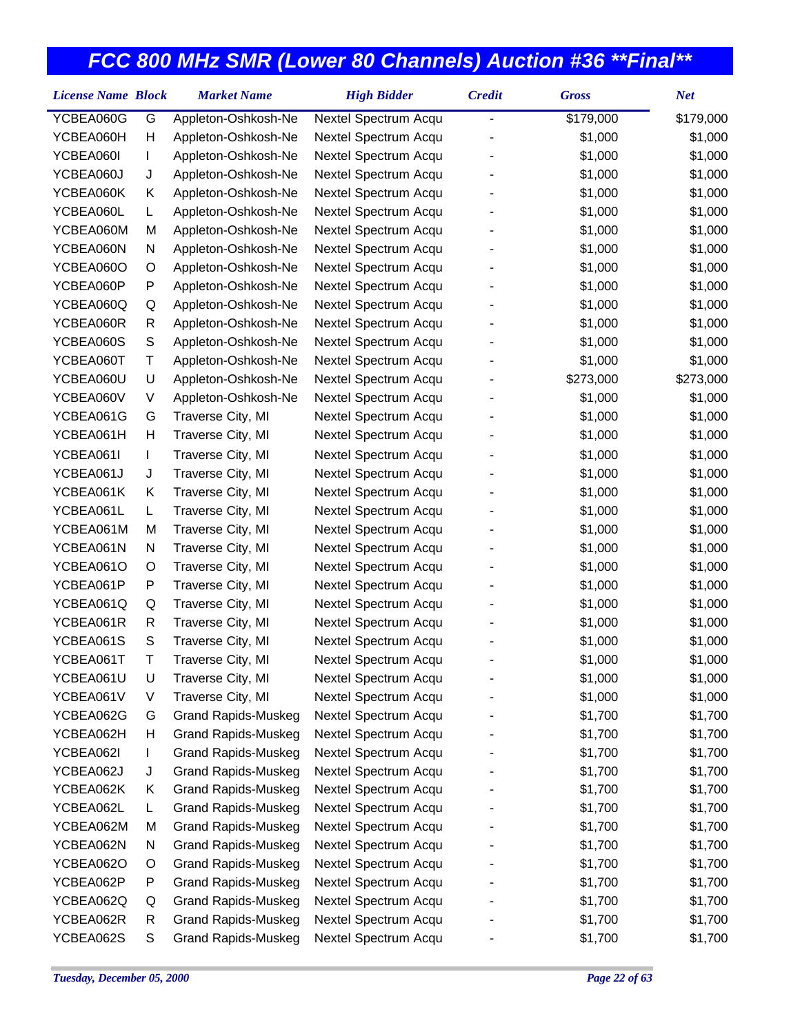# FCC 800 MHz SMR (Lower 80 Channels) Auction #36 **Final**

| License Name | Block | Market Name | High Bidder | Credit | Gross | Net |
|---|---|---|---|---|---|---|
| YCBEA060G | G | Appleton-Oshkosh-Ne | Nextel Spectrum Acqu | - | $179,000 | $179,000 |
| YCBEA060H | H | Appleton-Oshkosh-Ne | Nextel Spectrum Acqu | - | $1,000 | $1,000 |
| YCBEA060I | I | Appleton-Oshkosh-Ne | Nextel Spectrum Acqu | - | $1,000 | $1,000 |
| YCBEA060J | J | Appleton-Oshkosh-Ne | Nextel Spectrum Acqu | - | $1,000 | $1,000 |
| YCBEA060K | K | Appleton-Oshkosh-Ne | Nextel Spectrum Acqu | - | $1,000 | $1,000 |
| YCBEA060L | L | Appleton-Oshkosh-Ne | Nextel Spectrum Acqu | - | $1,000 | $1,000 |
| YCBEA060M | M | Appleton-Oshkosh-Ne | Nextel Spectrum Acqu | - | $1,000 | $1,000 |
| YCBEA060N | N | Appleton-Oshkosh-Ne | Nextel Spectrum Acqu | - | $1,000 | $1,000 |
| YCBEA060O | O | Appleton-Oshkosh-Ne | Nextel Spectrum Acqu | - | $1,000 | $1,000 |
| YCBEA060P | P | Appleton-Oshkosh-Ne | Nextel Spectrum Acqu | - | $1,000 | $1,000 |
| YCBEA060Q | Q | Appleton-Oshkosh-Ne | Nextel Spectrum Acqu | - | $1,000 | $1,000 |
| YCBEA060R | R | Appleton-Oshkosh-Ne | Nextel Spectrum Acqu | - | $1,000 | $1,000 |
| YCBEA060S | S | Appleton-Oshkosh-Ne | Nextel Spectrum Acqu | - | $1,000 | $1,000 |
| YCBEA060T | T | Appleton-Oshkosh-Ne | Nextel Spectrum Acqu | - | $1,000 | $1,000 |
| YCBEA060U | U | Appleton-Oshkosh-Ne | Nextel Spectrum Acqu | - | $273,000 | $273,000 |
| YCBEA060V | V | Appleton-Oshkosh-Ne | Nextel Spectrum Acqu | - | $1,000 | $1,000 |
| YCBEA061G | G | Traverse City, MI | Nextel Spectrum Acqu | - | $1,000 | $1,000 |
| YCBEA061H | H | Traverse City, MI | Nextel Spectrum Acqu | - | $1,000 | $1,000 |
| YCBEA061I | I | Traverse City, MI | Nextel Spectrum Acqu | - | $1,000 | $1,000 |
| YCBEA061J | J | Traverse City, MI | Nextel Spectrum Acqu | - | $1,000 | $1,000 |
| YCBEA061K | K | Traverse City, MI | Nextel Spectrum Acqu | - | $1,000 | $1,000 |
| YCBEA061L | L | Traverse City, MI | Nextel Spectrum Acqu | - | $1,000 | $1,000 |
| YCBEA061M | M | Traverse City, MI | Nextel Spectrum Acqu | - | $1,000 | $1,000 |
| YCBEA061N | N | Traverse City, MI | Nextel Spectrum Acqu | - | $1,000 | $1,000 |
| YCBEA061O | O | Traverse City, MI | Nextel Spectrum Acqu | - | $1,000 | $1,000 |
| YCBEA061P | P | Traverse City, MI | Nextel Spectrum Acqu | - | $1,000 | $1,000 |
| YCBEA061Q | Q | Traverse City, MI | Nextel Spectrum Acqu | - | $1,000 | $1,000 |
| YCBEA061R | R | Traverse City, MI | Nextel Spectrum Acqu | - | $1,000 | $1,000 |
| YCBEA061S | S | Traverse City, MI | Nextel Spectrum Acqu | - | $1,000 | $1,000 |
| YCBEA061T | T | Traverse City, MI | Nextel Spectrum Acqu | - | $1,000 | $1,000 |
| YCBEA061U | U | Traverse City, MI | Nextel Spectrum Acqu | - | $1,000 | $1,000 |
| YCBEA061V | V | Traverse City, MI | Nextel Spectrum Acqu | - | $1,000 | $1,000 |
| YCBEA062G | G | Grand Rapids-Muskeg | Nextel Spectrum Acqu | - | $1,700 | $1,700 |
| YCBEA062H | H | Grand Rapids-Muskeg | Nextel Spectrum Acqu | - | $1,700 | $1,700 |
| YCBEA062I | I | Grand Rapids-Muskeg | Nextel Spectrum Acqu | - | $1,700 | $1,700 |
| YCBEA062J | J | Grand Rapids-Muskeg | Nextel Spectrum Acqu | - | $1,700 | $1,700 |
| YCBEA062K | K | Grand Rapids-Muskeg | Nextel Spectrum Acqu | - | $1,700 | $1,700 |
| YCBEA062L | L | Grand Rapids-Muskeg | Nextel Spectrum Acqu | - | $1,700 | $1,700 |
| YCBEA062M | M | Grand Rapids-Muskeg | Nextel Spectrum Acqu | - | $1,700 | $1,700 |
| YCBEA062N | N | Grand Rapids-Muskeg | Nextel Spectrum Acqu | - | $1,700 | $1,700 |
| YCBEA062O | O | Grand Rapids-Muskeg | Nextel Spectrum Acqu | - | $1,700 | $1,700 |
| YCBEA062P | P | Grand Rapids-Muskeg | Nextel Spectrum Acqu | - | $1,700 | $1,700 |
| YCBEA062Q | Q | Grand Rapids-Muskeg | Nextel Spectrum Acqu | - | $1,700 | $1,700 |
| YCBEA062R | R | Grand Rapids-Muskeg | Nextel Spectrum Acqu | - | $1,700 | $1,700 |
| YCBEA062S | S | Grand Rapids-Muskeg | Nextel Spectrum Acqu | - | $1,700 | $1,700 |

*Tuesday, December 05, 2000*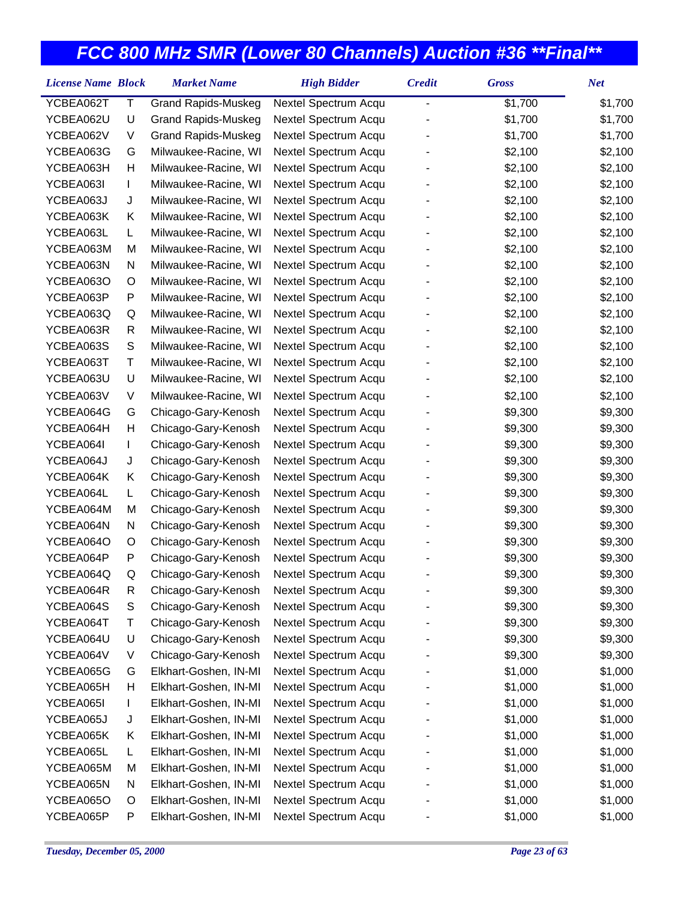# FCC 800 MHz SMR (Lower 80 Channels) Auction #36 **Final**

| License Name | Block | Market Name | High Bidder | Credit | Gross | Net |
|---|---|---|---|---|---|---|
| YCBEA062T | T | Grand Rapids-Muskeg | Nextel Spectrum Acqu | - | $1,700 | $1,700 |
| YCBEA062U | U | Grand Rapids-Muskeg | Nextel Spectrum Acqu | - | $1,700 | $1,700 |
| YCBEA062V | V | Grand Rapids-Muskeg | Nextel Spectrum Acqu | - | $1,700 | $1,700 |
| YCBEA063G | G | Milwaukee-Racine, WI | Nextel Spectrum Acqu | - | $2,100 | $2,100 |
| YCBEA063H | H | Milwaukee-Racine, WI | Nextel Spectrum Acqu | - | $2,100 | $2,100 |
| YCBEA063I | I | Milwaukee-Racine, WI | Nextel Spectrum Acqu | - | $2,100 | $2,100 |
| YCBEA063J | J | Milwaukee-Racine, WI | Nextel Spectrum Acqu | - | $2,100 | $2,100 |
| YCBEA063K | K | Milwaukee-Racine, WI | Nextel Spectrum Acqu | - | $2,100 | $2,100 |
| YCBEA063L | L | Milwaukee-Racine, WI | Nextel Spectrum Acqu | - | $2,100 | $2,100 |
| YCBEA063M | M | Milwaukee-Racine, WI | Nextel Spectrum Acqu | - | $2,100 | $2,100 |
| YCBEA063N | N | Milwaukee-Racine, WI | Nextel Spectrum Acqu | - | $2,100 | $2,100 |
| YCBEA063O | O | Milwaukee-Racine, WI | Nextel Spectrum Acqu | - | $2,100 | $2,100 |
| YCBEA063P | P | Milwaukee-Racine, WI | Nextel Spectrum Acqu | - | $2,100 | $2,100 |
| YCBEA063Q | Q | Milwaukee-Racine, WI | Nextel Spectrum Acqu | - | $2,100 | $2,100 |
| YCBEA063R | R | Milwaukee-Racine, WI | Nextel Spectrum Acqu | - | $2,100 | $2,100 |
| YCBEA063S | S | Milwaukee-Racine, WI | Nextel Spectrum Acqu | - | $2,100 | $2,100 |
| YCBEA063T | T | Milwaukee-Racine, WI | Nextel Spectrum Acqu | - | $2,100 | $2,100 |
| YCBEA063U | U | Milwaukee-Racine, WI | Nextel Spectrum Acqu | - | $2,100 | $2,100 |
| YCBEA063V | V | Milwaukee-Racine, WI | Nextel Spectrum Acqu | - | $2,100 | $2,100 |
| YCBEA064G | G | Chicago-Gary-Kenosh | Nextel Spectrum Acqu | - | $9,300 | $9,300 |
| YCBEA064H | H | Chicago-Gary-Kenosh | Nextel Spectrum Acqu | - | $9,300 | $9,300 |
| YCBEA064I | I | Chicago-Gary-Kenosh | Nextel Spectrum Acqu | - | $9,300 | $9,300 |
| YCBEA064J | J | Chicago-Gary-Kenosh | Nextel Spectrum Acqu | - | $9,300 | $9,300 |
| YCBEA064K | K | Chicago-Gary-Kenosh | Nextel Spectrum Acqu | - | $9,300 | $9,300 |
| YCBEA064L | L | Chicago-Gary-Kenosh | Nextel Spectrum Acqu | - | $9,300 | $9,300 |
| YCBEA064M | M | Chicago-Gary-Kenosh | Nextel Spectrum Acqu | - | $9,300 | $9,300 |
| YCBEA064N | N | Chicago-Gary-Kenosh | Nextel Spectrum Acqu | - | $9,300 | $9,300 |
| YCBEA064O | O | Chicago-Gary-Kenosh | Nextel Spectrum Acqu | - | $9,300 | $9,300 |
| YCBEA064P | P | Chicago-Gary-Kenosh | Nextel Spectrum Acqu | - | $9,300 | $9,300 |
| YCBEA064Q | Q | Chicago-Gary-Kenosh | Nextel Spectrum Acqu | - | $9,300 | $9,300 |
| YCBEA064R | R | Chicago-Gary-Kenosh | Nextel Spectrum Acqu | - | $9,300 | $9,300 |
| YCBEA064S | S | Chicago-Gary-Kenosh | Nextel Spectrum Acqu | - | $9,300 | $9,300 |
| YCBEA064T | T | Chicago-Gary-Kenosh | Nextel Spectrum Acqu | - | $9,300 | $9,300 |
| YCBEA064U | U | Chicago-Gary-Kenosh | Nextel Spectrum Acqu | - | $9,300 | $9,300 |
| YCBEA064V | V | Chicago-Gary-Kenosh | Nextel Spectrum Acqu | - | $9,300 | $9,300 |
| YCBEA065G | G | Elkhart-Goshen, IN-MI | Nextel Spectrum Acqu | - | $1,000 | $1,000 |
| YCBEA065H | H | Elkhart-Goshen, IN-MI | Nextel Spectrum Acqu | - | $1,000 | $1,000 |
| YCBEA065I | I | Elkhart-Goshen, IN-MI | Nextel Spectrum Acqu | - | $1,000 | $1,000 |
| YCBEA065J | J | Elkhart-Goshen, IN-MI | Nextel Spectrum Acqu | - | $1,000 | $1,000 |
| YCBEA065K | K | Elkhart-Goshen, IN-MI | Nextel Spectrum Acqu | - | $1,000 | $1,000 |
| YCBEA065L | L | Elkhart-Goshen, IN-MI | Nextel Spectrum Acqu | - | $1,000 | $1,000 |
| YCBEA065M | M | Elkhart-Goshen, IN-MI | Nextel Spectrum Acqu | - | $1,000 | $1,000 |
| YCBEA065N | N | Elkhart-Goshen, IN-MI | Nextel Spectrum Acqu | - | $1,000 | $1,000 |
| YCBEA065O | O | Elkhart-Goshen, IN-MI | Nextel Spectrum Acqu | - | $1,000 | $1,000 |
| YCBEA065P | P | Elkhart-Goshen, IN-MI | Nextel Spectrum Acqu | - | $1,000 | $1,000 |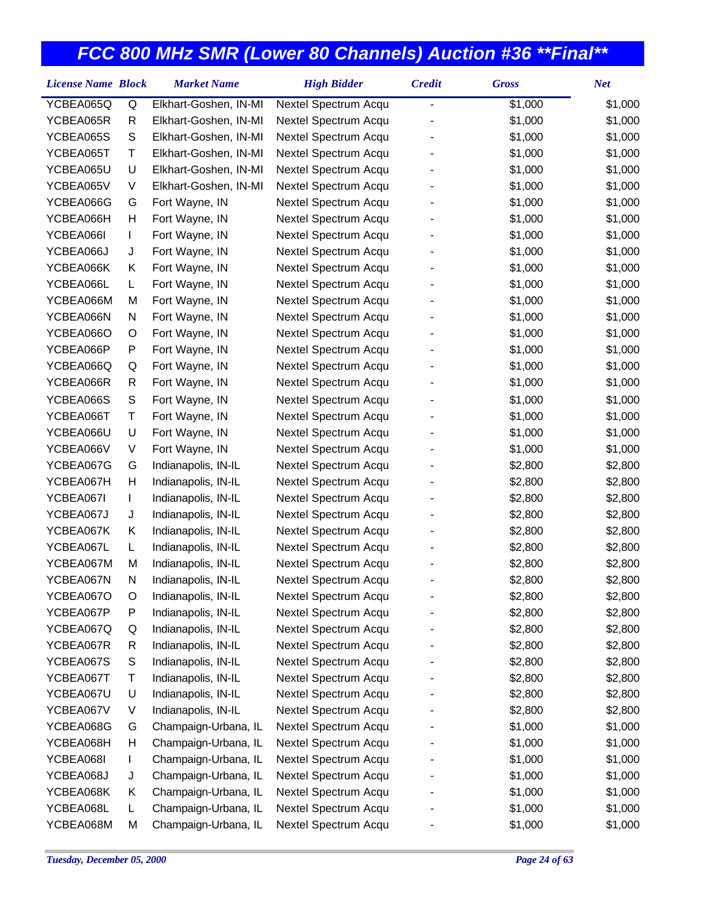# FCC 800 MHz SMR (Lower 80 Channels) Auction #36 **Final**

| License Name | Block | Market Name | High Bidder | Credit | Gross | Net |
|---|---|---|---|---|---|---|
| YCBEA065Q | Q | Elkhart-Goshen, IN-MI | Nextel Spectrum Acqu | - | $1,000 | $1,000 |
| YCBEA065R | R | Elkhart-Goshen, IN-MI | Nextel Spectrum Acqu | - | $1,000 | $1,000 |
| YCBEA065S | S | Elkhart-Goshen, IN-MI | Nextel Spectrum Acqu | - | $1,000 | $1,000 |
| YCBEA065T | T | Elkhart-Goshen, IN-MI | Nextel Spectrum Acqu | - | $1,000 | $1,000 |
| YCBEA065U | U | Elkhart-Goshen, IN-MI | Nextel Spectrum Acqu | - | $1,000 | $1,000 |
| YCBEA065V | V | Elkhart-Goshen, IN-MI | Nextel Spectrum Acqu | - | $1,000 | $1,000 |
| YCBEA066G | G | Fort Wayne, IN | Nextel Spectrum Acqu | - | $1,000 | $1,000 |
| YCBEA066H | H | Fort Wayne, IN | Nextel Spectrum Acqu | - | $1,000 | $1,000 |
| YCBEA066I | I | Fort Wayne, IN | Nextel Spectrum Acqu | - | $1,000 | $1,000 |
| YCBEA066J | J | Fort Wayne, IN | Nextel Spectrum Acqu | - | $1,000 | $1,000 |
| YCBEA066K | K | Fort Wayne, IN | Nextel Spectrum Acqu | - | $1,000 | $1,000 |
| YCBEA066L | L | Fort Wayne, IN | Nextel Spectrum Acqu | - | $1,000 | $1,000 |
| YCBEA066M | M | Fort Wayne, IN | Nextel Spectrum Acqu | - | $1,000 | $1,000 |
| YCBEA066N | N | Fort Wayne, IN | Nextel Spectrum Acqu | - | $1,000 | $1,000 |
| YCBEA066O | O | Fort Wayne, IN | Nextel Spectrum Acqu | - | $1,000 | $1,000 |
| YCBEA066P | P | Fort Wayne, IN | Nextel Spectrum Acqu | - | $1,000 | $1,000 |
| YCBEA066Q | Q | Fort Wayne, IN | Nextel Spectrum Acqu | - | $1,000 | $1,000 |
| YCBEA066R | R | Fort Wayne, IN | Nextel Spectrum Acqu | - | $1,000 | $1,000 |
| YCBEA066S | S | Fort Wayne, IN | Nextel Spectrum Acqu | - | $1,000 | $1,000 |
| YCBEA066T | T | Fort Wayne, IN | Nextel Spectrum Acqu | - | $1,000 | $1,000 |
| YCBEA066U | U | Fort Wayne, IN | Nextel Spectrum Acqu | - | $1,000 | $1,000 |
| YCBEA066V | V | Fort Wayne, IN | Nextel Spectrum Acqu | - | $1,000 | $1,000 |
| YCBEA067G | G | Indianapolis, IN-IL | Nextel Spectrum Acqu | - | $2,800 | $2,800 |
| YCBEA067H | H | Indianapolis, IN-IL | Nextel Spectrum Acqu | - | $2,800 | $2,800 |
| YCBEA067I | I | Indianapolis, IN-IL | Nextel Spectrum Acqu | - | $2,800 | $2,800 |
| YCBEA067J | J | Indianapolis, IN-IL | Nextel Spectrum Acqu | - | $2,800 | $2,800 |
| YCBEA067K | K | Indianapolis, IN-IL | Nextel Spectrum Acqu | - | $2,800 | $2,800 |
| YCBEA067L | L | Indianapolis, IN-IL | Nextel Spectrum Acqu | - | $2,800 | $2,800 |
| YCBEA067M | M | Indianapolis, IN-IL | Nextel Spectrum Acqu | - | $2,800 | $2,800 |
| YCBEA067N | N | Indianapolis, IN-IL | Nextel Spectrum Acqu | - | $2,800 | $2,800 |
| YCBEA067O | O | Indianapolis, IN-IL | Nextel Spectrum Acqu | - | $2,800 | $2,800 |
| YCBEA067P | P | Indianapolis, IN-IL | Nextel Spectrum Acqu | - | $2,800 | $2,800 |
| YCBEA067Q | Q | Indianapolis, IN-IL | Nextel Spectrum Acqu | - | $2,800 | $2,800 |
| YCBEA067R | R | Indianapolis, IN-IL | Nextel Spectrum Acqu | - | $2,800 | $2,800 |
| YCBEA067S | S | Indianapolis, IN-IL | Nextel Spectrum Acqu | - | $2,800 | $2,800 |
| YCBEA067T | T | Indianapolis, IN-IL | Nextel Spectrum Acqu | - | $2,800 | $2,800 |
| YCBEA067U | U | Indianapolis, IN-IL | Nextel Spectrum Acqu | - | $2,800 | $2,800 |
| YCBEA067V | V | Indianapolis, IN-IL | Nextel Spectrum Acqu | - | $2,800 | $2,800 |
| YCBEA068G | G | Champaign-Urbana, IL | Nextel Spectrum Acqu | - | $1,000 | $1,000 |
| YCBEA068H | H | Champaign-Urbana, IL | Nextel Spectrum Acqu | - | $1,000 | $1,000 |
| YCBEA068I | I | Champaign-Urbana, IL | Nextel Spectrum Acqu | - | $1,000 | $1,000 |
| YCBEA068J | J | Champaign-Urbana, IL | Nextel Spectrum Acqu | - | $1,000 | $1,000 |
| YCBEA068K | K | Champaign-Urbana, IL | Nextel Spectrum Acqu | - | $1,000 | $1,000 |
| YCBEA068L | L | Champaign-Urbana, IL | Nextel Spectrum Acqu | - | $1,000 | $1,000 |
| YCBEA068M | M | Champaign-Urbana, IL | Nextel Spectrum Acqu | - | $1,000 | $1,000 |

*Tuesday, December 05, 2000*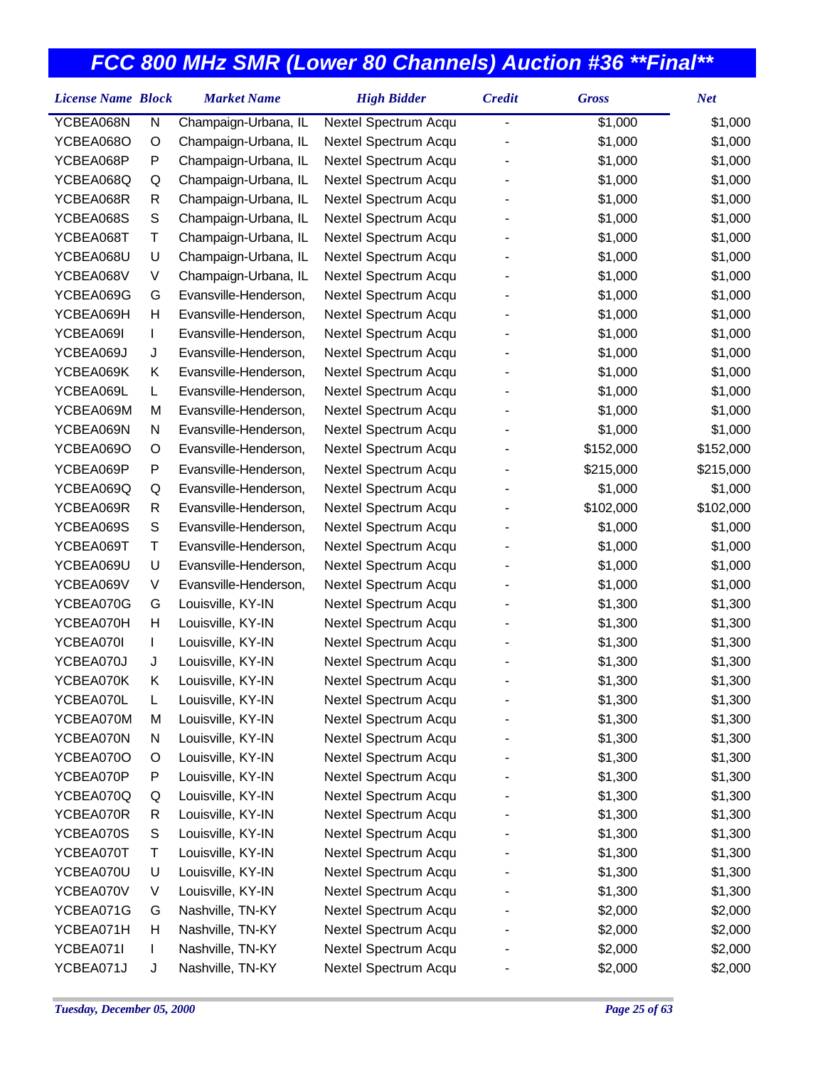# FCC 800 MHz SMR (Lower 80 Channels) Auction #36 **Final**

| License Name | Block | Market Name | High Bidder | Credit | Gross | Net |
|---|---|---|---|---|---|---|
| YCBEA068N | N | Champaign-Urbana, IL | Nextel Spectrum Acqu | - | $1,000 | $1,000 |
| YCBEA068O | O | Champaign-Urbana, IL | Nextel Spectrum Acqu | - | $1,000 | $1,000 |
| YCBEA068P | P | Champaign-Urbana, IL | Nextel Spectrum Acqu | - | $1,000 | $1,000 |
| YCBEA068Q | Q | Champaign-Urbana, IL | Nextel Spectrum Acqu | - | $1,000 | $1,000 |
| YCBEA068R | R | Champaign-Urbana, IL | Nextel Spectrum Acqu | - | $1,000 | $1,000 |
| YCBEA068S | S | Champaign-Urbana, IL | Nextel Spectrum Acqu | - | $1,000 | $1,000 |
| YCBEA068T | T | Champaign-Urbana, IL | Nextel Spectrum Acqu | - | $1,000 | $1,000 |
| YCBEA068U | U | Champaign-Urbana, IL | Nextel Spectrum Acqu | - | $1,000 | $1,000 |
| YCBEA068V | V | Champaign-Urbana, IL | Nextel Spectrum Acqu | - | $1,000 | $1,000 |
| YCBEA069G | G | Evansville-Henderson, | Nextel Spectrum Acqu | - | $1,000 | $1,000 |
| YCBEA069H | H | Evansville-Henderson, | Nextel Spectrum Acqu | - | $1,000 | $1,000 |
| YCBEA069I | I | Evansville-Henderson, | Nextel Spectrum Acqu | - | $1,000 | $1,000 |
| YCBEA069J | J | Evansville-Henderson, | Nextel Spectrum Acqu | - | $1,000 | $1,000 |
| YCBEA069K | K | Evansville-Henderson, | Nextel Spectrum Acqu | - | $1,000 | $1,000 |
| YCBEA069L | L | Evansville-Henderson, | Nextel Spectrum Acqu | - | $1,000 | $1,000 |
| YCBEA069M | M | Evansville-Henderson, | Nextel Spectrum Acqu | - | $1,000 | $1,000 |
| YCBEA069N | N | Evansville-Henderson, | Nextel Spectrum Acqu | - | $1,000 | $1,000 |
| YCBEA069O | O | Evansville-Henderson, | Nextel Spectrum Acqu | - | $152,000 | $152,000 |
| YCBEA069P | P | Evansville-Henderson, | Nextel Spectrum Acqu | - | $215,000 | $215,000 |
| YCBEA069Q | Q | Evansville-Henderson, | Nextel Spectrum Acqu | - | $1,000 | $1,000 |
| YCBEA069R | R | Evansville-Henderson, | Nextel Spectrum Acqu | - | $102,000 | $102,000 |
| YCBEA069S | S | Evansville-Henderson, | Nextel Spectrum Acqu | - | $1,000 | $1,000 |
| YCBEA069T | T | Evansville-Henderson, | Nextel Spectrum Acqu | - | $1,000 | $1,000 |
| YCBEA069U | U | Evansville-Henderson, | Nextel Spectrum Acqu | - | $1,000 | $1,000 |
| YCBEA069V | V | Evansville-Henderson, | Nextel Spectrum Acqu | - | $1,000 | $1,000 |
| YCBEA070G | G | Louisville, KY-IN | Nextel Spectrum Acqu | - | $1,300 | $1,300 |
| YCBEA070H | H | Louisville, KY-IN | Nextel Spectrum Acqu | - | $1,300 | $1,300 |
| YCBEA070I | I | Louisville, KY-IN | Nextel Spectrum Acqu | - | $1,300 | $1,300 |
| YCBEA070J | J | Louisville, KY-IN | Nextel Spectrum Acqu | - | $1,300 | $1,300 |
| YCBEA070K | K | Louisville, KY-IN | Nextel Spectrum Acqu | - | $1,300 | $1,300 |
| YCBEA070L | L | Louisville, KY-IN | Nextel Spectrum Acqu | - | $1,300 | $1,300 |
| YCBEA070M | M | Louisville, KY-IN | Nextel Spectrum Acqu | - | $1,300 | $1,300 |
| YCBEA070N | N | Louisville, KY-IN | Nextel Spectrum Acqu | - | $1,300 | $1,300 |
| YCBEA070O | O | Louisville, KY-IN | Nextel Spectrum Acqu | - | $1,300 | $1,300 |
| YCBEA070P | P | Louisville, KY-IN | Nextel Spectrum Acqu | - | $1,300 | $1,300 |
| YCBEA070Q | Q | Louisville, KY-IN | Nextel Spectrum Acqu | - | $1,300 | $1,300 |
| YCBEA070R | R | Louisville, KY-IN | Nextel Spectrum Acqu | - | $1,300 | $1,300 |
| YCBEA070S | S | Louisville, KY-IN | Nextel Spectrum Acqu | - | $1,300 | $1,300 |
| YCBEA070T | T | Louisville, KY-IN | Nextel Spectrum Acqu | - | $1,300 | $1,300 |
| YCBEA070U | U | Louisville, KY-IN | Nextel Spectrum Acqu | - | $1,300 | $1,300 |
| YCBEA070V | V | Louisville, KY-IN | Nextel Spectrum Acqu | - | $1,300 | $1,300 |
| YCBEA071G | G | Nashville, TN-KY | Nextel Spectrum Acqu | - | $2,000 | $2,000 |
| YCBEA071H | H | Nashville, TN-KY | Nextel Spectrum Acqu | - | $2,000 | $2,000 |
| YCBEA071I | I | Nashville, TN-KY | Nextel Spectrum Acqu | - | $2,000 | $2,000 |
| YCBEA071J | J | Nashville, TN-KY | Nextel Spectrum Acqu | - | $2,000 | $2,000 |

*Tuesday, December 05, 2000*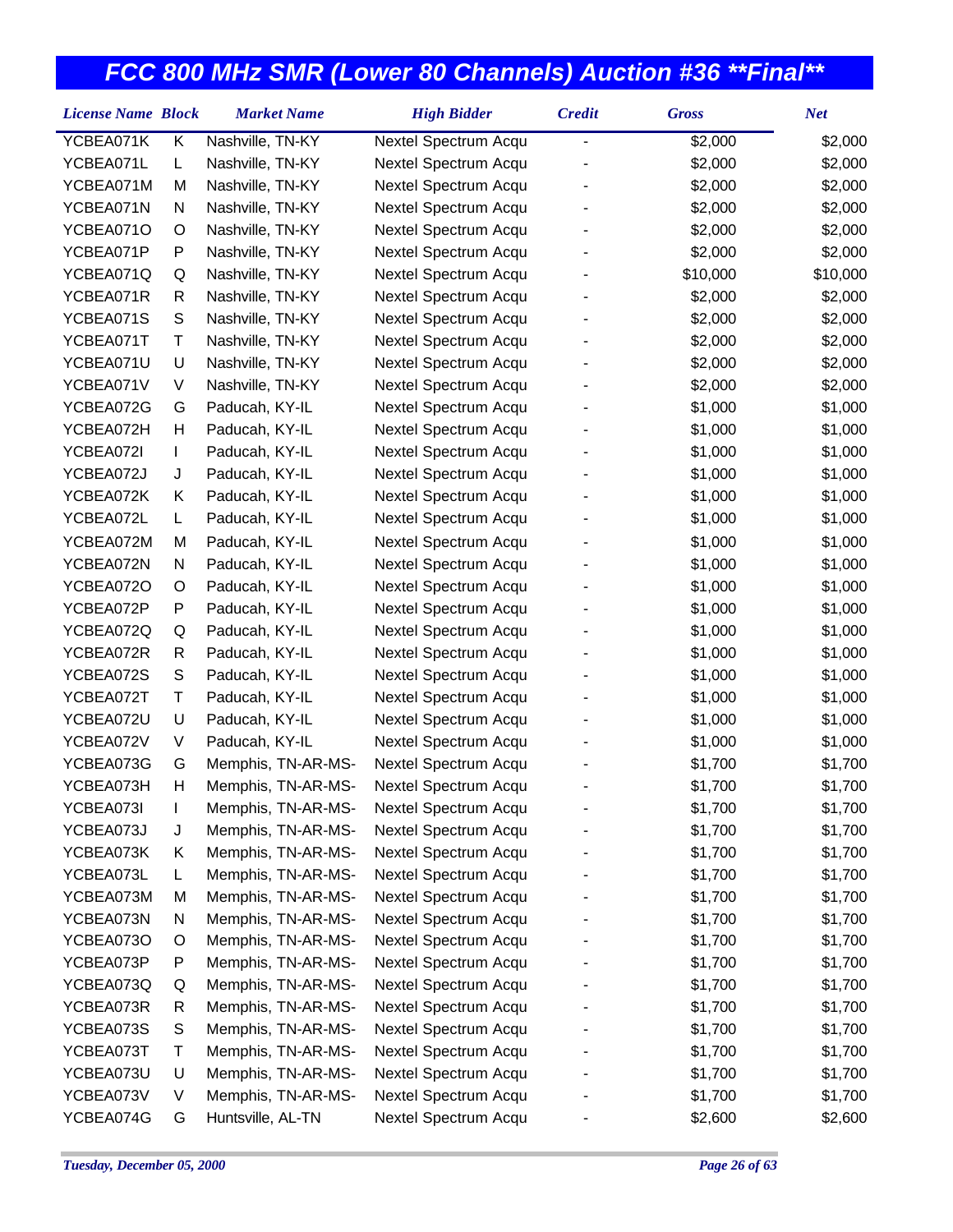# FCC 800 MHz SMR (Lower 80 Channels) Auction #36 **Final**

| License Name | Block | Market Name | High Bidder | Credit | Gross | Net |
|---|---|---|---|---|---|---|
| YCBEA071K | K | Nashville, TN-KY | Nextel Spectrum Acqu | - | $2,000 | $2,000 |
| YCBEA071L | L | Nashville, TN-KY | Nextel Spectrum Acqu | - | $2,000 | $2,000 |
| YCBEA071M | M | Nashville, TN-KY | Nextel Spectrum Acqu | - | $2,000 | $2,000 |
| YCBEA071N | N | Nashville, TN-KY | Nextel Spectrum Acqu | - | $2,000 | $2,000 |
| YCBEA071O | O | Nashville, TN-KY | Nextel Spectrum Acqu | - | $2,000 | $2,000 |
| YCBEA071P | P | Nashville, TN-KY | Nextel Spectrum Acqu | - | $2,000 | $2,000 |
| YCBEA071Q | Q | Nashville, TN-KY | Nextel Spectrum Acqu | - | $10,000 | $10,000 |
| YCBEA071R | R | Nashville, TN-KY | Nextel Spectrum Acqu | - | $2,000 | $2,000 |
| YCBEA071S | S | Nashville, TN-KY | Nextel Spectrum Acqu | - | $2,000 | $2,000 |
| YCBEA071T | T | Nashville, TN-KY | Nextel Spectrum Acqu | - | $2,000 | $2,000 |
| YCBEA071U | U | Nashville, TN-KY | Nextel Spectrum Acqu | - | $2,000 | $2,000 |
| YCBEA071V | V | Nashville, TN-KY | Nextel Spectrum Acqu | - | $2,000 | $2,000 |
| YCBEA072G | G | Paducah, KY-IL | Nextel Spectrum Acqu | - | $1,000 | $1,000 |
| YCBEA072H | H | Paducah, KY-IL | Nextel Spectrum Acqu | - | $1,000 | $1,000 |
| YCBEA072I | I | Paducah, KY-IL | Nextel Spectrum Acqu | - | $1,000 | $1,000 |
| YCBEA072J | J | Paducah, KY-IL | Nextel Spectrum Acqu | - | $1,000 | $1,000 |
| YCBEA072K | K | Paducah, KY-IL | Nextel Spectrum Acqu | - | $1,000 | $1,000 |
| YCBEA072L | L | Paducah, KY-IL | Nextel Spectrum Acqu | - | $1,000 | $1,000 |
| YCBEA072M | M | Paducah, KY-IL | Nextel Spectrum Acqu | - | $1,000 | $1,000 |
| YCBEA072N | N | Paducah, KY-IL | Nextel Spectrum Acqu | - | $1,000 | $1,000 |
| YCBEA072O | O | Paducah, KY-IL | Nextel Spectrum Acqu | - | $1,000 | $1,000 |
| YCBEA072P | P | Paducah, KY-IL | Nextel Spectrum Acqu | - | $1,000 | $1,000 |
| YCBEA072Q | Q | Paducah, KY-IL | Nextel Spectrum Acqu | - | $1,000 | $1,000 |
| YCBEA072R | R | Paducah, KY-IL | Nextel Spectrum Acqu | - | $1,000 | $1,000 |
| YCBEA072S | S | Paducah, KY-IL | Nextel Spectrum Acqu | - | $1,000 | $1,000 |
| YCBEA072T | T | Paducah, KY-IL | Nextel Spectrum Acqu | - | $1,000 | $1,000 |
| YCBEA072U | U | Paducah, KY-IL | Nextel Spectrum Acqu | - | $1,000 | $1,000 |
| YCBEA072V | V | Paducah, KY-IL | Nextel Spectrum Acqu | - | $1,000 | $1,000 |
| YCBEA073G | G | Memphis, TN-AR-MS- | Nextel Spectrum Acqu | - | $1,700 | $1,700 |
| YCBEA073H | H | Memphis, TN-AR-MS- | Nextel Spectrum Acqu | - | $1,700 | $1,700 |
| YCBEA073I | I | Memphis, TN-AR-MS- | Nextel Spectrum Acqu | - | $1,700 | $1,700 |
| YCBEA073J | J | Memphis, TN-AR-MS- | Nextel Spectrum Acqu | - | $1,700 | $1,700 |
| YCBEA073K | K | Memphis, TN-AR-MS- | Nextel Spectrum Acqu | - | $1,700 | $1,700 |
| YCBEA073L | L | Memphis, TN-AR-MS- | Nextel Spectrum Acqu | - | $1,700 | $1,700 |
| YCBEA073M | M | Memphis, TN-AR-MS- | Nextel Spectrum Acqu | - | $1,700 | $1,700 |
| YCBEA073N | N | Memphis, TN-AR-MS- | Nextel Spectrum Acqu | - | $1,700 | $1,700 |
| YCBEA073O | O | Memphis, TN-AR-MS- | Nextel Spectrum Acqu | - | $1,700 | $1,700 |
| YCBEA073P | P | Memphis, TN-AR-MS- | Nextel Spectrum Acqu | - | $1,700 | $1,700 |
| YCBEA073Q | Q | Memphis, TN-AR-MS- | Nextel Spectrum Acqu | - | $1,700 | $1,700 |
| YCBEA073R | R | Memphis, TN-AR-MS- | Nextel Spectrum Acqu | - | $1,700 | $1,700 |
| YCBEA073S | S | Memphis, TN-AR-MS- | Nextel Spectrum Acqu | - | $1,700 | $1,700 |
| YCBEA073T | T | Memphis, TN-AR-MS- | Nextel Spectrum Acqu | - | $1,700 | $1,700 |
| YCBEA073U | U | Memphis, TN-AR-MS- | Nextel Spectrum Acqu | - | $1,700 | $1,700 |
| YCBEA073V | V | Memphis, TN-AR-MS- | Nextel Spectrum Acqu | - | $1,700 | $1,700 |
| YCBEA074G | G | Huntsville, AL-TN | Nextel Spectrum Acqu | - | $2,600 | $2,600 |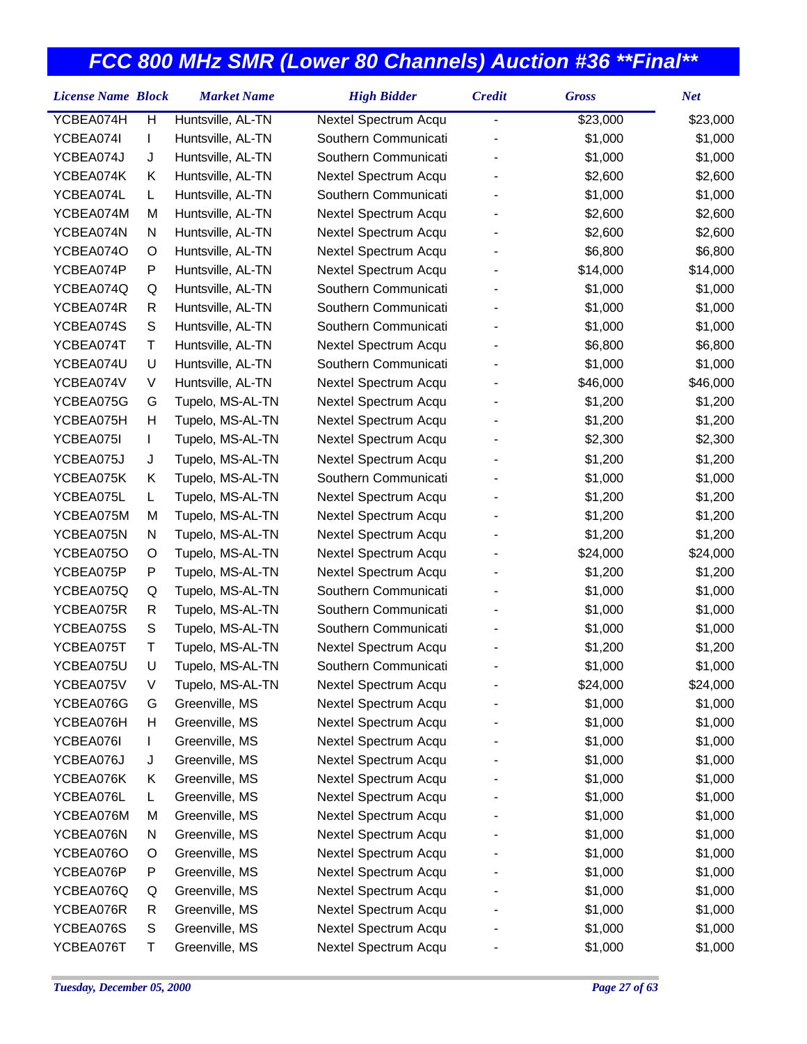# FCC 800 MHz SMR (Lower 80 Channels) Auction #36 **Final**

| License Name | Block | Market Name | High Bidder | Credit | Gross | Net |
|---|---|---|---|---|---|---|
| YCBEA074H | H | Huntsville, AL-TN | Nextel Spectrum Acqu | - | $23,000 | $23,000 |
| YCBEA074I | I | Huntsville, AL-TN | Southern Communicati | - | $1,000 | $1,000 |
| YCBEA074J | J | Huntsville, AL-TN | Southern Communicati | - | $1,000 | $1,000 |
| YCBEA074K | K | Huntsville, AL-TN | Nextel Spectrum Acqu | - | $2,600 | $2,600 |
| YCBEA074L | L | Huntsville, AL-TN | Southern Communicati | - | $1,000 | $1,000 |
| YCBEA074M | M | Huntsville, AL-TN | Nextel Spectrum Acqu | - | $2,600 | $2,600 |
| YCBEA074N | N | Huntsville, AL-TN | Nextel Spectrum Acqu | - | $2,600 | $2,600 |
| YCBEA074O | O | Huntsville, AL-TN | Nextel Spectrum Acqu | - | $6,800 | $6,800 |
| YCBEA074P | P | Huntsville, AL-TN | Nextel Spectrum Acqu | - | $14,000 | $14,000 |
| YCBEA074Q | Q | Huntsville, AL-TN | Southern Communicati | - | $1,000 | $1,000 |
| YCBEA074R | R | Huntsville, AL-TN | Southern Communicati | - | $1,000 | $1,000 |
| YCBEA074S | S | Huntsville, AL-TN | Southern Communicati | - | $1,000 | $1,000 |
| YCBEA074T | T | Huntsville, AL-TN | Nextel Spectrum Acqu | - | $6,800 | $6,800 |
| YCBEA074U | U | Huntsville, AL-TN | Southern Communicati | - | $1,000 | $1,000 |
| YCBEA074V | V | Huntsville, AL-TN | Nextel Spectrum Acqu | - | $46,000 | $46,000 |
| YCBEA075G | G | Tupelo, MS-AL-TN | Nextel Spectrum Acqu | - | $1,200 | $1,200 |
| YCBEA075H | H | Tupelo, MS-AL-TN | Nextel Spectrum Acqu | - | $1,200 | $1,200 |
| YCBEA075I | I | Tupelo, MS-AL-TN | Nextel Spectrum Acqu | - | $2,300 | $2,300 |
| YCBEA075J | J | Tupelo, MS-AL-TN | Nextel Spectrum Acqu | - | $1,200 | $1,200 |
| YCBEA075K | K | Tupelo, MS-AL-TN | Southern Communicati | - | $1,000 | $1,000 |
| YCBEA075L | L | Tupelo, MS-AL-TN | Nextel Spectrum Acqu | - | $1,200 | $1,200 |
| YCBEA075M | M | Tupelo, MS-AL-TN | Nextel Spectrum Acqu | - | $1,200 | $1,200 |
| YCBEA075N | N | Tupelo, MS-AL-TN | Nextel Spectrum Acqu | - | $1,200 | $1,200 |
| YCBEA075O | O | Tupelo, MS-AL-TN | Nextel Spectrum Acqu | - | $24,000 | $24,000 |
| YCBEA075P | P | Tupelo, MS-AL-TN | Nextel Spectrum Acqu | - | $1,200 | $1,200 |
| YCBEA075Q | Q | Tupelo, MS-AL-TN | Southern Communicati | - | $1,000 | $1,000 |
| YCBEA075R | R | Tupelo, MS-AL-TN | Southern Communicati | - | $1,000 | $1,000 |
| YCBEA075S | S | Tupelo, MS-AL-TN | Southern Communicati | - | $1,000 | $1,000 |
| YCBEA075T | T | Tupelo, MS-AL-TN | Nextel Spectrum Acqu | - | $1,200 | $1,200 |
| YCBEA075U | U | Tupelo, MS-AL-TN | Southern Communicati | - | $1,000 | $1,000 |
| YCBEA075V | V | Tupelo, MS-AL-TN | Nextel Spectrum Acqu | - | $24,000 | $24,000 |
| YCBEA076G | G | Greenville, MS | Nextel Spectrum Acqu | - | $1,000 | $1,000 |
| YCBEA076H | H | Greenville, MS | Nextel Spectrum Acqu | - | $1,000 | $1,000 |
| YCBEA076I | I | Greenville, MS | Nextel Spectrum Acqu | - | $1,000 | $1,000 |
| YCBEA076J | J | Greenville, MS | Nextel Spectrum Acqu | - | $1,000 | $1,000 |
| YCBEA076K | K | Greenville, MS | Nextel Spectrum Acqu | - | $1,000 | $1,000 |
| YCBEA076L | L | Greenville, MS | Nextel Spectrum Acqu | - | $1,000 | $1,000 |
| YCBEA076M | M | Greenville, MS | Nextel Spectrum Acqu | - | $1,000 | $1,000 |
| YCBEA076N | N | Greenville, MS | Nextel Spectrum Acqu | - | $1,000 | $1,000 |
| YCBEA076O | O | Greenville, MS | Nextel Spectrum Acqu | - | $1,000 | $1,000 |
| YCBEA076P | P | Greenville, MS | Nextel Spectrum Acqu | - | $1,000 | $1,000 |
| YCBEA076Q | Q | Greenville, MS | Nextel Spectrum Acqu | - | $1,000 | $1,000 |
| YCBEA076R | R | Greenville, MS | Nextel Spectrum Acqu | - | $1,000 | $1,000 |
| YCBEA076S | S | Greenville, MS | Nextel Spectrum Acqu | - | $1,000 | $1,000 |
| YCBEA076T | T | Greenville, MS | Nextel Spectrum Acqu | - | $1,000 | $1,000 |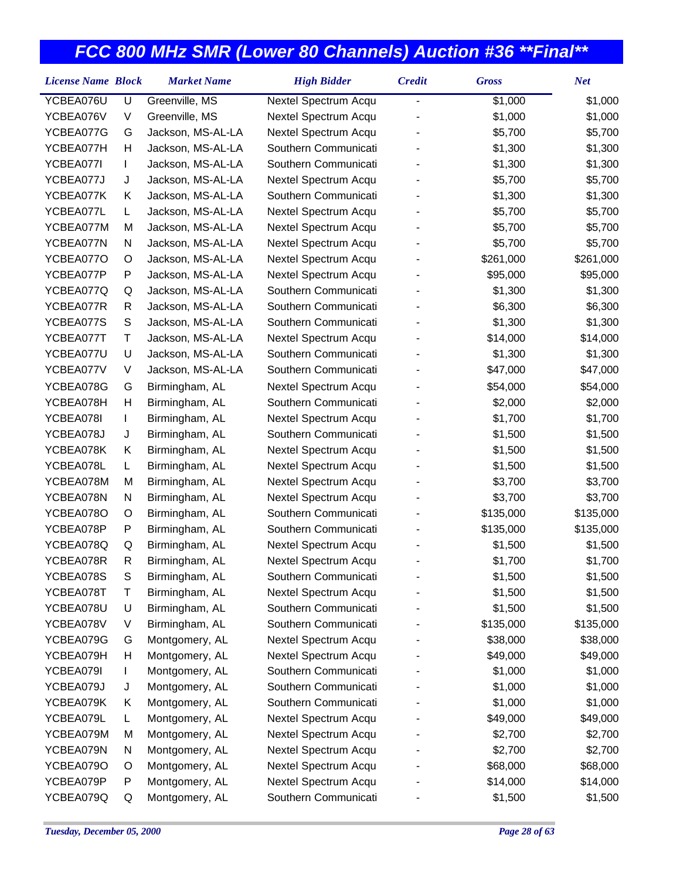# FCC 800 MHz SMR (Lower 80 Channels) Auction #36 **Final**

| License Name | Block | Market Name | High Bidder | Credit | Gross | Net |
|---|---|---|---|---|---|---|
| YCBEA076U | U | Greenville, MS | Nextel Spectrum Acqu | - | $1,000 | $1,000 |
| YCBEA076V | V | Greenville, MS | Nextel Spectrum Acqu | - | $1,000 | $1,000 |
| YCBEA077G | G | Jackson, MS-AL-LA | Nextel Spectrum Acqu | - | $5,700 | $5,700 |
| YCBEA077H | H | Jackson, MS-AL-LA | Southern Communicati | - | $1,300 | $1,300 |
| YCBEA077I | I | Jackson, MS-AL-LA | Southern Communicati | - | $1,300 | $1,300 |
| YCBEA077J | J | Jackson, MS-AL-LA | Nextel Spectrum Acqu | - | $5,700 | $5,700 |
| YCBEA077K | K | Jackson, MS-AL-LA | Southern Communicati | - | $1,300 | $1,300 |
| YCBEA077L | L | Jackson, MS-AL-LA | Nextel Spectrum Acqu | - | $5,700 | $5,700 |
| YCBEA077M | M | Jackson, MS-AL-LA | Nextel Spectrum Acqu | - | $5,700 | $5,700 |
| YCBEA077N | N | Jackson, MS-AL-LA | Nextel Spectrum Acqu | - | $5,700 | $5,700 |
| YCBEA077O | O | Jackson, MS-AL-LA | Nextel Spectrum Acqu | - | $261,000 | $261,000 |
| YCBEA077P | P | Jackson, MS-AL-LA | Nextel Spectrum Acqu | - | $95,000 | $95,000 |
| YCBEA077Q | Q | Jackson, MS-AL-LA | Southern Communicati | - | $1,300 | $1,300 |
| YCBEA077R | R | Jackson, MS-AL-LA | Southern Communicati | - | $6,300 | $6,300 |
| YCBEA077S | S | Jackson, MS-AL-LA | Southern Communicati | - | $1,300 | $1,300 |
| YCBEA077T | T | Jackson, MS-AL-LA | Nextel Spectrum Acqu | - | $14,000 | $14,000 |
| YCBEA077U | U | Jackson, MS-AL-LA | Southern Communicati | - | $1,300 | $1,300 |
| YCBEA077V | V | Jackson, MS-AL-LA | Southern Communicati | - | $47,000 | $47,000 |
| YCBEA078G | G | Birmingham, AL | Nextel Spectrum Acqu | - | $54,000 | $54,000 |
| YCBEA078H | H | Birmingham, AL | Southern Communicati | - | $2,000 | $2,000 |
| YCBEA078I | I | Birmingham, AL | Nextel Spectrum Acqu | - | $1,700 | $1,700 |
| YCBEA078J | J | Birmingham, AL | Southern Communicati | - | $1,500 | $1,500 |
| YCBEA078K | K | Birmingham, AL | Nextel Spectrum Acqu | - | $1,500 | $1,500 |
| YCBEA078L | L | Birmingham, AL | Nextel Spectrum Acqu | - | $1,500 | $1,500 |
| YCBEA078M | M | Birmingham, AL | Nextel Spectrum Acqu | - | $3,700 | $3,700 |
| YCBEA078N | N | Birmingham, AL | Nextel Spectrum Acqu | - | $3,700 | $3,700 |
| YCBEA078O | O | Birmingham, AL | Southern Communicati | - | $135,000 | $135,000 |
| YCBEA078P | P | Birmingham, AL | Southern Communicati | - | $135,000 | $135,000 |
| YCBEA078Q | Q | Birmingham, AL | Nextel Spectrum Acqu | - | $1,500 | $1,500 |
| YCBEA078R | R | Birmingham, AL | Nextel Spectrum Acqu | - | $1,700 | $1,700 |
| YCBEA078S | S | Birmingham, AL | Southern Communicati | - | $1,500 | $1,500 |
| YCBEA078T | T | Birmingham, AL | Nextel Spectrum Acqu | - | $1,500 | $1,500 |
| YCBEA078U | U | Birmingham, AL | Southern Communicati | - | $1,500 | $1,500 |
| YCBEA078V | V | Birmingham, AL | Southern Communicati | - | $135,000 | $135,000 |
| YCBEA079G | G | Montgomery, AL | Nextel Spectrum Acqu | - | $38,000 | $38,000 |
| YCBEA079H | H | Montgomery, AL | Nextel Spectrum Acqu | - | $49,000 | $49,000 |
| YCBEA079I | I | Montgomery, AL | Southern Communicati | - | $1,000 | $1,000 |
| YCBEA079J | J | Montgomery, AL | Southern Communicati | - | $1,000 | $1,000 |
| YCBEA079K | K | Montgomery, AL | Southern Communicati | - | $1,000 | $1,000 |
| YCBEA079L | L | Montgomery, AL | Nextel Spectrum Acqu | - | $49,000 | $49,000 |
| YCBEA079M | M | Montgomery, AL | Nextel Spectrum Acqu | - | $2,700 | $2,700 |
| YCBEA079N | N | Montgomery, AL | Nextel Spectrum Acqu | - | $2,700 | $2,700 |
| YCBEA079O | O | Montgomery, AL | Nextel Spectrum Acqu | - | $68,000 | $68,000 |
| YCBEA079P | P | Montgomery, AL | Nextel Spectrum Acqu | - | $14,000 | $14,000 |
| YCBEA079Q | Q | Montgomery, AL | Southern Communicati | - | $1,500 | $1,500 |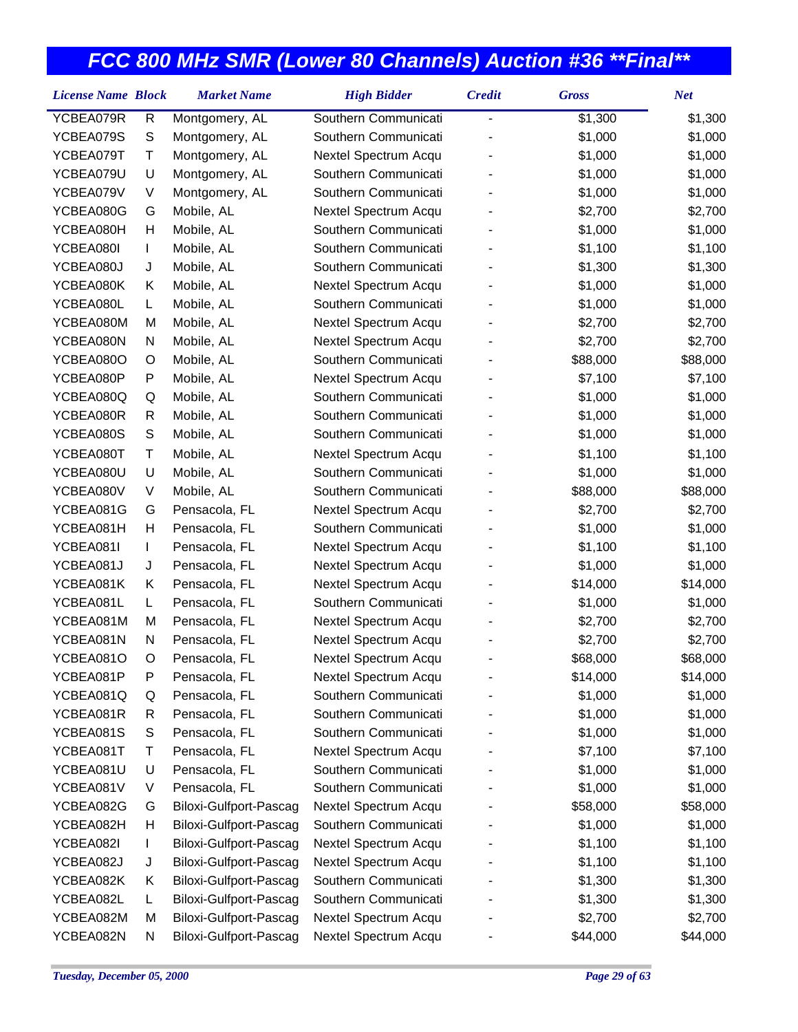# FCC 800 MHz SMR (Lower 80 Channels) Auction #36 **Final**

| License Name | Block | Market Name | High Bidder | Credit | Gross | Net |
|---|---|---|---|---|---|---|
| YCBEA079R | R | Montgomery, AL | Southern Communicati | - | $1,300 | $1,300 |
| YCBEA079S | S | Montgomery, AL | Southern Communicati | - | $1,000 | $1,000 |
| YCBEA079T | T | Montgomery, AL | Nextel Spectrum Acqu | - | $1,000 | $1,000 |
| YCBEA079U | U | Montgomery, AL | Southern Communicati | - | $1,000 | $1,000 |
| YCBEA079V | V | Montgomery, AL | Southern Communicati | - | $1,000 | $1,000 |
| YCBEA080G | G | Mobile, AL | Nextel Spectrum Acqu | - | $2,700 | $2,700 |
| YCBEA080H | H | Mobile, AL | Southern Communicati | - | $1,000 | $1,000 |
| YCBEA080I | I | Mobile, AL | Southern Communicati | - | $1,100 | $1,100 |
| YCBEA080J | J | Mobile, AL | Southern Communicati | - | $1,300 | $1,300 |
| YCBEA080K | K | Mobile, AL | Nextel Spectrum Acqu | - | $1,000 | $1,000 |
| YCBEA080L | L | Mobile, AL | Southern Communicati | - | $1,000 | $1,000 |
| YCBEA080M | M | Mobile, AL | Nextel Spectrum Acqu | - | $2,700 | $2,700 |
| YCBEA080N | N | Mobile, AL | Nextel Spectrum Acqu | - | $2,700 | $2,700 |
| YCBEA080O | O | Mobile, AL | Southern Communicati | - | $88,000 | $88,000 |
| YCBEA080P | P | Mobile, AL | Nextel Spectrum Acqu | - | $7,100 | $7,100 |
| YCBEA080Q | Q | Mobile, AL | Southern Communicati | - | $1,000 | $1,000 |
| YCBEA080R | R | Mobile, AL | Southern Communicati | - | $1,000 | $1,000 |
| YCBEA080S | S | Mobile, AL | Southern Communicati | - | $1,000 | $1,000 |
| YCBEA080T | T | Mobile, AL | Nextel Spectrum Acqu | - | $1,100 | $1,100 |
| YCBEA080U | U | Mobile, AL | Southern Communicati | - | $1,000 | $1,000 |
| YCBEA080V | V | Mobile, AL | Southern Communicati | - | $88,000 | $88,000 |
| YCBEA081G | G | Pensacola, FL | Nextel Spectrum Acqu | - | $2,700 | $2,700 |
| YCBEA081H | H | Pensacola, FL | Southern Communicati | - | $1,000 | $1,000 |
| YCBEA081I | I | Pensacola, FL | Nextel Spectrum Acqu | - | $1,100 | $1,100 |
| YCBEA081J | J | Pensacola, FL | Nextel Spectrum Acqu | - | $1,000 | $1,000 |
| YCBEA081K | K | Pensacola, FL | Nextel Spectrum Acqu | - | $14,000 | $14,000 |
| YCBEA081L | L | Pensacola, FL | Southern Communicati | - | $1,000 | $1,000 |
| YCBEA081M | M | Pensacola, FL | Nextel Spectrum Acqu | - | $2,700 | $2,700 |
| YCBEA081N | N | Pensacola, FL | Nextel Spectrum Acqu | - | $2,700 | $2,700 |
| YCBEA081O | O | Pensacola, FL | Nextel Spectrum Acqu | - | $68,000 | $68,000 |
| YCBEA081P | P | Pensacola, FL | Nextel Spectrum Acqu | - | $14,000 | $14,000 |
| YCBEA081Q | Q | Pensacola, FL | Southern Communicati | - | $1,000 | $1,000 |
| YCBEA081R | R | Pensacola, FL | Southern Communicati | - | $1,000 | $1,000 |
| YCBEA081S | S | Pensacola, FL | Southern Communicati | - | $1,000 | $1,000 |
| YCBEA081T | T | Pensacola, FL | Nextel Spectrum Acqu | - | $7,100 | $7,100 |
| YCBEA081U | U | Pensacola, FL | Southern Communicati | - | $1,000 | $1,000 |
| YCBEA081V | V | Pensacola, FL | Southern Communicati | - | $1,000 | $1,000 |
| YCBEA082G | G | Biloxi-Gulfport-Pascag | Nextel Spectrum Acqu | - | $58,000 | $58,000 |
| YCBEA082H | H | Biloxi-Gulfport-Pascag | Southern Communicati | - | $1,000 | $1,000 |
| YCBEA082I | I | Biloxi-Gulfport-Pascag | Nextel Spectrum Acqu | - | $1,100 | $1,100 |
| YCBEA082J | J | Biloxi-Gulfport-Pascag | Nextel Spectrum Acqu | - | $1,100 | $1,100 |
| YCBEA082K | K | Biloxi-Gulfport-Pascag | Southern Communicati | - | $1,300 | $1,300 |
| YCBEA082L | L | Biloxi-Gulfport-Pascag | Southern Communicati | - | $1,300 | $1,300 |
| YCBEA082M | M | Biloxi-Gulfport-Pascag | Nextel Spectrum Acqu | - | $2,700 | $2,700 |
| YCBEA082N | N | Biloxi-Gulfport-Pascag | Nextel Spectrum Acqu | - | $44,000 | $44,000 |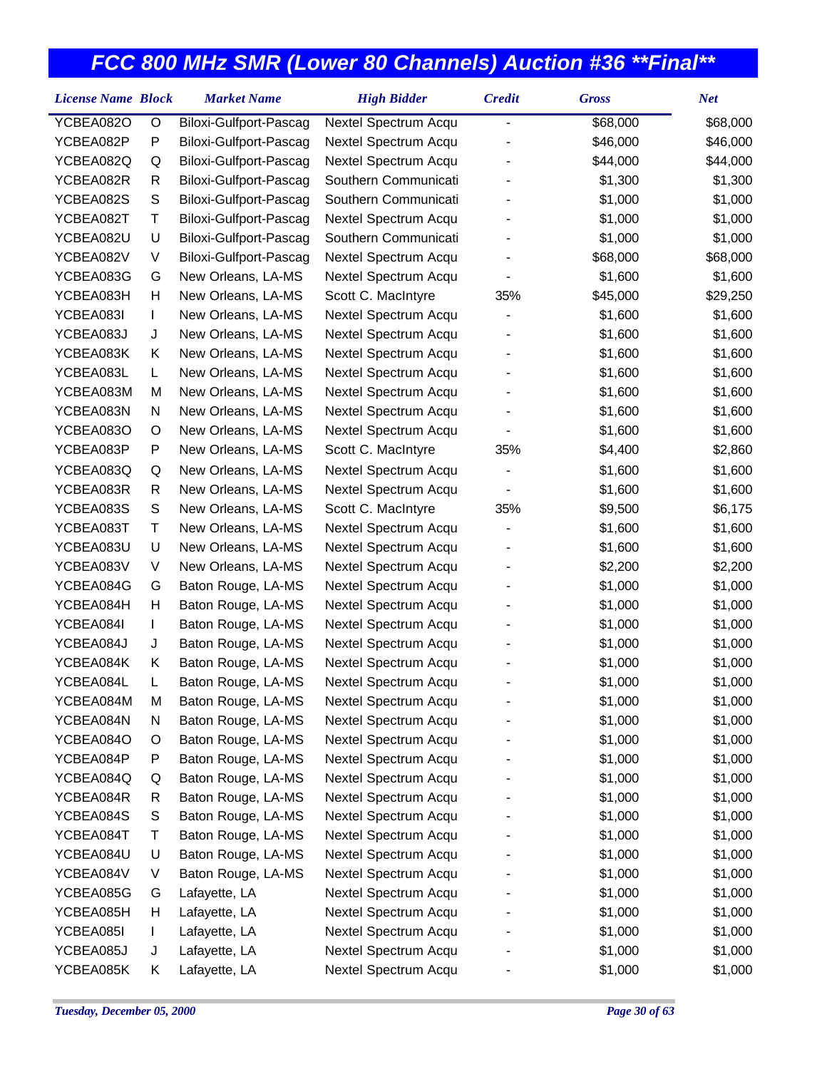# FCC 800 MHz SMR (Lower 80 Channels) Auction #36 **Final**

| License Name | Block | Market Name | High Bidder | Credit | Gross | Net |
|---|---|---|---|---|---|---|
| YCBEA082O | O | Biloxi-Gulfport-Pascag | Nextel Spectrum Acqu | - | $68,000 | $68,000 |
| YCBEA082P | P | Biloxi-Gulfport-Pascag | Nextel Spectrum Acqu | - | $46,000 | $46,000 |
| YCBEA082Q | Q | Biloxi-Gulfport-Pascag | Nextel Spectrum Acqu | - | $44,000 | $44,000 |
| YCBEA082R | R | Biloxi-Gulfport-Pascag | Southern Communicati | - | $1,300 | $1,300 |
| YCBEA082S | S | Biloxi-Gulfport-Pascag | Southern Communicati | - | $1,000 | $1,000 |
| YCBEA082T | T | Biloxi-Gulfport-Pascag | Nextel Spectrum Acqu | - | $1,000 | $1,000 |
| YCBEA082U | U | Biloxi-Gulfport-Pascag | Southern Communicati | - | $1,000 | $1,000 |
| YCBEA082V | V | Biloxi-Gulfport-Pascag | Nextel Spectrum Acqu | - | $68,000 | $68,000 |
| YCBEA083G | G | New Orleans, LA-MS | Nextel Spectrum Acqu | - | $1,600 | $1,600 |
| YCBEA083H | H | New Orleans, LA-MS | Scott C. MacIntyre | 35% | $45,000 | $29,250 |
| YCBEA083I | I | New Orleans, LA-MS | Nextel Spectrum Acqu | - | $1,600 | $1,600 |
| YCBEA083J | J | New Orleans, LA-MS | Nextel Spectrum Acqu | - | $1,600 | $1,600 |
| YCBEA083K | K | New Orleans, LA-MS | Nextel Spectrum Acqu | - | $1,600 | $1,600 |
| YCBEA083L | L | New Orleans, LA-MS | Nextel Spectrum Acqu | - | $1,600 | $1,600 |
| YCBEA083M | M | New Orleans, LA-MS | Nextel Spectrum Acqu | - | $1,600 | $1,600 |
| YCBEA083N | N | New Orleans, LA-MS | Nextel Spectrum Acqu | - | $1,600 | $1,600 |
| YCBEA083O | O | New Orleans, LA-MS | Nextel Spectrum Acqu | - | $1,600 | $1,600 |
| YCBEA083P | P | New Orleans, LA-MS | Scott C. MacIntyre | 35% | $4,400 | $2,860 |
| YCBEA083Q | Q | New Orleans, LA-MS | Nextel Spectrum Acqu | - | $1,600 | $1,600 |
| YCBEA083R | R | New Orleans, LA-MS | Nextel Spectrum Acqu | - | $1,600 | $1,600 |
| YCBEA083S | S | New Orleans, LA-MS | Scott C. MacIntyre | 35% | $9,500 | $6,175 |
| YCBEA083T | T | New Orleans, LA-MS | Nextel Spectrum Acqu | - | $1,600 | $1,600 |
| YCBEA083U | U | New Orleans, LA-MS | Nextel Spectrum Acqu | - | $1,600 | $1,600 |
| YCBEA083V | V | New Orleans, LA-MS | Nextel Spectrum Acqu | - | $2,200 | $2,200 |
| YCBEA084G | G | Baton Rouge, LA-MS | Nextel Spectrum Acqu | - | $1,000 | $1,000 |
| YCBEA084H | H | Baton Rouge, LA-MS | Nextel Spectrum Acqu | - | $1,000 | $1,000 |
| YCBEA084I | I | Baton Rouge, LA-MS | Nextel Spectrum Acqu | - | $1,000 | $1,000 |
| YCBEA084J | J | Baton Rouge, LA-MS | Nextel Spectrum Acqu | - | $1,000 | $1,000 |
| YCBEA084K | K | Baton Rouge, LA-MS | Nextel Spectrum Acqu | - | $1,000 | $1,000 |
| YCBEA084L | L | Baton Rouge, LA-MS | Nextel Spectrum Acqu | - | $1,000 | $1,000 |
| YCBEA084M | M | Baton Rouge, LA-MS | Nextel Spectrum Acqu | - | $1,000 | $1,000 |
| YCBEA084N | N | Baton Rouge, LA-MS | Nextel Spectrum Acqu | - | $1,000 | $1,000 |
| YCBEA084O | O | Baton Rouge, LA-MS | Nextel Spectrum Acqu | - | $1,000 | $1,000 |
| YCBEA084P | P | Baton Rouge, LA-MS | Nextel Spectrum Acqu | - | $1,000 | $1,000 |
| YCBEA084Q | Q | Baton Rouge, LA-MS | Nextel Spectrum Acqu | - | $1,000 | $1,000 |
| YCBEA084R | R | Baton Rouge, LA-MS | Nextel Spectrum Acqu | - | $1,000 | $1,000 |
| YCBEA084S | S | Baton Rouge, LA-MS | Nextel Spectrum Acqu | - | $1,000 | $1,000 |
| YCBEA084T | T | Baton Rouge, LA-MS | Nextel Spectrum Acqu | - | $1,000 | $1,000 |
| YCBEA084U | U | Baton Rouge, LA-MS | Nextel Spectrum Acqu | - | $1,000 | $1,000 |
| YCBEA084V | V | Baton Rouge, LA-MS | Nextel Spectrum Acqu | - | $1,000 | $1,000 |
| YCBEA085G | G | Lafayette, LA | Nextel Spectrum Acqu | - | $1,000 | $1,000 |
| YCBEA085H | H | Lafayette, LA | Nextel Spectrum Acqu | - | $1,000 | $1,000 |
| YCBEA085I | I | Lafayette, LA | Nextel Spectrum Acqu | - | $1,000 | $1,000 |
| YCBEA085J | J | Lafayette, LA | Nextel Spectrum Acqu | - | $1,000 | $1,000 |
| YCBEA085K | K | Lafayette, LA | Nextel Spectrum Acqu | - | $1,000 | $1,000 |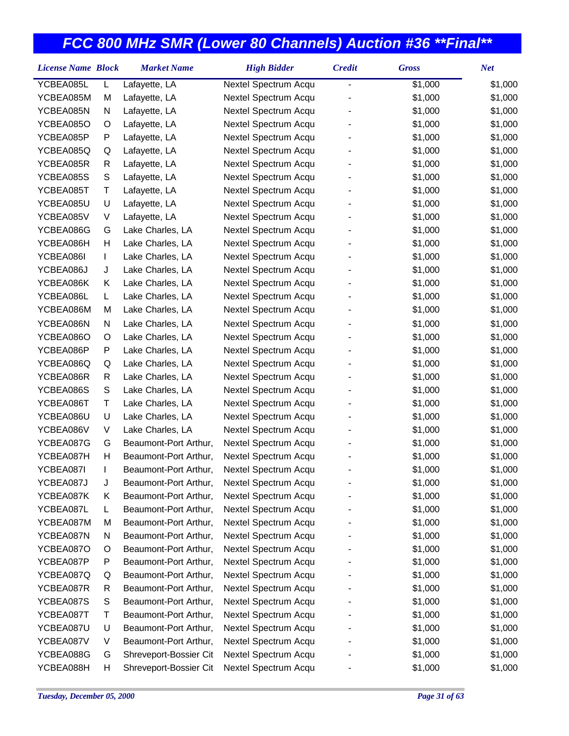## FCC 800 MHz SMR (Lower 80 Channels) Auction #36 **Final**

| License Name | Block | Market Name | High Bidder | Credit | Gross | Net |
|---|---|---|---|---|---|---|
| YCBEA085L | L | Lafayette, LA | Nextel Spectrum Acqu | - | $1,000 | $1,000 |
| YCBEA085M | M | Lafayette, LA | Nextel Spectrum Acqu | - | $1,000 | $1,000 |
| YCBEA085N | N | Lafayette, LA | Nextel Spectrum Acqu | - | $1,000 | $1,000 |
| YCBEA085O | O | Lafayette, LA | Nextel Spectrum Acqu | - | $1,000 | $1,000 |
| YCBEA085P | P | Lafayette, LA | Nextel Spectrum Acqu | - | $1,000 | $1,000 |
| YCBEA085Q | Q | Lafayette, LA | Nextel Spectrum Acqu | - | $1,000 | $1,000 |
| YCBEA085R | R | Lafayette, LA | Nextel Spectrum Acqu | - | $1,000 | $1,000 |
| YCBEA085S | S | Lafayette, LA | Nextel Spectrum Acqu | - | $1,000 | $1,000 |
| YCBEA085T | T | Lafayette, LA | Nextel Spectrum Acqu | - | $1,000 | $1,000 |
| YCBEA085U | U | Lafayette, LA | Nextel Spectrum Acqu | - | $1,000 | $1,000 |
| YCBEA085V | V | Lafayette, LA | Nextel Spectrum Acqu | - | $1,000 | $1,000 |
| YCBEA086G | G | Lake Charles, LA | Nextel Spectrum Acqu | - | $1,000 | $1,000 |
| YCBEA086H | H | Lake Charles, LA | Nextel Spectrum Acqu | - | $1,000 | $1,000 |
| YCBEA086I | I | Lake Charles, LA | Nextel Spectrum Acqu | - | $1,000 | $1,000 |
| YCBEA086J | J | Lake Charles, LA | Nextel Spectrum Acqu | - | $1,000 | $1,000 |
| YCBEA086K | K | Lake Charles, LA | Nextel Spectrum Acqu | - | $1,000 | $1,000 |
| YCBEA086L | L | Lake Charles, LA | Nextel Spectrum Acqu | - | $1,000 | $1,000 |
| YCBEA086M | M | Lake Charles, LA | Nextel Spectrum Acqu | - | $1,000 | $1,000 |
| YCBEA086N | N | Lake Charles, LA | Nextel Spectrum Acqu | - | $1,000 | $1,000 |
| YCBEA086O | O | Lake Charles, LA | Nextel Spectrum Acqu | - | $1,000 | $1,000 |
| YCBEA086P | P | Lake Charles, LA | Nextel Spectrum Acqu | - | $1,000 | $1,000 |
| YCBEA086Q | Q | Lake Charles, LA | Nextel Spectrum Acqu | - | $1,000 | $1,000 |
| YCBEA086R | R | Lake Charles, LA | Nextel Spectrum Acqu | - | $1,000 | $1,000 |
| YCBEA086S | S | Lake Charles, LA | Nextel Spectrum Acqu | - | $1,000 | $1,000 |
| YCBEA086T | T | Lake Charles, LA | Nextel Spectrum Acqu | - | $1,000 | $1,000 |
| YCBEA086U | U | Lake Charles, LA | Nextel Spectrum Acqu | - | $1,000 | $1,000 |
| YCBEA086V | V | Lake Charles, LA | Nextel Spectrum Acqu | - | $1,000 | $1,000 |
| YCBEA087G | G | Beaumont-Port Arthur, | Nextel Spectrum Acqu | - | $1,000 | $1,000 |
| YCBEA087H | H | Beaumont-Port Arthur, | Nextel Spectrum Acqu | - | $1,000 | $1,000 |
| YCBEA087I | I | Beaumont-Port Arthur, | Nextel Spectrum Acqu | - | $1,000 | $1,000 |
| YCBEA087J | J | Beaumont-Port Arthur, | Nextel Spectrum Acqu | - | $1,000 | $1,000 |
| YCBEA087K | K | Beaumont-Port Arthur, | Nextel Spectrum Acqu | - | $1,000 | $1,000 |
| YCBEA087L | L | Beaumont-Port Arthur, | Nextel Spectrum Acqu | - | $1,000 | $1,000 |
| YCBEA087M | M | Beaumont-Port Arthur, | Nextel Spectrum Acqu | - | $1,000 | $1,000 |
| YCBEA087N | N | Beaumont-Port Arthur, | Nextel Spectrum Acqu | - | $1,000 | $1,000 |
| YCBEA087O | O | Beaumont-Port Arthur, | Nextel Spectrum Acqu | - | $1,000 | $1,000 |
| YCBEA087P | P | Beaumont-Port Arthur, | Nextel Spectrum Acqu | - | $1,000 | $1,000 |
| YCBEA087Q | Q | Beaumont-Port Arthur, | Nextel Spectrum Acqu | - | $1,000 | $1,000 |
| YCBEA087R | R | Beaumont-Port Arthur, | Nextel Spectrum Acqu | - | $1,000 | $1,000 |
| YCBEA087S | S | Beaumont-Port Arthur, | Nextel Spectrum Acqu | - | $1,000 | $1,000 |
| YCBEA087T | T | Beaumont-Port Arthur, | Nextel Spectrum Acqu | - | $1,000 | $1,000 |
| YCBEA087U | U | Beaumont-Port Arthur, | Nextel Spectrum Acqu | - | $1,000 | $1,000 |
| YCBEA087V | V | Beaumont-Port Arthur, | Nextel Spectrum Acqu | - | $1,000 | $1,000 |
| YCBEA088G | G | Shreveport-Bossier Cit | Nextel Spectrum Acqu | - | $1,000 | $1,000 |
| YCBEA088H | H | Shreveport-Bossier Cit | Nextel Spectrum Acqu | - | $1,000 | $1,000 |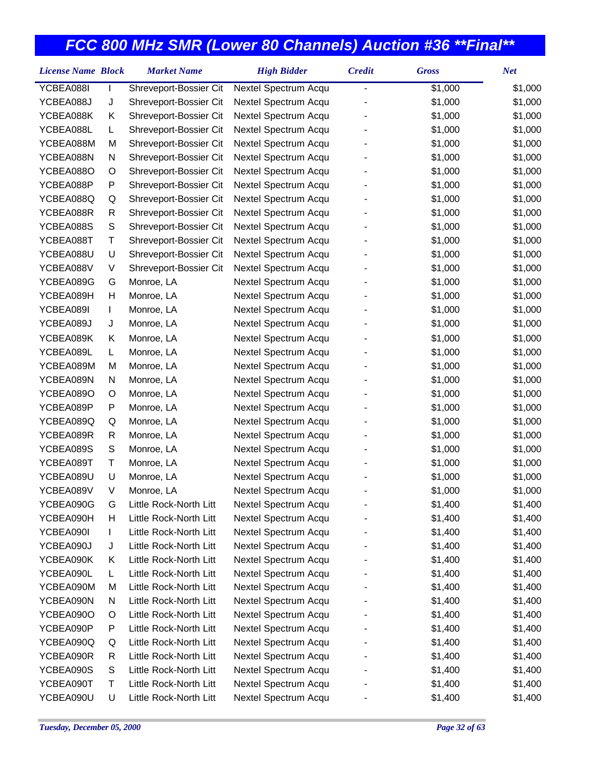# FCC 800 MHz SMR (Lower 80 Channels) Auction #36 **Final**

| License Name | Block | Market Name | High Bidder | Credit | Gross | Net |
|---|---|---|---|---|---|---|
| YCBEA088I | I | Shreveport-Bossier Cit | Nextel Spectrum Acqu | - | $1,000 | $1,000 |
| YCBEA088J | J | Shreveport-Bossier Cit | Nextel Spectrum Acqu | - | $1,000 | $1,000 |
| YCBEA088K | K | Shreveport-Bossier Cit | Nextel Spectrum Acqu | - | $1,000 | $1,000 |
| YCBEA088L | L | Shreveport-Bossier Cit | Nextel Spectrum Acqu | - | $1,000 | $1,000 |
| YCBEA088M | M | Shreveport-Bossier Cit | Nextel Spectrum Acqu | - | $1,000 | $1,000 |
| YCBEA088N | N | Shreveport-Bossier Cit | Nextel Spectrum Acqu | - | $1,000 | $1,000 |
| YCBEA088O | O | Shreveport-Bossier Cit | Nextel Spectrum Acqu | - | $1,000 | $1,000 |
| YCBEA088P | P | Shreveport-Bossier Cit | Nextel Spectrum Acqu | - | $1,000 | $1,000 |
| YCBEA088Q | Q | Shreveport-Bossier Cit | Nextel Spectrum Acqu | - | $1,000 | $1,000 |
| YCBEA088R | R | Shreveport-Bossier Cit | Nextel Spectrum Acqu | - | $1,000 | $1,000 |
| YCBEA088S | S | Shreveport-Bossier Cit | Nextel Spectrum Acqu | - | $1,000 | $1,000 |
| YCBEA088T | T | Shreveport-Bossier Cit | Nextel Spectrum Acqu | - | $1,000 | $1,000 |
| YCBEA088U | U | Shreveport-Bossier Cit | Nextel Spectrum Acqu | - | $1,000 | $1,000 |
| YCBEA088V | V | Shreveport-Bossier Cit | Nextel Spectrum Acqu | - | $1,000 | $1,000 |
| YCBEA089G | G | Monroe, LA | Nextel Spectrum Acqu | - | $1,000 | $1,000 |
| YCBEA089H | H | Monroe, LA | Nextel Spectrum Acqu | - | $1,000 | $1,000 |
| YCBEA089I | I | Monroe, LA | Nextel Spectrum Acqu | - | $1,000 | $1,000 |
| YCBEA089J | J | Monroe, LA | Nextel Spectrum Acqu | - | $1,000 | $1,000 |
| YCBEA089K | K | Monroe, LA | Nextel Spectrum Acqu | - | $1,000 | $1,000 |
| YCBEA089L | L | Monroe, LA | Nextel Spectrum Acqu | - | $1,000 | $1,000 |
| YCBEA089M | M | Monroe, LA | Nextel Spectrum Acqu | - | $1,000 | $1,000 |
| YCBEA089N | N | Monroe, LA | Nextel Spectrum Acqu | - | $1,000 | $1,000 |
| YCBEA089O | O | Monroe, LA | Nextel Spectrum Acqu | - | $1,000 | $1,000 |
| YCBEA089P | P | Monroe, LA | Nextel Spectrum Acqu | - | $1,000 | $1,000 |
| YCBEA089Q | Q | Monroe, LA | Nextel Spectrum Acqu | - | $1,000 | $1,000 |
| YCBEA089R | R | Monroe, LA | Nextel Spectrum Acqu | - | $1,000 | $1,000 |
| YCBEA089S | S | Monroe, LA | Nextel Spectrum Acqu | - | $1,000 | $1,000 |
| YCBEA089T | T | Monroe, LA | Nextel Spectrum Acqu | - | $1,000 | $1,000 |
| YCBEA089U | U | Monroe, LA | Nextel Spectrum Acqu | - | $1,000 | $1,000 |
| YCBEA089V | V | Monroe, LA | Nextel Spectrum Acqu | - | $1,000 | $1,000 |
| YCBEA090G | G | Little Rock-North Litt | Nextel Spectrum Acqu | - | $1,400 | $1,400 |
| YCBEA090H | H | Little Rock-North Litt | Nextel Spectrum Acqu | - | $1,400 | $1,400 |
| YCBEA090I | I | Little Rock-North Litt | Nextel Spectrum Acqu | - | $1,400 | $1,400 |
| YCBEA090J | J | Little Rock-North Litt | Nextel Spectrum Acqu | - | $1,400 | $1,400 |
| YCBEA090K | K | Little Rock-North Litt | Nextel Spectrum Acqu | - | $1,400 | $1,400 |
| YCBEA090L | L | Little Rock-North Litt | Nextel Spectrum Acqu | - | $1,400 | $1,400 |
| YCBEA090M | M | Little Rock-North Litt | Nextel Spectrum Acqu | - | $1,400 | $1,400 |
| YCBEA090N | N | Little Rock-North Litt | Nextel Spectrum Acqu | - | $1,400 | $1,400 |
| YCBEA090O | O | Little Rock-North Litt | Nextel Spectrum Acqu | - | $1,400 | $1,400 |
| YCBEA090P | P | Little Rock-North Litt | Nextel Spectrum Acqu | - | $1,400 | $1,400 |
| YCBEA090Q | Q | Little Rock-North Litt | Nextel Spectrum Acqu | - | $1,400 | $1,400 |
| YCBEA090R | R | Little Rock-North Litt | Nextel Spectrum Acqu | - | $1,400 | $1,400 |
| YCBEA090S | S | Little Rock-North Litt | Nextel Spectrum Acqu | - | $1,400 | $1,400 |
| YCBEA090T | T | Little Rock-North Litt | Nextel Spectrum Acqu | - | $1,400 | $1,400 |
| YCBEA090U | U | Little Rock-North Litt | Nextel Spectrum Acqu | - | $1,400 | $1,400 |

*Tuesday, December 05, 2000*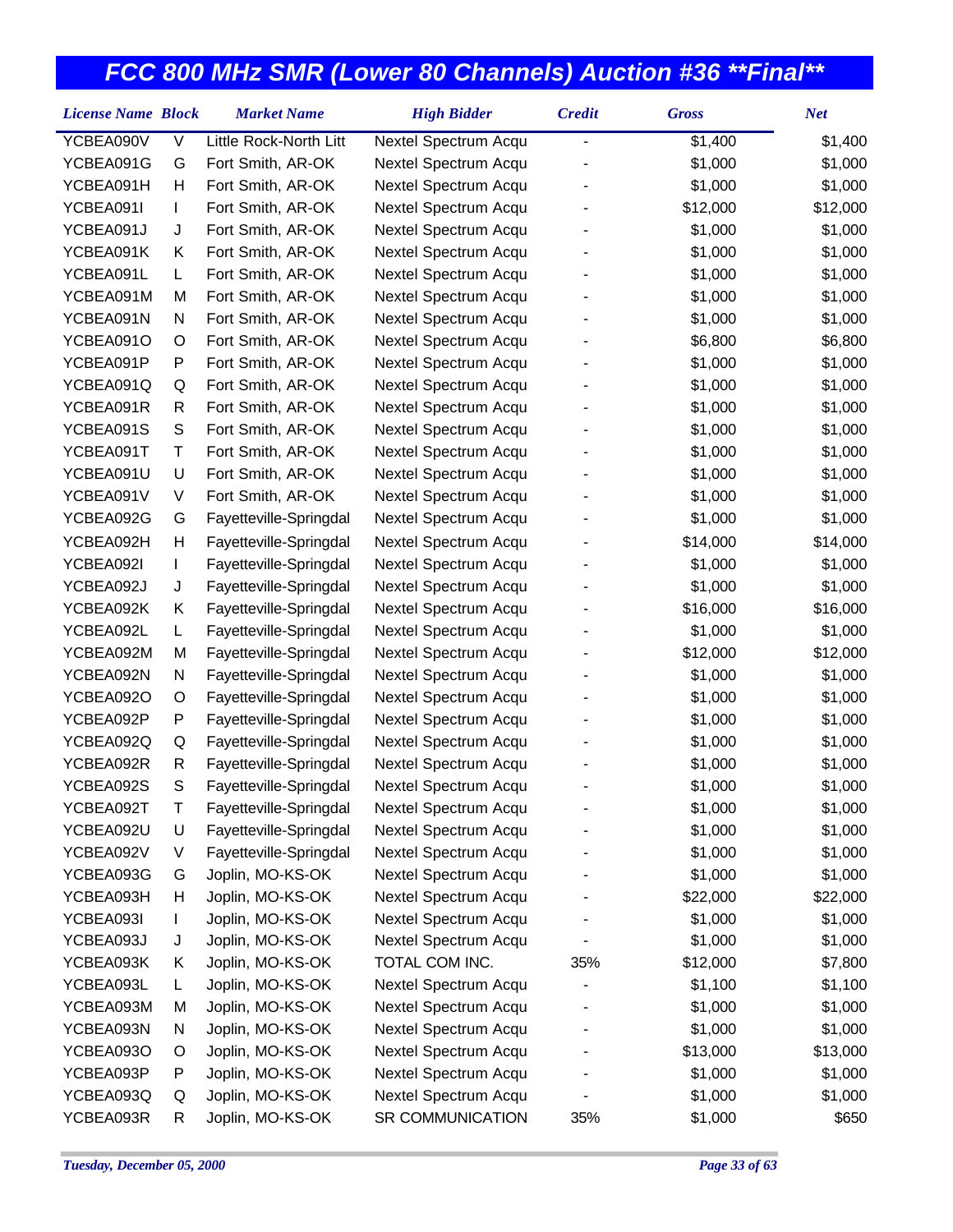# FCC 800 MHz SMR (Lower 80 Channels) Auction #36 **Final**

| License Name | Block | Market Name | High Bidder | Credit | Gross | Net |
|---|---|---|---|---|---|---|
| YCBEA090V | V | Little Rock-North Litt | Nextel Spectrum Acqu | - | $1,400 | $1,400 |
| YCBEA091G | G | Fort Smith, AR-OK | Nextel Spectrum Acqu | - | $1,000 | $1,000 |
| YCBEA091H | H | Fort Smith, AR-OK | Nextel Spectrum Acqu | - | $1,000 | $1,000 |
| YCBEA091I | I | Fort Smith, AR-OK | Nextel Spectrum Acqu | - | $12,000 | $12,000 |
| YCBEA091J | J | Fort Smith, AR-OK | Nextel Spectrum Acqu | - | $1,000 | $1,000 |
| YCBEA091K | K | Fort Smith, AR-OK | Nextel Spectrum Acqu | - | $1,000 | $1,000 |
| YCBEA091L | L | Fort Smith, AR-OK | Nextel Spectrum Acqu | - | $1,000 | $1,000 |
| YCBEA091M | M | Fort Smith, AR-OK | Nextel Spectrum Acqu | - | $1,000 | $1,000 |
| YCBEA091N | N | Fort Smith, AR-OK | Nextel Spectrum Acqu | - | $1,000 | $1,000 |
| YCBEA091O | O | Fort Smith, AR-OK | Nextel Spectrum Acqu | - | $6,800 | $6,800 |
| YCBEA091P | P | Fort Smith, AR-OK | Nextel Spectrum Acqu | - | $1,000 | $1,000 |
| YCBEA091Q | Q | Fort Smith, AR-OK | Nextel Spectrum Acqu | - | $1,000 | $1,000 |
| YCBEA091R | R | Fort Smith, AR-OK | Nextel Spectrum Acqu | - | $1,000 | $1,000 |
| YCBEA091S | S | Fort Smith, AR-OK | Nextel Spectrum Acqu | - | $1,000 | $1,000 |
| YCBEA091T | T | Fort Smith, AR-OK | Nextel Spectrum Acqu | - | $1,000 | $1,000 |
| YCBEA091U | U | Fort Smith, AR-OK | Nextel Spectrum Acqu | - | $1,000 | $1,000 |
| YCBEA091V | V | Fort Smith, AR-OK | Nextel Spectrum Acqu | - | $1,000 | $1,000 |
| YCBEA092G | G | Fayetteville-Springdal | Nextel Spectrum Acqu | - | $1,000 | $1,000 |
| YCBEA092H | H | Fayetteville-Springdal | Nextel Spectrum Acqu | - | $14,000 | $14,000 |
| YCBEA092I | I | Fayetteville-Springdal | Nextel Spectrum Acqu | - | $1,000 | $1,000 |
| YCBEA092J | J | Fayetteville-Springdal | Nextel Spectrum Acqu | - | $1,000 | $1,000 |
| YCBEA092K | K | Fayetteville-Springdal | Nextel Spectrum Acqu | - | $16,000 | $16,000 |
| YCBEA092L | L | Fayetteville-Springdal | Nextel Spectrum Acqu | - | $1,000 | $1,000 |
| YCBEA092M | M | Fayetteville-Springdal | Nextel Spectrum Acqu | - | $12,000 | $12,000 |
| YCBEA092N | N | Fayetteville-Springdal | Nextel Spectrum Acqu | - | $1,000 | $1,000 |
| YCBEA092O | O | Fayetteville-Springdal | Nextel Spectrum Acqu | - | $1,000 | $1,000 |
| YCBEA092P | P | Fayetteville-Springdal | Nextel Spectrum Acqu | - | $1,000 | $1,000 |
| YCBEA092Q | Q | Fayetteville-Springdal | Nextel Spectrum Acqu | - | $1,000 | $1,000 |
| YCBEA092R | R | Fayetteville-Springdal | Nextel Spectrum Acqu | - | $1,000 | $1,000 |
| YCBEA092S | S | Fayetteville-Springdal | Nextel Spectrum Acqu | - | $1,000 | $1,000 |
| YCBEA092T | T | Fayetteville-Springdal | Nextel Spectrum Acqu | - | $1,000 | $1,000 |
| YCBEA092U | U | Fayetteville-Springdal | Nextel Spectrum Acqu | - | $1,000 | $1,000 |
| YCBEA092V | V | Fayetteville-Springdal | Nextel Spectrum Acqu | - | $1,000 | $1,000 |
| YCBEA093G | G | Joplin, MO-KS-OK | Nextel Spectrum Acqu | - | $1,000 | $1,000 |
| YCBEA093H | H | Joplin, MO-KS-OK | Nextel Spectrum Acqu | - | $22,000 | $22,000 |
| YCBEA093I | I | Joplin, MO-KS-OK | Nextel Spectrum Acqu | - | $1,000 | $1,000 |
| YCBEA093J | J | Joplin, MO-KS-OK | Nextel Spectrum Acqu | - | $1,000 | $1,000 |
| YCBEA093K | K | Joplin, MO-KS-OK | TOTAL COM INC. | 35% | $12,000 | $7,800 |
| YCBEA093L | L | Joplin, MO-KS-OK | Nextel Spectrum Acqu | - | $1,100 | $1,100 |
| YCBEA093M | M | Joplin, MO-KS-OK | Nextel Spectrum Acqu | - | $1,000 | $1,000 |
| YCBEA093N | N | Joplin, MO-KS-OK | Nextel Spectrum Acqu | - | $1,000 | $1,000 |
| YCBEA093O | O | Joplin, MO-KS-OK | Nextel Spectrum Acqu | - | $13,000 | $13,000 |
| YCBEA093P | P | Joplin, MO-KS-OK | Nextel Spectrum Acqu | - | $1,000 | $1,000 |
| YCBEA093Q | Q | Joplin, MO-KS-OK | Nextel Spectrum Acqu | - | $1,000 | $1,000 |
| YCBEA093R | R | Joplin, MO-KS-OK | SR COMMUNICATION | 35% | $1,000 | $650 |

*Tuesday, December 05, 2000*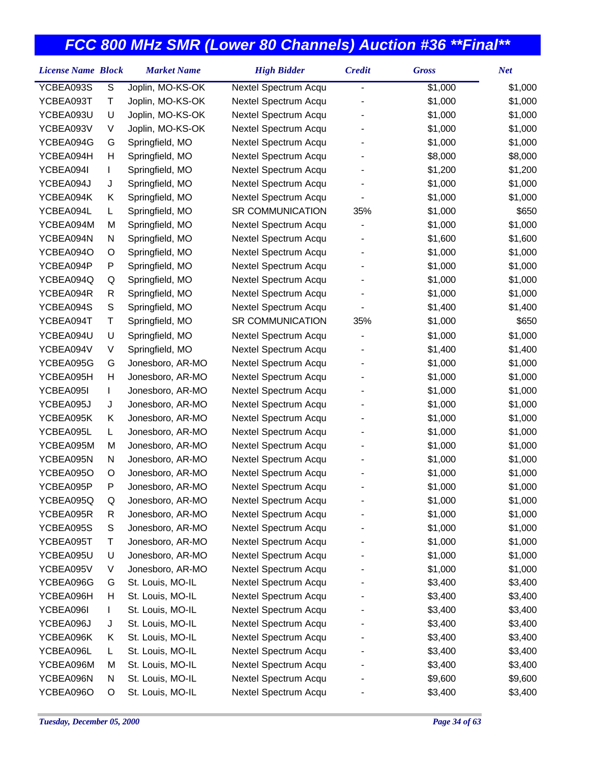# FCC 800 MHz SMR (Lower 80 Channels) Auction #36 **Final**

| License Name | Block | Market Name | High Bidder | Credit | Gross | Net |
|---|---|---|---|---|---|---|
| YCBEA093S | S | Joplin, MO-KS-OK | Nextel Spectrum Acqu | - | $1,000 | $1,000 |
| YCBEA093T | T | Joplin, MO-KS-OK | Nextel Spectrum Acqu | - | $1,000 | $1,000 |
| YCBEA093U | U | Joplin, MO-KS-OK | Nextel Spectrum Acqu | - | $1,000 | $1,000 |
| YCBEA093V | V | Joplin, MO-KS-OK | Nextel Spectrum Acqu | - | $1,000 | $1,000 |
| YCBEA094G | G | Springfield, MO | Nextel Spectrum Acqu | - | $1,000 | $1,000 |
| YCBEA094H | H | Springfield, MO | Nextel Spectrum Acqu | - | $8,000 | $8,000 |
| YCBEA094I | I | Springfield, MO | Nextel Spectrum Acqu | - | $1,200 | $1,200 |
| YCBEA094J | J | Springfield, MO | Nextel Spectrum Acqu | - | $1,000 | $1,000 |
| YCBEA094K | K | Springfield, MO | Nextel Spectrum Acqu | - | $1,000 | $1,000 |
| YCBEA094L | L | Springfield, MO | SR COMMUNICATION | 35% | $1,000 | $650 |
| YCBEA094M | M | Springfield, MO | Nextel Spectrum Acqu | - | $1,000 | $1,000 |
| YCBEA094N | N | Springfield, MO | Nextel Spectrum Acqu | - | $1,600 | $1,600 |
| YCBEA094O | O | Springfield, MO | Nextel Spectrum Acqu | - | $1,000 | $1,000 |
| YCBEA094P | P | Springfield, MO | Nextel Spectrum Acqu | - | $1,000 | $1,000 |
| YCBEA094Q | Q | Springfield, MO | Nextel Spectrum Acqu | - | $1,000 | $1,000 |
| YCBEA094R | R | Springfield, MO | Nextel Spectrum Acqu | - | $1,000 | $1,000 |
| YCBEA094S | S | Springfield, MO | Nextel Spectrum Acqu | - | $1,400 | $1,400 |
| YCBEA094T | T | Springfield, MO | SR COMMUNICATION | 35% | $1,000 | $650 |
| YCBEA094U | U | Springfield, MO | Nextel Spectrum Acqu | - | $1,000 | $1,000 |
| YCBEA094V | V | Springfield, MO | Nextel Spectrum Acqu | - | $1,400 | $1,400 |
| YCBEA095G | G | Jonesboro, AR-MO | Nextel Spectrum Acqu | - | $1,000 | $1,000 |
| YCBEA095H | H | Jonesboro, AR-MO | Nextel Spectrum Acqu | - | $1,000 | $1,000 |
| YCBEA095I | I | Jonesboro, AR-MO | Nextel Spectrum Acqu | - | $1,000 | $1,000 |
| YCBEA095J | J | Jonesboro, AR-MO | Nextel Spectrum Acqu | - | $1,000 | $1,000 |
| YCBEA095K | K | Jonesboro, AR-MO | Nextel Spectrum Acqu | - | $1,000 | $1,000 |
| YCBEA095L | L | Jonesboro, AR-MO | Nextel Spectrum Acqu | - | $1,000 | $1,000 |
| YCBEA095M | M | Jonesboro, AR-MO | Nextel Spectrum Acqu | - | $1,000 | $1,000 |
| YCBEA095N | N | Jonesboro, AR-MO | Nextel Spectrum Acqu | - | $1,000 | $1,000 |
| YCBEA095O | O | Jonesboro, AR-MO | Nextel Spectrum Acqu | - | $1,000 | $1,000 |
| YCBEA095P | P | Jonesboro, AR-MO | Nextel Spectrum Acqu | - | $1,000 | $1,000 |
| YCBEA095Q | Q | Jonesboro, AR-MO | Nextel Spectrum Acqu | - | $1,000 | $1,000 |
| YCBEA095R | R | Jonesboro, AR-MO | Nextel Spectrum Acqu | - | $1,000 | $1,000 |
| YCBEA095S | S | Jonesboro, AR-MO | Nextel Spectrum Acqu | - | $1,000 | $1,000 |
| YCBEA095T | T | Jonesboro, AR-MO | Nextel Spectrum Acqu | - | $1,000 | $1,000 |
| YCBEA095U | U | Jonesboro, AR-MO | Nextel Spectrum Acqu | - | $1,000 | $1,000 |
| YCBEA095V | V | Jonesboro, AR-MO | Nextel Spectrum Acqu | - | $1,000 | $1,000 |
| YCBEA096G | G | St. Louis, MO-IL | Nextel Spectrum Acqu | - | $3,400 | $3,400 |
| YCBEA096H | H | St. Louis, MO-IL | Nextel Spectrum Acqu | - | $3,400 | $3,400 |
| YCBEA096I | I | St. Louis, MO-IL | Nextel Spectrum Acqu | - | $3,400 | $3,400 |
| YCBEA096J | J | St. Louis, MO-IL | Nextel Spectrum Acqu | - | $3,400 | $3,400 |
| YCBEA096K | K | St. Louis, MO-IL | Nextel Spectrum Acqu | - | $3,400 | $3,400 |
| YCBEA096L | L | St. Louis, MO-IL | Nextel Spectrum Acqu | - | $3,400 | $3,400 |
| YCBEA096M | M | St. Louis, MO-IL | Nextel Spectrum Acqu | - | $3,400 | $3,400 |
| YCBEA096N | N | St. Louis, MO-IL | Nextel Spectrum Acqu | - | $9,600 | $9,600 |
| YCBEA096O | O | St. Louis, MO-IL | Nextel Spectrum Acqu | - | $3,400 | $3,400 |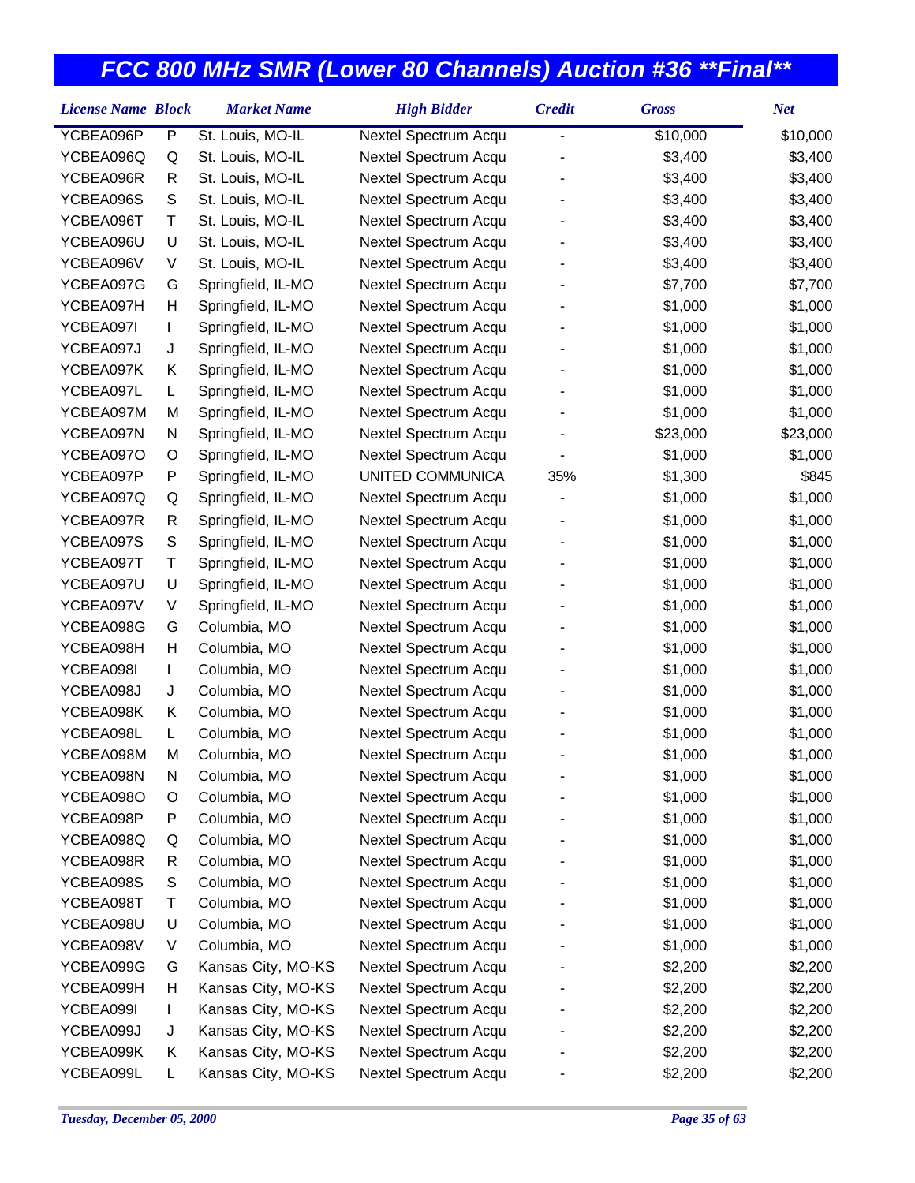# FCC 800 MHz SMR (Lower 80 Channels) Auction #36 **Final**

| License Name | Block | Market Name | High Bidder | Credit | Gross | Net |
|---|---|---|---|---|---|---|
| YCBEA096P | P | St. Louis, MO-IL | Nextel Spectrum Acqu | - | $10,000 | $10,000 |
| YCBEA096Q | Q | St. Louis, MO-IL | Nextel Spectrum Acqu | - | $3,400 | $3,400 |
| YCBEA096R | R | St. Louis, MO-IL | Nextel Spectrum Acqu | - | $3,400 | $3,400 |
| YCBEA096S | S | St. Louis, MO-IL | Nextel Spectrum Acqu | - | $3,400 | $3,400 |
| YCBEA096T | T | St. Louis, MO-IL | Nextel Spectrum Acqu | - | $3,400 | $3,400 |
| YCBEA096U | U | St. Louis, MO-IL | Nextel Spectrum Acqu | - | $3,400 | $3,400 |
| YCBEA096V | V | St. Louis, MO-IL | Nextel Spectrum Acqu | - | $3,400 | $3,400 |
| YCBEA097G | G | Springfield, IL-MO | Nextel Spectrum Acqu | - | $7,700 | $7,700 |
| YCBEA097H | H | Springfield, IL-MO | Nextel Spectrum Acqu | - | $1,000 | $1,000 |
| YCBEA097I | I | Springfield, IL-MO | Nextel Spectrum Acqu | - | $1,000 | $1,000 |
| YCBEA097J | J | Springfield, IL-MO | Nextel Spectrum Acqu | - | $1,000 | $1,000 |
| YCBEA097K | K | Springfield, IL-MO | Nextel Spectrum Acqu | - | $1,000 | $1,000 |
| YCBEA097L | L | Springfield, IL-MO | Nextel Spectrum Acqu | - | $1,000 | $1,000 |
| YCBEA097M | M | Springfield, IL-MO | Nextel Spectrum Acqu | - | $1,000 | $1,000 |
| YCBEA097N | N | Springfield, IL-MO | Nextel Spectrum Acqu | - | $23,000 | $23,000 |
| YCBEA097O | O | Springfield, IL-MO | Nextel Spectrum Acqu | - | $1,000 | $1,000 |
| YCBEA097P | P | Springfield, IL-MO | UNITED COMMUNICA | 35% | $1,300 | $845 |
| YCBEA097Q | Q | Springfield, IL-MO | Nextel Spectrum Acqu | - | $1,000 | $1,000 |
| YCBEA097R | R | Springfield, IL-MO | Nextel Spectrum Acqu | - | $1,000 | $1,000 |
| YCBEA097S | S | Springfield, IL-MO | Nextel Spectrum Acqu | - | $1,000 | $1,000 |
| YCBEA097T | T | Springfield, IL-MO | Nextel Spectrum Acqu | - | $1,000 | $1,000 |
| YCBEA097U | U | Springfield, IL-MO | Nextel Spectrum Acqu | - | $1,000 | $1,000 |
| YCBEA097V | V | Springfield, IL-MO | Nextel Spectrum Acqu | - | $1,000 | $1,000 |
| YCBEA098G | G | Columbia, MO | Nextel Spectrum Acqu | - | $1,000 | $1,000 |
| YCBEA098H | H | Columbia, MO | Nextel Spectrum Acqu | - | $1,000 | $1,000 |
| YCBEA098I | I | Columbia, MO | Nextel Spectrum Acqu | - | $1,000 | $1,000 |
| YCBEA098J | J | Columbia, MO | Nextel Spectrum Acqu | - | $1,000 | $1,000 |
| YCBEA098K | K | Columbia, MO | Nextel Spectrum Acqu | - | $1,000 | $1,000 |
| YCBEA098L | L | Columbia, MO | Nextel Spectrum Acqu | - | $1,000 | $1,000 |
| YCBEA098M | M | Columbia, MO | Nextel Spectrum Acqu | - | $1,000 | $1,000 |
| YCBEA098N | N | Columbia, MO | Nextel Spectrum Acqu | - | $1,000 | $1,000 |
| YCBEA098O | O | Columbia, MO | Nextel Spectrum Acqu | - | $1,000 | $1,000 |
| YCBEA098P | P | Columbia, MO | Nextel Spectrum Acqu | - | $1,000 | $1,000 |
| YCBEA098Q | Q | Columbia, MO | Nextel Spectrum Acqu | - | $1,000 | $1,000 |
| YCBEA098R | R | Columbia, MO | Nextel Spectrum Acqu | - | $1,000 | $1,000 |
| YCBEA098S | S | Columbia, MO | Nextel Spectrum Acqu | - | $1,000 | $1,000 |
| YCBEA098T | T | Columbia, MO | Nextel Spectrum Acqu | - | $1,000 | $1,000 |
| YCBEA098U | U | Columbia, MO | Nextel Spectrum Acqu | - | $1,000 | $1,000 |
| YCBEA098V | V | Columbia, MO | Nextel Spectrum Acqu | - | $1,000 | $1,000 |
| YCBEA099G | G | Kansas City, MO-KS | Nextel Spectrum Acqu | - | $2,200 | $2,200 |
| YCBEA099H | H | Kansas City, MO-KS | Nextel Spectrum Acqu | - | $2,200 | $2,200 |
| YCBEA099I | I | Kansas City, MO-KS | Nextel Spectrum Acqu | - | $2,200 | $2,200 |
| YCBEA099J | J | Kansas City, MO-KS | Nextel Spectrum Acqu | - | $2,200 | $2,200 |
| YCBEA099K | K | Kansas City, MO-KS | Nextel Spectrum Acqu | - | $2,200 | $2,200 |
| YCBEA099L | L | Kansas City, MO-KS | Nextel Spectrum Acqu | - | $2,200 | $2,200 |

*Tuesday, December 05, 2000*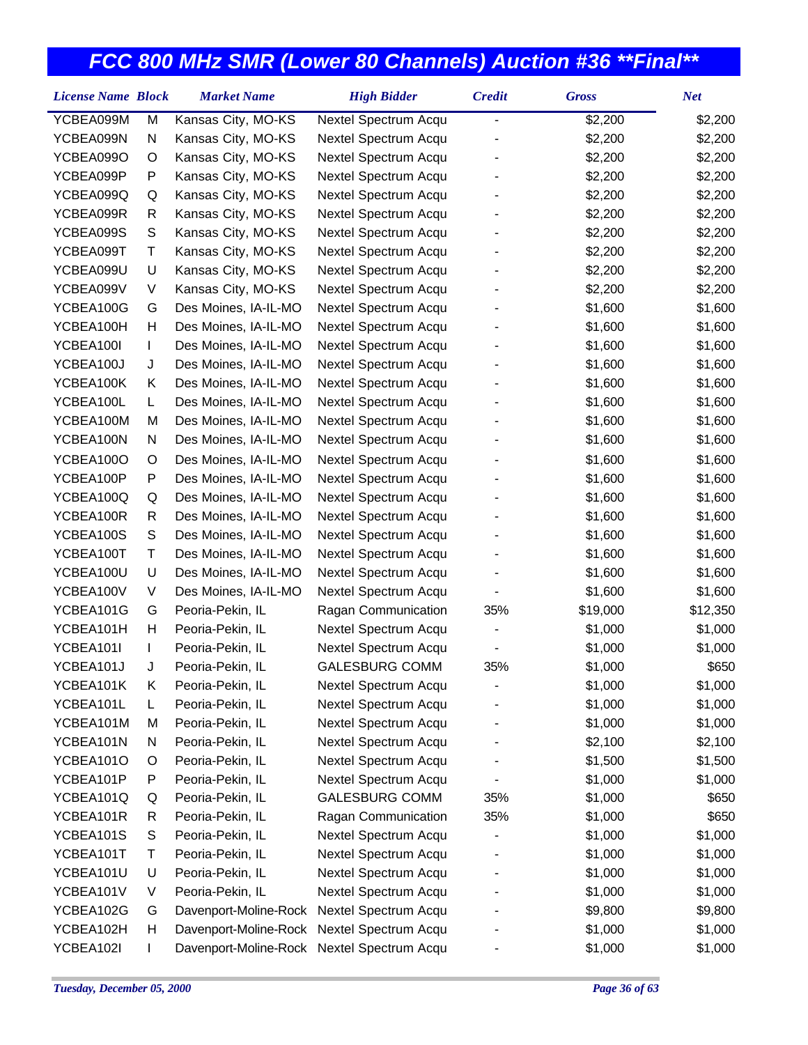# FCC 800 MHz SMR (Lower 80 Channels) Auction #36 **Final**

| License Name | Block | Market Name | High Bidder | Credit | Gross | Net |
|---|---|---|---|---|---|---|
| YCBEA099M | M | Kansas City, MO-KS | Nextel Spectrum Acqu | - | $2,200 | $2,200 |
| YCBEA099N | N | Kansas City, MO-KS | Nextel Spectrum Acqu | - | $2,200 | $2,200 |
| YCBEA099O | O | Kansas City, MO-KS | Nextel Spectrum Acqu | - | $2,200 | $2,200 |
| YCBEA099P | P | Kansas City, MO-KS | Nextel Spectrum Acqu | - | $2,200 | $2,200 |
| YCBEA099Q | Q | Kansas City, MO-KS | Nextel Spectrum Acqu | - | $2,200 | $2,200 |
| YCBEA099R | R | Kansas City, MO-KS | Nextel Spectrum Acqu | - | $2,200 | $2,200 |
| YCBEA099S | S | Kansas City, MO-KS | Nextel Spectrum Acqu | - | $2,200 | $2,200 |
| YCBEA099T | T | Kansas City, MO-KS | Nextel Spectrum Acqu | - | $2,200 | $2,200 |
| YCBEA099U | U | Kansas City, MO-KS | Nextel Spectrum Acqu | - | $2,200 | $2,200 |
| YCBEA099V | V | Kansas City, MO-KS | Nextel Spectrum Acqu | - | $2,200 | $2,200 |
| YCBEA100G | G | Des Moines, IA-IL-MO | Nextel Spectrum Acqu | - | $1,600 | $1,600 |
| YCBEA100H | H | Des Moines, IA-IL-MO | Nextel Spectrum Acqu | - | $1,600 | $1,600 |
| YCBEA100I | I | Des Moines, IA-IL-MO | Nextel Spectrum Acqu | - | $1,600 | $1,600 |
| YCBEA100J | J | Des Moines, IA-IL-MO | Nextel Spectrum Acqu | - | $1,600 | $1,600 |
| YCBEA100K | K | Des Moines, IA-IL-MO | Nextel Spectrum Acqu | - | $1,600 | $1,600 |
| YCBEA100L | L | Des Moines, IA-IL-MO | Nextel Spectrum Acqu | - | $1,600 | $1,600 |
| YCBEA100M | M | Des Moines, IA-IL-MO | Nextel Spectrum Acqu | - | $1,600 | $1,600 |
| YCBEA100N | N | Des Moines, IA-IL-MO | Nextel Spectrum Acqu | - | $1,600 | $1,600 |
| YCBEA100O | O | Des Moines, IA-IL-MO | Nextel Spectrum Acqu | - | $1,600 | $1,600 |
| YCBEA100P | P | Des Moines, IA-IL-MO | Nextel Spectrum Acqu | - | $1,600 | $1,600 |
| YCBEA100Q | Q | Des Moines, IA-IL-MO | Nextel Spectrum Acqu | - | $1,600 | $1,600 |
| YCBEA100R | R | Des Moines, IA-IL-MO | Nextel Spectrum Acqu | - | $1,600 | $1,600 |
| YCBEA100S | S | Des Moines, IA-IL-MO | Nextel Spectrum Acqu | - | $1,600 | $1,600 |
| YCBEA100T | T | Des Moines, IA-IL-MO | Nextel Spectrum Acqu | - | $1,600 | $1,600 |
| YCBEA100U | U | Des Moines, IA-IL-MO | Nextel Spectrum Acqu | - | $1,600 | $1,600 |
| YCBEA100V | V | Des Moines, IA-IL-MO | Nextel Spectrum Acqu | - | $1,600 | $1,600 |
| YCBEA101G | G | Peoria-Pekin, IL | Ragan Communication | 35% | $19,000 | $12,350 |
| YCBEA101H | H | Peoria-Pekin, IL | Nextel Spectrum Acqu | - | $1,000 | $1,000 |
| YCBEA101I | I | Peoria-Pekin, IL | Nextel Spectrum Acqu | - | $1,000 | $1,000 |
| YCBEA101J | J | Peoria-Pekin, IL | GALESBURG COMM | 35% | $1,000 | $650 |
| YCBEA101K | K | Peoria-Pekin, IL | Nextel Spectrum Acqu | - | $1,000 | $1,000 |
| YCBEA101L | L | Peoria-Pekin, IL | Nextel Spectrum Acqu | - | $1,000 | $1,000 |
| YCBEA101M | M | Peoria-Pekin, IL | Nextel Spectrum Acqu | - | $1,000 | $1,000 |
| YCBEA101N | N | Peoria-Pekin, IL | Nextel Spectrum Acqu | - | $2,100 | $2,100 |
| YCBEA101O | O | Peoria-Pekin, IL | Nextel Spectrum Acqu | - | $1,500 | $1,500 |
| YCBEA101P | P | Peoria-Pekin, IL | Nextel Spectrum Acqu | - | $1,000 | $1,000 |
| YCBEA101Q | Q | Peoria-Pekin, IL | GALESBURG COMM | 35% | $1,000 | $650 |
| YCBEA101R | R | Peoria-Pekin, IL | Ragan Communication | 35% | $1,000 | $650 |
| YCBEA101S | S | Peoria-Pekin, IL | Nextel Spectrum Acqu | - | $1,000 | $1,000 |
| YCBEA101T | T | Peoria-Pekin, IL | Nextel Spectrum Acqu | - | $1,000 | $1,000 |
| YCBEA101U | U | Peoria-Pekin, IL | Nextel Spectrum Acqu | - | $1,000 | $1,000 |
| YCBEA101V | V | Peoria-Pekin, IL | Nextel Spectrum Acqu | - | $1,000 | $1,000 |
| YCBEA102G | G | Davenport-Moline-Rock | Nextel Spectrum Acqu | - | $9,800 | $9,800 |
| YCBEA102H | H | Davenport-Moline-Rock | Nextel Spectrum Acqu | - | $1,000 | $1,000 |
| YCBEA102I | I | Davenport-Moline-Rock | Nextel Spectrum Acqu | - | $1,000 | $1,000 |

*Tuesday, December 05, 2000*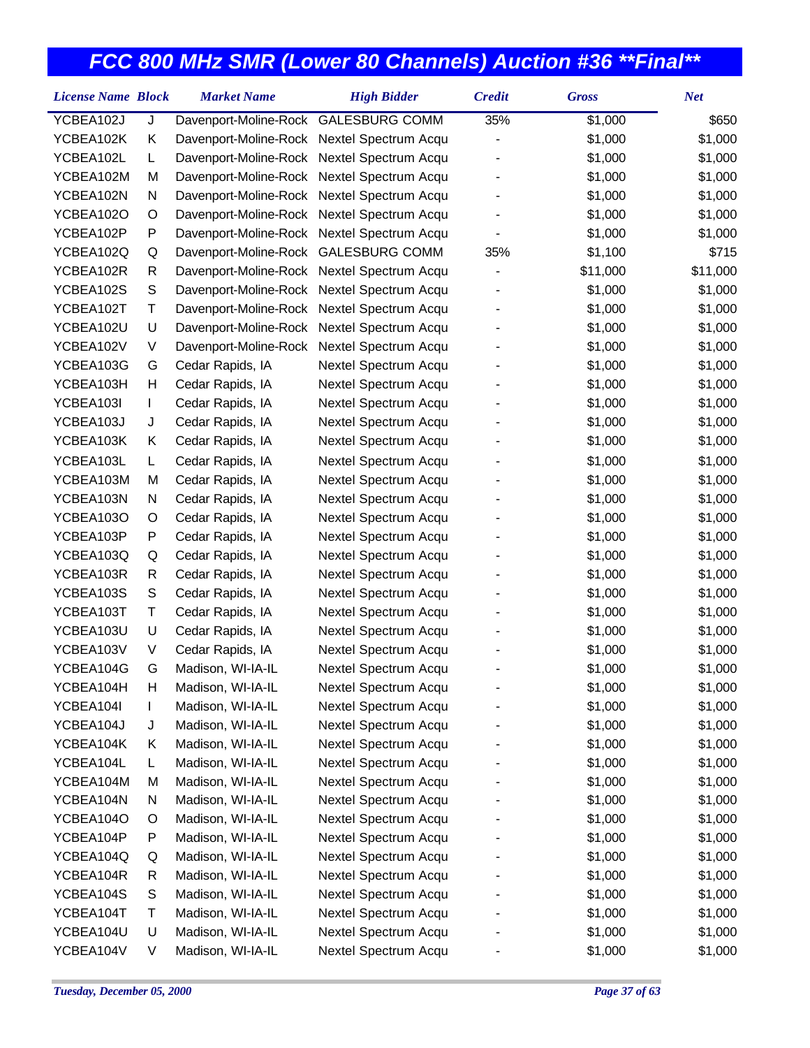# FCC 800 MHz SMR (Lower 80 Channels) Auction #36 **Final**

| License Name | Block | Market Name | High Bidder | Credit | Gross | Net |
|---|---|---|---|---|---|---|
| YCBEA102J | J | Davenport-Moline-Rock | GALESBURG COMM | 35% | $1,000 | $650 |
| YCBEA102K | K | Davenport-Moline-Rock | Nextel Spectrum Acqu | - | $1,000 | $1,000 |
| YCBEA102L | L | Davenport-Moline-Rock | Nextel Spectrum Acqu | - | $1,000 | $1,000 |
| YCBEA102M | M | Davenport-Moline-Rock | Nextel Spectrum Acqu | - | $1,000 | $1,000 |
| YCBEA102N | N | Davenport-Moline-Rock | Nextel Spectrum Acqu | - | $1,000 | $1,000 |
| YCBEA102O | O | Davenport-Moline-Rock | Nextel Spectrum Acqu | - | $1,000 | $1,000 |
| YCBEA102P | P | Davenport-Moline-Rock | Nextel Spectrum Acqu | - | $1,000 | $1,000 |
| YCBEA102Q | Q | Davenport-Moline-Rock | GALESBURG COMM | 35% | $1,100 | $715 |
| YCBEA102R | R | Davenport-Moline-Rock | Nextel Spectrum Acqu | - | $11,000 | $11,000 |
| YCBEA102S | S | Davenport-Moline-Rock | Nextel Spectrum Acqu | - | $1,000 | $1,000 |
| YCBEA102T | T | Davenport-Moline-Rock | Nextel Spectrum Acqu | - | $1,000 | $1,000 |
| YCBEA102U | U | Davenport-Moline-Rock | Nextel Spectrum Acqu | - | $1,000 | $1,000 |
| YCBEA102V | V | Davenport-Moline-Rock | Nextel Spectrum Acqu | - | $1,000 | $1,000 |
| YCBEA103G | G | Cedar Rapids, IA | Nextel Spectrum Acqu | - | $1,000 | $1,000 |
| YCBEA103H | H | Cedar Rapids, IA | Nextel Spectrum Acqu | - | $1,000 | $1,000 |
| YCBEA103I | I | Cedar Rapids, IA | Nextel Spectrum Acqu | - | $1,000 | $1,000 |
| YCBEA103J | J | Cedar Rapids, IA | Nextel Spectrum Acqu | - | $1,000 | $1,000 |
| YCBEA103K | K | Cedar Rapids, IA | Nextel Spectrum Acqu | - | $1,000 | $1,000 |
| YCBEA103L | L | Cedar Rapids, IA | Nextel Spectrum Acqu | - | $1,000 | $1,000 |
| YCBEA103M | M | Cedar Rapids, IA | Nextel Spectrum Acqu | - | $1,000 | $1,000 |
| YCBEA103N | N | Cedar Rapids, IA | Nextel Spectrum Acqu | - | $1,000 | $1,000 |
| YCBEA103O | O | Cedar Rapids, IA | Nextel Spectrum Acqu | - | $1,000 | $1,000 |
| YCBEA103P | P | Cedar Rapids, IA | Nextel Spectrum Acqu | - | $1,000 | $1,000 |
| YCBEA103Q | Q | Cedar Rapids, IA | Nextel Spectrum Acqu | - | $1,000 | $1,000 |
| YCBEA103R | R | Cedar Rapids, IA | Nextel Spectrum Acqu | - | $1,000 | $1,000 |
| YCBEA103S | S | Cedar Rapids, IA | Nextel Spectrum Acqu | - | $1,000 | $1,000 |
| YCBEA103T | T | Cedar Rapids, IA | Nextel Spectrum Acqu | - | $1,000 | $1,000 |
| YCBEA103U | U | Cedar Rapids, IA | Nextel Spectrum Acqu | - | $1,000 | $1,000 |
| YCBEA103V | V | Cedar Rapids, IA | Nextel Spectrum Acqu | - | $1,000 | $1,000 |
| YCBEA104G | G | Madison, WI-IA-IL | Nextel Spectrum Acqu | - | $1,000 | $1,000 |
| YCBEA104H | H | Madison, WI-IA-IL | Nextel Spectrum Acqu | - | $1,000 | $1,000 |
| YCBEA104I | I | Madison, WI-IA-IL | Nextel Spectrum Acqu | - | $1,000 | $1,000 |
| YCBEA104J | J | Madison, WI-IA-IL | Nextel Spectrum Acqu | - | $1,000 | $1,000 |
| YCBEA104K | K | Madison, WI-IA-IL | Nextel Spectrum Acqu | - | $1,000 | $1,000 |
| YCBEA104L | L | Madison, WI-IA-IL | Nextel Spectrum Acqu | - | $1,000 | $1,000 |
| YCBEA104M | M | Madison, WI-IA-IL | Nextel Spectrum Acqu | - | $1,000 | $1,000 |
| YCBEA104N | N | Madison, WI-IA-IL | Nextel Spectrum Acqu | - | $1,000 | $1,000 |
| YCBEA104O | O | Madison, WI-IA-IL | Nextel Spectrum Acqu | - | $1,000 | $1,000 |
| YCBEA104P | P | Madison, WI-IA-IL | Nextel Spectrum Acqu | - | $1,000 | $1,000 |
| YCBEA104Q | Q | Madison, WI-IA-IL | Nextel Spectrum Acqu | - | $1,000 | $1,000 |
| YCBEA104R | R | Madison, WI-IA-IL | Nextel Spectrum Acqu | - | $1,000 | $1,000 |
| YCBEA104S | S | Madison, WI-IA-IL | Nextel Spectrum Acqu | - | $1,000 | $1,000 |
| YCBEA104T | T | Madison, WI-IA-IL | Nextel Spectrum Acqu | - | $1,000 | $1,000 |
| YCBEA104U | U | Madison, WI-IA-IL | Nextel Spectrum Acqu | - | $1,000 | $1,000 |
| YCBEA104V | V | Madison, WI-IA-IL | Nextel Spectrum Acqu | - | $1,000 | $1,000 |

*Tuesday, December 05, 2000*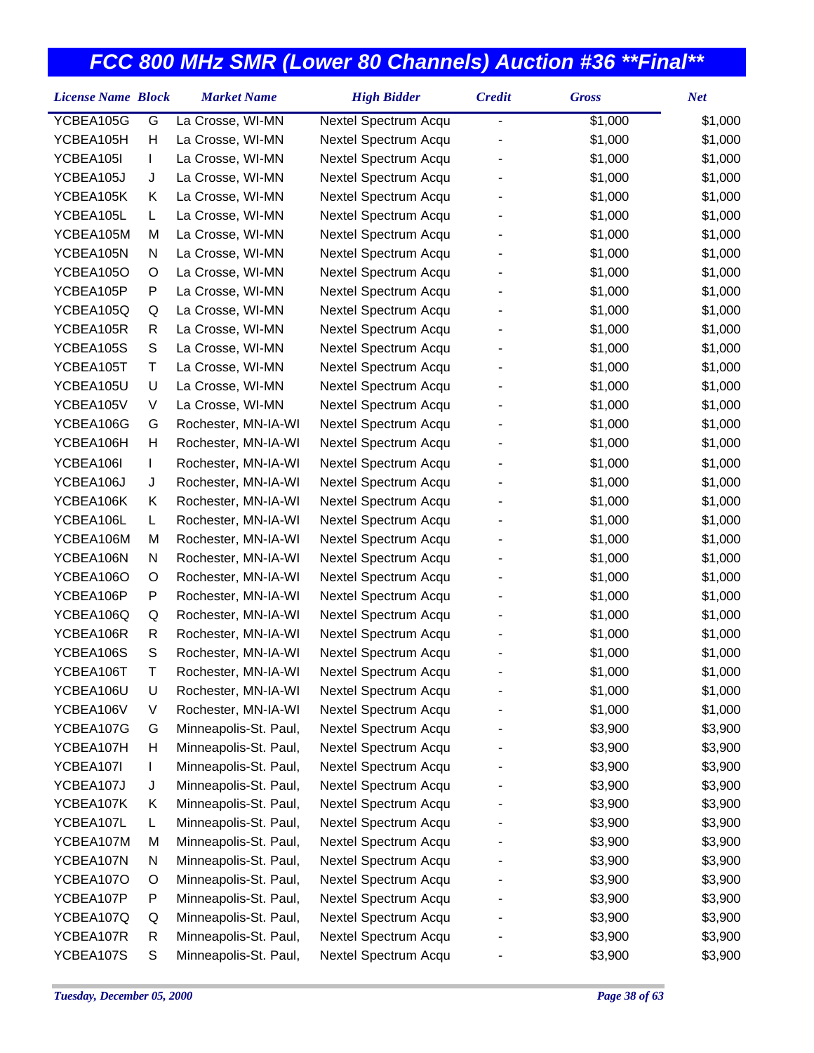# FCC 800 MHz SMR (Lower 80 Channels) Auction #36 **Final**

| License Name | Block | Market Name | High Bidder | Credit | Gross | Net |
|---|---|---|---|---|---|---|
| YCBEA105G | G | La Crosse, WI-MN | Nextel Spectrum Acqu | - | $1,000 | $1,000 |
| YCBEA105H | H | La Crosse, WI-MN | Nextel Spectrum Acqu | - | $1,000 | $1,000 |
| YCBEA105I | I | La Crosse, WI-MN | Nextel Spectrum Acqu | - | $1,000 | $1,000 |
| YCBEA105J | J | La Crosse, WI-MN | Nextel Spectrum Acqu | - | $1,000 | $1,000 |
| YCBEA105K | K | La Crosse, WI-MN | Nextel Spectrum Acqu | - | $1,000 | $1,000 |
| YCBEA105L | L | La Crosse, WI-MN | Nextel Spectrum Acqu | - | $1,000 | $1,000 |
| YCBEA105M | M | La Crosse, WI-MN | Nextel Spectrum Acqu | - | $1,000 | $1,000 |
| YCBEA105N | N | La Crosse, WI-MN | Nextel Spectrum Acqu | - | $1,000 | $1,000 |
| YCBEA105O | O | La Crosse, WI-MN | Nextel Spectrum Acqu | - | $1,000 | $1,000 |
| YCBEA105P | P | La Crosse, WI-MN | Nextel Spectrum Acqu | - | $1,000 | $1,000 |
| YCBEA105Q | Q | La Crosse, WI-MN | Nextel Spectrum Acqu | - | $1,000 | $1,000 |
| YCBEA105R | R | La Crosse, WI-MN | Nextel Spectrum Acqu | - | $1,000 | $1,000 |
| YCBEA105S | S | La Crosse, WI-MN | Nextel Spectrum Acqu | - | $1,000 | $1,000 |
| YCBEA105T | T | La Crosse, WI-MN | Nextel Spectrum Acqu | - | $1,000 | $1,000 |
| YCBEA105U | U | La Crosse, WI-MN | Nextel Spectrum Acqu | - | $1,000 | $1,000 |
| YCBEA105V | V | La Crosse, WI-MN | Nextel Spectrum Acqu | - | $1,000 | $1,000 |
| YCBEA106G | G | Rochester, MN-IA-WI | Nextel Spectrum Acqu | - | $1,000 | $1,000 |
| YCBEA106H | H | Rochester, MN-IA-WI | Nextel Spectrum Acqu | - | $1,000 | $1,000 |
| YCBEA106I | I | Rochester, MN-IA-WI | Nextel Spectrum Acqu | - | $1,000 | $1,000 |
| YCBEA106J | J | Rochester, MN-IA-WI | Nextel Spectrum Acqu | - | $1,000 | $1,000 |
| YCBEA106K | K | Rochester, MN-IA-WI | Nextel Spectrum Acqu | - | $1,000 | $1,000 |
| YCBEA106L | L | Rochester, MN-IA-WI | Nextel Spectrum Acqu | - | $1,000 | $1,000 |
| YCBEA106M | M | Rochester, MN-IA-WI | Nextel Spectrum Acqu | - | $1,000 | $1,000 |
| YCBEA106N | N | Rochester, MN-IA-WI | Nextel Spectrum Acqu | - | $1,000 | $1,000 |
| YCBEA106O | O | Rochester, MN-IA-WI | Nextel Spectrum Acqu | - | $1,000 | $1,000 |
| YCBEA106P | P | Rochester, MN-IA-WI | Nextel Spectrum Acqu | - | $1,000 | $1,000 |
| YCBEA106Q | Q | Rochester, MN-IA-WI | Nextel Spectrum Acqu | - | $1,000 | $1,000 |
| YCBEA106R | R | Rochester, MN-IA-WI | Nextel Spectrum Acqu | - | $1,000 | $1,000 |
| YCBEA106S | S | Rochester, MN-IA-WI | Nextel Spectrum Acqu | - | $1,000 | $1,000 |
| YCBEA106T | T | Rochester, MN-IA-WI | Nextel Spectrum Acqu | - | $1,000 | $1,000 |
| YCBEA106U | U | Rochester, MN-IA-WI | Nextel Spectrum Acqu | - | $1,000 | $1,000 |
| YCBEA106V | V | Rochester, MN-IA-WI | Nextel Spectrum Acqu | - | $1,000 | $1,000 |
| YCBEA107G | G | Minneapolis-St. Paul, | Nextel Spectrum Acqu | - | $3,900 | $3,900 |
| YCBEA107H | H | Minneapolis-St. Paul, | Nextel Spectrum Acqu | - | $3,900 | $3,900 |
| YCBEA107I | I | Minneapolis-St. Paul, | Nextel Spectrum Acqu | - | $3,900 | $3,900 |
| YCBEA107J | J | Minneapolis-St. Paul, | Nextel Spectrum Acqu | - | $3,900 | $3,900 |
| YCBEA107K | K | Minneapolis-St. Paul, | Nextel Spectrum Acqu | - | $3,900 | $3,900 |
| YCBEA107L | L | Minneapolis-St. Paul, | Nextel Spectrum Acqu | - | $3,900 | $3,900 |
| YCBEA107M | M | Minneapolis-St. Paul, | Nextel Spectrum Acqu | - | $3,900 | $3,900 |
| YCBEA107N | N | Minneapolis-St. Paul, | Nextel Spectrum Acqu | - | $3,900 | $3,900 |
| YCBEA107O | O | Minneapolis-St. Paul, | Nextel Spectrum Acqu | - | $3,900 | $3,900 |
| YCBEA107P | P | Minneapolis-St. Paul, | Nextel Spectrum Acqu | - | $3,900 | $3,900 |
| YCBEA107Q | Q | Minneapolis-St. Paul, | Nextel Spectrum Acqu | - | $3,900 | $3,900 |
| YCBEA107R | R | Minneapolis-St. Paul, | Nextel Spectrum Acqu | - | $3,900 | $3,900 |
| YCBEA107S | S | Minneapolis-St. Paul, | Nextel Spectrum Acqu | - | $3,900 | $3,900 |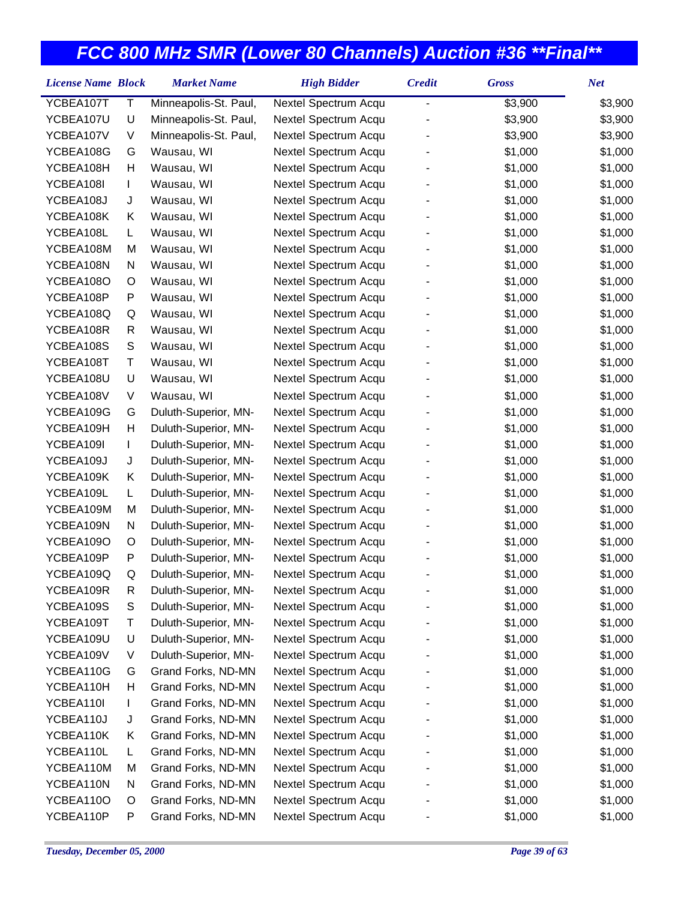# FCC 800 MHz SMR (Lower 80 Channels) Auction #36 **Final**

| License Name | Block | Market Name | High Bidder | Credit | Gross | Net |
|---|---|---|---|---|---|---|
| YCBEA107T | T | Minneapolis-St. Paul, | Nextel Spectrum Acqu | - | $3,900 | $3,900 |
| YCBEA107U | U | Minneapolis-St. Paul, | Nextel Spectrum Acqu | - | $3,900 | $3,900 |
| YCBEA107V | V | Minneapolis-St. Paul, | Nextel Spectrum Acqu | - | $3,900 | $3,900 |
| YCBEA108G | G | Wausau, WI | Nextel Spectrum Acqu | - | $1,000 | $1,000 |
| YCBEA108H | H | Wausau, WI | Nextel Spectrum Acqu | - | $1,000 | $1,000 |
| YCBEA108I | I | Wausau, WI | Nextel Spectrum Acqu | - | $1,000 | $1,000 |
| YCBEA108J | J | Wausau, WI | Nextel Spectrum Acqu | - | $1,000 | $1,000 |
| YCBEA108K | K | Wausau, WI | Nextel Spectrum Acqu | - | $1,000 | $1,000 |
| YCBEA108L | L | Wausau, WI | Nextel Spectrum Acqu | - | $1,000 | $1,000 |
| YCBEA108M | M | Wausau, WI | Nextel Spectrum Acqu | - | $1,000 | $1,000 |
| YCBEA108N | N | Wausau, WI | Nextel Spectrum Acqu | - | $1,000 | $1,000 |
| YCBEA108O | O | Wausau, WI | Nextel Spectrum Acqu | - | $1,000 | $1,000 |
| YCBEA108P | P | Wausau, WI | Nextel Spectrum Acqu | - | $1,000 | $1,000 |
| YCBEA108Q | Q | Wausau, WI | Nextel Spectrum Acqu | - | $1,000 | $1,000 |
| YCBEA108R | R | Wausau, WI | Nextel Spectrum Acqu | - | $1,000 | $1,000 |
| YCBEA108S | S | Wausau, WI | Nextel Spectrum Acqu | - | $1,000 | $1,000 |
| YCBEA108T | T | Wausau, WI | Nextel Spectrum Acqu | - | $1,000 | $1,000 |
| YCBEA108U | U | Wausau, WI | Nextel Spectrum Acqu | - | $1,000 | $1,000 |
| YCBEA108V | V | Wausau, WI | Nextel Spectrum Acqu | - | $1,000 | $1,000 |
| YCBEA109G | G | Duluth-Superior, MN- | Nextel Spectrum Acqu | - | $1,000 | $1,000 |
| YCBEA109H | H | Duluth-Superior, MN- | Nextel Spectrum Acqu | - | $1,000 | $1,000 |
| YCBEA109I | I | Duluth-Superior, MN- | Nextel Spectrum Acqu | - | $1,000 | $1,000 |
| YCBEA109J | J | Duluth-Superior, MN- | Nextel Spectrum Acqu | - | $1,000 | $1,000 |
| YCBEA109K | K | Duluth-Superior, MN- | Nextel Spectrum Acqu | - | $1,000 | $1,000 |
| YCBEA109L | L | Duluth-Superior, MN- | Nextel Spectrum Acqu | - | $1,000 | $1,000 |
| YCBEA109M | M | Duluth-Superior, MN- | Nextel Spectrum Acqu | - | $1,000 | $1,000 |
| YCBEA109N | N | Duluth-Superior, MN- | Nextel Spectrum Acqu | - | $1,000 | $1,000 |
| YCBEA109O | O | Duluth-Superior, MN- | Nextel Spectrum Acqu | - | $1,000 | $1,000 |
| YCBEA109P | P | Duluth-Superior, MN- | Nextel Spectrum Acqu | - | $1,000 | $1,000 |
| YCBEA109Q | Q | Duluth-Superior, MN- | Nextel Spectrum Acqu | - | $1,000 | $1,000 |
| YCBEA109R | R | Duluth-Superior, MN- | Nextel Spectrum Acqu | - | $1,000 | $1,000 |
| YCBEA109S | S | Duluth-Superior, MN- | Nextel Spectrum Acqu | - | $1,000 | $1,000 |
| YCBEA109T | T | Duluth-Superior, MN- | Nextel Spectrum Acqu | - | $1,000 | $1,000 |
| YCBEA109U | U | Duluth-Superior, MN- | Nextel Spectrum Acqu | - | $1,000 | $1,000 |
| YCBEA109V | V | Duluth-Superior, MN- | Nextel Spectrum Acqu | - | $1,000 | $1,000 |
| YCBEA110G | G | Grand Forks, ND-MN | Nextel Spectrum Acqu | - | $1,000 | $1,000 |
| YCBEA110H | H | Grand Forks, ND-MN | Nextel Spectrum Acqu | - | $1,000 | $1,000 |
| YCBEA110I | I | Grand Forks, ND-MN | Nextel Spectrum Acqu | - | $1,000 | $1,000 |
| YCBEA110J | J | Grand Forks, ND-MN | Nextel Spectrum Acqu | - | $1,000 | $1,000 |
| YCBEA110K | K | Grand Forks, ND-MN | Nextel Spectrum Acqu | - | $1,000 | $1,000 |
| YCBEA110L | L | Grand Forks, ND-MN | Nextel Spectrum Acqu | - | $1,000 | $1,000 |
| YCBEA110M | M | Grand Forks, ND-MN | Nextel Spectrum Acqu | - | $1,000 | $1,000 |
| YCBEA110N | N | Grand Forks, ND-MN | Nextel Spectrum Acqu | - | $1,000 | $1,000 |
| YCBEA110O | O | Grand Forks, ND-MN | Nextel Spectrum Acqu | - | $1,000 | $1,000 |
| YCBEA110P | P | Grand Forks, ND-MN | Nextel Spectrum Acqu | - | $1,000 | $1,000 |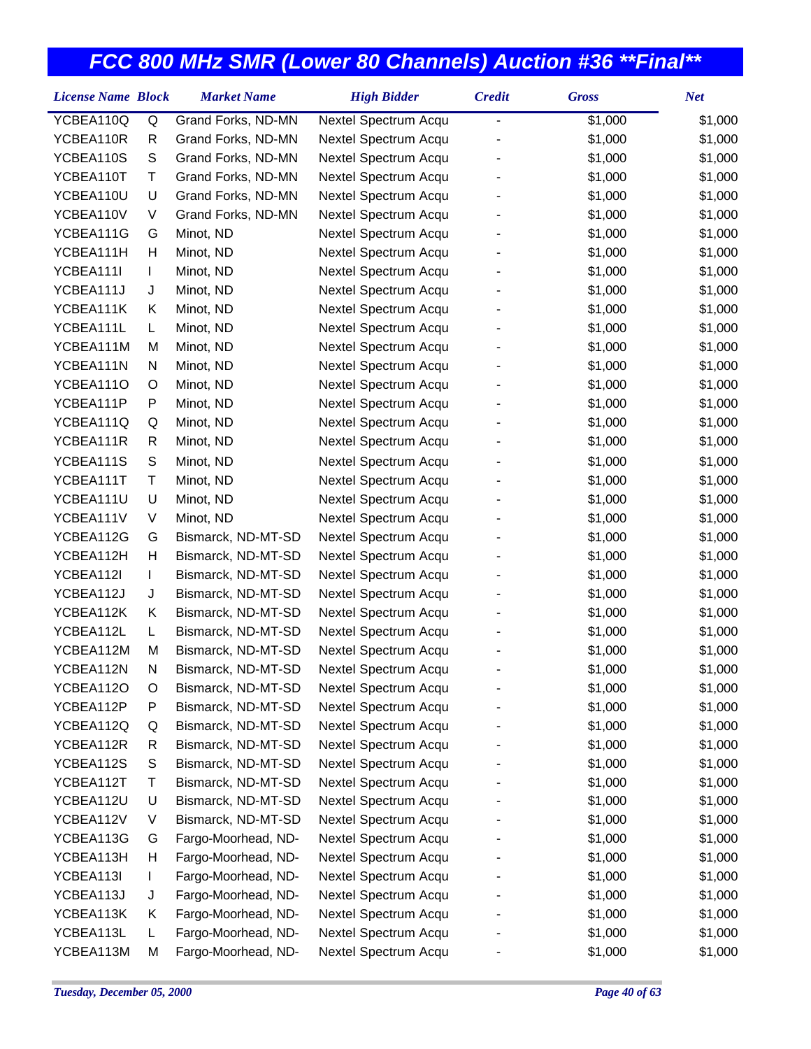## FCC 800 MHz SMR (Lower 80 Channels) Auction #36 **Final**

| License Name | Block | Market Name | High Bidder | Credit | Gross | Net |
|---|---|---|---|---|---|---|
| YCBEA110Q | Q | Grand Forks, ND-MN | Nextel Spectrum Acqu | - | $1,000 | $1,000 |
| YCBEA110R | R | Grand Forks, ND-MN | Nextel Spectrum Acqu | - | $1,000 | $1,000 |
| YCBEA110S | S | Grand Forks, ND-MN | Nextel Spectrum Acqu | - | $1,000 | $1,000 |
| YCBEA110T | T | Grand Forks, ND-MN | Nextel Spectrum Acqu | - | $1,000 | $1,000 |
| YCBEA110U | U | Grand Forks, ND-MN | Nextel Spectrum Acqu | - | $1,000 | $1,000 |
| YCBEA110V | V | Grand Forks, ND-MN | Nextel Spectrum Acqu | - | $1,000 | $1,000 |
| YCBEA111G | G | Minot, ND | Nextel Spectrum Acqu | - | $1,000 | $1,000 |
| YCBEA111H | H | Minot, ND | Nextel Spectrum Acqu | - | $1,000 | $1,000 |
| YCBEA111I | I | Minot, ND | Nextel Spectrum Acqu | - | $1,000 | $1,000 |
| YCBEA111J | J | Minot, ND | Nextel Spectrum Acqu | - | $1,000 | $1,000 |
| YCBEA111K | K | Minot, ND | Nextel Spectrum Acqu | - | $1,000 | $1,000 |
| YCBEA111L | L | Minot, ND | Nextel Spectrum Acqu | - | $1,000 | $1,000 |
| YCBEA111M | M | Minot, ND | Nextel Spectrum Acqu | - | $1,000 | $1,000 |
| YCBEA111N | N | Minot, ND | Nextel Spectrum Acqu | - | $1,000 | $1,000 |
| YCBEA111O | O | Minot, ND | Nextel Spectrum Acqu | - | $1,000 | $1,000 |
| YCBEA111P | P | Minot, ND | Nextel Spectrum Acqu | - | $1,000 | $1,000 |
| YCBEA111Q | Q | Minot, ND | Nextel Spectrum Acqu | - | $1,000 | $1,000 |
| YCBEA111R | R | Minot, ND | Nextel Spectrum Acqu | - | $1,000 | $1,000 |
| YCBEA111S | S | Minot, ND | Nextel Spectrum Acqu | - | $1,000 | $1,000 |
| YCBEA111T | T | Minot, ND | Nextel Spectrum Acqu | - | $1,000 | $1,000 |
| YCBEA111U | U | Minot, ND | Nextel Spectrum Acqu | - | $1,000 | $1,000 |
| YCBEA111V | V | Minot, ND | Nextel Spectrum Acqu | - | $1,000 | $1,000 |
| YCBEA112G | G | Bismarck, ND-MT-SD | Nextel Spectrum Acqu | - | $1,000 | $1,000 |
| YCBEA112H | H | Bismarck, ND-MT-SD | Nextel Spectrum Acqu | - | $1,000 | $1,000 |
| YCBEA112I | I | Bismarck, ND-MT-SD | Nextel Spectrum Acqu | - | $1,000 | $1,000 |
| YCBEA112J | J | Bismarck, ND-MT-SD | Nextel Spectrum Acqu | - | $1,000 | $1,000 |
| YCBEA112K | K | Bismarck, ND-MT-SD | Nextel Spectrum Acqu | - | $1,000 | $1,000 |
| YCBEA112L | L | Bismarck, ND-MT-SD | Nextel Spectrum Acqu | - | $1,000 | $1,000 |
| YCBEA112M | M | Bismarck, ND-MT-SD | Nextel Spectrum Acqu | - | $1,000 | $1,000 |
| YCBEA112N | N | Bismarck, ND-MT-SD | Nextel Spectrum Acqu | - | $1,000 | $1,000 |
| YCBEA112O | O | Bismarck, ND-MT-SD | Nextel Spectrum Acqu | - | $1,000 | $1,000 |
| YCBEA112P | P | Bismarck, ND-MT-SD | Nextel Spectrum Acqu | - | $1,000 | $1,000 |
| YCBEA112Q | Q | Bismarck, ND-MT-SD | Nextel Spectrum Acqu | - | $1,000 | $1,000 |
| YCBEA112R | R | Bismarck, ND-MT-SD | Nextel Spectrum Acqu | - | $1,000 | $1,000 |
| YCBEA112S | S | Bismarck, ND-MT-SD | Nextel Spectrum Acqu | - | $1,000 | $1,000 |
| YCBEA112T | T | Bismarck, ND-MT-SD | Nextel Spectrum Acqu | - | $1,000 | $1,000 |
| YCBEA112U | U | Bismarck, ND-MT-SD | Nextel Spectrum Acqu | - | $1,000 | $1,000 |
| YCBEA112V | V | Bismarck, ND-MT-SD | Nextel Spectrum Acqu | - | $1,000 | $1,000 |
| YCBEA113G | G | Fargo-Moorhead, ND- | Nextel Spectrum Acqu | - | $1,000 | $1,000 |
| YCBEA113H | H | Fargo-Moorhead, ND- | Nextel Spectrum Acqu | - | $1,000 | $1,000 |
| YCBEA113I | I | Fargo-Moorhead, ND- | Nextel Spectrum Acqu | - | $1,000 | $1,000 |
| YCBEA113J | J | Fargo-Moorhead, ND- | Nextel Spectrum Acqu | - | $1,000 | $1,000 |
| YCBEA113K | K | Fargo-Moorhead, ND- | Nextel Spectrum Acqu | - | $1,000 | $1,000 |
| YCBEA113L | L | Fargo-Moorhead, ND- | Nextel Spectrum Acqu | - | $1,000 | $1,000 |
| YCBEA113M | M | Fargo-Moorhead, ND- | Nextel Spectrum Acqu | - | $1,000 | $1,000 |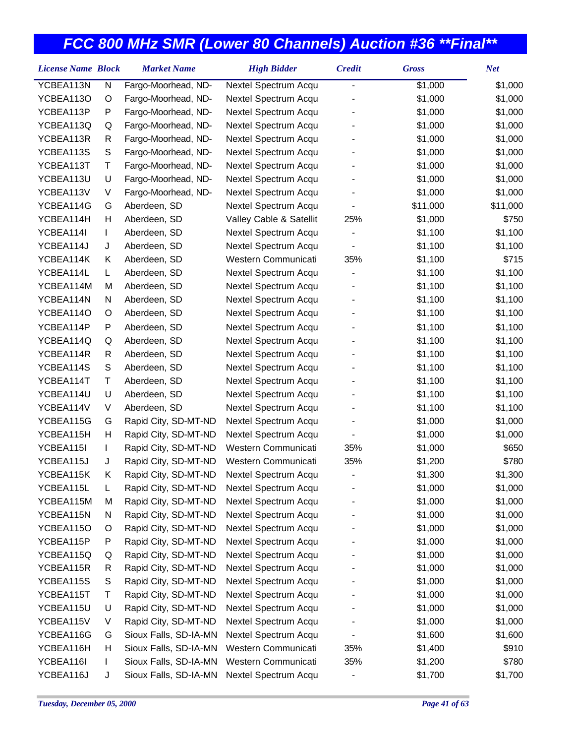# FCC 800 MHz SMR (Lower 80 Channels) Auction #36 **Final**

| License Name | Block | Market Name | High Bidder | Credit | Gross | Net |
|---|---|---|---|---|---|---|
| YCBEA113N | N | Fargo-Moorhead, ND- | Nextel Spectrum Acqu | - | $1,000 | $1,000 |
| YCBEA113O | O | Fargo-Moorhead, ND- | Nextel Spectrum Acqu | - | $1,000 | $1,000 |
| YCBEA113P | P | Fargo-Moorhead, ND- | Nextel Spectrum Acqu | - | $1,000 | $1,000 |
| YCBEA113Q | Q | Fargo-Moorhead, ND- | Nextel Spectrum Acqu | - | $1,000 | $1,000 |
| YCBEA113R | R | Fargo-Moorhead, ND- | Nextel Spectrum Acqu | - | $1,000 | $1,000 |
| YCBEA113S | S | Fargo-Moorhead, ND- | Nextel Spectrum Acqu | - | $1,000 | $1,000 |
| YCBEA113T | T | Fargo-Moorhead, ND- | Nextel Spectrum Acqu | - | $1,000 | $1,000 |
| YCBEA113U | U | Fargo-Moorhead, ND- | Nextel Spectrum Acqu | - | $1,000 | $1,000 |
| YCBEA113V | V | Fargo-Moorhead, ND- | Nextel Spectrum Acqu | - | $1,000 | $1,000 |
| YCBEA114G | G | Aberdeen, SD | Nextel Spectrum Acqu | - | $11,000 | $11,000 |
| YCBEA114H | H | Aberdeen, SD | Valley Cable & Satellit | 25% | $1,000 | $750 |
| YCBEA114I | I | Aberdeen, SD | Nextel Spectrum Acqu | - | $1,100 | $1,100 |
| YCBEA114J | J | Aberdeen, SD | Nextel Spectrum Acqu | - | $1,100 | $1,100 |
| YCBEA114K | K | Aberdeen, SD | Western Communicati | 35% | $1,100 | $715 |
| YCBEA114L | L | Aberdeen, SD | Nextel Spectrum Acqu | - | $1,100 | $1,100 |
| YCBEA114M | M | Aberdeen, SD | Nextel Spectrum Acqu | - | $1,100 | $1,100 |
| YCBEA114N | N | Aberdeen, SD | Nextel Spectrum Acqu | - | $1,100 | $1,100 |
| YCBEA114O | O | Aberdeen, SD | Nextel Spectrum Acqu | - | $1,100 | $1,100 |
| YCBEA114P | P | Aberdeen, SD | Nextel Spectrum Acqu | - | $1,100 | $1,100 |
| YCBEA114Q | Q | Aberdeen, SD | Nextel Spectrum Acqu | - | $1,100 | $1,100 |
| YCBEA114R | R | Aberdeen, SD | Nextel Spectrum Acqu | - | $1,100 | $1,100 |
| YCBEA114S | S | Aberdeen, SD | Nextel Spectrum Acqu | - | $1,100 | $1,100 |
| YCBEA114T | T | Aberdeen, SD | Nextel Spectrum Acqu | - | $1,100 | $1,100 |
| YCBEA114U | U | Aberdeen, SD | Nextel Spectrum Acqu | - | $1,100 | $1,100 |
| YCBEA114V | V | Aberdeen, SD | Nextel Spectrum Acqu | - | $1,100 | $1,100 |
| YCBEA115G | G | Rapid City, SD-MT-ND | Nextel Spectrum Acqu | - | $1,000 | $1,000 |
| YCBEA115H | H | Rapid City, SD-MT-ND | Nextel Spectrum Acqu | - | $1,000 | $1,000 |
| YCBEA115I | I | Rapid City, SD-MT-ND | Western Communicati | 35% | $1,000 | $650 |
| YCBEA115J | J | Rapid City, SD-MT-ND | Western Communicati | 35% | $1,200 | $780 |
| YCBEA115K | K | Rapid City, SD-MT-ND | Nextel Spectrum Acqu | - | $1,300 | $1,300 |
| YCBEA115L | L | Rapid City, SD-MT-ND | Nextel Spectrum Acqu | - | $1,000 | $1,000 |
| YCBEA115M | M | Rapid City, SD-MT-ND | Nextel Spectrum Acqu | - | $1,000 | $1,000 |
| YCBEA115N | N | Rapid City, SD-MT-ND | Nextel Spectrum Acqu | - | $1,000 | $1,000 |
| YCBEA115O | O | Rapid City, SD-MT-ND | Nextel Spectrum Acqu | - | $1,000 | $1,000 |
| YCBEA115P | P | Rapid City, SD-MT-ND | Nextel Spectrum Acqu | - | $1,000 | $1,000 |
| YCBEA115Q | Q | Rapid City, SD-MT-ND | Nextel Spectrum Acqu | - | $1,000 | $1,000 |
| YCBEA115R | R | Rapid City, SD-MT-ND | Nextel Spectrum Acqu | - | $1,000 | $1,000 |
| YCBEA115S | S | Rapid City, SD-MT-ND | Nextel Spectrum Acqu | - | $1,000 | $1,000 |
| YCBEA115T | T | Rapid City, SD-MT-ND | Nextel Spectrum Acqu | - | $1,000 | $1,000 |
| YCBEA115U | U | Rapid City, SD-MT-ND | Nextel Spectrum Acqu | - | $1,000 | $1,000 |
| YCBEA115V | V | Rapid City, SD-MT-ND | Nextel Spectrum Acqu | - | $1,000 | $1,000 |
| YCBEA116G | G | Sioux Falls, SD-IA-MN | Nextel Spectrum Acqu | - | $1,600 | $1,600 |
| YCBEA116H | H | Sioux Falls, SD-IA-MN | Western Communicati | 35% | $1,400 | $910 |
| YCBEA116I | I | Sioux Falls, SD-IA-MN | Western Communicati | 35% | $1,200 | $780 |
| YCBEA116J | J | Sioux Falls, SD-IA-MN | Nextel Spectrum Acqu | - | $1,700 | $1,700 |

*Tuesday, December 05, 2000*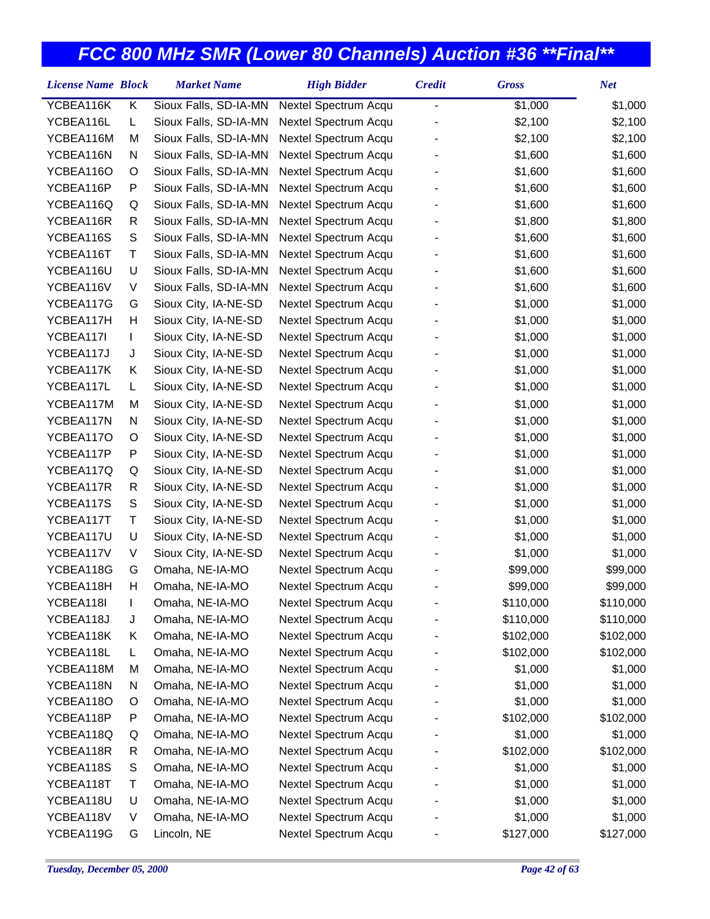# FCC 800 MHz SMR (Lower 80 Channels) Auction #36 **Final**

| License Name | Block | Market Name | High Bidder | Credit | Gross | Net |
|---|---|---|---|---|---|---|
| YCBEA116K | K | Sioux Falls, SD-IA-MN | Nextel Spectrum Acqu | - | $1,000 | $1,000 |
| YCBEA116L | L | Sioux Falls, SD-IA-MN | Nextel Spectrum Acqu | - | $2,100 | $2,100 |
| YCBEA116M | M | Sioux Falls, SD-IA-MN | Nextel Spectrum Acqu | - | $2,100 | $2,100 |
| YCBEA116N | N | Sioux Falls, SD-IA-MN | Nextel Spectrum Acqu | - | $1,600 | $1,600 |
| YCBEA116O | O | Sioux Falls, SD-IA-MN | Nextel Spectrum Acqu | - | $1,600 | $1,600 |
| YCBEA116P | P | Sioux Falls, SD-IA-MN | Nextel Spectrum Acqu | - | $1,600 | $1,600 |
| YCBEA116Q | Q | Sioux Falls, SD-IA-MN | Nextel Spectrum Acqu | - | $1,600 | $1,600 |
| YCBEA116R | R | Sioux Falls, SD-IA-MN | Nextel Spectrum Acqu | - | $1,800 | $1,800 |
| YCBEA116S | S | Sioux Falls, SD-IA-MN | Nextel Spectrum Acqu | - | $1,600 | $1,600 |
| YCBEA116T | T | Sioux Falls, SD-IA-MN | Nextel Spectrum Acqu | - | $1,600 | $1,600 |
| YCBEA116U | U | Sioux Falls, SD-IA-MN | Nextel Spectrum Acqu | - | $1,600 | $1,600 |
| YCBEA116V | V | Sioux Falls, SD-IA-MN | Nextel Spectrum Acqu | - | $1,600 | $1,600 |
| YCBEA117G | G | Sioux City, IA-NE-SD | Nextel Spectrum Acqu | - | $1,000 | $1,000 |
| YCBEA117H | H | Sioux City, IA-NE-SD | Nextel Spectrum Acqu | - | $1,000 | $1,000 |
| YCBEA117I | I | Sioux City, IA-NE-SD | Nextel Spectrum Acqu | - | $1,000 | $1,000 |
| YCBEA117J | J | Sioux City, IA-NE-SD | Nextel Spectrum Acqu | - | $1,000 | $1,000 |
| YCBEA117K | K | Sioux City, IA-NE-SD | Nextel Spectrum Acqu | - | $1,000 | $1,000 |
| YCBEA117L | L | Sioux City, IA-NE-SD | Nextel Spectrum Acqu | - | $1,000 | $1,000 |
| YCBEA117M | M | Sioux City, IA-NE-SD | Nextel Spectrum Acqu | - | $1,000 | $1,000 |
| YCBEA117N | N | Sioux City, IA-NE-SD | Nextel Spectrum Acqu | - | $1,000 | $1,000 |
| YCBEA117O | O | Sioux City, IA-NE-SD | Nextel Spectrum Acqu | - | $1,000 | $1,000 |
| YCBEA117P | P | Sioux City, IA-NE-SD | Nextel Spectrum Acqu | - | $1,000 | $1,000 |
| YCBEA117Q | Q | Sioux City, IA-NE-SD | Nextel Spectrum Acqu | - | $1,000 | $1,000 |
| YCBEA117R | R | Sioux City, IA-NE-SD | Nextel Spectrum Acqu | - | $1,000 | $1,000 |
| YCBEA117S | S | Sioux City, IA-NE-SD | Nextel Spectrum Acqu | - | $1,000 | $1,000 |
| YCBEA117T | T | Sioux City, IA-NE-SD | Nextel Spectrum Acqu | - | $1,000 | $1,000 |
| YCBEA117U | U | Sioux City, IA-NE-SD | Nextel Spectrum Acqu | - | $1,000 | $1,000 |
| YCBEA117V | V | Sioux City, IA-NE-SD | Nextel Spectrum Acqu | - | $1,000 | $1,000 |
| YCBEA118G | G | Omaha, NE-IA-MO | Nextel Spectrum Acqu | - | $99,000 | $99,000 |
| YCBEA118H | H | Omaha, NE-IA-MO | Nextel Spectrum Acqu | - | $99,000 | $99,000 |
| YCBEA118I | I | Omaha, NE-IA-MO | Nextel Spectrum Acqu | - | $110,000 | $110,000 |
| YCBEA118J | J | Omaha, NE-IA-MO | Nextel Spectrum Acqu | - | $110,000 | $110,000 |
| YCBEA118K | K | Omaha, NE-IA-MO | Nextel Spectrum Acqu | - | $102,000 | $102,000 |
| YCBEA118L | L | Omaha, NE-IA-MO | Nextel Spectrum Acqu | - | $102,000 | $102,000 |
| YCBEA118M | M | Omaha, NE-IA-MO | Nextel Spectrum Acqu | - | $1,000 | $1,000 |
| YCBEA118N | N | Omaha, NE-IA-MO | Nextel Spectrum Acqu | - | $1,000 | $1,000 |
| YCBEA118O | O | Omaha, NE-IA-MO | Nextel Spectrum Acqu | - | $1,000 | $1,000 |
| YCBEA118P | P | Omaha, NE-IA-MO | Nextel Spectrum Acqu | - | $102,000 | $102,000 |
| YCBEA118Q | Q | Omaha, NE-IA-MO | Nextel Spectrum Acqu | - | $1,000 | $1,000 |
| YCBEA118R | R | Omaha, NE-IA-MO | Nextel Spectrum Acqu | - | $102,000 | $102,000 |
| YCBEA118S | S | Omaha, NE-IA-MO | Nextel Spectrum Acqu | - | $1,000 | $1,000 |
| YCBEA118T | T | Omaha, NE-IA-MO | Nextel Spectrum Acqu | - | $1,000 | $1,000 |
| YCBEA118U | U | Omaha, NE-IA-MO | Nextel Spectrum Acqu | - | $1,000 | $1,000 |
| YCBEA118V | V | Omaha, NE-IA-MO | Nextel Spectrum Acqu | - | $1,000 | $1,000 |
| YCBEA119G | G | Lincoln, NE | Nextel Spectrum Acqu | - | $127,000 | $127,000 |

*Tuesday, December 05, 2000*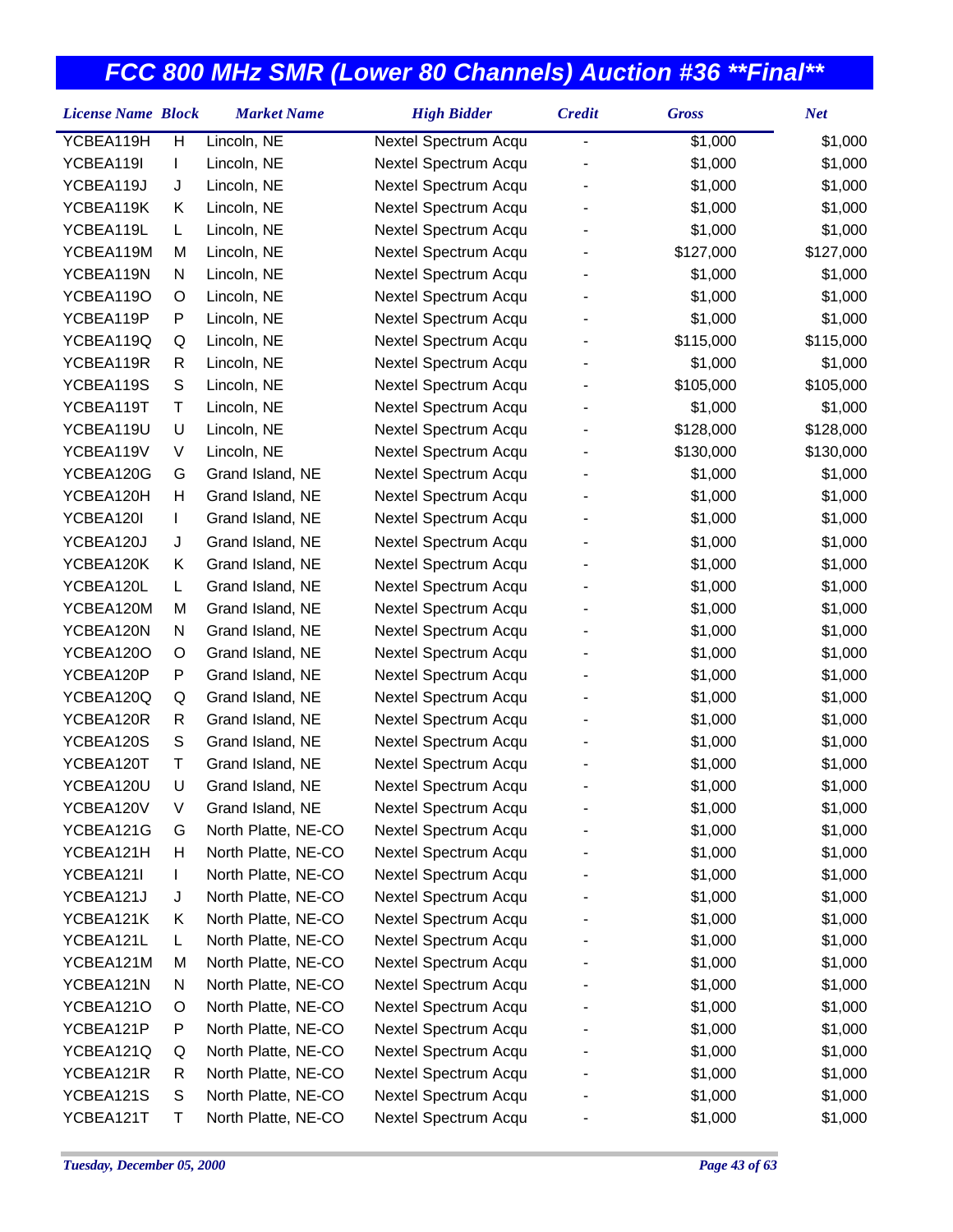# FCC 800 MHz SMR (Lower 80 Channels) Auction #36 **Final**

| License Name | Block | Market Name | High Bidder | Credit | Gross | Net |
|---|---|---|---|---|---|---|
| YCBEA119H | H | Lincoln, NE | Nextel Spectrum Acqu | - | $1,000 | $1,000 |
| YCBEA119I | I | Lincoln, NE | Nextel Spectrum Acqu | - | $1,000 | $1,000 |
| YCBEA119J | J | Lincoln, NE | Nextel Spectrum Acqu | - | $1,000 | $1,000 |
| YCBEA119K | K | Lincoln, NE | Nextel Spectrum Acqu | - | $1,000 | $1,000 |
| YCBEA119L | L | Lincoln, NE | Nextel Spectrum Acqu | - | $1,000 | $1,000 |
| YCBEA119M | M | Lincoln, NE | Nextel Spectrum Acqu | - | $127,000 | $127,000 |
| YCBEA119N | N | Lincoln, NE | Nextel Spectrum Acqu | - | $1,000 | $1,000 |
| YCBEA119O | O | Lincoln, NE | Nextel Spectrum Acqu | - | $1,000 | $1,000 |
| YCBEA119P | P | Lincoln, NE | Nextel Spectrum Acqu | - | $1,000 | $1,000 |
| YCBEA119Q | Q | Lincoln, NE | Nextel Spectrum Acqu | - | $115,000 | $115,000 |
| YCBEA119R | R | Lincoln, NE | Nextel Spectrum Acqu | - | $1,000 | $1,000 |
| YCBEA119S | S | Lincoln, NE | Nextel Spectrum Acqu | - | $105,000 | $105,000 |
| YCBEA119T | T | Lincoln, NE | Nextel Spectrum Acqu | - | $1,000 | $1,000 |
| YCBEA119U | U | Lincoln, NE | Nextel Spectrum Acqu | - | $128,000 | $128,000 |
| YCBEA119V | V | Lincoln, NE | Nextel Spectrum Acqu | - | $130,000 | $130,000 |
| YCBEA120G | G | Grand Island, NE | Nextel Spectrum Acqu | - | $1,000 | $1,000 |
| YCBEA120H | H | Grand Island, NE | Nextel Spectrum Acqu | - | $1,000 | $1,000 |
| YCBEA120I | I | Grand Island, NE | Nextel Spectrum Acqu | - | $1,000 | $1,000 |
| YCBEA120J | J | Grand Island, NE | Nextel Spectrum Acqu | - | $1,000 | $1,000 |
| YCBEA120K | K | Grand Island, NE | Nextel Spectrum Acqu | - | $1,000 | $1,000 |
| YCBEA120L | L | Grand Island, NE | Nextel Spectrum Acqu | - | $1,000 | $1,000 |
| YCBEA120M | M | Grand Island, NE | Nextel Spectrum Acqu | - | $1,000 | $1,000 |
| YCBEA120N | N | Grand Island, NE | Nextel Spectrum Acqu | - | $1,000 | $1,000 |
| YCBEA120O | O | Grand Island, NE | Nextel Spectrum Acqu | - | $1,000 | $1,000 |
| YCBEA120P | P | Grand Island, NE | Nextel Spectrum Acqu | - | $1,000 | $1,000 |
| YCBEA120Q | Q | Grand Island, NE | Nextel Spectrum Acqu | - | $1,000 | $1,000 |
| YCBEA120R | R | Grand Island, NE | Nextel Spectrum Acqu | - | $1,000 | $1,000 |
| YCBEA120S | S | Grand Island, NE | Nextel Spectrum Acqu | - | $1,000 | $1,000 |
| YCBEA120T | T | Grand Island, NE | Nextel Spectrum Acqu | - | $1,000 | $1,000 |
| YCBEA120U | U | Grand Island, NE | Nextel Spectrum Acqu | - | $1,000 | $1,000 |
| YCBEA120V | V | Grand Island, NE | Nextel Spectrum Acqu | - | $1,000 | $1,000 |
| YCBEA121G | G | North Platte, NE-CO | Nextel Spectrum Acqu | - | $1,000 | $1,000 |
| YCBEA121H | H | North Platte, NE-CO | Nextel Spectrum Acqu | - | $1,000 | $1,000 |
| YCBEA121I | I | North Platte, NE-CO | Nextel Spectrum Acqu | - | $1,000 | $1,000 |
| YCBEA121J | J | North Platte, NE-CO | Nextel Spectrum Acqu | - | $1,000 | $1,000 |
| YCBEA121K | K | North Platte, NE-CO | Nextel Spectrum Acqu | - | $1,000 | $1,000 |
| YCBEA121L | L | North Platte, NE-CO | Nextel Spectrum Acqu | - | $1,000 | $1,000 |
| YCBEA121M | M | North Platte, NE-CO | Nextel Spectrum Acqu | - | $1,000 | $1,000 |
| YCBEA121N | N | North Platte, NE-CO | Nextel Spectrum Acqu | - | $1,000 | $1,000 |
| YCBEA121O | O | North Platte, NE-CO | Nextel Spectrum Acqu | - | $1,000 | $1,000 |
| YCBEA121P | P | North Platte, NE-CO | Nextel Spectrum Acqu | - | $1,000 | $1,000 |
| YCBEA121Q | Q | North Platte, NE-CO | Nextel Spectrum Acqu | - | $1,000 | $1,000 |
| YCBEA121R | R | North Platte, NE-CO | Nextel Spectrum Acqu | - | $1,000 | $1,000 |
| YCBEA121S | S | North Platte, NE-CO | Nextel Spectrum Acqu | - | $1,000 | $1,000 |
| YCBEA121T | T | North Platte, NE-CO | Nextel Spectrum Acqu | - | $1,000 | $1,000 |

*Tuesday, December 05, 2000*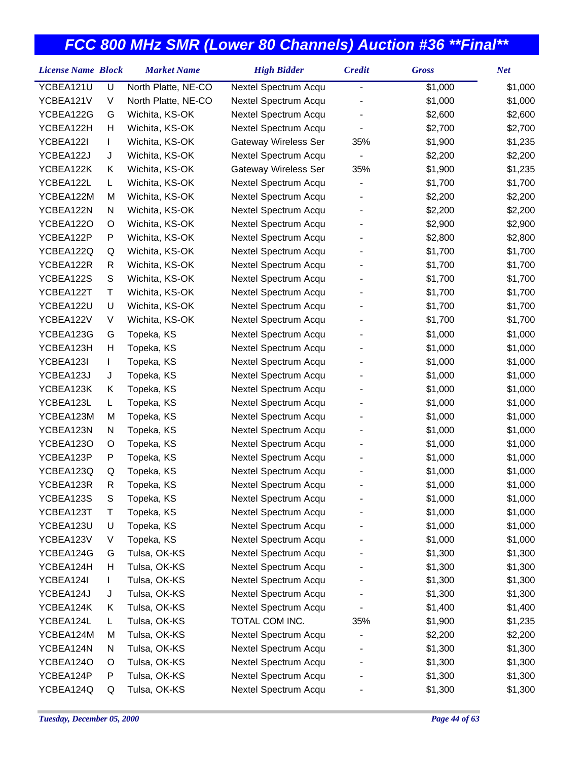# FCC 800 MHz SMR (Lower 80 Channels) Auction #36 **Final**

| License Name | Block | Market Name | High Bidder | Credit | Gross | Net |
|---|---|---|---|---|---|---|
| YCBEA121U | U | North Platte, NE-CO | Nextel Spectrum Acqu | - | $1,000 | $1,000 |
| YCBEA121V | V | North Platte, NE-CO | Nextel Spectrum Acqu | - | $1,000 | $1,000 |
| YCBEA122G | G | Wichita, KS-OK | Nextel Spectrum Acqu | - | $2,600 | $2,600 |
| YCBEA122H | H | Wichita, KS-OK | Nextel Spectrum Acqu | - | $2,700 | $2,700 |
| YCBEA122I | I | Wichita, KS-OK | Gateway Wireless Ser | 35% | $1,900 | $1,235 |
| YCBEA122J | J | Wichita, KS-OK | Nextel Spectrum Acqu | - | $2,200 | $2,200 |
| YCBEA122K | K | Wichita, KS-OK | Gateway Wireless Ser | 35% | $1,900 | $1,235 |
| YCBEA122L | L | Wichita, KS-OK | Nextel Spectrum Acqu | - | $1,700 | $1,700 |
| YCBEA122M | M | Wichita, KS-OK | Nextel Spectrum Acqu | - | $2,200 | $2,200 |
| YCBEA122N | N | Wichita, KS-OK | Nextel Spectrum Acqu | - | $2,200 | $2,200 |
| YCBEA122O | O | Wichita, KS-OK | Nextel Spectrum Acqu | - | $2,900 | $2,900 |
| YCBEA122P | P | Wichita, KS-OK | Nextel Spectrum Acqu | - | $2,800 | $2,800 |
| YCBEA122Q | Q | Wichita, KS-OK | Nextel Spectrum Acqu | - | $1,700 | $1,700 |
| YCBEA122R | R | Wichita, KS-OK | Nextel Spectrum Acqu | - | $1,700 | $1,700 |
| YCBEA122S | S | Wichita, KS-OK | Nextel Spectrum Acqu | - | $1,700 | $1,700 |
| YCBEA122T | T | Wichita, KS-OK | Nextel Spectrum Acqu | - | $1,700 | $1,700 |
| YCBEA122U | U | Wichita, KS-OK | Nextel Spectrum Acqu | - | $1,700 | $1,700 |
| YCBEA122V | V | Wichita, KS-OK | Nextel Spectrum Acqu | - | $1,700 | $1,700 |
| YCBEA123G | G | Topeka, KS | Nextel Spectrum Acqu | - | $1,000 | $1,000 |
| YCBEA123H | H | Topeka, KS | Nextel Spectrum Acqu | - | $1,000 | $1,000 |
| YCBEA123I | I | Topeka, KS | Nextel Spectrum Acqu | - | $1,000 | $1,000 |
| YCBEA123J | J | Topeka, KS | Nextel Spectrum Acqu | - | $1,000 | $1,000 |
| YCBEA123K | K | Topeka, KS | Nextel Spectrum Acqu | - | $1,000 | $1,000 |
| YCBEA123L | L | Topeka, KS | Nextel Spectrum Acqu | - | $1,000 | $1,000 |
| YCBEA123M | M | Topeka, KS | Nextel Spectrum Acqu | - | $1,000 | $1,000 |
| YCBEA123N | N | Topeka, KS | Nextel Spectrum Acqu | - | $1,000 | $1,000 |
| YCBEA123O | O | Topeka, KS | Nextel Spectrum Acqu | - | $1,000 | $1,000 |
| YCBEA123P | P | Topeka, KS | Nextel Spectrum Acqu | - | $1,000 | $1,000 |
| YCBEA123Q | Q | Topeka, KS | Nextel Spectrum Acqu | - | $1,000 | $1,000 |
| YCBEA123R | R | Topeka, KS | Nextel Spectrum Acqu | - | $1,000 | $1,000 |
| YCBEA123S | S | Topeka, KS | Nextel Spectrum Acqu | - | $1,000 | $1,000 |
| YCBEA123T | T | Topeka, KS | Nextel Spectrum Acqu | - | $1,000 | $1,000 |
| YCBEA123U | U | Topeka, KS | Nextel Spectrum Acqu | - | $1,000 | $1,000 |
| YCBEA123V | V | Topeka, KS | Nextel Spectrum Acqu | - | $1,000 | $1,000 |
| YCBEA124G | G | Tulsa, OK-KS | Nextel Spectrum Acqu | - | $1,300 | $1,300 |
| YCBEA124H | H | Tulsa, OK-KS | Nextel Spectrum Acqu | - | $1,300 | $1,300 |
| YCBEA124I | I | Tulsa, OK-KS | Nextel Spectrum Acqu | - | $1,300 | $1,300 |
| YCBEA124J | J | Tulsa, OK-KS | Nextel Spectrum Acqu | - | $1,300 | $1,300 |
| YCBEA124K | K | Tulsa, OK-KS | Nextel Spectrum Acqu | - | $1,400 | $1,400 |
| YCBEA124L | L | Tulsa, OK-KS | TOTAL COM INC. | 35% | $1,900 | $1,235 |
| YCBEA124M | M | Tulsa, OK-KS | Nextel Spectrum Acqu | - | $2,200 | $2,200 |
| YCBEA124N | N | Tulsa, OK-KS | Nextel Spectrum Acqu | - | $1,300 | $1,300 |
| YCBEA124O | O | Tulsa, OK-KS | Nextel Spectrum Acqu | - | $1,300 | $1,300 |
| YCBEA124P | P | Tulsa, OK-KS | Nextel Spectrum Acqu | - | $1,300 | $1,300 |
| YCBEA124Q | Q | Tulsa, OK-KS | Nextel Spectrum Acqu | - | $1,300 | $1,300 |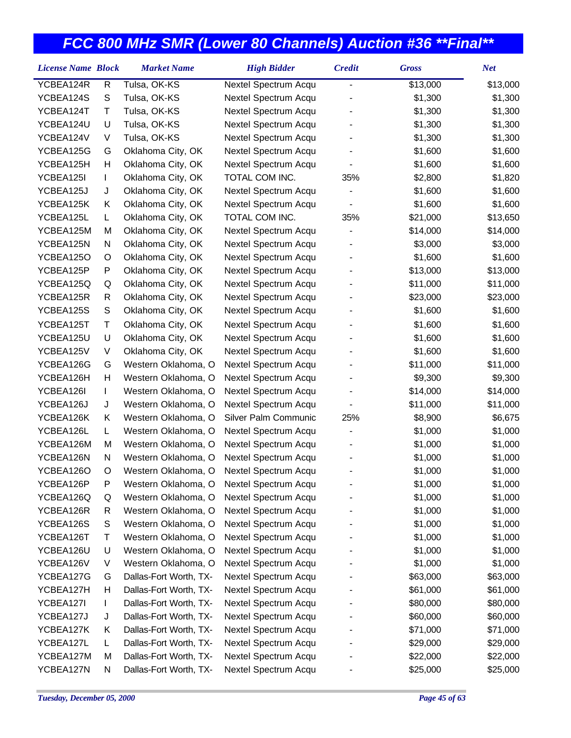# FCC 800 MHz SMR (Lower 80 Channels) Auction #36 **Final**

| License Name | Block | Market Name | High Bidder | Credit | Gross | Net |
|---|---|---|---|---|---|---|
| YCBEA124R | R | Tulsa, OK-KS | Nextel Spectrum Acqu | - | $13,000 | $13,000 |
| YCBEA124S | S | Tulsa, OK-KS | Nextel Spectrum Acqu | - | $1,300 | $1,300 |
| YCBEA124T | T | Tulsa, OK-KS | Nextel Spectrum Acqu | - | $1,300 | $1,300 |
| YCBEA124U | U | Tulsa, OK-KS | Nextel Spectrum Acqu | - | $1,300 | $1,300 |
| YCBEA124V | V | Tulsa, OK-KS | Nextel Spectrum Acqu | - | $1,300 | $1,300 |
| YCBEA125G | G | Oklahoma City, OK | Nextel Spectrum Acqu | - | $1,600 | $1,600 |
| YCBEA125H | H | Oklahoma City, OK | Nextel Spectrum Acqu | - | $1,600 | $1,600 |
| YCBEA125I | I | Oklahoma City, OK | TOTAL COM INC. | 35% | $2,800 | $1,820 |
| YCBEA125J | J | Oklahoma City, OK | Nextel Spectrum Acqu | - | $1,600 | $1,600 |
| YCBEA125K | K | Oklahoma City, OK | Nextel Spectrum Acqu | - | $1,600 | $1,600 |
| YCBEA125L | L | Oklahoma City, OK | TOTAL COM INC. | 35% | $21,000 | $13,650 |
| YCBEA125M | M | Oklahoma City, OK | Nextel Spectrum Acqu | - | $14,000 | $14,000 |
| YCBEA125N | N | Oklahoma City, OK | Nextel Spectrum Acqu | - | $3,000 | $3,000 |
| YCBEA125O | O | Oklahoma City, OK | Nextel Spectrum Acqu | - | $1,600 | $1,600 |
| YCBEA125P | P | Oklahoma City, OK | Nextel Spectrum Acqu | - | $13,000 | $13,000 |
| YCBEA125Q | Q | Oklahoma City, OK | Nextel Spectrum Acqu | - | $11,000 | $11,000 |
| YCBEA125R | R | Oklahoma City, OK | Nextel Spectrum Acqu | - | $23,000 | $23,000 |
| YCBEA125S | S | Oklahoma City, OK | Nextel Spectrum Acqu | - | $1,600 | $1,600 |
| YCBEA125T | T | Oklahoma City, OK | Nextel Spectrum Acqu | - | $1,600 | $1,600 |
| YCBEA125U | U | Oklahoma City, OK | Nextel Spectrum Acqu | - | $1,600 | $1,600 |
| YCBEA125V | V | Oklahoma City, OK | Nextel Spectrum Acqu | - | $1,600 | $1,600 |
| YCBEA126G | G | Western Oklahoma, O | Nextel Spectrum Acqu | - | $11,000 | $11,000 |
| YCBEA126H | H | Western Oklahoma, O | Nextel Spectrum Acqu | - | $9,300 | $9,300 |
| YCBEA126I | I | Western Oklahoma, O | Nextel Spectrum Acqu | - | $14,000 | $14,000 |
| YCBEA126J | J | Western Oklahoma, O | Nextel Spectrum Acqu | - | $11,000 | $11,000 |
| YCBEA126K | K | Western Oklahoma, O | Silver Palm Communic | 25% | $8,900 | $6,675 |
| YCBEA126L | L | Western Oklahoma, O | Nextel Spectrum Acqu | - | $1,000 | $1,000 |
| YCBEA126M | M | Western Oklahoma, O | Nextel Spectrum Acqu | - | $1,000 | $1,000 |
| YCBEA126N | N | Western Oklahoma, O | Nextel Spectrum Acqu | - | $1,000 | $1,000 |
| YCBEA126O | O | Western Oklahoma, O | Nextel Spectrum Acqu | - | $1,000 | $1,000 |
| YCBEA126P | P | Western Oklahoma, O | Nextel Spectrum Acqu | - | $1,000 | $1,000 |
| YCBEA126Q | Q | Western Oklahoma, O | Nextel Spectrum Acqu | - | $1,000 | $1,000 |
| YCBEA126R | R | Western Oklahoma, O | Nextel Spectrum Acqu | - | $1,000 | $1,000 |
| YCBEA126S | S | Western Oklahoma, O | Nextel Spectrum Acqu | - | $1,000 | $1,000 |
| YCBEA126T | T | Western Oklahoma, O | Nextel Spectrum Acqu | - | $1,000 | $1,000 |
| YCBEA126U | U | Western Oklahoma, O | Nextel Spectrum Acqu | - | $1,000 | $1,000 |
| YCBEA126V | V | Western Oklahoma, O | Nextel Spectrum Acqu | - | $1,000 | $1,000 |
| YCBEA127G | G | Dallas-Fort Worth, TX- | Nextel Spectrum Acqu | - | $63,000 | $63,000 |
| YCBEA127H | H | Dallas-Fort Worth, TX- | Nextel Spectrum Acqu | - | $61,000 | $61,000 |
| YCBEA127I | I | Dallas-Fort Worth, TX- | Nextel Spectrum Acqu | - | $80,000 | $80,000 |
| YCBEA127J | J | Dallas-Fort Worth, TX- | Nextel Spectrum Acqu | - | $60,000 | $60,000 |
| YCBEA127K | K | Dallas-Fort Worth, TX- | Nextel Spectrum Acqu | - | $71,000 | $71,000 |
| YCBEA127L | L | Dallas-Fort Worth, TX- | Nextel Spectrum Acqu | - | $29,000 | $29,000 |
| YCBEA127M | M | Dallas-Fort Worth, TX- | Nextel Spectrum Acqu | - | $22,000 | $22,000 |
| YCBEA127N | N | Dallas-Fort Worth, TX- | Nextel Spectrum Acqu | - | $25,000 | $25,000 |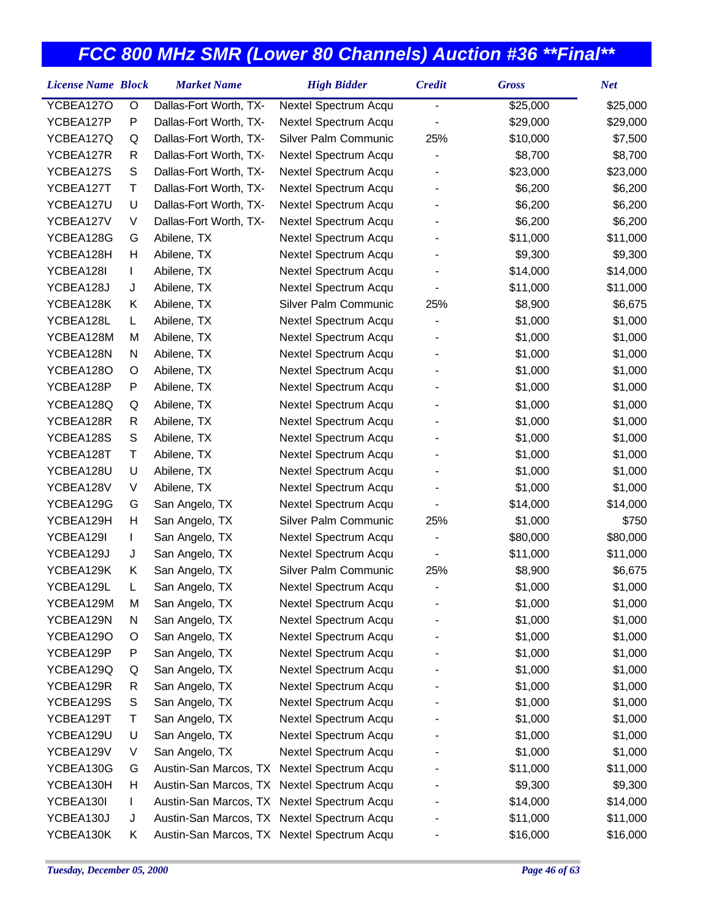# FCC 800 MHz SMR (Lower 80 Channels) Auction #36 **Final**

| License Name | Block | Market Name | High Bidder | Credit | Gross | Net |
|---|---|---|---|---|---|---|
| YCBEA127O | O | Dallas-Fort Worth, TX- | Nextel Spectrum Acqu | - | $25,000 | $25,000 |
| YCBEA127P | P | Dallas-Fort Worth, TX- | Nextel Spectrum Acqu | - | $29,000 | $29,000 |
| YCBEA127Q | Q | Dallas-Fort Worth, TX- | Silver Palm Communic | 25% | $10,000 | $7,500 |
| YCBEA127R | R | Dallas-Fort Worth, TX- | Nextel Spectrum Acqu | - | $8,700 | $8,700 |
| YCBEA127S | S | Dallas-Fort Worth, TX- | Nextel Spectrum Acqu | - | $23,000 | $23,000 |
| YCBEA127T | T | Dallas-Fort Worth, TX- | Nextel Spectrum Acqu | - | $6,200 | $6,200 |
| YCBEA127U | U | Dallas-Fort Worth, TX- | Nextel Spectrum Acqu | - | $6,200 | $6,200 |
| YCBEA127V | V | Dallas-Fort Worth, TX- | Nextel Spectrum Acqu | - | $6,200 | $6,200 |
| YCBEA128G | G | Abilene, TX | Nextel Spectrum Acqu | - | $11,000 | $11,000 |
| YCBEA128H | H | Abilene, TX | Nextel Spectrum Acqu | - | $9,300 | $9,300 |
| YCBEA128I | I | Abilene, TX | Nextel Spectrum Acqu | - | $14,000 | $14,000 |
| YCBEA128J | J | Abilene, TX | Nextel Spectrum Acqu | - | $11,000 | $11,000 |
| YCBEA128K | K | Abilene, TX | Silver Palm Communic | 25% | $8,900 | $6,675 |
| YCBEA128L | L | Abilene, TX | Nextel Spectrum Acqu | - | $1,000 | $1,000 |
| YCBEA128M | M | Abilene, TX | Nextel Spectrum Acqu | - | $1,000 | $1,000 |
| YCBEA128N | N | Abilene, TX | Nextel Spectrum Acqu | - | $1,000 | $1,000 |
| YCBEA128O | O | Abilene, TX | Nextel Spectrum Acqu | - | $1,000 | $1,000 |
| YCBEA128P | P | Abilene, TX | Nextel Spectrum Acqu | - | $1,000 | $1,000 |
| YCBEA128Q | Q | Abilene, TX | Nextel Spectrum Acqu | - | $1,000 | $1,000 |
| YCBEA128R | R | Abilene, TX | Nextel Spectrum Acqu | - | $1,000 | $1,000 |
| YCBEA128S | S | Abilene, TX | Nextel Spectrum Acqu | - | $1,000 | $1,000 |
| YCBEA128T | T | Abilene, TX | Nextel Spectrum Acqu | - | $1,000 | $1,000 |
| YCBEA128U | U | Abilene, TX | Nextel Spectrum Acqu | - | $1,000 | $1,000 |
| YCBEA128V | V | Abilene, TX | Nextel Spectrum Acqu | - | $1,000 | $1,000 |
| YCBEA129G | G | San Angelo, TX | Nextel Spectrum Acqu | - | $14,000 | $14,000 |
| YCBEA129H | H | San Angelo, TX | Silver Palm Communic | 25% | $1,000 | $750 |
| YCBEA129I | I | San Angelo, TX | Nextel Spectrum Acqu | - | $80,000 | $80,000 |
| YCBEA129J | J | San Angelo, TX | Nextel Spectrum Acqu | - | $11,000 | $11,000 |
| YCBEA129K | K | San Angelo, TX | Silver Palm Communic | 25% | $8,900 | $6,675 |
| YCBEA129L | L | San Angelo, TX | Nextel Spectrum Acqu | - | $1,000 | $1,000 |
| YCBEA129M | M | San Angelo, TX | Nextel Spectrum Acqu | - | $1,000 | $1,000 |
| YCBEA129N | N | San Angelo, TX | Nextel Spectrum Acqu | - | $1,000 | $1,000 |
| YCBEA129O | O | San Angelo, TX | Nextel Spectrum Acqu | - | $1,000 | $1,000 |
| YCBEA129P | P | San Angelo, TX | Nextel Spectrum Acqu | - | $1,000 | $1,000 |
| YCBEA129Q | Q | San Angelo, TX | Nextel Spectrum Acqu | - | $1,000 | $1,000 |
| YCBEA129R | R | San Angelo, TX | Nextel Spectrum Acqu | - | $1,000 | $1,000 |
| YCBEA129S | S | San Angelo, TX | Nextel Spectrum Acqu | - | $1,000 | $1,000 |
| YCBEA129T | T | San Angelo, TX | Nextel Spectrum Acqu | - | $1,000 | $1,000 |
| YCBEA129U | U | San Angelo, TX | Nextel Spectrum Acqu | - | $1,000 | $1,000 |
| YCBEA129V | V | San Angelo, TX | Nextel Spectrum Acqu | - | $1,000 | $1,000 |
| YCBEA130G | G | Austin-San Marcos, TX | Nextel Spectrum Acqu | - | $11,000 | $11,000 |
| YCBEA130H | H | Austin-San Marcos, TX | Nextel Spectrum Acqu | - | $9,300 | $9,300 |
| YCBEA130I | I | Austin-San Marcos, TX | Nextel Spectrum Acqu | - | $14,000 | $14,000 |
| YCBEA130J | J | Austin-San Marcos, TX | Nextel Spectrum Acqu | - | $11,000 | $11,000 |
| YCBEA130K | K | Austin-San Marcos, TX | Nextel Spectrum Acqu | - | $16,000 | $16,000 |

*Tuesday, December 05, 2000*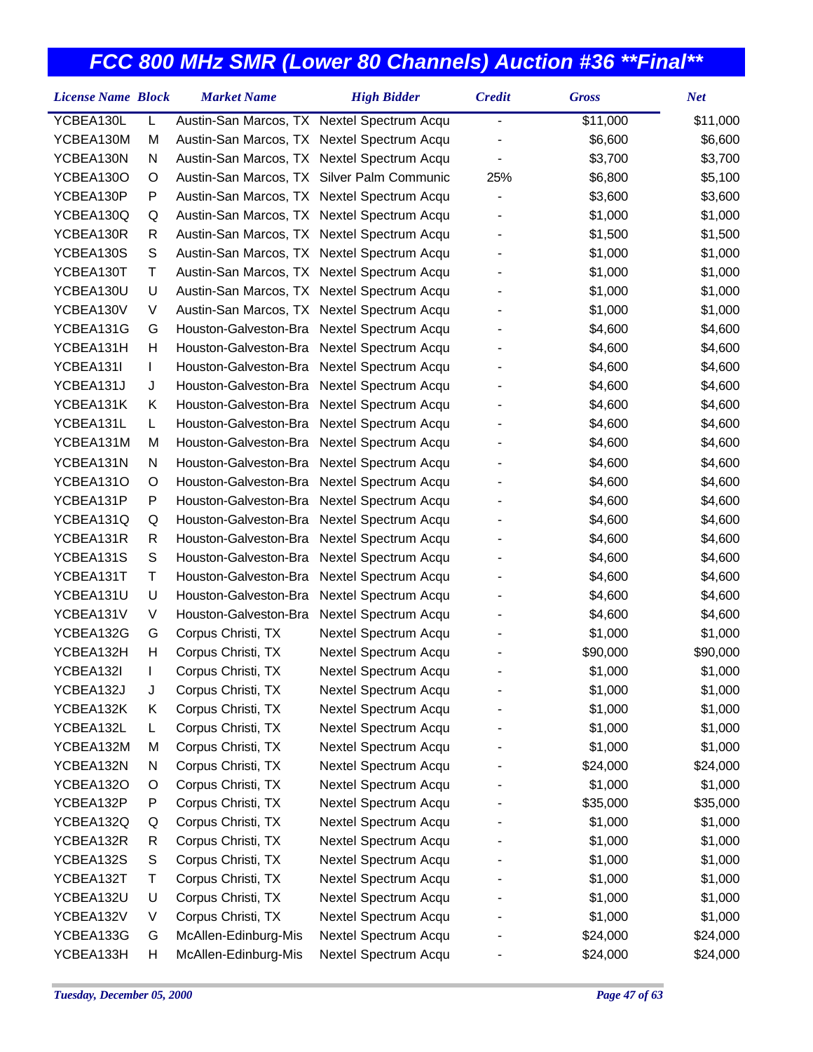# FCC 800 MHz SMR (Lower 80 Channels) Auction #36 **Final**

| License Name | Block | Market Name | High Bidder | Credit | Gross | Net |
|---|---|---|---|---|---|---|
| YCBEA130L | L | Austin-San Marcos, TX | Nextel Spectrum Acqu | - | $11,000 | $11,000 |
| YCBEA130M | M | Austin-San Marcos, TX | Nextel Spectrum Acqu | - | $6,600 | $6,600 |
| YCBEA130N | N | Austin-San Marcos, TX | Nextel Spectrum Acqu | - | $3,700 | $3,700 |
| YCBEA130O | O | Austin-San Marcos, TX | Silver Palm Communic | 25% | $6,800 | $5,100 |
| YCBEA130P | P | Austin-San Marcos, TX | Nextel Spectrum Acqu | - | $3,600 | $3,600 |
| YCBEA130Q | Q | Austin-San Marcos, TX | Nextel Spectrum Acqu | - | $1,000 | $1,000 |
| YCBEA130R | R | Austin-San Marcos, TX | Nextel Spectrum Acqu | - | $1,500 | $1,500 |
| YCBEA130S | S | Austin-San Marcos, TX | Nextel Spectrum Acqu | - | $1,000 | $1,000 |
| YCBEA130T | T | Austin-San Marcos, TX | Nextel Spectrum Acqu | - | $1,000 | $1,000 |
| YCBEA130U | U | Austin-San Marcos, TX | Nextel Spectrum Acqu | - | $1,000 | $1,000 |
| YCBEA130V | V | Austin-San Marcos, TX | Nextel Spectrum Acqu | - | $1,000 | $1,000 |
| YCBEA131G | G | Houston-Galveston-Bra | Nextel Spectrum Acqu | - | $4,600 | $4,600 |
| YCBEA131H | H | Houston-Galveston-Bra | Nextel Spectrum Acqu | - | $4,600 | $4,600 |
| YCBEA131I | I | Houston-Galveston-Bra | Nextel Spectrum Acqu | - | $4,600 | $4,600 |
| YCBEA131J | J | Houston-Galveston-Bra | Nextel Spectrum Acqu | - | $4,600 | $4,600 |
| YCBEA131K | K | Houston-Galveston-Bra | Nextel Spectrum Acqu | - | $4,600 | $4,600 |
| YCBEA131L | L | Houston-Galveston-Bra | Nextel Spectrum Acqu | - | $4,600 | $4,600 |
| YCBEA131M | M | Houston-Galveston-Bra | Nextel Spectrum Acqu | - | $4,600 | $4,600 |
| YCBEA131N | N | Houston-Galveston-Bra | Nextel Spectrum Acqu | - | $4,600 | $4,600 |
| YCBEA131O | O | Houston-Galveston-Bra | Nextel Spectrum Acqu | - | $4,600 | $4,600 |
| YCBEA131P | P | Houston-Galveston-Bra | Nextel Spectrum Acqu | - | $4,600 | $4,600 |
| YCBEA131Q | Q | Houston-Galveston-Bra | Nextel Spectrum Acqu | - | $4,600 | $4,600 |
| YCBEA131R | R | Houston-Galveston-Bra | Nextel Spectrum Acqu | - | $4,600 | $4,600 |
| YCBEA131S | S | Houston-Galveston-Bra | Nextel Spectrum Acqu | - | $4,600 | $4,600 |
| YCBEA131T | T | Houston-Galveston-Bra | Nextel Spectrum Acqu | - | $4,600 | $4,600 |
| YCBEA131U | U | Houston-Galveston-Bra | Nextel Spectrum Acqu | - | $4,600 | $4,600 |
| YCBEA131V | V | Houston-Galveston-Bra | Nextel Spectrum Acqu | - | $4,600 | $4,600 |
| YCBEA132G | G | Corpus Christi, TX | Nextel Spectrum Acqu | - | $1,000 | $1,000 |
| YCBEA132H | H | Corpus Christi, TX | Nextel Spectrum Acqu | - | $90,000 | $90,000 |
| YCBEA132I | I | Corpus Christi, TX | Nextel Spectrum Acqu | - | $1,000 | $1,000 |
| YCBEA132J | J | Corpus Christi, TX | Nextel Spectrum Acqu | - | $1,000 | $1,000 |
| YCBEA132K | K | Corpus Christi, TX | Nextel Spectrum Acqu | - | $1,000 | $1,000 |
| YCBEA132L | L | Corpus Christi, TX | Nextel Spectrum Acqu | - | $1,000 | $1,000 |
| YCBEA132M | M | Corpus Christi, TX | Nextel Spectrum Acqu | - | $1,000 | $1,000 |
| YCBEA132N | N | Corpus Christi, TX | Nextel Spectrum Acqu | - | $24,000 | $24,000 |
| YCBEA132O | O | Corpus Christi, TX | Nextel Spectrum Acqu | - | $1,000 | $1,000 |
| YCBEA132P | P | Corpus Christi, TX | Nextel Spectrum Acqu | - | $35,000 | $35,000 |
| YCBEA132Q | Q | Corpus Christi, TX | Nextel Spectrum Acqu | - | $1,000 | $1,000 |
| YCBEA132R | R | Corpus Christi, TX | Nextel Spectrum Acqu | - | $1,000 | $1,000 |
| YCBEA132S | S | Corpus Christi, TX | Nextel Spectrum Acqu | - | $1,000 | $1,000 |
| YCBEA132T | T | Corpus Christi, TX | Nextel Spectrum Acqu | - | $1,000 | $1,000 |
| YCBEA132U | U | Corpus Christi, TX | Nextel Spectrum Acqu | - | $1,000 | $1,000 |
| YCBEA132V | V | Corpus Christi, TX | Nextel Spectrum Acqu | - | $1,000 | $1,000 |
| YCBEA133G | G | McAllen-Edinburg-Mis | Nextel Spectrum Acqu | - | $24,000 | $24,000 |
| YCBEA133H | H | McAllen-Edinburg-Mis | Nextel Spectrum Acqu | - | $24,000 | $24,000 |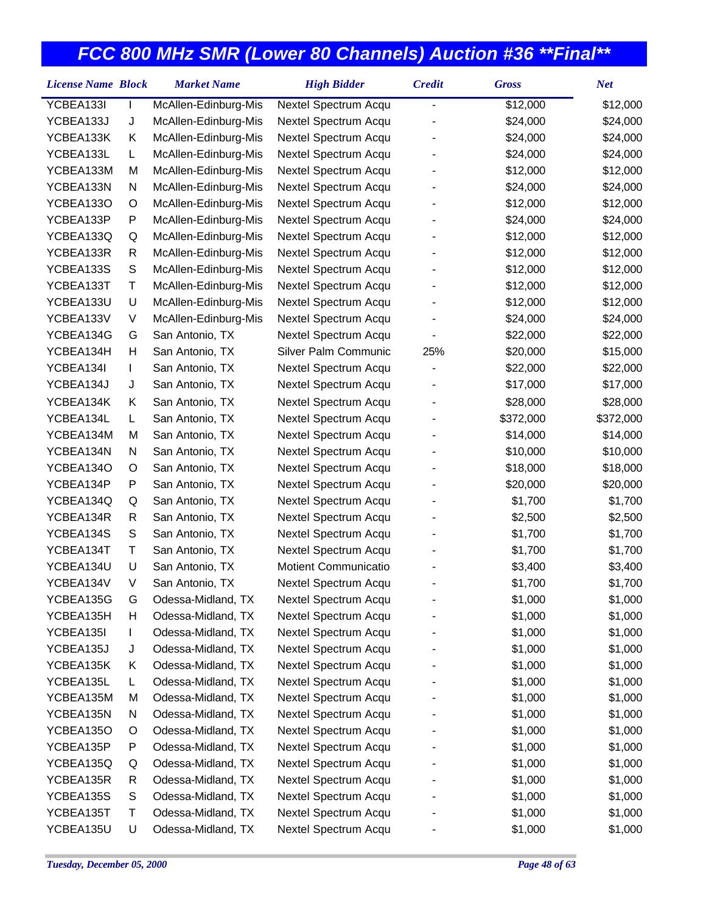# FCC 800 MHz SMR (Lower 80 Channels) Auction #36 **Final**

| License Name | Block | Market Name | High Bidder | Credit | Gross | Net |
|---|---|---|---|---|---|---|
| YCBEA133I | I | McAllen-Edinburg-Mis | Nextel Spectrum Acqu | - | $12,000 | $12,000 |
| YCBEA133J | J | McAllen-Edinburg-Mis | Nextel Spectrum Acqu | - | $24,000 | $24,000 |
| YCBEA133K | K | McAllen-Edinburg-Mis | Nextel Spectrum Acqu | - | $24,000 | $24,000 |
| YCBEA133L | L | McAllen-Edinburg-Mis | Nextel Spectrum Acqu | - | $24,000 | $24,000 |
| YCBEA133M | M | McAllen-Edinburg-Mis | Nextel Spectrum Acqu | - | $12,000 | $12,000 |
| YCBEA133N | N | McAllen-Edinburg-Mis | Nextel Spectrum Acqu | - | $24,000 | $24,000 |
| YCBEA133O | O | McAllen-Edinburg-Mis | Nextel Spectrum Acqu | - | $12,000 | $12,000 |
| YCBEA133P | P | McAllen-Edinburg-Mis | Nextel Spectrum Acqu | - | $24,000 | $24,000 |
| YCBEA133Q | Q | McAllen-Edinburg-Mis | Nextel Spectrum Acqu | - | $12,000 | $12,000 |
| YCBEA133R | R | McAllen-Edinburg-Mis | Nextel Spectrum Acqu | - | $12,000 | $12,000 |
| YCBEA133S | S | McAllen-Edinburg-Mis | Nextel Spectrum Acqu | - | $12,000 | $12,000 |
| YCBEA133T | T | McAllen-Edinburg-Mis | Nextel Spectrum Acqu | - | $12,000 | $12,000 |
| YCBEA133U | U | McAllen-Edinburg-Mis | Nextel Spectrum Acqu | - | $12,000 | $12,000 |
| YCBEA133V | V | McAllen-Edinburg-Mis | Nextel Spectrum Acqu | - | $24,000 | $24,000 |
| YCBEA134G | G | San Antonio, TX | Nextel Spectrum Acqu | - | $22,000 | $22,000 |
| YCBEA134H | H | San Antonio, TX | Silver Palm Communic | 25% | $20,000 | $15,000 |
| YCBEA134I | I | San Antonio, TX | Nextel Spectrum Acqu | - | $22,000 | $22,000 |
| YCBEA134J | J | San Antonio, TX | Nextel Spectrum Acqu | - | $17,000 | $17,000 |
| YCBEA134K | K | San Antonio, TX | Nextel Spectrum Acqu | - | $28,000 | $28,000 |
| YCBEA134L | L | San Antonio, TX | Nextel Spectrum Acqu | - | $372,000 | $372,000 |
| YCBEA134M | M | San Antonio, TX | Nextel Spectrum Acqu | - | $14,000 | $14,000 |
| YCBEA134N | N | San Antonio, TX | Nextel Spectrum Acqu | - | $10,000 | $10,000 |
| YCBEA134O | O | San Antonio, TX | Nextel Spectrum Acqu | - | $18,000 | $18,000 |
| YCBEA134P | P | San Antonio, TX | Nextel Spectrum Acqu | - | $20,000 | $20,000 |
| YCBEA134Q | Q | San Antonio, TX | Nextel Spectrum Acqu | - | $1,700 | $1,700 |
| YCBEA134R | R | San Antonio, TX | Nextel Spectrum Acqu | - | $2,500 | $2,500 |
| YCBEA134S | S | San Antonio, TX | Nextel Spectrum Acqu | - | $1,700 | $1,700 |
| YCBEA134T | T | San Antonio, TX | Nextel Spectrum Acqu | - | $1,700 | $1,700 |
| YCBEA134U | U | San Antonio, TX | Motient Communicatio | - | $3,400 | $3,400 |
| YCBEA134V | V | San Antonio, TX | Nextel Spectrum Acqu | - | $1,700 | $1,700 |
| YCBEA135G | G | Odessa-Midland, TX | Nextel Spectrum Acqu | - | $1,000 | $1,000 |
| YCBEA135H | H | Odessa-Midland, TX | Nextel Spectrum Acqu | - | $1,000 | $1,000 |
| YCBEA135I | I | Odessa-Midland, TX | Nextel Spectrum Acqu | - | $1,000 | $1,000 |
| YCBEA135J | J | Odessa-Midland, TX | Nextel Spectrum Acqu | - | $1,000 | $1,000 |
| YCBEA135K | K | Odessa-Midland, TX | Nextel Spectrum Acqu | - | $1,000 | $1,000 |
| YCBEA135L | L | Odessa-Midland, TX | Nextel Spectrum Acqu | - | $1,000 | $1,000 |
| YCBEA135M | M | Odessa-Midland, TX | Nextel Spectrum Acqu | - | $1,000 | $1,000 |
| YCBEA135N | N | Odessa-Midland, TX | Nextel Spectrum Acqu | - | $1,000 | $1,000 |
| YCBEA135O | O | Odessa-Midland, TX | Nextel Spectrum Acqu | - | $1,000 | $1,000 |
| YCBEA135P | P | Odessa-Midland, TX | Nextel Spectrum Acqu | - | $1,000 | $1,000 |
| YCBEA135Q | Q | Odessa-Midland, TX | Nextel Spectrum Acqu | - | $1,000 | $1,000 |
| YCBEA135R | R | Odessa-Midland, TX | Nextel Spectrum Acqu | - | $1,000 | $1,000 |
| YCBEA135S | S | Odessa-Midland, TX | Nextel Spectrum Acqu | - | $1,000 | $1,000 |
| YCBEA135T | T | Odessa-Midland, TX | Nextel Spectrum Acqu | - | $1,000 | $1,000 |
| YCBEA135U | U | Odessa-Midland, TX | Nextel Spectrum Acqu | - | $1,000 | $1,000 |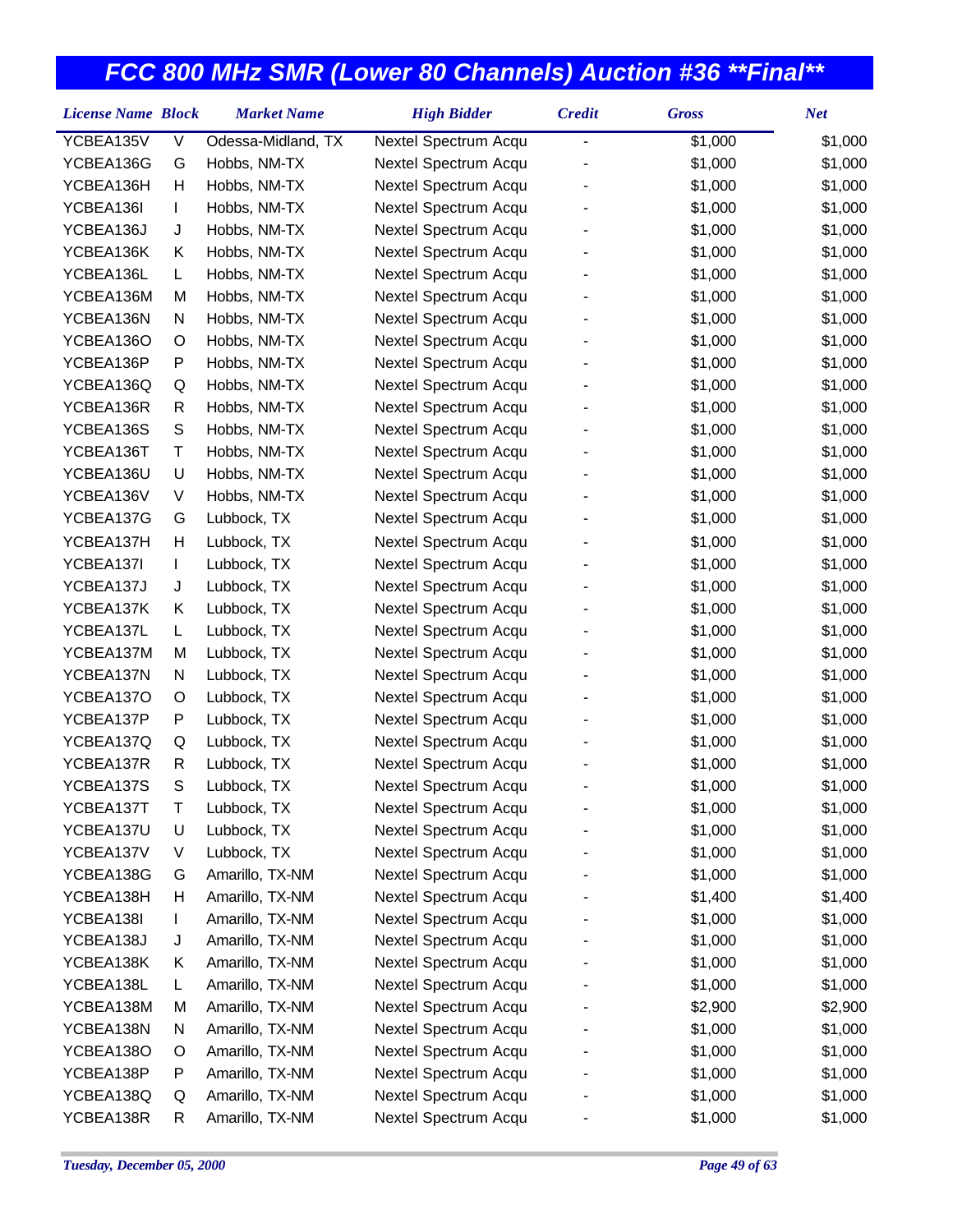# FCC 800 MHz SMR (Lower 80 Channels) Auction #36 **Final**

| License Name | Block | Market Name | High Bidder | Credit | Gross | Net |
|---|---|---|---|---|---|---|
| YCBEA135V | V | Odessa-Midland, TX | Nextel Spectrum Acqu | - | $1,000 | $1,000 |
| YCBEA136G | G | Hobbs, NM-TX | Nextel Spectrum Acqu | - | $1,000 | $1,000 |
| YCBEA136H | H | Hobbs, NM-TX | Nextel Spectrum Acqu | - | $1,000 | $1,000 |
| YCBEA136I | I | Hobbs, NM-TX | Nextel Spectrum Acqu | - | $1,000 | $1,000 |
| YCBEA136J | J | Hobbs, NM-TX | Nextel Spectrum Acqu | - | $1,000 | $1,000 |
| YCBEA136K | K | Hobbs, NM-TX | Nextel Spectrum Acqu | - | $1,000 | $1,000 |
| YCBEA136L | L | Hobbs, NM-TX | Nextel Spectrum Acqu | - | $1,000 | $1,000 |
| YCBEA136M | M | Hobbs, NM-TX | Nextel Spectrum Acqu | - | $1,000 | $1,000 |
| YCBEA136N | N | Hobbs, NM-TX | Nextel Spectrum Acqu | - | $1,000 | $1,000 |
| YCBEA136O | O | Hobbs, NM-TX | Nextel Spectrum Acqu | - | $1,000 | $1,000 |
| YCBEA136P | P | Hobbs, NM-TX | Nextel Spectrum Acqu | - | $1,000 | $1,000 |
| YCBEA136Q | Q | Hobbs, NM-TX | Nextel Spectrum Acqu | - | $1,000 | $1,000 |
| YCBEA136R | R | Hobbs, NM-TX | Nextel Spectrum Acqu | - | $1,000 | $1,000 |
| YCBEA136S | S | Hobbs, NM-TX | Nextel Spectrum Acqu | - | $1,000 | $1,000 |
| YCBEA136T | T | Hobbs, NM-TX | Nextel Spectrum Acqu | - | $1,000 | $1,000 |
| YCBEA136U | U | Hobbs, NM-TX | Nextel Spectrum Acqu | - | $1,000 | $1,000 |
| YCBEA136V | V | Hobbs, NM-TX | Nextel Spectrum Acqu | - | $1,000 | $1,000 |
| YCBEA137G | G | Lubbock, TX | Nextel Spectrum Acqu | - | $1,000 | $1,000 |
| YCBEA137H | H | Lubbock, TX | Nextel Spectrum Acqu | - | $1,000 | $1,000 |
| YCBEA137I | I | Lubbock, TX | Nextel Spectrum Acqu | - | $1,000 | $1,000 |
| YCBEA137J | J | Lubbock, TX | Nextel Spectrum Acqu | - | $1,000 | $1,000 |
| YCBEA137K | K | Lubbock, TX | Nextel Spectrum Acqu | - | $1,000 | $1,000 |
| YCBEA137L | L | Lubbock, TX | Nextel Spectrum Acqu | - | $1,000 | $1,000 |
| YCBEA137M | M | Lubbock, TX | Nextel Spectrum Acqu | - | $1,000 | $1,000 |
| YCBEA137N | N | Lubbock, TX | Nextel Spectrum Acqu | - | $1,000 | $1,000 |
| YCBEA137O | O | Lubbock, TX | Nextel Spectrum Acqu | - | $1,000 | $1,000 |
| YCBEA137P | P | Lubbock, TX | Nextel Spectrum Acqu | - | $1,000 | $1,000 |
| YCBEA137Q | Q | Lubbock, TX | Nextel Spectrum Acqu | - | $1,000 | $1,000 |
| YCBEA137R | R | Lubbock, TX | Nextel Spectrum Acqu | - | $1,000 | $1,000 |
| YCBEA137S | S | Lubbock, TX | Nextel Spectrum Acqu | - | $1,000 | $1,000 |
| YCBEA137T | T | Lubbock, TX | Nextel Spectrum Acqu | - | $1,000 | $1,000 |
| YCBEA137U | U | Lubbock, TX | Nextel Spectrum Acqu | - | $1,000 | $1,000 |
| YCBEA137V | V | Lubbock, TX | Nextel Spectrum Acqu | - | $1,000 | $1,000 |
| YCBEA138G | G | Amarillo, TX-NM | Nextel Spectrum Acqu | - | $1,000 | $1,000 |
| YCBEA138H | H | Amarillo, TX-NM | Nextel Spectrum Acqu | - | $1,400 | $1,400 |
| YCBEA138I | I | Amarillo, TX-NM | Nextel Spectrum Acqu | - | $1,000 | $1,000 |
| YCBEA138J | J | Amarillo, TX-NM | Nextel Spectrum Acqu | - | $1,000 | $1,000 |
| YCBEA138K | K | Amarillo, TX-NM | Nextel Spectrum Acqu | - | $1,000 | $1,000 |
| YCBEA138L | L | Amarillo, TX-NM | Nextel Spectrum Acqu | - | $1,000 | $1,000 |
| YCBEA138M | M | Amarillo, TX-NM | Nextel Spectrum Acqu | - | $2,900 | $2,900 |
| YCBEA138N | N | Amarillo, TX-NM | Nextel Spectrum Acqu | - | $1,000 | $1,000 |
| YCBEA138O | O | Amarillo, TX-NM | Nextel Spectrum Acqu | - | $1,000 | $1,000 |
| YCBEA138P | P | Amarillo, TX-NM | Nextel Spectrum Acqu | - | $1,000 | $1,000 |
| YCBEA138Q | Q | Amarillo, TX-NM | Nextel Spectrum Acqu | - | $1,000 | $1,000 |
| YCBEA138R | R | Amarillo, TX-NM | Nextel Spectrum Acqu | - | $1,000 | $1,000 |

*Tuesday, December 05, 2000*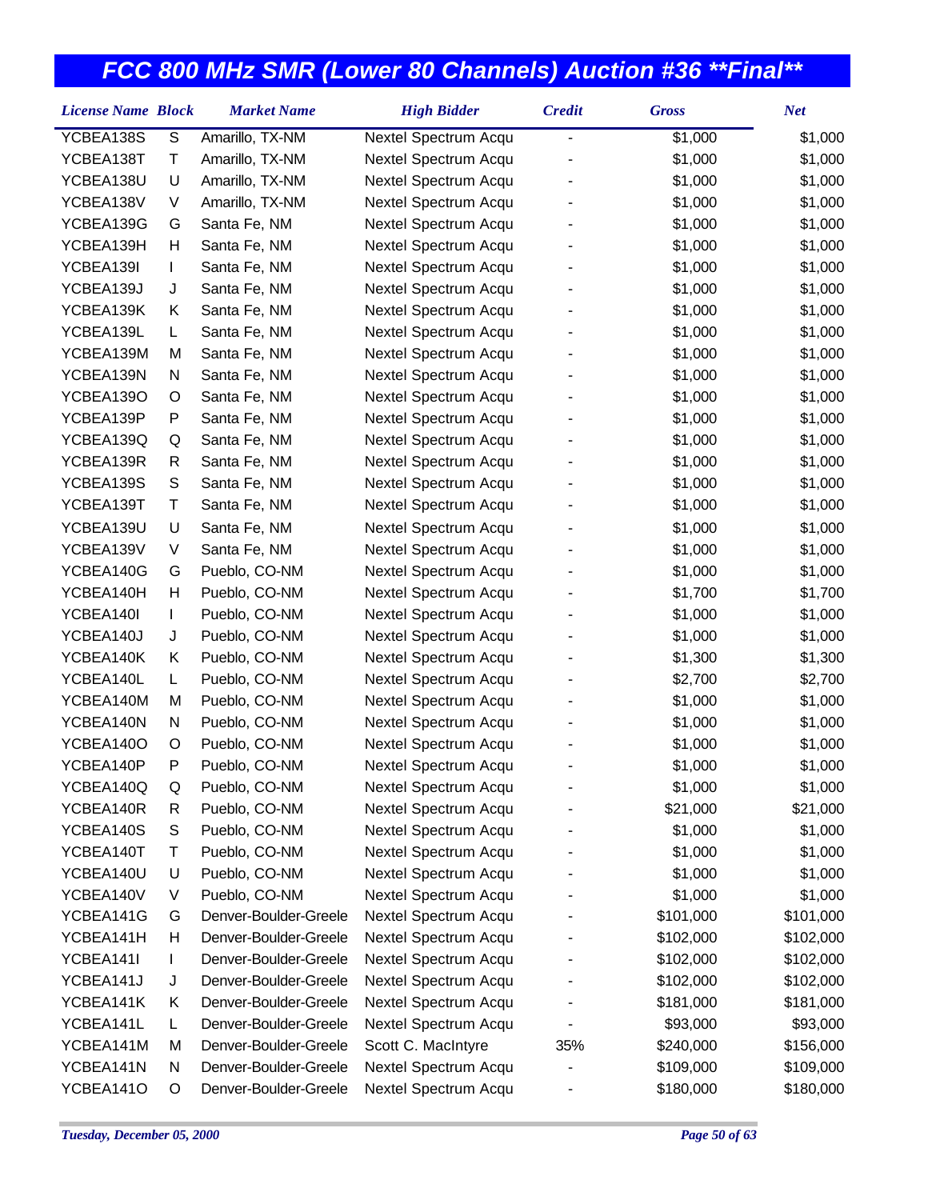# FCC 800 MHz SMR (Lower 80 Channels) Auction #36 **Final**

| License Name | Block | Market Name | High Bidder | Credit | Gross | Net |
|---|---|---|---|---|---|---|
| YCBEA138S | S | Amarillo, TX-NM | Nextel Spectrum Acqu | - | $1,000 | $1,000 |
| YCBEA138T | T | Amarillo, TX-NM | Nextel Spectrum Acqu | - | $1,000 | $1,000 |
| YCBEA138U | U | Amarillo, TX-NM | Nextel Spectrum Acqu | - | $1,000 | $1,000 |
| YCBEA138V | V | Amarillo, TX-NM | Nextel Spectrum Acqu | - | $1,000 | $1,000 |
| YCBEA139G | G | Santa Fe, NM | Nextel Spectrum Acqu | - | $1,000 | $1,000 |
| YCBEA139H | H | Santa Fe, NM | Nextel Spectrum Acqu | - | $1,000 | $1,000 |
| YCBEA139I | I | Santa Fe, NM | Nextel Spectrum Acqu | - | $1,000 | $1,000 |
| YCBEA139J | J | Santa Fe, NM | Nextel Spectrum Acqu | - | $1,000 | $1,000 |
| YCBEA139K | K | Santa Fe, NM | Nextel Spectrum Acqu | - | $1,000 | $1,000 |
| YCBEA139L | L | Santa Fe, NM | Nextel Spectrum Acqu | - | $1,000 | $1,000 |
| YCBEA139M | M | Santa Fe, NM | Nextel Spectrum Acqu | - | $1,000 | $1,000 |
| YCBEA139N | N | Santa Fe, NM | Nextel Spectrum Acqu | - | $1,000 | $1,000 |
| YCBEA139O | O | Santa Fe, NM | Nextel Spectrum Acqu | - | $1,000 | $1,000 |
| YCBEA139P | P | Santa Fe, NM | Nextel Spectrum Acqu | - | $1,000 | $1,000 |
| YCBEA139Q | Q | Santa Fe, NM | Nextel Spectrum Acqu | - | $1,000 | $1,000 |
| YCBEA139R | R | Santa Fe, NM | Nextel Spectrum Acqu | - | $1,000 | $1,000 |
| YCBEA139S | S | Santa Fe, NM | Nextel Spectrum Acqu | - | $1,000 | $1,000 |
| YCBEA139T | T | Santa Fe, NM | Nextel Spectrum Acqu | - | $1,000 | $1,000 |
| YCBEA139U | U | Santa Fe, NM | Nextel Spectrum Acqu | - | $1,000 | $1,000 |
| YCBEA139V | V | Santa Fe, NM | Nextel Spectrum Acqu | - | $1,000 | $1,000 |
| YCBEA140G | G | Pueblo, CO-NM | Nextel Spectrum Acqu | - | $1,000 | $1,000 |
| YCBEA140H | H | Pueblo, CO-NM | Nextel Spectrum Acqu | - | $1,700 | $1,700 |
| YCBEA140I | I | Pueblo, CO-NM | Nextel Spectrum Acqu | - | $1,000 | $1,000 |
| YCBEA140J | J | Pueblo, CO-NM | Nextel Spectrum Acqu | - | $1,000 | $1,000 |
| YCBEA140K | K | Pueblo, CO-NM | Nextel Spectrum Acqu | - | $1,300 | $1,300 |
| YCBEA140L | L | Pueblo, CO-NM | Nextel Spectrum Acqu | - | $2,700 | $2,700 |
| YCBEA140M | M | Pueblo, CO-NM | Nextel Spectrum Acqu | - | $1,000 | $1,000 |
| YCBEA140N | N | Pueblo, CO-NM | Nextel Spectrum Acqu | - | $1,000 | $1,000 |
| YCBEA140O | O | Pueblo, CO-NM | Nextel Spectrum Acqu | - | $1,000 | $1,000 |
| YCBEA140P | P | Pueblo, CO-NM | Nextel Spectrum Acqu | - | $1,000 | $1,000 |
| YCBEA140Q | Q | Pueblo, CO-NM | Nextel Spectrum Acqu | - | $1,000 | $1,000 |
| YCBEA140R | R | Pueblo, CO-NM | Nextel Spectrum Acqu | - | $21,000 | $21,000 |
| YCBEA140S | S | Pueblo, CO-NM | Nextel Spectrum Acqu | - | $1,000 | $1,000 |
| YCBEA140T | T | Pueblo, CO-NM | Nextel Spectrum Acqu | - | $1,000 | $1,000 |
| YCBEA140U | U | Pueblo, CO-NM | Nextel Spectrum Acqu | - | $1,000 | $1,000 |
| YCBEA140V | V | Pueblo, CO-NM | Nextel Spectrum Acqu | - | $1,000 | $1,000 |
| YCBEA141G | G | Denver-Boulder-Greele | Nextel Spectrum Acqu | - | $101,000 | $101,000 |
| YCBEA141H | H | Denver-Boulder-Greele | Nextel Spectrum Acqu | - | $102,000 | $102,000 |
| YCBEA141I | I | Denver-Boulder-Greele | Nextel Spectrum Acqu | - | $102,000 | $102,000 |
| YCBEA141J | J | Denver-Boulder-Greele | Nextel Spectrum Acqu | - | $102,000 | $102,000 |
| YCBEA141K | K | Denver-Boulder-Greele | Nextel Spectrum Acqu | - | $181,000 | $181,000 |
| YCBEA141L | L | Denver-Boulder-Greele | Nextel Spectrum Acqu | - | $93,000 | $93,000 |
| YCBEA141M | M | Denver-Boulder-Greele | Scott C. MacIntyre | 35% | $240,000 | $156,000 |
| YCBEA141N | N | Denver-Boulder-Greele | Nextel Spectrum Acqu | - | $109,000 | $109,000 |
| YCBEA141O | O | Denver-Boulder-Greele | Nextel Spectrum Acqu | - | $180,000 | $180,000 |

*Tuesday, December 05, 2000*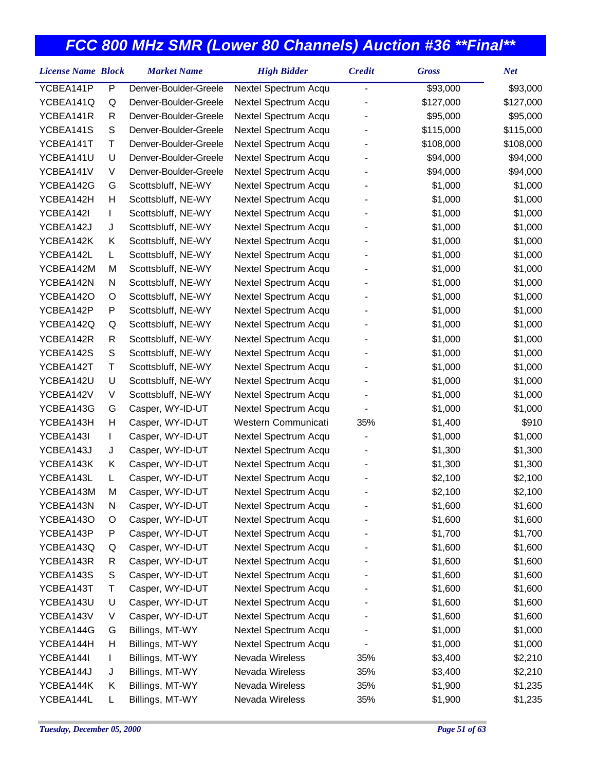# FCC 800 MHz SMR (Lower 80 Channels) Auction #36 **Final**

| License Name | Block | Market Name | High Bidder | Credit | Gross | Net |
|---|---|---|---|---|---|---|
| YCBEA141P | P | Denver-Boulder-Greele | Nextel Spectrum Acqu | - | $93,000 | $93,000 |
| YCBEA141Q | Q | Denver-Boulder-Greele | Nextel Spectrum Acqu | - | $127,000 | $127,000 |
| YCBEA141R | R | Denver-Boulder-Greele | Nextel Spectrum Acqu | - | $95,000 | $95,000 |
| YCBEA141S | S | Denver-Boulder-Greele | Nextel Spectrum Acqu | - | $115,000 | $115,000 |
| YCBEA141T | T | Denver-Boulder-Greele | Nextel Spectrum Acqu | - | $108,000 | $108,000 |
| YCBEA141U | U | Denver-Boulder-Greele | Nextel Spectrum Acqu | - | $94,000 | $94,000 |
| YCBEA141V | V | Denver-Boulder-Greele | Nextel Spectrum Acqu | - | $94,000 | $94,000 |
| YCBEA142G | G | Scottsbluff, NE-WY | Nextel Spectrum Acqu | - | $1,000 | $1,000 |
| YCBEA142H | H | Scottsbluff, NE-WY | Nextel Spectrum Acqu | - | $1,000 | $1,000 |
| YCBEA142I | I | Scottsbluff, NE-WY | Nextel Spectrum Acqu | - | $1,000 | $1,000 |
| YCBEA142J | J | Scottsbluff, NE-WY | Nextel Spectrum Acqu | - | $1,000 | $1,000 |
| YCBEA142K | K | Scottsbluff, NE-WY | Nextel Spectrum Acqu | - | $1,000 | $1,000 |
| YCBEA142L | L | Scottsbluff, NE-WY | Nextel Spectrum Acqu | - | $1,000 | $1,000 |
| YCBEA142M | M | Scottsbluff, NE-WY | Nextel Spectrum Acqu | - | $1,000 | $1,000 |
| YCBEA142N | N | Scottsbluff, NE-WY | Nextel Spectrum Acqu | - | $1,000 | $1,000 |
| YCBEA142O | O | Scottsbluff, NE-WY | Nextel Spectrum Acqu | - | $1,000 | $1,000 |
| YCBEA142P | P | Scottsbluff, NE-WY | Nextel Spectrum Acqu | - | $1,000 | $1,000 |
| YCBEA142Q | Q | Scottsbluff, NE-WY | Nextel Spectrum Acqu | - | $1,000 | $1,000 |
| YCBEA142R | R | Scottsbluff, NE-WY | Nextel Spectrum Acqu | - | $1,000 | $1,000 |
| YCBEA142S | S | Scottsbluff, NE-WY | Nextel Spectrum Acqu | - | $1,000 | $1,000 |
| YCBEA142T | T | Scottsbluff, NE-WY | Nextel Spectrum Acqu | - | $1,000 | $1,000 |
| YCBEA142U | U | Scottsbluff, NE-WY | Nextel Spectrum Acqu | - | $1,000 | $1,000 |
| YCBEA142V | V | Scottsbluff, NE-WY | Nextel Spectrum Acqu | - | $1,000 | $1,000 |
| YCBEA143G | G | Casper, WY-ID-UT | Nextel Spectrum Acqu | - | $1,000 | $1,000 |
| YCBEA143H | H | Casper, WY-ID-UT | Western Communicati | 35% | $1,400 | $910 |
| YCBEA143I | I | Casper, WY-ID-UT | Nextel Spectrum Acqu | - | $1,000 | $1,000 |
| YCBEA143J | J | Casper, WY-ID-UT | Nextel Spectrum Acqu | - | $1,300 | $1,300 |
| YCBEA143K | K | Casper, WY-ID-UT | Nextel Spectrum Acqu | - | $1,300 | $1,300 |
| YCBEA143L | L | Casper, WY-ID-UT | Nextel Spectrum Acqu | - | $2,100 | $2,100 |
| YCBEA143M | M | Casper, WY-ID-UT | Nextel Spectrum Acqu | - | $2,100 | $2,100 |
| YCBEA143N | N | Casper, WY-ID-UT | Nextel Spectrum Acqu | - | $1,600 | $1,600 |
| YCBEA143O | O | Casper, WY-ID-UT | Nextel Spectrum Acqu | - | $1,600 | $1,600 |
| YCBEA143P | P | Casper, WY-ID-UT | Nextel Spectrum Acqu | - | $1,700 | $1,700 |
| YCBEA143Q | Q | Casper, WY-ID-UT | Nextel Spectrum Acqu | - | $1,600 | $1,600 |
| YCBEA143R | R | Casper, WY-ID-UT | Nextel Spectrum Acqu | - | $1,600 | $1,600 |
| YCBEA143S | S | Casper, WY-ID-UT | Nextel Spectrum Acqu | - | $1,600 | $1,600 |
| YCBEA143T | T | Casper, WY-ID-UT | Nextel Spectrum Acqu | - | $1,600 | $1,600 |
| YCBEA143U | U | Casper, WY-ID-UT | Nextel Spectrum Acqu | - | $1,600 | $1,600 |
| YCBEA143V | V | Casper, WY-ID-UT | Nextel Spectrum Acqu | - | $1,600 | $1,600 |
| YCBEA144G | G | Billings, MT-WY | Nextel Spectrum Acqu | - | $1,000 | $1,000 |
| YCBEA144H | H | Billings, MT-WY | Nextel Spectrum Acqu | - | $1,000 | $1,000 |
| YCBEA144I | I | Billings, MT-WY | Nevada Wireless | 35% | $3,400 | $2,210 |
| YCBEA144J | J | Billings, MT-WY | Nevada Wireless | 35% | $3,400 | $2,210 |
| YCBEA144K | K | Billings, MT-WY | Nevada Wireless | 35% | $1,900 | $1,235 |
| YCBEA144L | L | Billings, MT-WY | Nevada Wireless | 35% | $1,900 | $1,235 |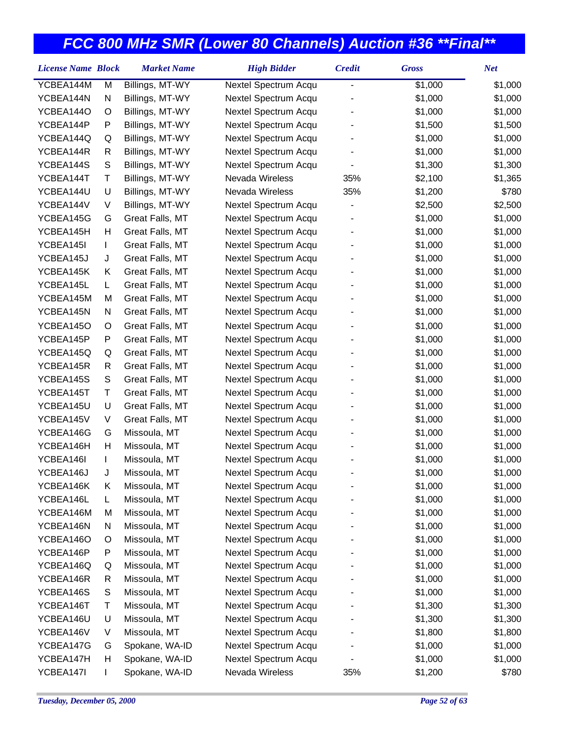# FCC 800 MHz SMR (Lower 80 Channels) Auction #36 **Final**

| License Name | Block | Market Name | High Bidder | Credit | Gross | Net |
|---|---|---|---|---|---|---|
| YCBEA144M | M | Billings, MT-WY | Nextel Spectrum Acqu | - | $1,000 | $1,000 |
| YCBEA144N | N | Billings, MT-WY | Nextel Spectrum Acqu | - | $1,000 | $1,000 |
| YCBEA144O | O | Billings, MT-WY | Nextel Spectrum Acqu | - | $1,000 | $1,000 |
| YCBEA144P | P | Billings, MT-WY | Nextel Spectrum Acqu | - | $1,500 | $1,500 |
| YCBEA144Q | Q | Billings, MT-WY | Nextel Spectrum Acqu | - | $1,000 | $1,000 |
| YCBEA144R | R | Billings, MT-WY | Nextel Spectrum Acqu | - | $1,000 | $1,000 |
| YCBEA144S | S | Billings, MT-WY | Nextel Spectrum Acqu | - | $1,300 | $1,300 |
| YCBEA144T | T | Billings, MT-WY | Nevada Wireless | 35% | $2,100 | $1,365 |
| YCBEA144U | U | Billings, MT-WY | Nevada Wireless | 35% | $1,200 | $780 |
| YCBEA144V | V | Billings, MT-WY | Nextel Spectrum Acqu | - | $2,500 | $2,500 |
| YCBEA145G | G | Great Falls, MT | Nextel Spectrum Acqu | - | $1,000 | $1,000 |
| YCBEA145H | H | Great Falls, MT | Nextel Spectrum Acqu | - | $1,000 | $1,000 |
| YCBEA145I | I | Great Falls, MT | Nextel Spectrum Acqu | - | $1,000 | $1,000 |
| YCBEA145J | J | Great Falls, MT | Nextel Spectrum Acqu | - | $1,000 | $1,000 |
| YCBEA145K | K | Great Falls, MT | Nextel Spectrum Acqu | - | $1,000 | $1,000 |
| YCBEA145L | L | Great Falls, MT | Nextel Spectrum Acqu | - | $1,000 | $1,000 |
| YCBEA145M | M | Great Falls, MT | Nextel Spectrum Acqu | - | $1,000 | $1,000 |
| YCBEA145N | N | Great Falls, MT | Nextel Spectrum Acqu | - | $1,000 | $1,000 |
| YCBEA145O | O | Great Falls, MT | Nextel Spectrum Acqu | - | $1,000 | $1,000 |
| YCBEA145P | P | Great Falls, MT | Nextel Spectrum Acqu | - | $1,000 | $1,000 |
| YCBEA145Q | Q | Great Falls, MT | Nextel Spectrum Acqu | - | $1,000 | $1,000 |
| YCBEA145R | R | Great Falls, MT | Nextel Spectrum Acqu | - | $1,000 | $1,000 |
| YCBEA145S | S | Great Falls, MT | Nextel Spectrum Acqu | - | $1,000 | $1,000 |
| YCBEA145T | T | Great Falls, MT | Nextel Spectrum Acqu | - | $1,000 | $1,000 |
| YCBEA145U | U | Great Falls, MT | Nextel Spectrum Acqu | - | $1,000 | $1,000 |
| YCBEA145V | V | Great Falls, MT | Nextel Spectrum Acqu | - | $1,000 | $1,000 |
| YCBEA146G | G | Missoula, MT | Nextel Spectrum Acqu | - | $1,000 | $1,000 |
| YCBEA146H | H | Missoula, MT | Nextel Spectrum Acqu | - | $1,000 | $1,000 |
| YCBEA146I | I | Missoula, MT | Nextel Spectrum Acqu | - | $1,000 | $1,000 |
| YCBEA146J | J | Missoula, MT | Nextel Spectrum Acqu | - | $1,000 | $1,000 |
| YCBEA146K | K | Missoula, MT | Nextel Spectrum Acqu | - | $1,000 | $1,000 |
| YCBEA146L | L | Missoula, MT | Nextel Spectrum Acqu | - | $1,000 | $1,000 |
| YCBEA146M | M | Missoula, MT | Nextel Spectrum Acqu | - | $1,000 | $1,000 |
| YCBEA146N | N | Missoula, MT | Nextel Spectrum Acqu | - | $1,000 | $1,000 |
| YCBEA146O | O | Missoula, MT | Nextel Spectrum Acqu | - | $1,000 | $1,000 |
| YCBEA146P | P | Missoula, MT | Nextel Spectrum Acqu | - | $1,000 | $1,000 |
| YCBEA146Q | Q | Missoula, MT | Nextel Spectrum Acqu | - | $1,000 | $1,000 |
| YCBEA146R | R | Missoula, MT | Nextel Spectrum Acqu | - | $1,000 | $1,000 |
| YCBEA146S | S | Missoula, MT | Nextel Spectrum Acqu | - | $1,000 | $1,000 |
| YCBEA146T | T | Missoula, MT | Nextel Spectrum Acqu | - | $1,300 | $1,300 |
| YCBEA146U | U | Missoula, MT | Nextel Spectrum Acqu | - | $1,300 | $1,300 |
| YCBEA146V | V | Missoula, MT | Nextel Spectrum Acqu | - | $1,800 | $1,800 |
| YCBEA147G | G | Spokane, WA-ID | Nextel Spectrum Acqu | - | $1,000 | $1,000 |
| YCBEA147H | H | Spokane, WA-ID | Nextel Spectrum Acqu | - | $1,000 | $1,000 |
| YCBEA147I | I | Spokane, WA-ID | Nevada Wireless | 35% | $1,200 | $780 |

*Tuesday, December 05, 2000*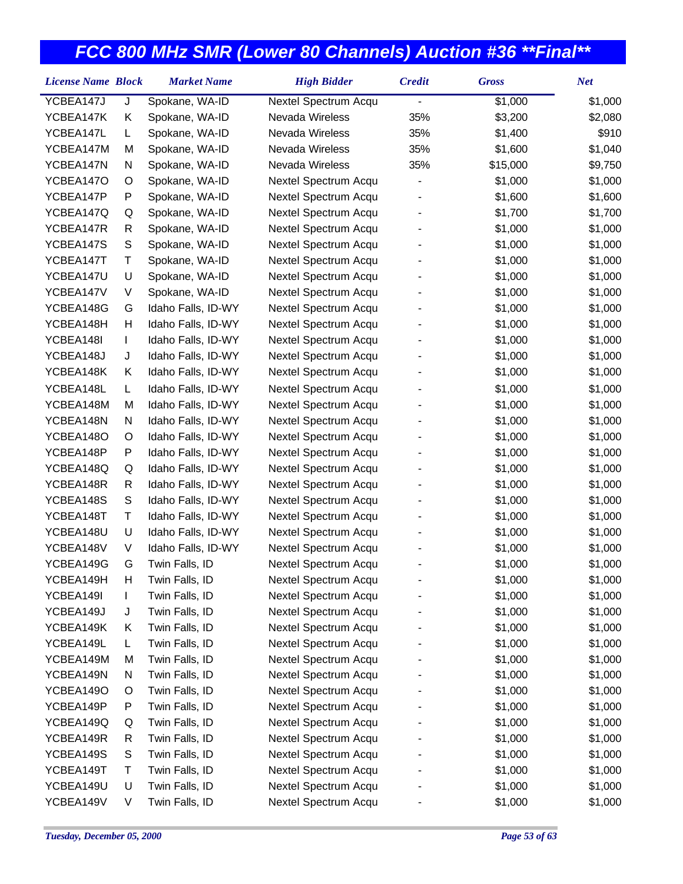# FCC 800 MHz SMR (Lower 80 Channels) Auction #36 **Final**

| License Name | Block | Market Name | High Bidder | Credit | Gross | Net |
|---|---|---|---|---|---|---|
| YCBEA147J | J | Spokane, WA-ID | Nextel Spectrum Acqu | - | $1,000 | $1,000 |
| YCBEA147K | K | Spokane, WA-ID | Nevada Wireless | 35% | $3,200 | $2,080 |
| YCBEA147L | L | Spokane, WA-ID | Nevada Wireless | 35% | $1,400 | $910 |
| YCBEA147M | M | Spokane, WA-ID | Nevada Wireless | 35% | $1,600 | $1,040 |
| YCBEA147N | N | Spokane, WA-ID | Nevada Wireless | 35% | $15,000 | $9,750 |
| YCBEA147O | O | Spokane, WA-ID | Nextel Spectrum Acqu | - | $1,000 | $1,000 |
| YCBEA147P | P | Spokane, WA-ID | Nextel Spectrum Acqu | - | $1,600 | $1,600 |
| YCBEA147Q | Q | Spokane, WA-ID | Nextel Spectrum Acqu | - | $1,700 | $1,700 |
| YCBEA147R | R | Spokane, WA-ID | Nextel Spectrum Acqu | - | $1,000 | $1,000 |
| YCBEA147S | S | Spokane, WA-ID | Nextel Spectrum Acqu | - | $1,000 | $1,000 |
| YCBEA147T | T | Spokane, WA-ID | Nextel Spectrum Acqu | - | $1,000 | $1,000 |
| YCBEA147U | U | Spokane, WA-ID | Nextel Spectrum Acqu | - | $1,000 | $1,000 |
| YCBEA147V | V | Spokane, WA-ID | Nextel Spectrum Acqu | - | $1,000 | $1,000 |
| YCBEA148G | G | Idaho Falls, ID-WY | Nextel Spectrum Acqu | - | $1,000 | $1,000 |
| YCBEA148H | H | Idaho Falls, ID-WY | Nextel Spectrum Acqu | - | $1,000 | $1,000 |
| YCBEA148I | I | Idaho Falls, ID-WY | Nextel Spectrum Acqu | - | $1,000 | $1,000 |
| YCBEA148J | J | Idaho Falls, ID-WY | Nextel Spectrum Acqu | - | $1,000 | $1,000 |
| YCBEA148K | K | Idaho Falls, ID-WY | Nextel Spectrum Acqu | - | $1,000 | $1,000 |
| YCBEA148L | L | Idaho Falls, ID-WY | Nextel Spectrum Acqu | - | $1,000 | $1,000 |
| YCBEA148M | M | Idaho Falls, ID-WY | Nextel Spectrum Acqu | - | $1,000 | $1,000 |
| YCBEA148N | N | Idaho Falls, ID-WY | Nextel Spectrum Acqu | - | $1,000 | $1,000 |
| YCBEA148O | O | Idaho Falls, ID-WY | Nextel Spectrum Acqu | - | $1,000 | $1,000 |
| YCBEA148P | P | Idaho Falls, ID-WY | Nextel Spectrum Acqu | - | $1,000 | $1,000 |
| YCBEA148Q | Q | Idaho Falls, ID-WY | Nextel Spectrum Acqu | - | $1,000 | $1,000 |
| YCBEA148R | R | Idaho Falls, ID-WY | Nextel Spectrum Acqu | - | $1,000 | $1,000 |
| YCBEA148S | S | Idaho Falls, ID-WY | Nextel Spectrum Acqu | - | $1,000 | $1,000 |
| YCBEA148T | T | Idaho Falls, ID-WY | Nextel Spectrum Acqu | - | $1,000 | $1,000 |
| YCBEA148U | U | Idaho Falls, ID-WY | Nextel Spectrum Acqu | - | $1,000 | $1,000 |
| YCBEA148V | V | Idaho Falls, ID-WY | Nextel Spectrum Acqu | - | $1,000 | $1,000 |
| YCBEA149G | G | Twin Falls, ID | Nextel Spectrum Acqu | - | $1,000 | $1,000 |
| YCBEA149H | H | Twin Falls, ID | Nextel Spectrum Acqu | - | $1,000 | $1,000 |
| YCBEA149I | I | Twin Falls, ID | Nextel Spectrum Acqu | - | $1,000 | $1,000 |
| YCBEA149J | J | Twin Falls, ID | Nextel Spectrum Acqu | - | $1,000 | $1,000 |
| YCBEA149K | K | Twin Falls, ID | Nextel Spectrum Acqu | - | $1,000 | $1,000 |
| YCBEA149L | L | Twin Falls, ID | Nextel Spectrum Acqu | - | $1,000 | $1,000 |
| YCBEA149M | M | Twin Falls, ID | Nextel Spectrum Acqu | - | $1,000 | $1,000 |
| YCBEA149N | N | Twin Falls, ID | Nextel Spectrum Acqu | - | $1,000 | $1,000 |
| YCBEA149O | O | Twin Falls, ID | Nextel Spectrum Acqu | - | $1,000 | $1,000 |
| YCBEA149P | P | Twin Falls, ID | Nextel Spectrum Acqu | - | $1,000 | $1,000 |
| YCBEA149Q | Q | Twin Falls, ID | Nextel Spectrum Acqu | - | $1,000 | $1,000 |
| YCBEA149R | R | Twin Falls, ID | Nextel Spectrum Acqu | - | $1,000 | $1,000 |
| YCBEA149S | S | Twin Falls, ID | Nextel Spectrum Acqu | - | $1,000 | $1,000 |
| YCBEA149T | T | Twin Falls, ID | Nextel Spectrum Acqu | - | $1,000 | $1,000 |
| YCBEA149U | U | Twin Falls, ID | Nextel Spectrum Acqu | - | $1,000 | $1,000 |
| YCBEA149V | V | Twin Falls, ID | Nextel Spectrum Acqu | - | $1,000 | $1,000 |

*Tuesday, December 05, 2000*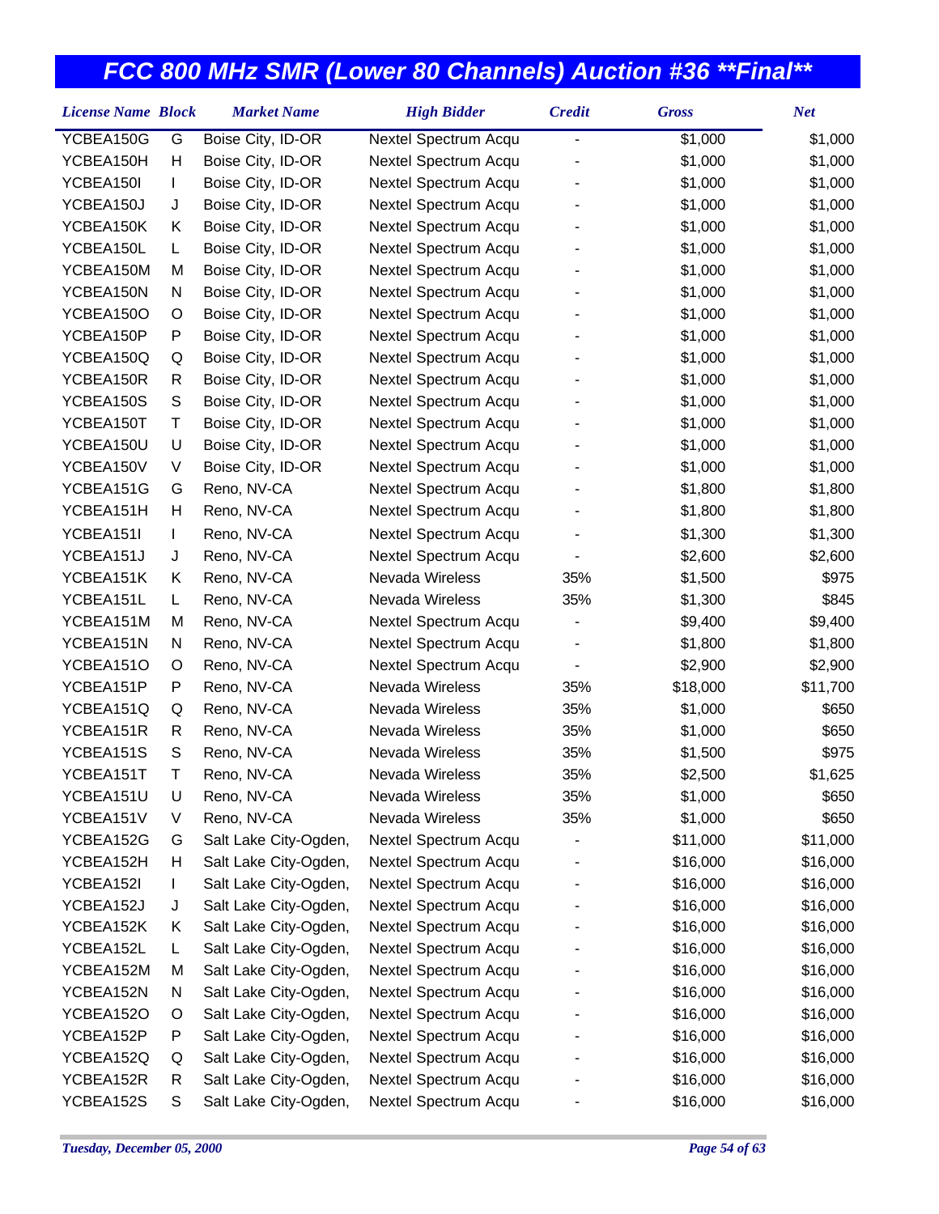# FCC 800 MHz SMR (Lower 80 Channels) Auction #36 **Final**

| License Name | Block | Market Name | High Bidder | Credit | Gross | Net |
|---|---|---|---|---|---|---|
| YCBEA150G | G | Boise City, ID-OR | Nextel Spectrum Acqu | - | $1,000 | $1,000 |
| YCBEA150H | H | Boise City, ID-OR | Nextel Spectrum Acqu | - | $1,000 | $1,000 |
| YCBEA150I | I | Boise City, ID-OR | Nextel Spectrum Acqu | - | $1,000 | $1,000 |
| YCBEA150J | J | Boise City, ID-OR | Nextel Spectrum Acqu | - | $1,000 | $1,000 |
| YCBEA150K | K | Boise City, ID-OR | Nextel Spectrum Acqu | - | $1,000 | $1,000 |
| YCBEA150L | L | Boise City, ID-OR | Nextel Spectrum Acqu | - | $1,000 | $1,000 |
| YCBEA150M | M | Boise City, ID-OR | Nextel Spectrum Acqu | - | $1,000 | $1,000 |
| YCBEA150N | N | Boise City, ID-OR | Nextel Spectrum Acqu | - | $1,000 | $1,000 |
| YCBEA150O | O | Boise City, ID-OR | Nextel Spectrum Acqu | - | $1,000 | $1,000 |
| YCBEA150P | P | Boise City, ID-OR | Nextel Spectrum Acqu | - | $1,000 | $1,000 |
| YCBEA150Q | Q | Boise City, ID-OR | Nextel Spectrum Acqu | - | $1,000 | $1,000 |
| YCBEA150R | R | Boise City, ID-OR | Nextel Spectrum Acqu | - | $1,000 | $1,000 |
| YCBEA150S | S | Boise City, ID-OR | Nextel Spectrum Acqu | - | $1,000 | $1,000 |
| YCBEA150T | T | Boise City, ID-OR | Nextel Spectrum Acqu | - | $1,000 | $1,000 |
| YCBEA150U | U | Boise City, ID-OR | Nextel Spectrum Acqu | - | $1,000 | $1,000 |
| YCBEA150V | V | Boise City, ID-OR | Nextel Spectrum Acqu | - | $1,000 | $1,000 |
| YCBEA151G | G | Reno, NV-CA | Nextel Spectrum Acqu | - | $1,800 | $1,800 |
| YCBEA151H | H | Reno, NV-CA | Nextel Spectrum Acqu | - | $1,800 | $1,800 |
| YCBEA151I | I | Reno, NV-CA | Nextel Spectrum Acqu | - | $1,300 | $1,300 |
| YCBEA151J | J | Reno, NV-CA | Nextel Spectrum Acqu | - | $2,600 | $2,600 |
| YCBEA151K | K | Reno, NV-CA | Nevada Wireless | 35% | $1,500 | $975 |
| YCBEA151L | L | Reno, NV-CA | Nevada Wireless | 35% | $1,300 | $845 |
| YCBEA151M | M | Reno, NV-CA | Nextel Spectrum Acqu | - | $9,400 | $9,400 |
| YCBEA151N | N | Reno, NV-CA | Nextel Spectrum Acqu | - | $1,800 | $1,800 |
| YCBEA151O | O | Reno, NV-CA | Nextel Spectrum Acqu | - | $2,900 | $2,900 |
| YCBEA151P | P | Reno, NV-CA | Nevada Wireless | 35% | $18,000 | $11,700 |
| YCBEA151Q | Q | Reno, NV-CA | Nevada Wireless | 35% | $1,000 | $650 |
| YCBEA151R | R | Reno, NV-CA | Nevada Wireless | 35% | $1,000 | $650 |
| YCBEA151S | S | Reno, NV-CA | Nevada Wireless | 35% | $1,500 | $975 |
| YCBEA151T | T | Reno, NV-CA | Nevada Wireless | 35% | $2,500 | $1,625 |
| YCBEA151U | U | Reno, NV-CA | Nevada Wireless | 35% | $1,000 | $650 |
| YCBEA151V | V | Reno, NV-CA | Nevada Wireless | 35% | $1,000 | $650 |
| YCBEA152G | G | Salt Lake City-Ogden, | Nextel Spectrum Acqu | - | $11,000 | $11,000 |
| YCBEA152H | H | Salt Lake City-Ogden, | Nextel Spectrum Acqu | - | $16,000 | $16,000 |
| YCBEA152I | I | Salt Lake City-Ogden, | Nextel Spectrum Acqu | - | $16,000 | $16,000 |
| YCBEA152J | J | Salt Lake City-Ogden, | Nextel Spectrum Acqu | - | $16,000 | $16,000 |
| YCBEA152K | K | Salt Lake City-Ogden, | Nextel Spectrum Acqu | - | $16,000 | $16,000 |
| YCBEA152L | L | Salt Lake City-Ogden, | Nextel Spectrum Acqu | - | $16,000 | $16,000 |
| YCBEA152M | M | Salt Lake City-Ogden, | Nextel Spectrum Acqu | - | $16,000 | $16,000 |
| YCBEA152N | N | Salt Lake City-Ogden, | Nextel Spectrum Acqu | - | $16,000 | $16,000 |
| YCBEA152O | O | Salt Lake City-Ogden, | Nextel Spectrum Acqu | - | $16,000 | $16,000 |
| YCBEA152P | P | Salt Lake City-Ogden, | Nextel Spectrum Acqu | - | $16,000 | $16,000 |
| YCBEA152Q | Q | Salt Lake City-Ogden, | Nextel Spectrum Acqu | - | $16,000 | $16,000 |
| YCBEA152R | R | Salt Lake City-Ogden, | Nextel Spectrum Acqu | - | $16,000 | $16,000 |
| YCBEA152S | S | Salt Lake City-Ogden, | Nextel Spectrum Acqu | - | $16,000 | $16,000 |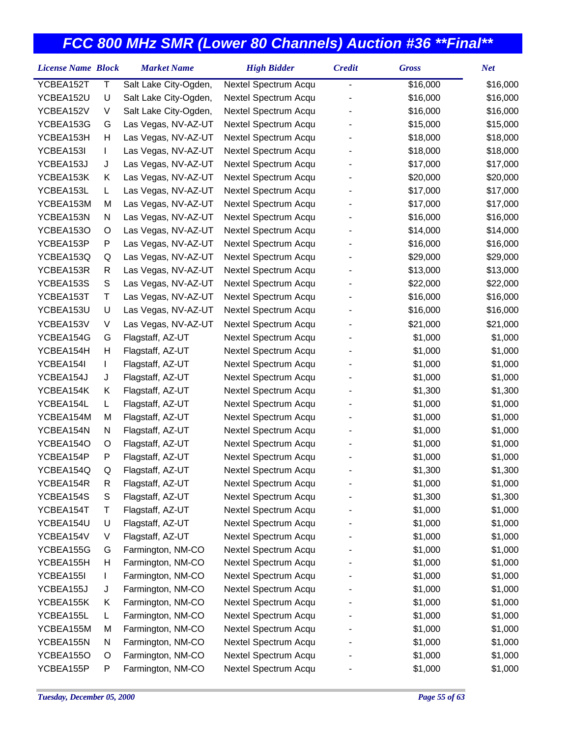# FCC 800 MHz SMR (Lower 80 Channels) Auction #36 **Final**

| License Name | Block | Market Name | High Bidder | Credit | Gross | Net |
|---|---|---|---|---|---|---|
| YCBEA152T | T | Salt Lake City-Ogden, | Nextel Spectrum Acqu | - | $16,000 | $16,000 |
| YCBEA152U | U | Salt Lake City-Ogden, | Nextel Spectrum Acqu | - | $16,000 | $16,000 |
| YCBEA152V | V | Salt Lake City-Ogden, | Nextel Spectrum Acqu | - | $16,000 | $16,000 |
| YCBEA153G | G | Las Vegas, NV-AZ-UT | Nextel Spectrum Acqu | - | $15,000 | $15,000 |
| YCBEA153H | H | Las Vegas, NV-AZ-UT | Nextel Spectrum Acqu | - | $18,000 | $18,000 |
| YCBEA153I | I | Las Vegas, NV-AZ-UT | Nextel Spectrum Acqu | - | $18,000 | $18,000 |
| YCBEA153J | J | Las Vegas, NV-AZ-UT | Nextel Spectrum Acqu | - | $17,000 | $17,000 |
| YCBEA153K | K | Las Vegas, NV-AZ-UT | Nextel Spectrum Acqu | - | $20,000 | $20,000 |
| YCBEA153L | L | Las Vegas, NV-AZ-UT | Nextel Spectrum Acqu | - | $17,000 | $17,000 |
| YCBEA153M | M | Las Vegas, NV-AZ-UT | Nextel Spectrum Acqu | - | $17,000 | $17,000 |
| YCBEA153N | N | Las Vegas, NV-AZ-UT | Nextel Spectrum Acqu | - | $16,000 | $16,000 |
| YCBEA153O | O | Las Vegas, NV-AZ-UT | Nextel Spectrum Acqu | - | $14,000 | $14,000 |
| YCBEA153P | P | Las Vegas, NV-AZ-UT | Nextel Spectrum Acqu | - | $16,000 | $16,000 |
| YCBEA153Q | Q | Las Vegas, NV-AZ-UT | Nextel Spectrum Acqu | - | $29,000 | $29,000 |
| YCBEA153R | R | Las Vegas, NV-AZ-UT | Nextel Spectrum Acqu | - | $13,000 | $13,000 |
| YCBEA153S | S | Las Vegas, NV-AZ-UT | Nextel Spectrum Acqu | - | $22,000 | $22,000 |
| YCBEA153T | T | Las Vegas, NV-AZ-UT | Nextel Spectrum Acqu | - | $16,000 | $16,000 |
| YCBEA153U | U | Las Vegas, NV-AZ-UT | Nextel Spectrum Acqu | - | $16,000 | $16,000 |
| YCBEA153V | V | Las Vegas, NV-AZ-UT | Nextel Spectrum Acqu | - | $21,000 | $21,000 |
| YCBEA154G | G | Flagstaff, AZ-UT | Nextel Spectrum Acqu | - | $1,000 | $1,000 |
| YCBEA154H | H | Flagstaff, AZ-UT | Nextel Spectrum Acqu | - | $1,000 | $1,000 |
| YCBEA154I | I | Flagstaff, AZ-UT | Nextel Spectrum Acqu | - | $1,000 | $1,000 |
| YCBEA154J | J | Flagstaff, AZ-UT | Nextel Spectrum Acqu | - | $1,000 | $1,000 |
| YCBEA154K | K | Flagstaff, AZ-UT | Nextel Spectrum Acqu | - | $1,300 | $1,300 |
| YCBEA154L | L | Flagstaff, AZ-UT | Nextel Spectrum Acqu | - | $1,000 | $1,000 |
| YCBEA154M | M | Flagstaff, AZ-UT | Nextel Spectrum Acqu | - | $1,000 | $1,000 |
| YCBEA154N | N | Flagstaff, AZ-UT | Nextel Spectrum Acqu | - | $1,000 | $1,000 |
| YCBEA154O | O | Flagstaff, AZ-UT | Nextel Spectrum Acqu | - | $1,000 | $1,000 |
| YCBEA154P | P | Flagstaff, AZ-UT | Nextel Spectrum Acqu | - | $1,000 | $1,000 |
| YCBEA154Q | Q | Flagstaff, AZ-UT | Nextel Spectrum Acqu | - | $1,300 | $1,300 |
| YCBEA154R | R | Flagstaff, AZ-UT | Nextel Spectrum Acqu | - | $1,000 | $1,000 |
| YCBEA154S | S | Flagstaff, AZ-UT | Nextel Spectrum Acqu | - | $1,300 | $1,300 |
| YCBEA154T | T | Flagstaff, AZ-UT | Nextel Spectrum Acqu | - | $1,000 | $1,000 |
| YCBEA154U | U | Flagstaff, AZ-UT | Nextel Spectrum Acqu | - | $1,000 | $1,000 |
| YCBEA154V | V | Flagstaff, AZ-UT | Nextel Spectrum Acqu | - | $1,000 | $1,000 |
| YCBEA155G | G | Farmington, NM-CO | Nextel Spectrum Acqu | - | $1,000 | $1,000 |
| YCBEA155H | H | Farmington, NM-CO | Nextel Spectrum Acqu | - | $1,000 | $1,000 |
| YCBEA155I | I | Farmington, NM-CO | Nextel Spectrum Acqu | - | $1,000 | $1,000 |
| YCBEA155J | J | Farmington, NM-CO | Nextel Spectrum Acqu | - | $1,000 | $1,000 |
| YCBEA155K | K | Farmington, NM-CO | Nextel Spectrum Acqu | - | $1,000 | $1,000 |
| YCBEA155L | L | Farmington, NM-CO | Nextel Spectrum Acqu | - | $1,000 | $1,000 |
| YCBEA155M | M | Farmington, NM-CO | Nextel Spectrum Acqu | - | $1,000 | $1,000 |
| YCBEA155N | N | Farmington, NM-CO | Nextel Spectrum Acqu | - | $1,000 | $1,000 |
| YCBEA155O | O | Farmington, NM-CO | Nextel Spectrum Acqu | - | $1,000 | $1,000 |
| YCBEA155P | P | Farmington, NM-CO | Nextel Spectrum Acqu | - | $1,000 | $1,000 |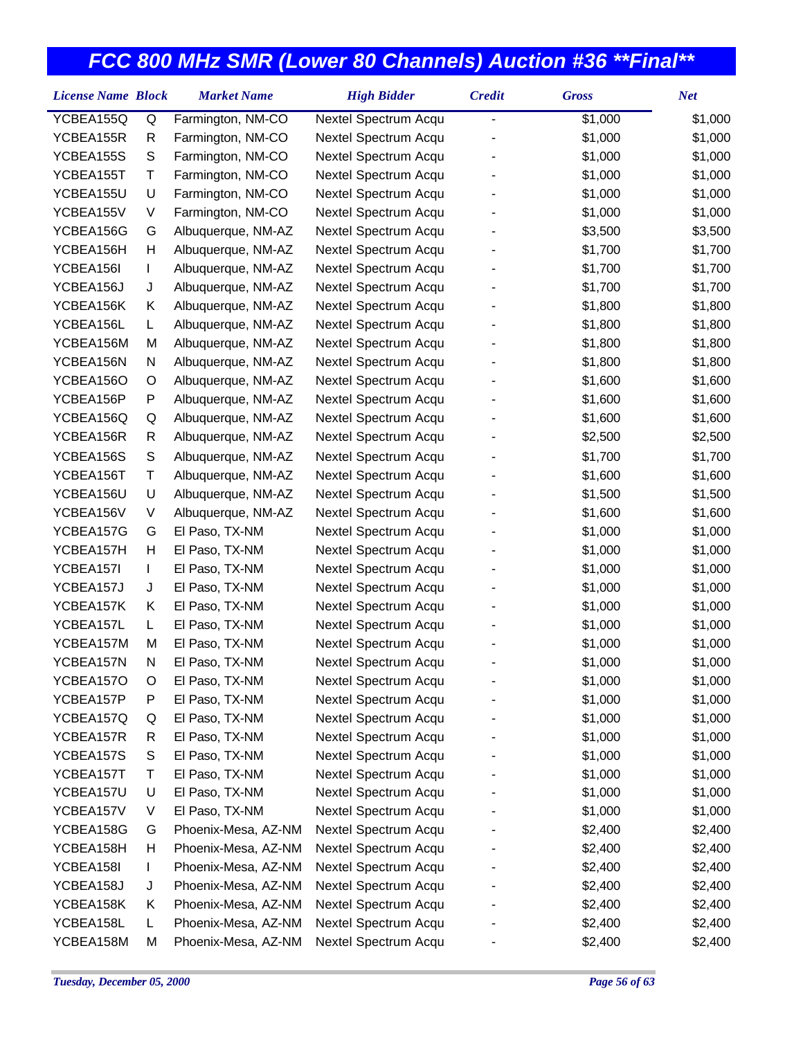# FCC 800 MHz SMR (Lower 80 Channels) Auction #36 **Final**

| License Name | Block | Market Name | High Bidder | Credit | Gross | Net |
|---|---|---|---|---|---|---|
| YCBEA155Q | Q | Farmington, NM-CO | Nextel Spectrum Acqu | - | $1,000 | $1,000 |
| YCBEA155R | R | Farmington, NM-CO | Nextel Spectrum Acqu | - | $1,000 | $1,000 |
| YCBEA155S | S | Farmington, NM-CO | Nextel Spectrum Acqu | - | $1,000 | $1,000 |
| YCBEA155T | T | Farmington, NM-CO | Nextel Spectrum Acqu | - | $1,000 | $1,000 |
| YCBEA155U | U | Farmington, NM-CO | Nextel Spectrum Acqu | - | $1,000 | $1,000 |
| YCBEA155V | V | Farmington, NM-CO | Nextel Spectrum Acqu | - | $1,000 | $1,000 |
| YCBEA156G | G | Albuquerque, NM-AZ | Nextel Spectrum Acqu | - | $3,500 | $3,500 |
| YCBEA156H | H | Albuquerque, NM-AZ | Nextel Spectrum Acqu | - | $1,700 | $1,700 |
| YCBEA156I | I | Albuquerque, NM-AZ | Nextel Spectrum Acqu | - | $1,700 | $1,700 |
| YCBEA156J | J | Albuquerque, NM-AZ | Nextel Spectrum Acqu | - | $1,700 | $1,700 |
| YCBEA156K | K | Albuquerque, NM-AZ | Nextel Spectrum Acqu | - | $1,800 | $1,800 |
| YCBEA156L | L | Albuquerque, NM-AZ | Nextel Spectrum Acqu | - | $1,800 | $1,800 |
| YCBEA156M | M | Albuquerque, NM-AZ | Nextel Spectrum Acqu | - | $1,800 | $1,800 |
| YCBEA156N | N | Albuquerque, NM-AZ | Nextel Spectrum Acqu | - | $1,800 | $1,800 |
| YCBEA156O | O | Albuquerque, NM-AZ | Nextel Spectrum Acqu | - | $1,600 | $1,600 |
| YCBEA156P | P | Albuquerque, NM-AZ | Nextel Spectrum Acqu | - | $1,600 | $1,600 |
| YCBEA156Q | Q | Albuquerque, NM-AZ | Nextel Spectrum Acqu | - | $1,600 | $1,600 |
| YCBEA156R | R | Albuquerque, NM-AZ | Nextel Spectrum Acqu | - | $2,500 | $2,500 |
| YCBEA156S | S | Albuquerque, NM-AZ | Nextel Spectrum Acqu | - | $1,700 | $1,700 |
| YCBEA156T | T | Albuquerque, NM-AZ | Nextel Spectrum Acqu | - | $1,600 | $1,600 |
| YCBEA156U | U | Albuquerque, NM-AZ | Nextel Spectrum Acqu | - | $1,500 | $1,500 |
| YCBEA156V | V | Albuquerque, NM-AZ | Nextel Spectrum Acqu | - | $1,600 | $1,600 |
| YCBEA157G | G | El Paso, TX-NM | Nextel Spectrum Acqu | - | $1,000 | $1,000 |
| YCBEA157H | H | El Paso, TX-NM | Nextel Spectrum Acqu | - | $1,000 | $1,000 |
| YCBEA157I | I | El Paso, TX-NM | Nextel Spectrum Acqu | - | $1,000 | $1,000 |
| YCBEA157J | J | El Paso, TX-NM | Nextel Spectrum Acqu | - | $1,000 | $1,000 |
| YCBEA157K | K | El Paso, TX-NM | Nextel Spectrum Acqu | - | $1,000 | $1,000 |
| YCBEA157L | L | El Paso, TX-NM | Nextel Spectrum Acqu | - | $1,000 | $1,000 |
| YCBEA157M | M | El Paso, TX-NM | Nextel Spectrum Acqu | - | $1,000 | $1,000 |
| YCBEA157N | N | El Paso, TX-NM | Nextel Spectrum Acqu | - | $1,000 | $1,000 |
| YCBEA157O | O | El Paso, TX-NM | Nextel Spectrum Acqu | - | $1,000 | $1,000 |
| YCBEA157P | P | El Paso, TX-NM | Nextel Spectrum Acqu | - | $1,000 | $1,000 |
| YCBEA157Q | Q | El Paso, TX-NM | Nextel Spectrum Acqu | - | $1,000 | $1,000 |
| YCBEA157R | R | El Paso, TX-NM | Nextel Spectrum Acqu | - | $1,000 | $1,000 |
| YCBEA157S | S | El Paso, TX-NM | Nextel Spectrum Acqu | - | $1,000 | $1,000 |
| YCBEA157T | T | El Paso, TX-NM | Nextel Spectrum Acqu | - | $1,000 | $1,000 |
| YCBEA157U | U | El Paso, TX-NM | Nextel Spectrum Acqu | - | $1,000 | $1,000 |
| YCBEA157V | V | El Paso, TX-NM | Nextel Spectrum Acqu | - | $1,000 | $1,000 |
| YCBEA158G | G | Phoenix-Mesa, AZ-NM | Nextel Spectrum Acqu | - | $2,400 | $2,400 |
| YCBEA158H | H | Phoenix-Mesa, AZ-NM | Nextel Spectrum Acqu | - | $2,400 | $2,400 |
| YCBEA158I | I | Phoenix-Mesa, AZ-NM | Nextel Spectrum Acqu | - | $2,400 | $2,400 |
| YCBEA158J | J | Phoenix-Mesa, AZ-NM | Nextel Spectrum Acqu | - | $2,400 | $2,400 |
| YCBEA158K | K | Phoenix-Mesa, AZ-NM | Nextel Spectrum Acqu | - | $2,400 | $2,400 |
| YCBEA158L | L | Phoenix-Mesa, AZ-NM | Nextel Spectrum Acqu | - | $2,400 | $2,400 |
| YCBEA158M | M | Phoenix-Mesa, AZ-NM | Nextel Spectrum Acqu | - | $2,400 | $2,400 |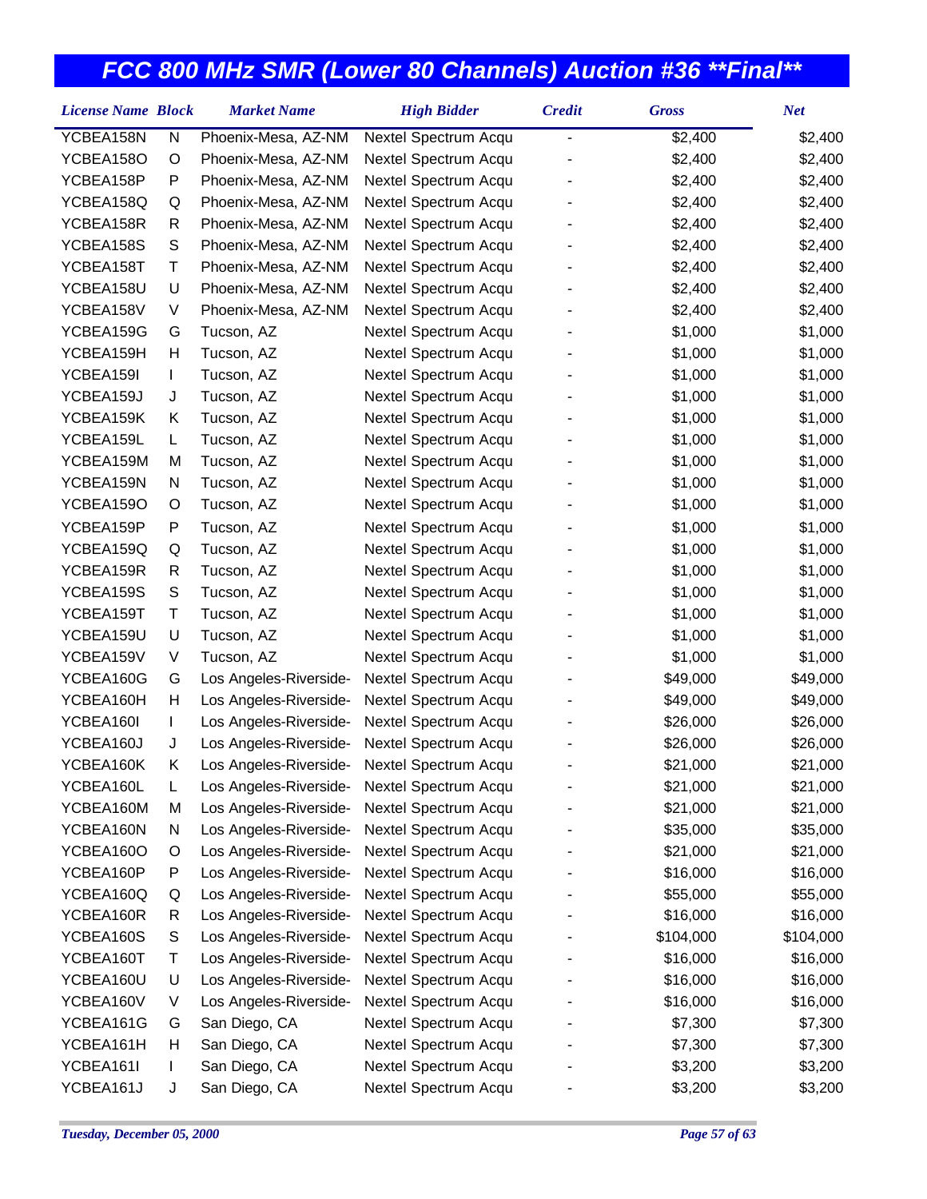# FCC 800 MHz SMR (Lower 80 Channels) Auction #36 **Final**

| License Name | Block | Market Name | High Bidder | Credit | Gross | Net |
|---|---|---|---|---|---|---|
| YCBEA158N | N | Phoenix-Mesa, AZ-NM | Nextel Spectrum Acqu | - | $2,400 | $2,400 |
| YCBEA158O | O | Phoenix-Mesa, AZ-NM | Nextel Spectrum Acqu | - | $2,400 | $2,400 |
| YCBEA158P | P | Phoenix-Mesa, AZ-NM | Nextel Spectrum Acqu | - | $2,400 | $2,400 |
| YCBEA158Q | Q | Phoenix-Mesa, AZ-NM | Nextel Spectrum Acqu | - | $2,400 | $2,400 |
| YCBEA158R | R | Phoenix-Mesa, AZ-NM | Nextel Spectrum Acqu | - | $2,400 | $2,400 |
| YCBEA158S | S | Phoenix-Mesa, AZ-NM | Nextel Spectrum Acqu | - | $2,400 | $2,400 |
| YCBEA158T | T | Phoenix-Mesa, AZ-NM | Nextel Spectrum Acqu | - | $2,400 | $2,400 |
| YCBEA158U | U | Phoenix-Mesa, AZ-NM | Nextel Spectrum Acqu | - | $2,400 | $2,400 |
| YCBEA158V | V | Phoenix-Mesa, AZ-NM | Nextel Spectrum Acqu | - | $2,400 | $2,400 |
| YCBEA159G | G | Tucson, AZ | Nextel Spectrum Acqu | - | $1,000 | $1,000 |
| YCBEA159H | H | Tucson, AZ | Nextel Spectrum Acqu | - | $1,000 | $1,000 |
| YCBEA159I | I | Tucson, AZ | Nextel Spectrum Acqu | - | $1,000 | $1,000 |
| YCBEA159J | J | Tucson, AZ | Nextel Spectrum Acqu | - | $1,000 | $1,000 |
| YCBEA159K | K | Tucson, AZ | Nextel Spectrum Acqu | - | $1,000 | $1,000 |
| YCBEA159L | L | Tucson, AZ | Nextel Spectrum Acqu | - | $1,000 | $1,000 |
| YCBEA159M | M | Tucson, AZ | Nextel Spectrum Acqu | - | $1,000 | $1,000 |
| YCBEA159N | N | Tucson, AZ | Nextel Spectrum Acqu | - | $1,000 | $1,000 |
| YCBEA159O | O | Tucson, AZ | Nextel Spectrum Acqu | - | $1,000 | $1,000 |
| YCBEA159P | P | Tucson, AZ | Nextel Spectrum Acqu | - | $1,000 | $1,000 |
| YCBEA159Q | Q | Tucson, AZ | Nextel Spectrum Acqu | - | $1,000 | $1,000 |
| YCBEA159R | R | Tucson, AZ | Nextel Spectrum Acqu | - | $1,000 | $1,000 |
| YCBEA159S | S | Tucson, AZ | Nextel Spectrum Acqu | - | $1,000 | $1,000 |
| YCBEA159T | T | Tucson, AZ | Nextel Spectrum Acqu | - | $1,000 | $1,000 |
| YCBEA159U | U | Tucson, AZ | Nextel Spectrum Acqu | - | $1,000 | $1,000 |
| YCBEA159V | V | Tucson, AZ | Nextel Spectrum Acqu | - | $1,000 | $1,000 |
| YCBEA160G | G | Los Angeles-Riverside- | Nextel Spectrum Acqu | - | $49,000 | $49,000 |
| YCBEA160H | H | Los Angeles-Riverside- | Nextel Spectrum Acqu | - | $49,000 | $49,000 |
| YCBEA160I | I | Los Angeles-Riverside- | Nextel Spectrum Acqu | - | $26,000 | $26,000 |
| YCBEA160J | J | Los Angeles-Riverside- | Nextel Spectrum Acqu | - | $26,000 | $26,000 |
| YCBEA160K | K | Los Angeles-Riverside- | Nextel Spectrum Acqu | - | $21,000 | $21,000 |
| YCBEA160L | L | Los Angeles-Riverside- | Nextel Spectrum Acqu | - | $21,000 | $21,000 |
| YCBEA160M | M | Los Angeles-Riverside- | Nextel Spectrum Acqu | - | $21,000 | $21,000 |
| YCBEA160N | N | Los Angeles-Riverside- | Nextel Spectrum Acqu | - | $35,000 | $35,000 |
| YCBEA160O | O | Los Angeles-Riverside- | Nextel Spectrum Acqu | - | $21,000 | $21,000 |
| YCBEA160P | P | Los Angeles-Riverside- | Nextel Spectrum Acqu | - | $16,000 | $16,000 |
| YCBEA160Q | Q | Los Angeles-Riverside- | Nextel Spectrum Acqu | - | $55,000 | $55,000 |
| YCBEA160R | R | Los Angeles-Riverside- | Nextel Spectrum Acqu | - | $16,000 | $16,000 |
| YCBEA160S | S | Los Angeles-Riverside- | Nextel Spectrum Acqu | - | $104,000 | $104,000 |
| YCBEA160T | T | Los Angeles-Riverside- | Nextel Spectrum Acqu | - | $16,000 | $16,000 |
| YCBEA160U | U | Los Angeles-Riverside- | Nextel Spectrum Acqu | - | $16,000 | $16,000 |
| YCBEA160V | V | Los Angeles-Riverside- | Nextel Spectrum Acqu | - | $16,000 | $16,000 |
| YCBEA161G | G | San Diego, CA | Nextel Spectrum Acqu | - | $7,300 | $7,300 |
| YCBEA161H | H | San Diego, CA | Nextel Spectrum Acqu | - | $7,300 | $7,300 |
| YCBEA161I | I | San Diego, CA | Nextel Spectrum Acqu | - | $3,200 | $3,200 |
| YCBEA161J | J | San Diego, CA | Nextel Spectrum Acqu | - | $3,200 | $3,200 |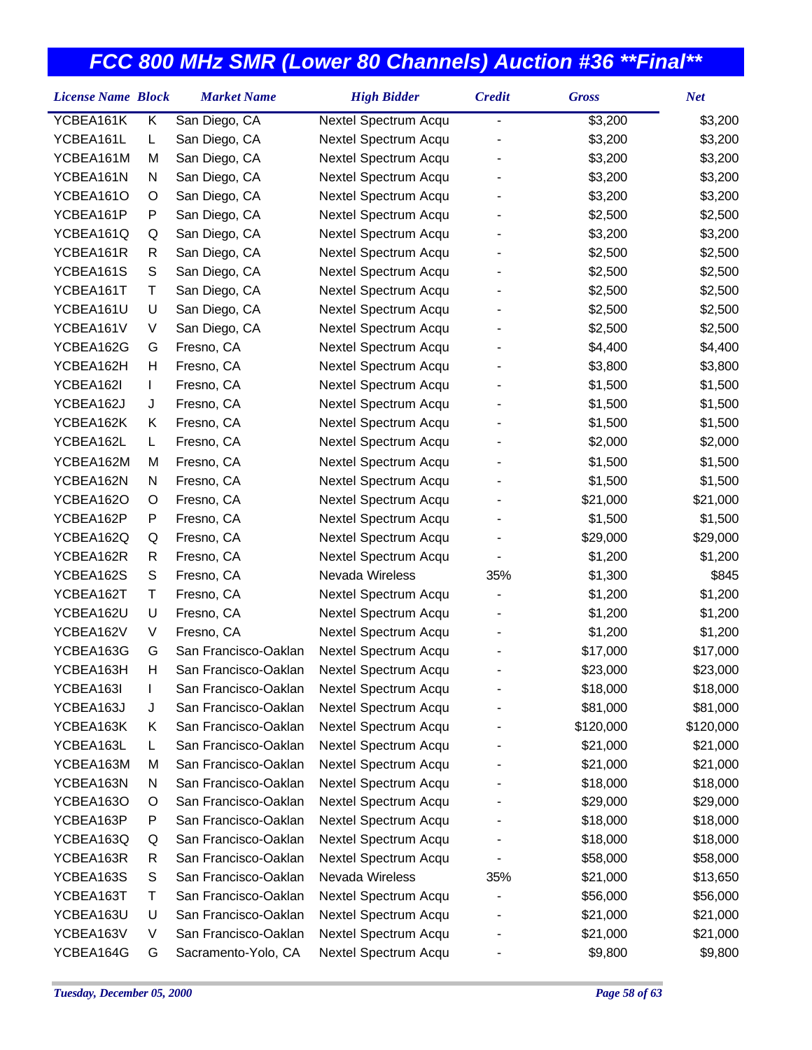# FCC 800 MHz SMR (Lower 80 Channels) Auction #36 **Final**

| License Name | Block | Market Name | High Bidder | Credit | Gross | Net |
|---|---|---|---|---|---|---|
| YCBEA161K | K | San Diego, CA | Nextel Spectrum Acqu | - | $3,200 | $3,200 |
| YCBEA161L | L | San Diego, CA | Nextel Spectrum Acqu | - | $3,200 | $3,200 |
| YCBEA161M | M | San Diego, CA | Nextel Spectrum Acqu | - | $3,200 | $3,200 |
| YCBEA161N | N | San Diego, CA | Nextel Spectrum Acqu | - | $3,200 | $3,200 |
| YCBEA161O | O | San Diego, CA | Nextel Spectrum Acqu | - | $3,200 | $3,200 |
| YCBEA161P | P | San Diego, CA | Nextel Spectrum Acqu | - | $2,500 | $2,500 |
| YCBEA161Q | Q | San Diego, CA | Nextel Spectrum Acqu | - | $3,200 | $3,200 |
| YCBEA161R | R | San Diego, CA | Nextel Spectrum Acqu | - | $2,500 | $2,500 |
| YCBEA161S | S | San Diego, CA | Nextel Spectrum Acqu | - | $2,500 | $2,500 |
| YCBEA161T | T | San Diego, CA | Nextel Spectrum Acqu | - | $2,500 | $2,500 |
| YCBEA161U | U | San Diego, CA | Nextel Spectrum Acqu | - | $2,500 | $2,500 |
| YCBEA161V | V | San Diego, CA | Nextel Spectrum Acqu | - | $2,500 | $2,500 |
| YCBEA162G | G | Fresno, CA | Nextel Spectrum Acqu | - | $4,400 | $4,400 |
| YCBEA162H | H | Fresno, CA | Nextel Spectrum Acqu | - | $3,800 | $3,800 |
| YCBEA162I | I | Fresno, CA | Nextel Spectrum Acqu | - | $1,500 | $1,500 |
| YCBEA162J | J | Fresno, CA | Nextel Spectrum Acqu | - | $1,500 | $1,500 |
| YCBEA162K | K | Fresno, CA | Nextel Spectrum Acqu | - | $1,500 | $1,500 |
| YCBEA162L | L | Fresno, CA | Nextel Spectrum Acqu | - | $2,000 | $2,000 |
| YCBEA162M | M | Fresno, CA | Nextel Spectrum Acqu | - | $1,500 | $1,500 |
| YCBEA162N | N | Fresno, CA | Nextel Spectrum Acqu | - | $1,500 | $1,500 |
| YCBEA162O | O | Fresno, CA | Nextel Spectrum Acqu | - | $21,000 | $21,000 |
| YCBEA162P | P | Fresno, CA | Nextel Spectrum Acqu | - | $1,500 | $1,500 |
| YCBEA162Q | Q | Fresno, CA | Nextel Spectrum Acqu | - | $29,000 | $29,000 |
| YCBEA162R | R | Fresno, CA | Nextel Spectrum Acqu | - | $1,200 | $1,200 |
| YCBEA162S | S | Fresno, CA | Nevada Wireless | 35% | $1,300 | $845 |
| YCBEA162T | T | Fresno, CA | Nextel Spectrum Acqu | - | $1,200 | $1,200 |
| YCBEA162U | U | Fresno, CA | Nextel Spectrum Acqu | - | $1,200 | $1,200 |
| YCBEA162V | V | Fresno, CA | Nextel Spectrum Acqu | - | $1,200 | $1,200 |
| YCBEA163G | G | San Francisco-Oaklan | Nextel Spectrum Acqu | - | $17,000 | $17,000 |
| YCBEA163H | H | San Francisco-Oaklan | Nextel Spectrum Acqu | - | $23,000 | $23,000 |
| YCBEA163I | I | San Francisco-Oaklan | Nextel Spectrum Acqu | - | $18,000 | $18,000 |
| YCBEA163J | J | San Francisco-Oaklan | Nextel Spectrum Acqu | - | $81,000 | $81,000 |
| YCBEA163K | K | San Francisco-Oaklan | Nextel Spectrum Acqu | - | $120,000 | $120,000 |
| YCBEA163L | L | San Francisco-Oaklan | Nextel Spectrum Acqu | - | $21,000 | $21,000 |
| YCBEA163M | M | San Francisco-Oaklan | Nextel Spectrum Acqu | - | $21,000 | $21,000 |
| YCBEA163N | N | San Francisco-Oaklan | Nextel Spectrum Acqu | - | $18,000 | $18,000 |
| YCBEA163O | O | San Francisco-Oaklan | Nextel Spectrum Acqu | - | $29,000 | $29,000 |
| YCBEA163P | P | San Francisco-Oaklan | Nextel Spectrum Acqu | - | $18,000 | $18,000 |
| YCBEA163Q | Q | San Francisco-Oaklan | Nextel Spectrum Acqu | - | $18,000 | $18,000 |
| YCBEA163R | R | San Francisco-Oaklan | Nextel Spectrum Acqu | - | $58,000 | $58,000 |
| YCBEA163S | S | San Francisco-Oaklan | Nevada Wireless | 35% | $21,000 | $13,650 |
| YCBEA163T | T | San Francisco-Oaklan | Nextel Spectrum Acqu | - | $56,000 | $56,000 |
| YCBEA163U | U | San Francisco-Oaklan | Nextel Spectrum Acqu | - | $21,000 | $21,000 |
| YCBEA163V | V | San Francisco-Oaklan | Nextel Spectrum Acqu | - | $21,000 | $21,000 |
| YCBEA164G | G | Sacramento-Yolo, CA | Nextel Spectrum Acqu | - | $9,800 | $9,800 |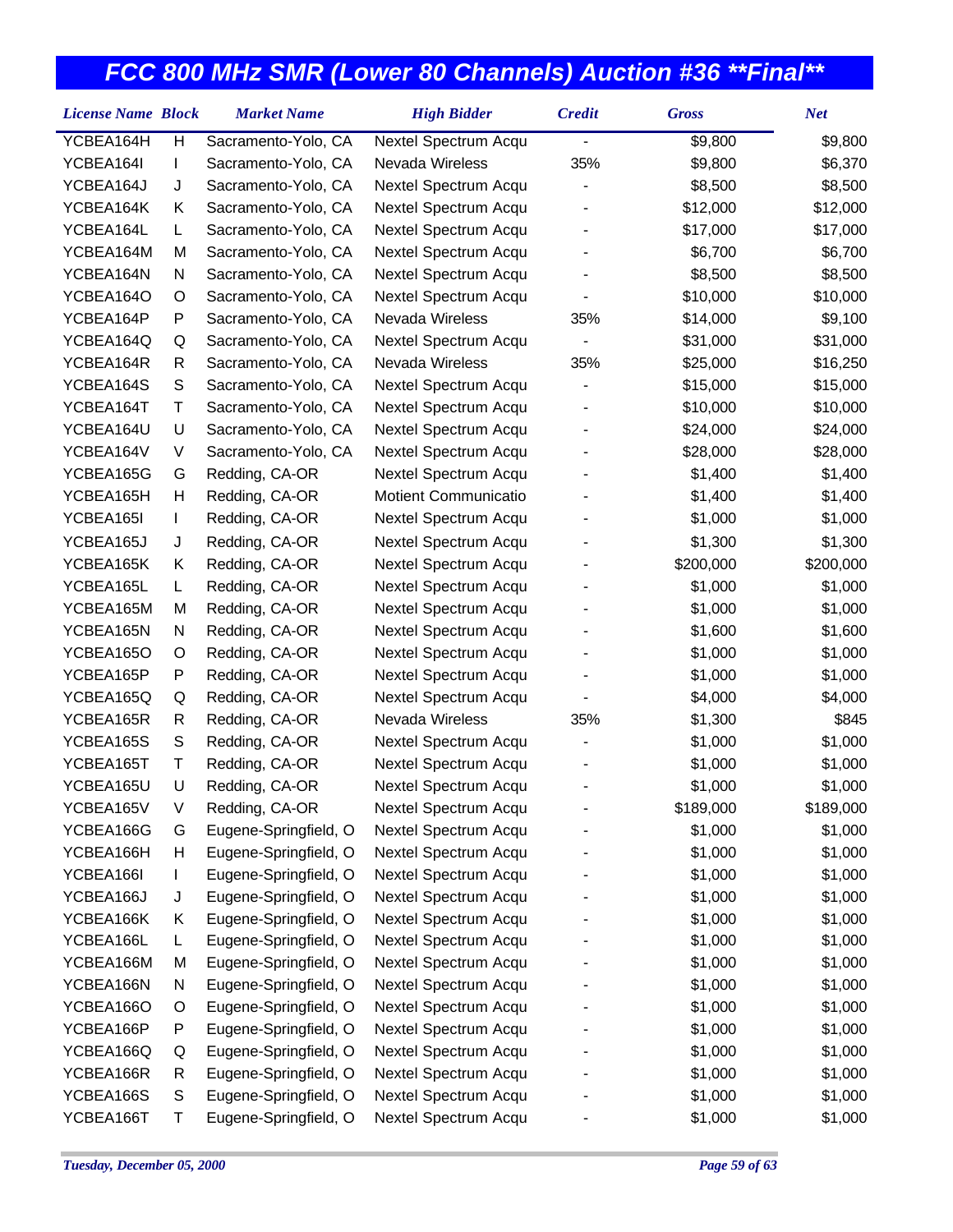# FCC 800 MHz SMR (Lower 80 Channels) Auction #36 **Final**

| License Name | Block | Market Name | High Bidder | Credit | Gross | Net |
|---|---|---|---|---|---|---|
| YCBEA164H | H | Sacramento-Yolo, CA | Nextel Spectrum Acqu | - | $9,800 | $9,800 |
| YCBEA164I | I | Sacramento-Yolo, CA | Nevada Wireless | 35% | $9,800 | $6,370 |
| YCBEA164J | J | Sacramento-Yolo, CA | Nextel Spectrum Acqu | - | $8,500 | $8,500 |
| YCBEA164K | K | Sacramento-Yolo, CA | Nextel Spectrum Acqu | - | $12,000 | $12,000 |
| YCBEA164L | L | Sacramento-Yolo, CA | Nextel Spectrum Acqu | - | $17,000 | $17,000 |
| YCBEA164M | M | Sacramento-Yolo, CA | Nextel Spectrum Acqu | - | $6,700 | $6,700 |
| YCBEA164N | N | Sacramento-Yolo, CA | Nextel Spectrum Acqu | - | $8,500 | $8,500 |
| YCBEA164O | O | Sacramento-Yolo, CA | Nextel Spectrum Acqu | - | $10,000 | $10,000 |
| YCBEA164P | P | Sacramento-Yolo, CA | Nevada Wireless | 35% | $14,000 | $9,100 |
| YCBEA164Q | Q | Sacramento-Yolo, CA | Nextel Spectrum Acqu | - | $31,000 | $31,000 |
| YCBEA164R | R | Sacramento-Yolo, CA | Nevada Wireless | 35% | $25,000 | $16,250 |
| YCBEA164S | S | Sacramento-Yolo, CA | Nextel Spectrum Acqu | - | $15,000 | $15,000 |
| YCBEA164T | T | Sacramento-Yolo, CA | Nextel Spectrum Acqu | - | $10,000 | $10,000 |
| YCBEA164U | U | Sacramento-Yolo, CA | Nextel Spectrum Acqu | - | $24,000 | $24,000 |
| YCBEA164V | V | Sacramento-Yolo, CA | Nextel Spectrum Acqu | - | $28,000 | $28,000 |
| YCBEA165G | G | Redding, CA-OR | Nextel Spectrum Acqu | - | $1,400 | $1,400 |
| YCBEA165H | H | Redding, CA-OR | Motient Communicatio | - | $1,400 | $1,400 |
| YCBEA165I | I | Redding, CA-OR | Nextel Spectrum Acqu | - | $1,000 | $1,000 |
| YCBEA165J | J | Redding, CA-OR | Nextel Spectrum Acqu | - | $1,300 | $1,300 |
| YCBEA165K | K | Redding, CA-OR | Nextel Spectrum Acqu | - | $200,000 | $200,000 |
| YCBEA165L | L | Redding, CA-OR | Nextel Spectrum Acqu | - | $1,000 | $1,000 |
| YCBEA165M | M | Redding, CA-OR | Nextel Spectrum Acqu | - | $1,000 | $1,000 |
| YCBEA165N | N | Redding, CA-OR | Nextel Spectrum Acqu | - | $1,600 | $1,600 |
| YCBEA165O | O | Redding, CA-OR | Nextel Spectrum Acqu | - | $1,000 | $1,000 |
| YCBEA165P | P | Redding, CA-OR | Nextel Spectrum Acqu | - | $1,000 | $1,000 |
| YCBEA165Q | Q | Redding, CA-OR | Nextel Spectrum Acqu | - | $4,000 | $4,000 |
| YCBEA165R | R | Redding, CA-OR | Nevada Wireless | 35% | $1,300 | $845 |
| YCBEA165S | S | Redding, CA-OR | Nextel Spectrum Acqu | - | $1,000 | $1,000 |
| YCBEA165T | T | Redding, CA-OR | Nextel Spectrum Acqu | - | $1,000 | $1,000 |
| YCBEA165U | U | Redding, CA-OR | Nextel Spectrum Acqu | - | $1,000 | $1,000 |
| YCBEA165V | V | Redding, CA-OR | Nextel Spectrum Acqu | - | $189,000 | $189,000 |
| YCBEA166G | G | Eugene-Springfield, O | Nextel Spectrum Acqu | - | $1,000 | $1,000 |
| YCBEA166H | H | Eugene-Springfield, O | Nextel Spectrum Acqu | - | $1,000 | $1,000 |
| YCBEA166I | I | Eugene-Springfield, O | Nextel Spectrum Acqu | - | $1,000 | $1,000 |
| YCBEA166J | J | Eugene-Springfield, O | Nextel Spectrum Acqu | - | $1,000 | $1,000 |
| YCBEA166K | K | Eugene-Springfield, O | Nextel Spectrum Acqu | - | $1,000 | $1,000 |
| YCBEA166L | L | Eugene-Springfield, O | Nextel Spectrum Acqu | - | $1,000 | $1,000 |
| YCBEA166M | M | Eugene-Springfield, O | Nextel Spectrum Acqu | - | $1,000 | $1,000 |
| YCBEA166N | N | Eugene-Springfield, O | Nextel Spectrum Acqu | - | $1,000 | $1,000 |
| YCBEA166O | O | Eugene-Springfield, O | Nextel Spectrum Acqu | - | $1,000 | $1,000 |
| YCBEA166P | P | Eugene-Springfield, O | Nextel Spectrum Acqu | - | $1,000 | $1,000 |
| YCBEA166Q | Q | Eugene-Springfield, O | Nextel Spectrum Acqu | - | $1,000 | $1,000 |
| YCBEA166R | R | Eugene-Springfield, O | Nextel Spectrum Acqu | - | $1,000 | $1,000 |
| YCBEA166S | S | Eugene-Springfield, O | Nextel Spectrum Acqu | - | $1,000 | $1,000 |
| YCBEA166T | T | Eugene-Springfield, O | Nextel Spectrum Acqu | - | $1,000 | $1,000 |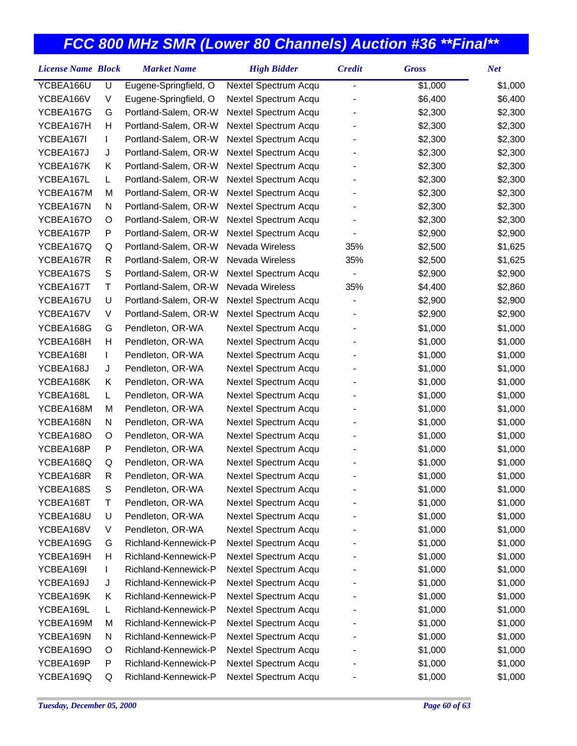# FCC 800 MHz SMR (Lower 80 Channels) Auction #36 **Final**

| License Name | Block | Market Name | High Bidder | Credit | Gross | Net |
|---|---|---|---|---|---|---|
| YCBEA166U | U | Eugene-Springfield, O | Nextel Spectrum Acqu | - | $1,000 | $1,000 |
| YCBEA166V | V | Eugene-Springfield, O | Nextel Spectrum Acqu | - | $6,400 | $6,400 |
| YCBEA167G | G | Portland-Salem, OR-W | Nextel Spectrum Acqu | - | $2,300 | $2,300 |
| YCBEA167H | H | Portland-Salem, OR-W | Nextel Spectrum Acqu | - | $2,300 | $2,300 |
| YCBEA167I | I | Portland-Salem, OR-W | Nextel Spectrum Acqu | - | $2,300 | $2,300 |
| YCBEA167J | J | Portland-Salem, OR-W | Nextel Spectrum Acqu | - | $2,300 | $2,300 |
| YCBEA167K | K | Portland-Salem, OR-W | Nextel Spectrum Acqu | - | $2,300 | $2,300 |
| YCBEA167L | L | Portland-Salem, OR-W | Nextel Spectrum Acqu | - | $2,300 | $2,300 |
| YCBEA167M | M | Portland-Salem, OR-W | Nextel Spectrum Acqu | - | $2,300 | $2,300 |
| YCBEA167N | N | Portland-Salem, OR-W | Nextel Spectrum Acqu | - | $2,300 | $2,300 |
| YCBEA167O | O | Portland-Salem, OR-W | Nextel Spectrum Acqu | - | $2,300 | $2,300 |
| YCBEA167P | P | Portland-Salem, OR-W | Nextel Spectrum Acqu | - | $2,900 | $2,900 |
| YCBEA167Q | Q | Portland-Salem, OR-W | Nevada Wireless | 35% | $2,500 | $1,625 |
| YCBEA167R | R | Portland-Salem, OR-W | Nevada Wireless | 35% | $2,500 | $1,625 |
| YCBEA167S | S | Portland-Salem, OR-W | Nextel Spectrum Acqu | - | $2,900 | $2,900 |
| YCBEA167T | T | Portland-Salem, OR-W | Nevada Wireless | 35% | $4,400 | $2,860 |
| YCBEA167U | U | Portland-Salem, OR-W | Nextel Spectrum Acqu | - | $2,900 | $2,900 |
| YCBEA167V | V | Portland-Salem, OR-W | Nextel Spectrum Acqu | - | $2,900 | $2,900 |
| YCBEA168G | G | Pendleton, OR-WA | Nextel Spectrum Acqu | - | $1,000 | $1,000 |
| YCBEA168H | H | Pendleton, OR-WA | Nextel Spectrum Acqu | - | $1,000 | $1,000 |
| YCBEA168I | I | Pendleton, OR-WA | Nextel Spectrum Acqu | - | $1,000 | $1,000 |
| YCBEA168J | J | Pendleton, OR-WA | Nextel Spectrum Acqu | - | $1,000 | $1,000 |
| YCBEA168K | K | Pendleton, OR-WA | Nextel Spectrum Acqu | - | $1,000 | $1,000 |
| YCBEA168L | L | Pendleton, OR-WA | Nextel Spectrum Acqu | - | $1,000 | $1,000 |
| YCBEA168M | M | Pendleton, OR-WA | Nextel Spectrum Acqu | - | $1,000 | $1,000 |
| YCBEA168N | N | Pendleton, OR-WA | Nextel Spectrum Acqu | - | $1,000 | $1,000 |
| YCBEA168O | O | Pendleton, OR-WA | Nextel Spectrum Acqu | - | $1,000 | $1,000 |
| YCBEA168P | P | Pendleton, OR-WA | Nextel Spectrum Acqu | - | $1,000 | $1,000 |
| YCBEA168Q | Q | Pendleton, OR-WA | Nextel Spectrum Acqu | - | $1,000 | $1,000 |
| YCBEA168R | R | Pendleton, OR-WA | Nextel Spectrum Acqu | - | $1,000 | $1,000 |
| YCBEA168S | S | Pendleton, OR-WA | Nextel Spectrum Acqu | - | $1,000 | $1,000 |
| YCBEA168T | T | Pendleton, OR-WA | Nextel Spectrum Acqu | - | $1,000 | $1,000 |
| YCBEA168U | U | Pendleton, OR-WA | Nextel Spectrum Acqu | - | $1,000 | $1,000 |
| YCBEA168V | V | Pendleton, OR-WA | Nextel Spectrum Acqu | - | $1,000 | $1,000 |
| YCBEA169G | G | Richland-Kennewick-P | Nextel Spectrum Acqu | - | $1,000 | $1,000 |
| YCBEA169H | H | Richland-Kennewick-P | Nextel Spectrum Acqu | - | $1,000 | $1,000 |
| YCBEA169I | I | Richland-Kennewick-P | Nextel Spectrum Acqu | - | $1,000 | $1,000 |
| YCBEA169J | J | Richland-Kennewick-P | Nextel Spectrum Acqu | - | $1,000 | $1,000 |
| YCBEA169K | K | Richland-Kennewick-P | Nextel Spectrum Acqu | - | $1,000 | $1,000 |
| YCBEA169L | L | Richland-Kennewick-P | Nextel Spectrum Acqu | - | $1,000 | $1,000 |
| YCBEA169M | M | Richland-Kennewick-P | Nextel Spectrum Acqu | - | $1,000 | $1,000 |
| YCBEA169N | N | Richland-Kennewick-P | Nextel Spectrum Acqu | - | $1,000 | $1,000 |
| YCBEA169O | O | Richland-Kennewick-P | Nextel Spectrum Acqu | - | $1,000 | $1,000 |
| YCBEA169P | P | Richland-Kennewick-P | Nextel Spectrum Acqu | - | $1,000 | $1,000 |
| YCBEA169Q | Q | Richland-Kennewick-P | Nextel Spectrum Acqu | - | $1,000 | $1,000 |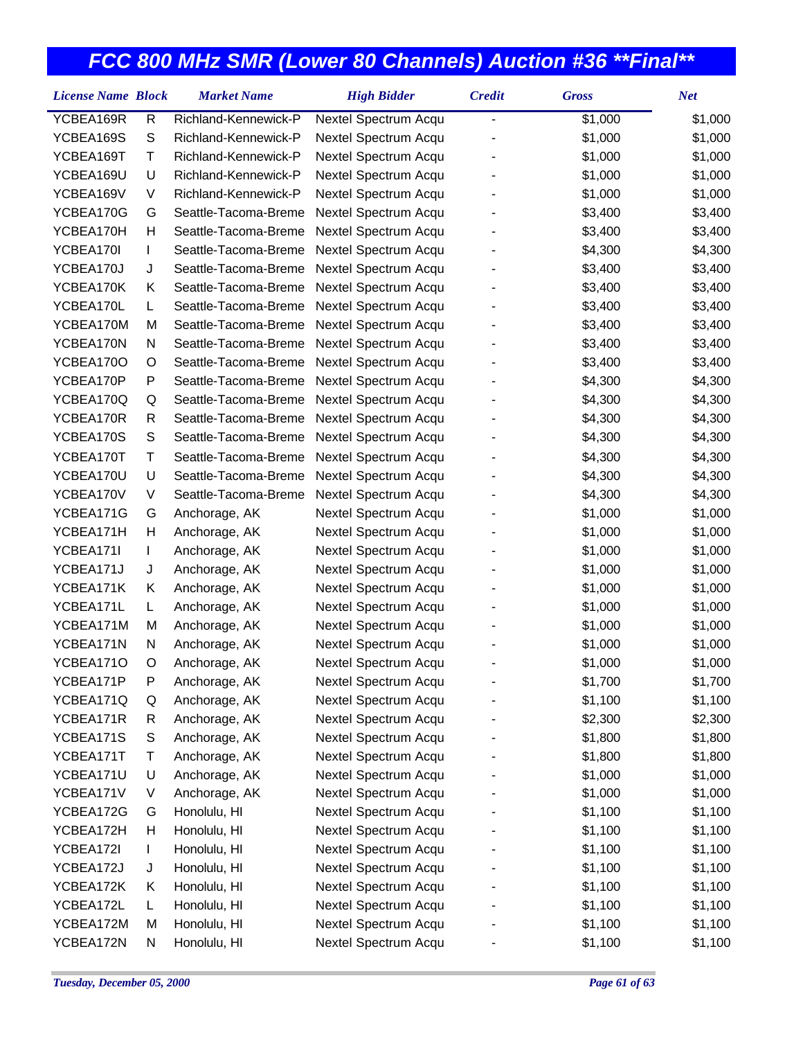# FCC 800 MHz SMR (Lower 80 Channels) Auction #36 **Final**

| License Name | Block | Market Name | High Bidder | Credit | Gross | Net |
|---|---|---|---|---|---|---|
| YCBEA169R | R | Richland-Kennewick-P | Nextel Spectrum Acqu | - | $1,000 | $1,000 |
| YCBEA169S | S | Richland-Kennewick-P | Nextel Spectrum Acqu | - | $1,000 | $1,000 |
| YCBEA169T | T | Richland-Kennewick-P | Nextel Spectrum Acqu | - | $1,000 | $1,000 |
| YCBEA169U | U | Richland-Kennewick-P | Nextel Spectrum Acqu | - | $1,000 | $1,000 |
| YCBEA169V | V | Richland-Kennewick-P | Nextel Spectrum Acqu | - | $1,000 | $1,000 |
| YCBEA170G | G | Seattle-Tacoma-Breme | Nextel Spectrum Acqu | - | $3,400 | $3,400 |
| YCBEA170H | H | Seattle-Tacoma-Breme | Nextel Spectrum Acqu | - | $3,400 | $3,400 |
| YCBEA170I | I | Seattle-Tacoma-Breme | Nextel Spectrum Acqu | - | $4,300 | $4,300 |
| YCBEA170J | J | Seattle-Tacoma-Breme | Nextel Spectrum Acqu | - | $3,400 | $3,400 |
| YCBEA170K | K | Seattle-Tacoma-Breme | Nextel Spectrum Acqu | - | $3,400 | $3,400 |
| YCBEA170L | L | Seattle-Tacoma-Breme | Nextel Spectrum Acqu | - | $3,400 | $3,400 |
| YCBEA170M | M | Seattle-Tacoma-Breme | Nextel Spectrum Acqu | - | $3,400 | $3,400 |
| YCBEA170N | N | Seattle-Tacoma-Breme | Nextel Spectrum Acqu | - | $3,400 | $3,400 |
| YCBEA170O | O | Seattle-Tacoma-Breme | Nextel Spectrum Acqu | - | $3,400 | $3,400 |
| YCBEA170P | P | Seattle-Tacoma-Breme | Nextel Spectrum Acqu | - | $4,300 | $4,300 |
| YCBEA170Q | Q | Seattle-Tacoma-Breme | Nextel Spectrum Acqu | - | $4,300 | $4,300 |
| YCBEA170R | R | Seattle-Tacoma-Breme | Nextel Spectrum Acqu | - | $4,300 | $4,300 |
| YCBEA170S | S | Seattle-Tacoma-Breme | Nextel Spectrum Acqu | - | $4,300 | $4,300 |
| YCBEA170T | T | Seattle-Tacoma-Breme | Nextel Spectrum Acqu | - | $4,300 | $4,300 |
| YCBEA170U | U | Seattle-Tacoma-Breme | Nextel Spectrum Acqu | - | $4,300 | $4,300 |
| YCBEA170V | V | Seattle-Tacoma-Breme | Nextel Spectrum Acqu | - | $4,300 | $4,300 |
| YCBEA171G | G | Anchorage, AK | Nextel Spectrum Acqu | - | $1,000 | $1,000 |
| YCBEA171H | H | Anchorage, AK | Nextel Spectrum Acqu | - | $1,000 | $1,000 |
| YCBEA171I | I | Anchorage, AK | Nextel Spectrum Acqu | - | $1,000 | $1,000 |
| YCBEA171J | J | Anchorage, AK | Nextel Spectrum Acqu | - | $1,000 | $1,000 |
| YCBEA171K | K | Anchorage, AK | Nextel Spectrum Acqu | - | $1,000 | $1,000 |
| YCBEA171L | L | Anchorage, AK | Nextel Spectrum Acqu | - | $1,000 | $1,000 |
| YCBEA171M | M | Anchorage, AK | Nextel Spectrum Acqu | - | $1,000 | $1,000 |
| YCBEA171N | N | Anchorage, AK | Nextel Spectrum Acqu | - | $1,000 | $1,000 |
| YCBEA171O | O | Anchorage, AK | Nextel Spectrum Acqu | - | $1,000 | $1,000 |
| YCBEA171P | P | Anchorage, AK | Nextel Spectrum Acqu | - | $1,700 | $1,700 |
| YCBEA171Q | Q | Anchorage, AK | Nextel Spectrum Acqu | - | $1,100 | $1,100 |
| YCBEA171R | R | Anchorage, AK | Nextel Spectrum Acqu | - | $2,300 | $2,300 |
| YCBEA171S | S | Anchorage, AK | Nextel Spectrum Acqu | - | $1,800 | $1,800 |
| YCBEA171T | T | Anchorage, AK | Nextel Spectrum Acqu | - | $1,800 | $1,800 |
| YCBEA171U | U | Anchorage, AK | Nextel Spectrum Acqu | - | $1,000 | $1,000 |
| YCBEA171V | V | Anchorage, AK | Nextel Spectrum Acqu | - | $1,000 | $1,000 |
| YCBEA172G | G | Honolulu, HI | Nextel Spectrum Acqu | - | $1,100 | $1,100 |
| YCBEA172H | H | Honolulu, HI | Nextel Spectrum Acqu | - | $1,100 | $1,100 |
| YCBEA172I | I | Honolulu, HI | Nextel Spectrum Acqu | - | $1,100 | $1,100 |
| YCBEA172J | J | Honolulu, HI | Nextel Spectrum Acqu | - | $1,100 | $1,100 |
| YCBEA172K | K | Honolulu, HI | Nextel Spectrum Acqu | - | $1,100 | $1,100 |
| YCBEA172L | L | Honolulu, HI | Nextel Spectrum Acqu | - | $1,100 | $1,100 |
| YCBEA172M | M | Honolulu, HI | Nextel Spectrum Acqu | - | $1,100 | $1,100 |
| YCBEA172N | N | Honolulu, HI | Nextel Spectrum Acqu | - | $1,100 | $1,100 |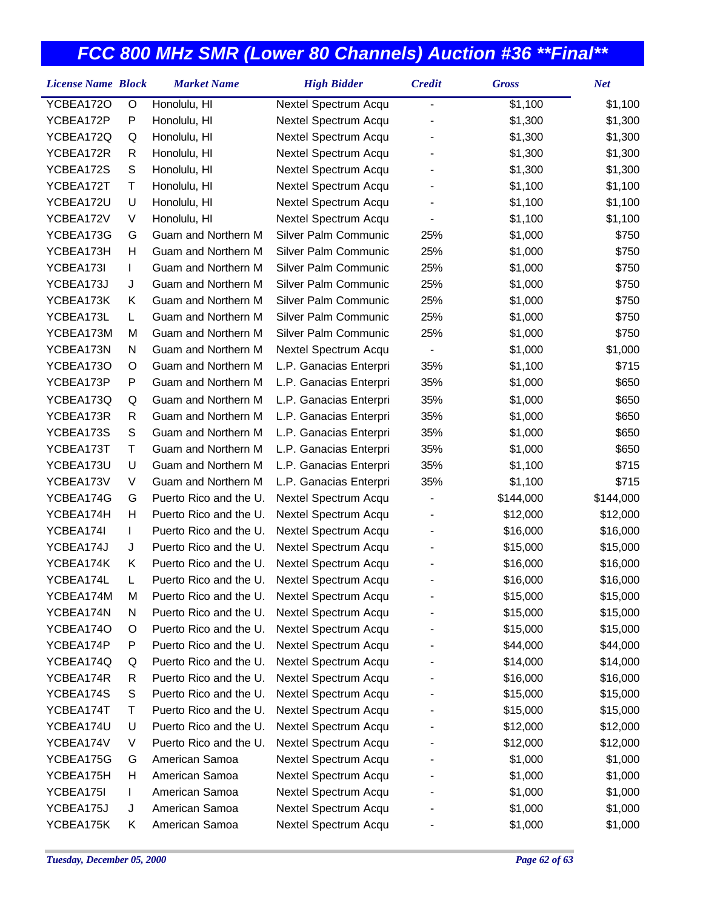# FCC 800 MHz SMR (Lower 80 Channels) Auction #36 **Final**

| License Name | Block | Market Name | High Bidder | Credit | Gross | Net |
|---|---|---|---|---|---|---|
| YCBEA172O | O | Honolulu, HI | Nextel Spectrum Acqu | - | $1,100 | $1,100 |
| YCBEA172P | P | Honolulu, HI | Nextel Spectrum Acqu | - | $1,300 | $1,300 |
| YCBEA172Q | Q | Honolulu, HI | Nextel Spectrum Acqu | - | $1,300 | $1,300 |
| YCBEA172R | R | Honolulu, HI | Nextel Spectrum Acqu | - | $1,300 | $1,300 |
| YCBEA172S | S | Honolulu, HI | Nextel Spectrum Acqu | - | $1,300 | $1,300 |
| YCBEA172T | T | Honolulu, HI | Nextel Spectrum Acqu | - | $1,100 | $1,100 |
| YCBEA172U | U | Honolulu, HI | Nextel Spectrum Acqu | - | $1,100 | $1,100 |
| YCBEA172V | V | Honolulu, HI | Nextel Spectrum Acqu | - | $1,100 | $1,100 |
| YCBEA173G | G | Guam and Northern M | Silver Palm Communic | 25% | $1,000 | $750 |
| YCBEA173H | H | Guam and Northern M | Silver Palm Communic | 25% | $1,000 | $750 |
| YCBEA173I | I | Guam and Northern M | Silver Palm Communic | 25% | $1,000 | $750 |
| YCBEA173J | J | Guam and Northern M | Silver Palm Communic | 25% | $1,000 | $750 |
| YCBEA173K | K | Guam and Northern M | Silver Palm Communic | 25% | $1,000 | $750 |
| YCBEA173L | L | Guam and Northern M | Silver Palm Communic | 25% | $1,000 | $750 |
| YCBEA173M | M | Guam and Northern M | Silver Palm Communic | 25% | $1,000 | $750 |
| YCBEA173N | N | Guam and Northern M | Nextel Spectrum Acqu | - | $1,000 | $1,000 |
| YCBEA173O | O | Guam and Northern M | L.P. Ganacias Enterpri | 35% | $1,100 | $715 |
| YCBEA173P | P | Guam and Northern M | L.P. Ganacias Enterpri | 35% | $1,000 | $650 |
| YCBEA173Q | Q | Guam and Northern M | L.P. Ganacias Enterpri | 35% | $1,000 | $650 |
| YCBEA173R | R | Guam and Northern M | L.P. Ganacias Enterpri | 35% | $1,000 | $650 |
| YCBEA173S | S | Guam and Northern M | L.P. Ganacias Enterpri | 35% | $1,000 | $650 |
| YCBEA173T | T | Guam and Northern M | L.P. Ganacias Enterpri | 35% | $1,000 | $650 |
| YCBEA173U | U | Guam and Northern M | L.P. Ganacias Enterpri | 35% | $1,100 | $715 |
| YCBEA173V | V | Guam and Northern M | L.P. Ganacias Enterpri | 35% | $1,100 | $715 |
| YCBEA174G | G | Puerto Rico and the U. | Nextel Spectrum Acqu | - | $144,000 | $144,000 |
| YCBEA174H | H | Puerto Rico and the U. | Nextel Spectrum Acqu | - | $12,000 | $12,000 |
| YCBEA174I | I | Puerto Rico and the U. | Nextel Spectrum Acqu | - | $16,000 | $16,000 |
| YCBEA174J | J | Puerto Rico and the U. | Nextel Spectrum Acqu | - | $15,000 | $15,000 |
| YCBEA174K | K | Puerto Rico and the U. | Nextel Spectrum Acqu | - | $16,000 | $16,000 |
| YCBEA174L | L | Puerto Rico and the U. | Nextel Spectrum Acqu | - | $16,000 | $16,000 |
| YCBEA174M | M | Puerto Rico and the U. | Nextel Spectrum Acqu | - | $15,000 | $15,000 |
| YCBEA174N | N | Puerto Rico and the U. | Nextel Spectrum Acqu | - | $15,000 | $15,000 |
| YCBEA174O | O | Puerto Rico and the U. | Nextel Spectrum Acqu | - | $15,000 | $15,000 |
| YCBEA174P | P | Puerto Rico and the U. | Nextel Spectrum Acqu | - | $44,000 | $44,000 |
| YCBEA174Q | Q | Puerto Rico and the U. | Nextel Spectrum Acqu | - | $14,000 | $14,000 |
| YCBEA174R | R | Puerto Rico and the U. | Nextel Spectrum Acqu | - | $16,000 | $16,000 |
| YCBEA174S | S | Puerto Rico and the U. | Nextel Spectrum Acqu | - | $15,000 | $15,000 |
| YCBEA174T | T | Puerto Rico and the U. | Nextel Spectrum Acqu | - | $15,000 | $15,000 |
| YCBEA174U | U | Puerto Rico and the U. | Nextel Spectrum Acqu | - | $12,000 | $12,000 |
| YCBEA174V | V | Puerto Rico and the U. | Nextel Spectrum Acqu | - | $12,000 | $12,000 |
| YCBEA175G | G | American Samoa | Nextel Spectrum Acqu | - | $1,000 | $1,000 |
| YCBEA175H | H | American Samoa | Nextel Spectrum Acqu | - | $1,000 | $1,000 |
| YCBEA175I | I | American Samoa | Nextel Spectrum Acqu | - | $1,000 | $1,000 |
| YCBEA175J | J | American Samoa | Nextel Spectrum Acqu | - | $1,000 | $1,000 |
| YCBEA175K | K | American Samoa | Nextel Spectrum Acqu | - | $1,000 | $1,000 |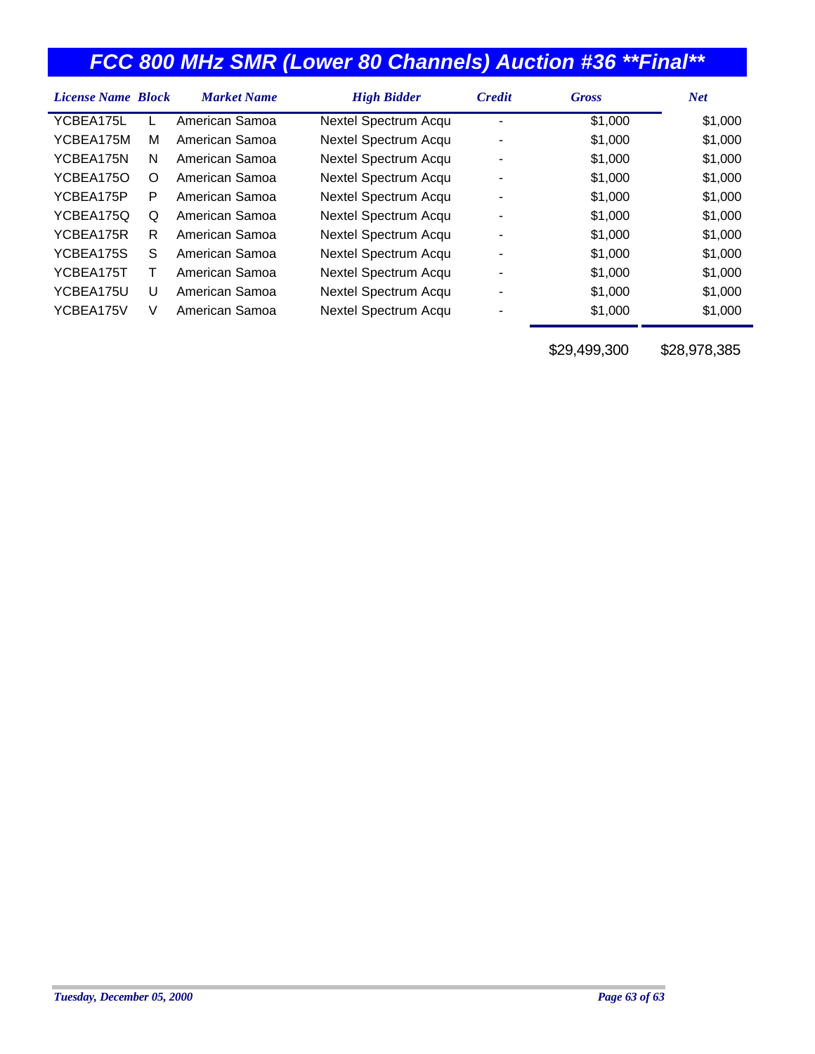# FCC 800 MHz SMR (Lower 80 Channels) Auction #36 **Final**

| License Name | Block | Market Name | High Bidder | Credit | Gross | Net |
|---|---|---|---|---|---|---|
| YCBEA175L | L | American Samoa | Nextel Spectrum Acqu | - | $1,000 | $1,000 |
| YCBEA175M | M | American Samoa | Nextel Spectrum Acqu | - | $1,000 | $1,000 |
| YCBEA175N | N | American Samoa | Nextel Spectrum Acqu | - | $1,000 | $1,000 |
| YCBEA175O | O | American Samoa | Nextel Spectrum Acqu | - | $1,000 | $1,000 |
| YCBEA175P | P | American Samoa | Nextel Spectrum Acqu | - | $1,000 | $1,000 |
| YCBEA175Q | Q | American Samoa | Nextel Spectrum Acqu | - | $1,000 | $1,000 |
| YCBEA175R | R | American Samoa | Nextel Spectrum Acqu | - | $1,000 | $1,000 |
| YCBEA175S | S | American Samoa | Nextel Spectrum Acqu | - | $1,000 | $1,000 |
| YCBEA175T | T | American Samoa | Nextel Spectrum Acqu | - | $1,000 | $1,000 |
| YCBEA175U | U | American Samoa | Nextel Spectrum Acqu | - | $1,000 | $1,000 |
| YCBEA175V | V | American Samoa | Nextel Spectrum Acqu | - | $1,000 | $1,000 |
| | | | | | $29,499,300 | $28,978,385 |

*Tuesday, December 05, 2000*